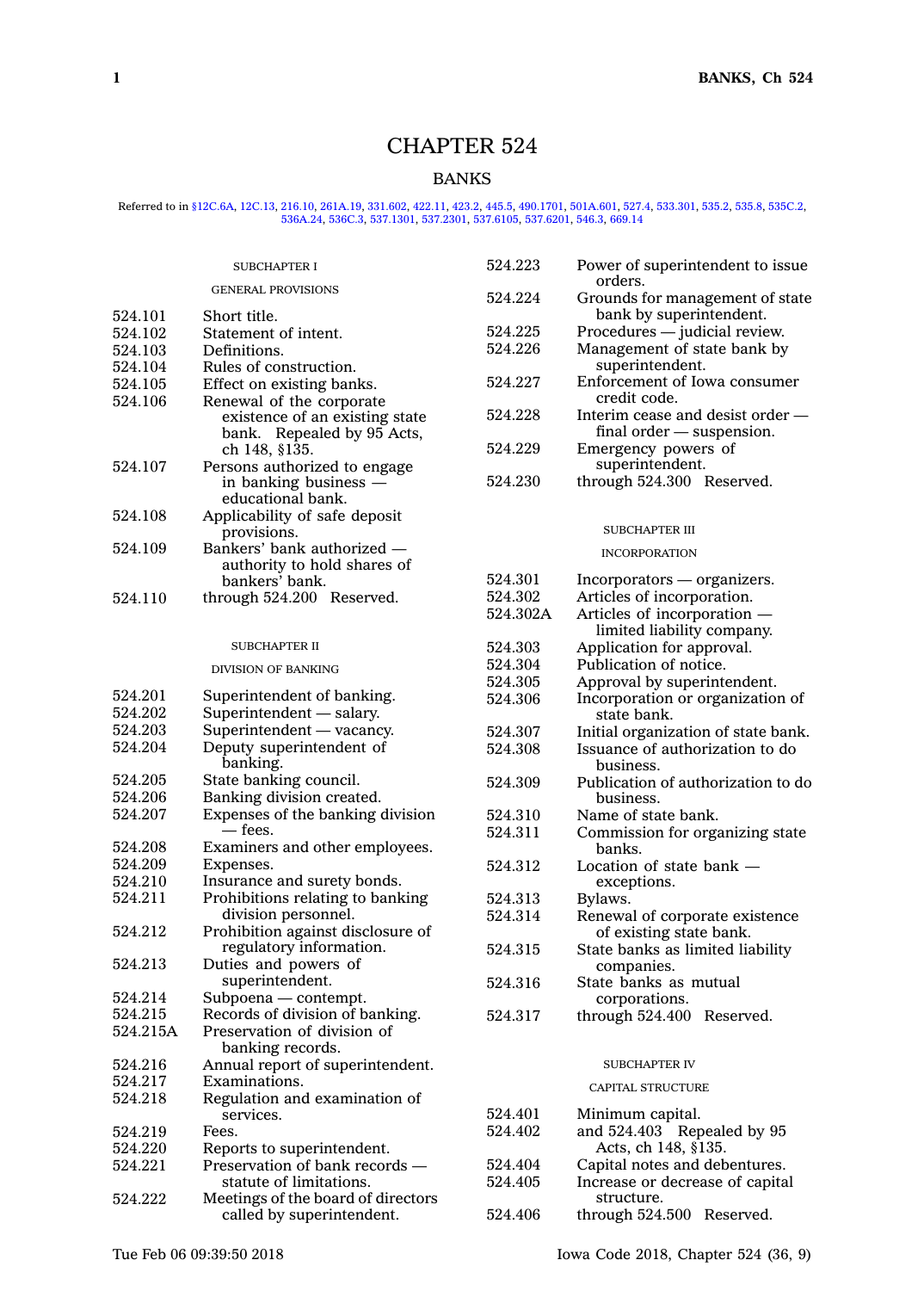# CHAPTER 524

## BANKS

Referred to in §12C.6A, 12C.13, 216.10, 261A.19, 331.602, 422.11, 423.2, 445.5, 490.1701, 501A.601, 527.4, 533.301, 535.2, 535.8, 535C.2, 536A.24, 536C.3, 537.1301, 537.2301, 537.6105, 537.6201, 546.3, 669.14

### SUBCHAPTER I

#### GENERAL PROVISIONS

| | |
|---|---|
| 524.101 | Short title. |
| 524.102 | Statement of intent. |
| 524.103 | Definitions. |
| 524.104 | Rules of construction. |
| 524.105 | Effect on existing banks. |
| 524.106 | Renewal of the corporate existence of an existing state bank. Repealed by 95 Acts, ch 148, §135. |
| 524.107 | Persons authorized to engage in banking business — educational bank. |
| 524.108 | Applicability of safe deposit provisions. |
| 524.109 | Bankers' bank authorized — authority to hold shares of bankers' bank. |
| 524.110 | through 524.200 Reserved. |

### SUBCHAPTER II

#### DIVISION OF BANKING

| | |
|---|---|
| 524.201 | Superintendent of banking. |
| 524.202 | Superintendent — salary. |
| 524.203 | Superintendent — vacancy. |
| 524.204 | Deputy superintendent of banking. |
| 524.205 | State banking council. |
| 524.206 | Banking division created. |
| 524.207 | Expenses of the banking division — fees. |
| 524.208 | Examiners and other employees. |
| 524.209 | Expenses. |
| 524.210 | Insurance and surety bonds. |
| 524.211 | Prohibitions relating to banking division personnel. |
| 524.212 | Prohibition against disclosure of regulatory information. |
| 524.213 | Duties and powers of superintendent. |
| 524.214 | Subpoena — contempt. |
| 524.215 | Records of division of banking. |
| 524.215A | Preservation of division of banking records. |
| 524.216 | Annual report of superintendent. |
| 524.217 | Examinations. |
| 524.218 | Regulation and examination of services. |
| 524.219 | Fees. |
| 524.220 | Reports to superintendent. |
| 524.221 | Preservation of bank records — statute of limitations. |
| 524.222 | Meetings of the board of directors called by superintendent. |
| 524.223 | Power of superintendent to issue orders. |
| 524.224 | Grounds for management of state bank by superintendent. |
| 524.225 | Procedures — judicial review. |
| 524.226 | Management of state bank by superintendent. |
| 524.227 | Enforcement of Iowa consumer credit code. |
| 524.228 | Interim cease and desist order — final order — suspension. |
| 524.229 | Emergency powers of superintendent. |
| 524.230 | through 524.300 Reserved. |

### SUBCHAPTER III

#### INCORPORATION

| | |
|---|---|
| 524.301 | Incorporators — organizers. |
| 524.302 | Articles of incorporation. |
| 524.302A | Articles of incorporation — limited liability company. |
| 524.303 | Application for approval. |
| 524.304 | Publication of notice. |
| 524.305 | Approval by superintendent. |
| 524.306 | Incorporation or organization of state bank. |
| 524.307 | Initial organization of state bank. |
| 524.308 | Issuance of authorization to do business. |
| 524.309 | Publication of authorization to do business. |
| 524.310 | Name of state bank. |
| 524.311 | Commission for organizing state banks. |
| 524.312 | Location of state bank — exceptions. |
| 524.313 | Bylaws. |
| 524.314 | Renewal of corporate existence of existing state bank. |
| 524.315 | State banks as limited liability companies. |
| 524.316 | State banks as mutual corporations. |
| 524.317 | through 524.400 Reserved. |

### SUBCHAPTER IV

#### CAPITAL STRUCTURE

| | |
|---|---|
| 524.401 | Minimum capital. |
| 524.402 | and 524.403 Repealed by 95 Acts, ch 148, §135. |
| 524.404 | Capital notes and debentures. |
| 524.405 | Increase or decrease of capital structure. |
| 524.406 | through 524.500 Reserved. |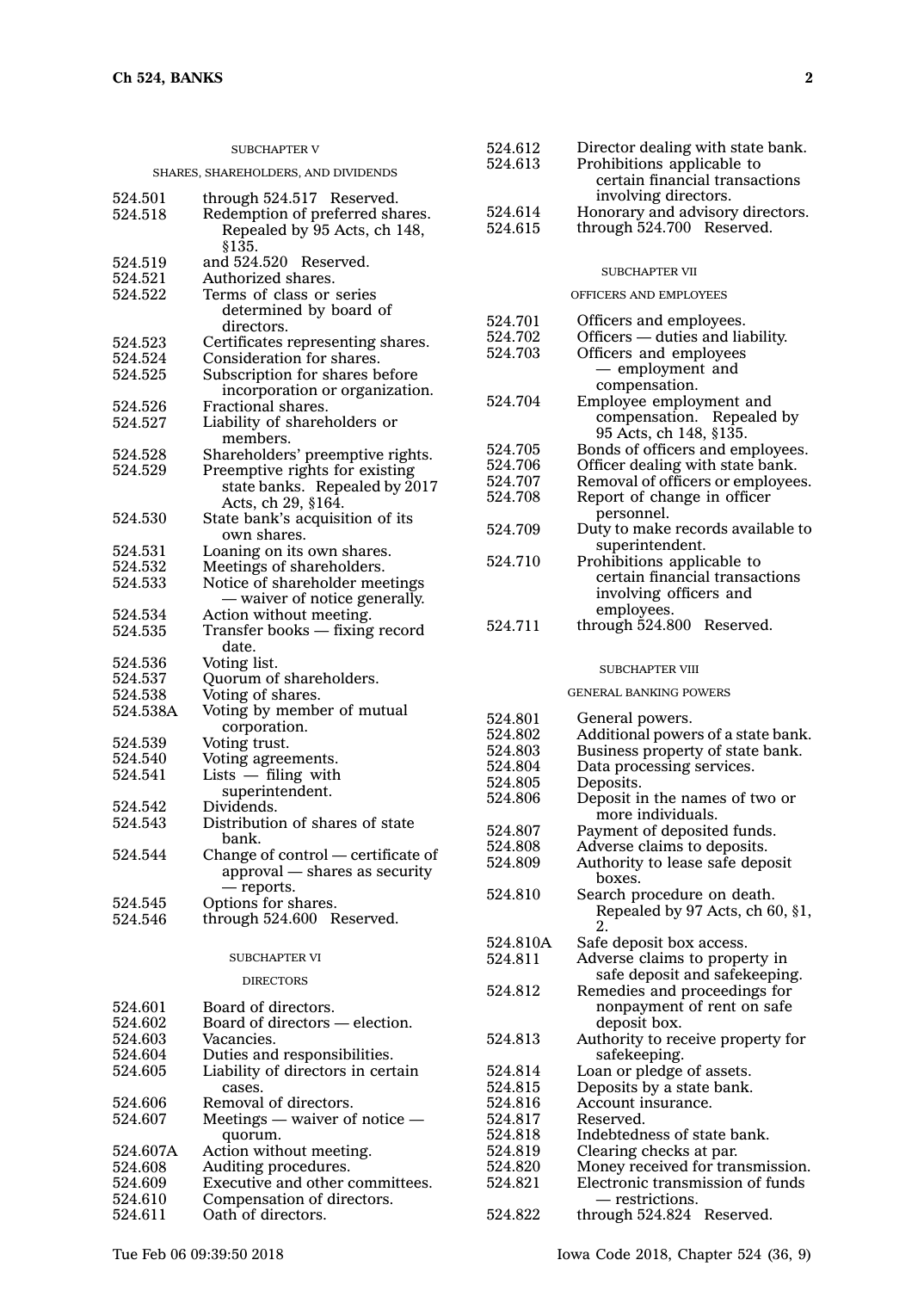SUBCHAPTER V

SHARES, SHAREHOLDERS, AND DIVIDENDS

524.501 through 524.517 Reserved.
524.518 Redemption of preferred shares. Repealed by 95 Acts, ch 148, §135.
524.519 and 524.520 Reserved.
524.521 Authorized shares.
524.522 Terms of class or series determined by board of directors.
524.523 Certificates representing shares.
524.524 Consideration for shares.
524.525 Subscription for shares before incorporation or organization.
524.526 Fractional shares.
524.527 Liability of shareholders or members.
524.528 Shareholders' preemptive rights.
524.529 Preemptive rights for existing state banks. Repealed by 2017 Acts, ch 29, §164.
524.530 State bank's acquisition of its own shares.
524.531 Loaning on its own shares.
524.532 Meetings of shareholders.
524.533 Notice of shareholder meetings — waiver of notice generally.
524.534 Action without meeting.
524.535 Transfer books — fixing record date.
524.536 Voting list.
524.537 Quorum of shareholders.
524.538 Voting of shares.
524.538A Voting by member of mutual corporation.
524.539 Voting trust.
524.540 Voting agreements.
524.541 Lists — filing with superintendent.
524.542 Dividends.
524.543 Distribution of shares of state bank.
524.544 Change of control — certificate of approval — shares as security — reports.
524.545 Options for shares.
524.546 through 524.600 Reserved.

SUBCHAPTER VI

DIRECTORS

524.601 Board of directors.
524.602 Board of directors — election.
524.603 Vacancies.
524.604 Duties and responsibilities.
524.605 Liability of directors in certain cases.
524.606 Removal of directors.
524.607 Meetings — waiver of notice — quorum.
524.607A Action without meeting.
524.608 Auditing procedures.
524.609 Executive and other committees.
524.610 Compensation of directors.
524.611 Oath of directors.
524.612 Director dealing with state bank.
524.613 Prohibitions applicable to certain financial transactions involving directors.
524.614 Honorary and advisory directors.
524.615 through 524.700 Reserved.

SUBCHAPTER VII

OFFICERS AND EMPLOYEES

524.701 Officers and employees.
524.702 Officers — duties and liability.
524.703 Officers and employees — employment and compensation.
524.704 Employee employment and compensation. Repealed by 95 Acts, ch 148, §135.
524.705 Bonds of officers and employees.
524.706 Officer dealing with state bank.
524.707 Removal of officers or employees.
524.708 Report of change in officer personnel.
524.709 Duty to make records available to superintendent.
524.710 Prohibitions applicable to certain financial transactions involving officers and employees.
524.711 through 524.800 Reserved.

SUBCHAPTER VIII

GENERAL BANKING POWERS

524.801 General powers.
524.802 Additional powers of a state bank.
524.803 Business property of state bank.
524.804 Data processing services.
524.805 Deposits.
524.806 Deposit in the names of two or more individuals.
524.807 Payment of deposited funds.
524.808 Adverse claims to deposits.
524.809 Authority to lease safe deposit boxes.
524.810 Search procedure on death. Repealed by 97 Acts, ch 60, §1, 2.
524.810A Safe deposit box access.
524.811 Adverse claims to property in safe deposit and safekeeping.
524.812 Remedies and proceedings for nonpayment of rent on safe deposit box.
524.813 Authority to receive property for safekeeping.
524.814 Loan or pledge of assets.
524.815 Deposits by a state bank.
524.816 Account insurance.
524.817 Reserved.
524.818 Indebtedness of state bank.
524.819 Clearing checks at par.
524.820 Money received for transmission.
524.821 Electronic transmission of funds — restrictions.
524.822 through 524.824 Reserved.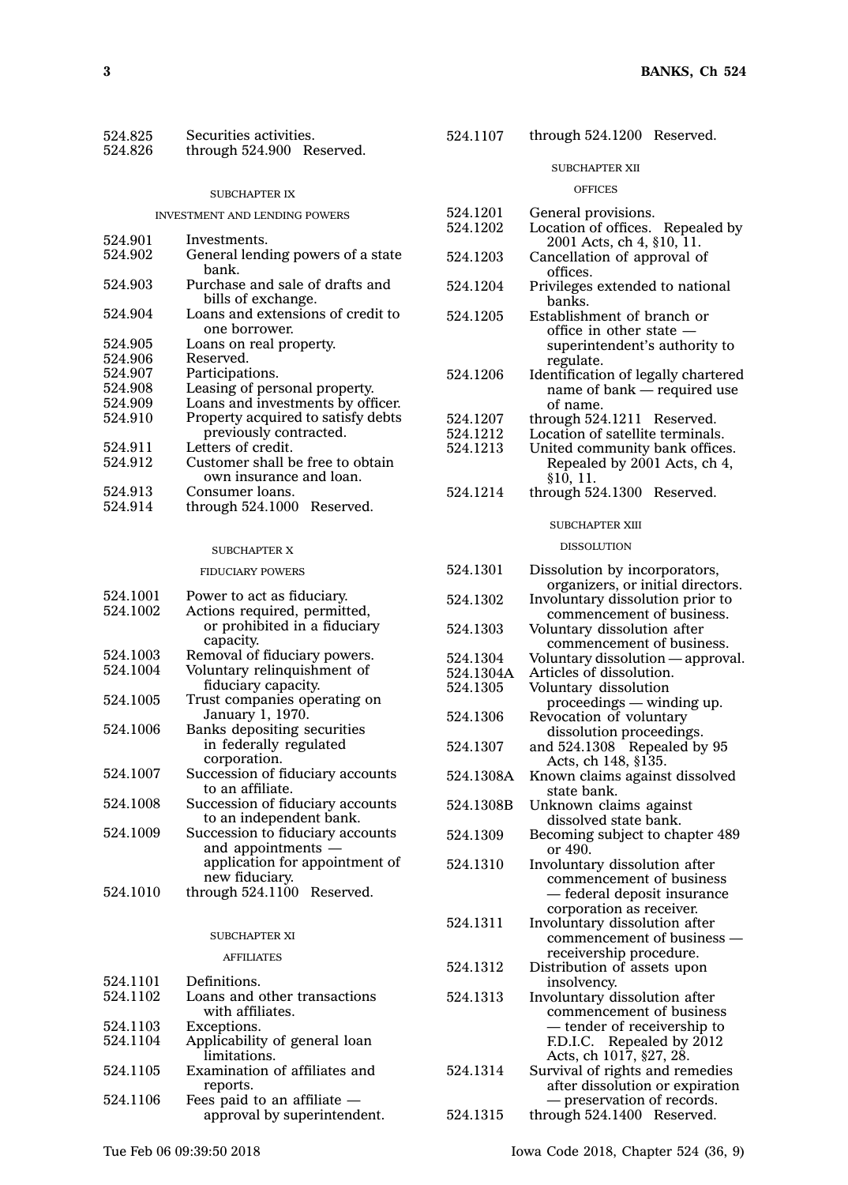| | |
|---|---|
| 524.825 | Securities activities. |
| 524.826 | through 524.900 Reserved. |

SUBCHAPTER IX

INVESTMENT AND LENDING POWERS

| | |
|---|---|
| 524.901 | Investments. |
| 524.902 | General lending powers of a state bank. |
| 524.903 | Purchase and sale of drafts and bills of exchange. |
| 524.904 | Loans and extensions of credit to one borrower. |
| 524.905 | Loans on real property. |
| 524.906 | Reserved. |
| 524.907 | Participations. |
| 524.908 | Leasing of personal property. |
| 524.909 | Loans and investments by officer. |
| 524.910 | Property acquired to satisfy debts previously contracted. |
| 524.911 | Letters of credit. |
| 524.912 | Customer shall be free to obtain own insurance and loan. |
| 524.913 | Consumer loans. |
| 524.914 | through 524.1000 Reserved. |

SUBCHAPTER X

FIDUCIARY POWERS

| | |
|---|---|
| 524.1001 | Power to act as fiduciary. |
| 524.1002 | Actions required, permitted, or prohibited in a fiduciary capacity. |
| 524.1003 | Removal of fiduciary powers. |
| 524.1004 | Voluntary relinquishment of fiduciary capacity. |
| 524.1005 | Trust companies operating on January 1, 1970. |
| 524.1006 | Banks depositing securities in federally regulated corporation. |
| 524.1007 | Succession of fiduciary accounts to an affiliate. |
| 524.1008 | Succession of fiduciary accounts to an independent bank. |
| 524.1009 | Succession to fiduciary accounts and appointments — application for appointment of new fiduciary. |
| 524.1010 | through 524.1100 Reserved. |

SUBCHAPTER XI

AFFILIATES

| | |
|---|---|
| 524.1101 | Definitions. |
| 524.1102 | Loans and other transactions with affiliates. |
| 524.1103 | Exceptions. |
| 524.1104 | Applicability of general loan limitations. |
| 524.1105 | Examination of affiliates and reports. |
| 524.1106 | Fees paid to an affiliate — approval by superintendent. |
| 524.1107 | through 524.1200 Reserved. |

SUBCHAPTER XII

OFFICES

| | |
|---|---|
| 524.1201 | General provisions. |
| 524.1202 | Location of offices. Repealed by 2001 Acts, ch 4, §10, 11. |
| 524.1203 | Cancellation of approval of offices. |
| 524.1204 | Privileges extended to national banks. |
| 524.1205 | Establishment of branch or office in other state — superintendent's authority to regulate. |
| 524.1206 | Identification of legally chartered name of bank — required use of name. |
| 524.1207 | through 524.1211 Reserved. |
| 524.1212 | Location of satellite terminals. |
| 524.1213 | United community bank offices. Repealed by 2001 Acts, ch 4, §10, 11. |
| 524.1214 | through 524.1300 Reserved. |

SUBCHAPTER XIII

DISSOLUTION

| | |
|---|---|
| 524.1301 | Dissolution by incorporators, organizers, or initial directors. |
| 524.1302 | Involuntary dissolution prior to commencement of business. |
| 524.1303 | Voluntary dissolution after commencement of business. |
| 524.1304 | Voluntary dissolution — approval. |
| 524.1304A | Articles of dissolution. |
| 524.1305 | Voluntary dissolution proceedings — winding up. |
| 524.1306 | Revocation of voluntary dissolution proceedings. |
| 524.1307 | and 524.1308 Repealed by 95 Acts, ch 148, §135. |
| 524.1308A | Known claims against dissolved state bank. |
| 524.1308B | Unknown claims against dissolved state bank. |
| 524.1309 | Becoming subject to chapter 489 or 490. |
| 524.1310 | Involuntary dissolution after commencement of business — federal deposit insurance corporation as receiver. |
| 524.1311 | Involuntary dissolution after commencement of business — receivership procedure. |
| 524.1312 | Distribution of assets upon insolvency. |
| 524.1313 | Involuntary dissolution after commencement of business — tender of receivership to F.D.I.C. Repealed by 2012 Acts, ch 1017, §27, 28. |
| 524.1314 | Survival of rights and remedies after dissolution or expiration — preservation of records. |
| 524.1315 | through 524.1400 Reserved. |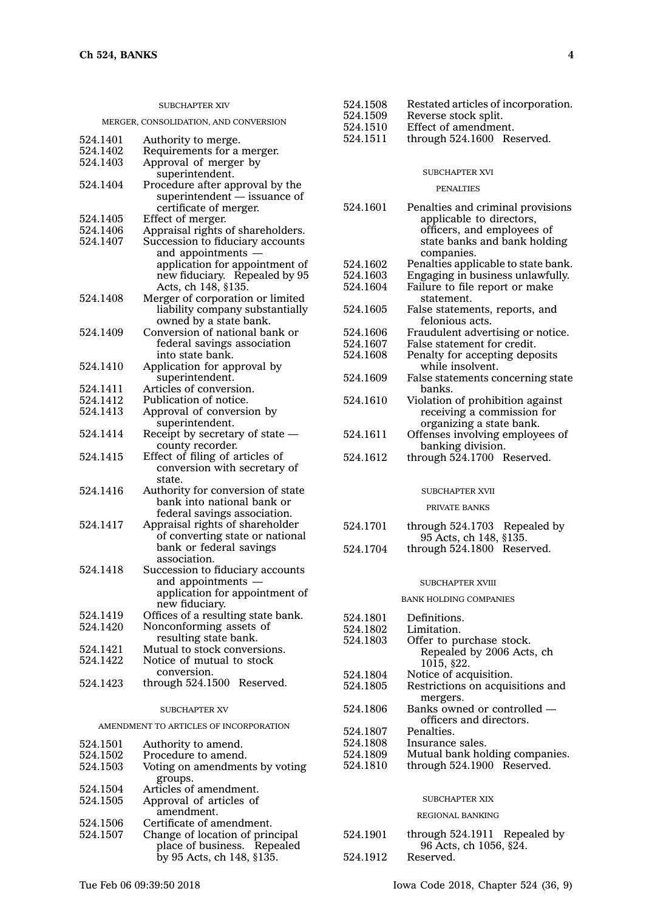SUBCHAPTER XIV

MERGER, CONSOLIDATION, AND CONVERSION

524.1401 Authority to merge.
524.1402 Requirements for a merger.
524.1403 Approval of merger by superintendent.
524.1404 Procedure after approval by the superintendent — issuance of certificate of merger.
524.1405 Effect of merger.
524.1406 Appraisal rights of shareholders.
524.1407 Succession to fiduciary accounts and appointments — application for appointment of new fiduciary. Repealed by 95 Acts, ch 148, §135.
524.1408 Merger of corporation or limited liability company substantially owned by a state bank.
524.1409 Conversion of national bank or federal savings association into state bank.
524.1410 Application for approval by superintendent.
524.1411 Articles of conversion.
524.1412 Publication of notice.
524.1413 Approval of conversion by superintendent.
524.1414 Receipt by secretary of state — county recorder.
524.1415 Effect of filing of articles of conversion with secretary of state.
524.1416 Authority for conversion of state bank into national bank or federal savings association.
524.1417 Appraisal rights of shareholder of converting state or national bank or federal savings association.
524.1418 Succession to fiduciary accounts and appointments — application for appointment of new fiduciary.
524.1419 Offices of a resulting state bank.
524.1420 Nonconforming assets of resulting state bank.
524.1421 Mutual to stock conversions.
524.1422 Notice of mutual to stock conversion.
524.1423 through 524.1500 Reserved.

SUBCHAPTER XV

AMENDMENT TO ARTICLES OF INCORPORATION

524.1501 Authority to amend.
524.1502 Procedure to amend.
524.1503 Voting on amendments by voting groups.
524.1504 Articles of amendment.
524.1505 Approval of articles of amendment.
524.1506 Certificate of amendment.
524.1507 Change of location of principal place of business. Repealed by 95 Acts, ch 148, §135.
524.1508 Restated articles of incorporation.
524.1509 Reverse stock split.
524.1510 Effect of amendment.
524.1511 through 524.1600 Reserved.

SUBCHAPTER XVI

PENALTIES

524.1601 Penalties and criminal provisions applicable to directors, officers, and employees of state banks and bank holding companies.
524.1602 Penalties applicable to state bank.
524.1603 Engaging in business unlawfully.
524.1604 Failure to file report or make statement.
524.1605 False statements, reports, and felonious acts.
524.1606 Fraudulent advertising or notice.
524.1607 False statement for credit.
524.1608 Penalty for accepting deposits while insolvent.
524.1609 False statements concerning state banks.
524.1610 Violation of prohibition against receiving a commission for organizing a state bank.
524.1611 Offenses involving employees of banking division.
524.1612 through 524.1700 Reserved.

SUBCHAPTER XVII

PRIVATE BANKS

524.1701 through 524.1703 Repealed by 95 Acts, ch 148, §135.
524.1704 through 524.1800 Reserved.

SUBCHAPTER XVIII

BANK HOLDING COMPANIES

524.1801 Definitions.
524.1802 Limitation.
524.1803 Offer to purchase stock. Repealed by 2006 Acts, ch 1015, §22.
524.1804 Notice of acquisition.
524.1805 Restrictions on acquisitions and mergers.
524.1806 Banks owned or controlled — officers and directors.
524.1807 Penalties.
524.1808 Insurance sales.
524.1809 Mutual bank holding companies.
524.1810 through 524.1900 Reserved.

SUBCHAPTER XIX

REGIONAL BANKING

524.1901 through 524.1911 Repealed by 96 Acts, ch 1056, §24.
524.1912 Reserved.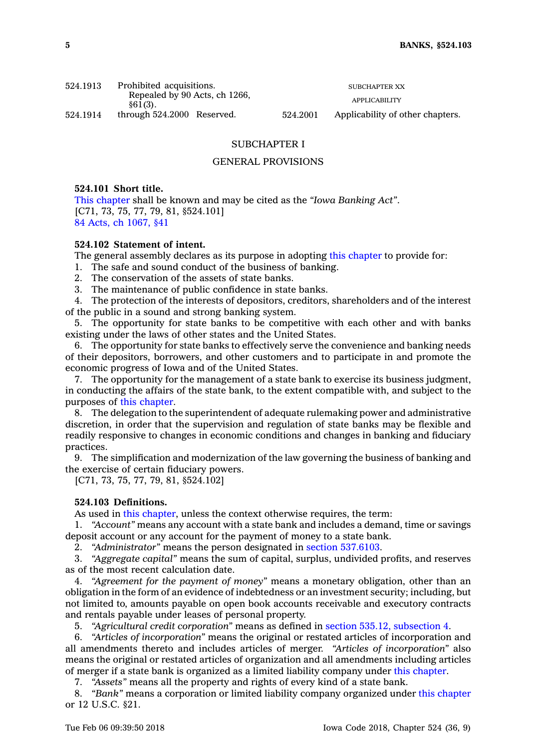524.1913 Prohibited acquisitions. Repealed by 90 Acts, ch 1266, §61(3).

524.1914 through 524.2000 Reserved.

SUBCHAPTER XX

APPLICABILITY

524.2001 Applicability of other chapters.

## SUBCHAPTER I

## GENERAL PROVISIONS

**524.101 Short title.**

This chapter shall be known and may be cited as the *"Iowa Banking Act"*.

[C71, 73, 75, 77, 79, 81, §524.101]

84 Acts, ch 1067, §41

**524.102 Statement of intent.**

The general assembly declares as its purpose in adopting this chapter to provide for:

1. The safe and sound conduct of the business of banking.
2. The conservation of the assets of state banks.
3. The maintenance of public confidence in state banks.
4. The protection of the interests of depositors, creditors, shareholders and of the interest of the public in a sound and strong banking system.
5. The opportunity for state banks to be competitive with each other and with banks existing under the laws of other states and the United States.
6. The opportunity for state banks to effectively serve the convenience and banking needs of their depositors, borrowers, and other customers and to participate in and promote the economic progress of Iowa and of the United States.
7. The opportunity for the management of a state bank to exercise its business judgment, in conducting the affairs of the state bank, to the extent compatible with, and subject to the purposes of this chapter.
8. The delegation to the superintendent of adequate rulemaking power and administrative discretion, in order that the supervision and regulation of state banks may be flexible and readily responsive to changes in economic conditions and changes in banking and fiduciary practices.
9. The simplification and modernization of the law governing the business of banking and the exercise of certain fiduciary powers.

[C71, 73, 75, 77, 79, 81, §524.102]

**524.103 Definitions.**

As used in this chapter, unless the context otherwise requires, the term:

1. *"Account"* means any account with a state bank and includes a demand, time or savings deposit account or any account for the payment of money to a state bank.
2. *"Administrator"* means the person designated in section 537.6103.
3. *"Aggregate capital"* means the sum of capital, surplus, undivided profits, and reserves as of the most recent calculation date.
4. *"Agreement for the payment of money"* means a monetary obligation, other than an obligation in the form of an evidence of indebtedness or an investment security; including, but not limited to, amounts payable on open book accounts receivable and executory contracts and rentals payable under leases of personal property.
5. *"Agricultural credit corporation"* means as defined in section 535.12, subsection 4.
6. *"Articles of incorporation"* means the original or restated articles of incorporation and all amendments thereto and includes articles of merger. *"Articles of incorporation"* also means the original or restated articles of organization and all amendments including articles of merger if a state bank is organized as a limited liability company under this chapter.
7. *"Assets"* means all the property and rights of every kind of a state bank.
8. *"Bank"* means a corporation or limited liability company organized under this chapter or 12 U.S.C. §21.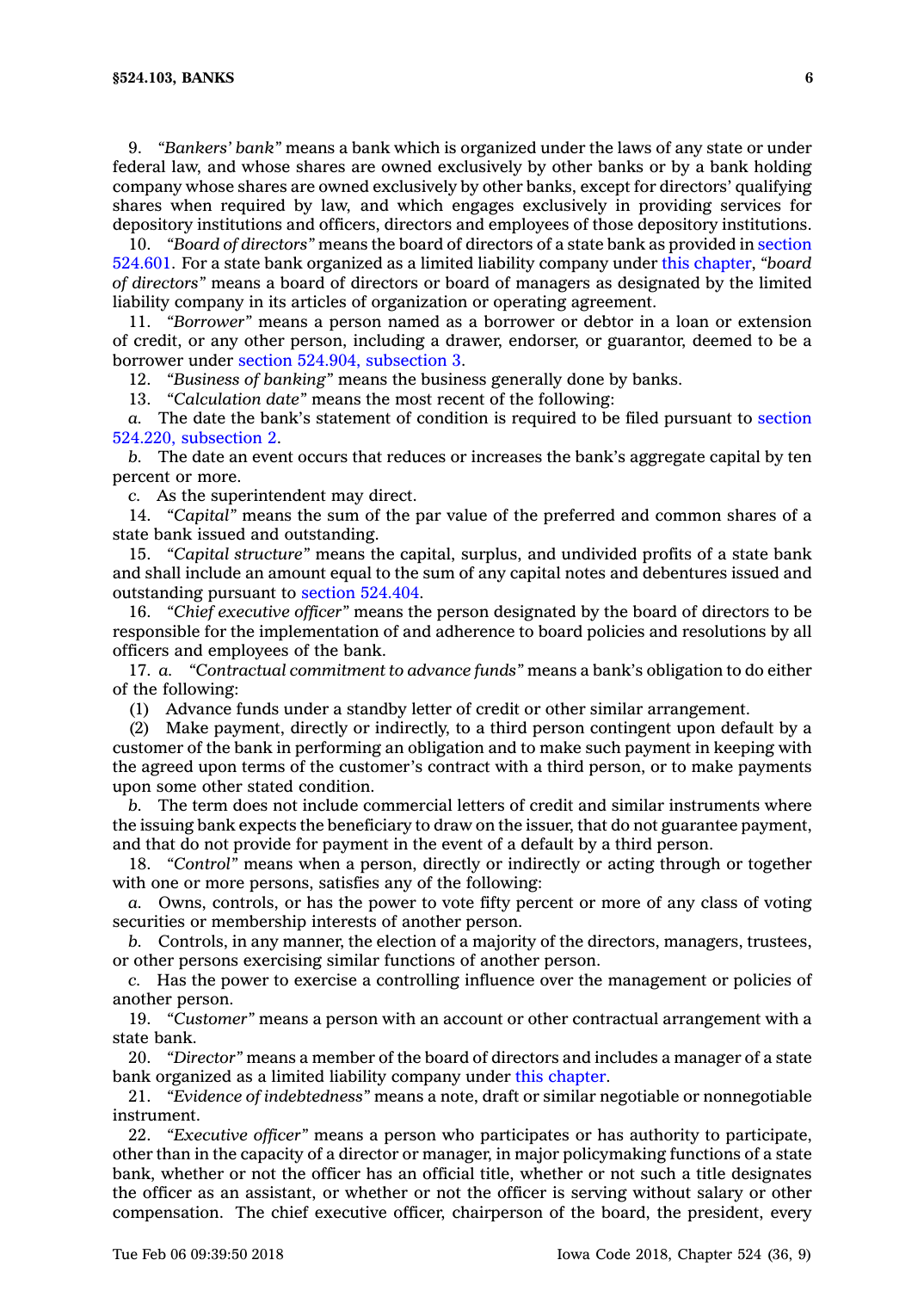9. *"Bankers' bank"* means a bank which is organized under the laws of any state or under federal law, and whose shares are owned exclusively by other banks or by a bank holding company whose shares are owned exclusively by other banks, except for directors' qualifying shares when required by law, and which engages exclusively in providing services for depository institutions and officers, directors and employees of those depository institutions.

10. *"Board of directors"* means the board of directors of a state bank as provided in section 524.601. For a state bank organized as a limited liability company under this chapter, *"board of directors"* means a board of directors or board of managers as designated by the limited liability company in its articles of organization or operating agreement.

11. *"Borrower"* means a person named as a borrower or debtor in a loan or extension of credit, or any other person, including a drawer, endorser, or guarantor, deemed to be a borrower under section 524.904, subsection 3.

12. *"Business of banking"* means the business generally done by banks.

13. *"Calculation date"* means the most recent of the following:

*a.* The date the bank's statement of condition is required to be filed pursuant to section 524.220, subsection 2.

*b.* The date an event occurs that reduces or increases the bank's aggregate capital by ten percent or more.

*c.* As the superintendent may direct.

14. *"Capital"* means the sum of the par value of the preferred and common shares of a state bank issued and outstanding.

15. *"Capital structure"* means the capital, surplus, and undivided profits of a state bank and shall include an amount equal to the sum of any capital notes and debentures issued and outstanding pursuant to section 524.404.

16. *"Chief executive officer"* means the person designated by the board of directors to be responsible for the implementation of and adherence to board policies and resolutions by all officers and employees of the bank.

17. *a.* *"Contractual commitment to advance funds"* means a bank's obligation to do either of the following:

(1) Advance funds under a standby letter of credit or other similar arrangement.

(2) Make payment, directly or indirectly, to a third person contingent upon default by a customer of the bank in performing an obligation and to make such payment in keeping with the agreed upon terms of the customer's contract with a third person, or to make payments upon some other stated condition.

*b.* The term does not include commercial letters of credit and similar instruments where the issuing bank expects the beneficiary to draw on the issuer, that do not guarantee payment, and that do not provide for payment in the event of a default by a third person.

18. *"Control"* means when a person, directly or indirectly or acting through or together with one or more persons, satisfies any of the following:

*a.* Owns, controls, or has the power to vote fifty percent or more of any class of voting securities or membership interests of another person.

*b.* Controls, in any manner, the election of a majority of the directors, managers, trustees, or other persons exercising similar functions of another person.

*c.* Has the power to exercise a controlling influence over the management or policies of another person.

19. *"Customer"* means a person with an account or other contractual arrangement with a state bank.

20. *"Director"* means a member of the board of directors and includes a manager of a state bank organized as a limited liability company under this chapter.

21. *"Evidence of indebtedness"* means a note, draft or similar negotiable or nonnegotiable instrument.

22. *"Executive officer"* means a person who participates or has authority to participate, other than in the capacity of a director or manager, in major policymaking functions of a state bank, whether or not the officer has an official title, whether or not such a title designates the officer as an assistant, or whether or not the officer is serving without salary or other compensation. The chief executive officer, chairperson of the board, the president, every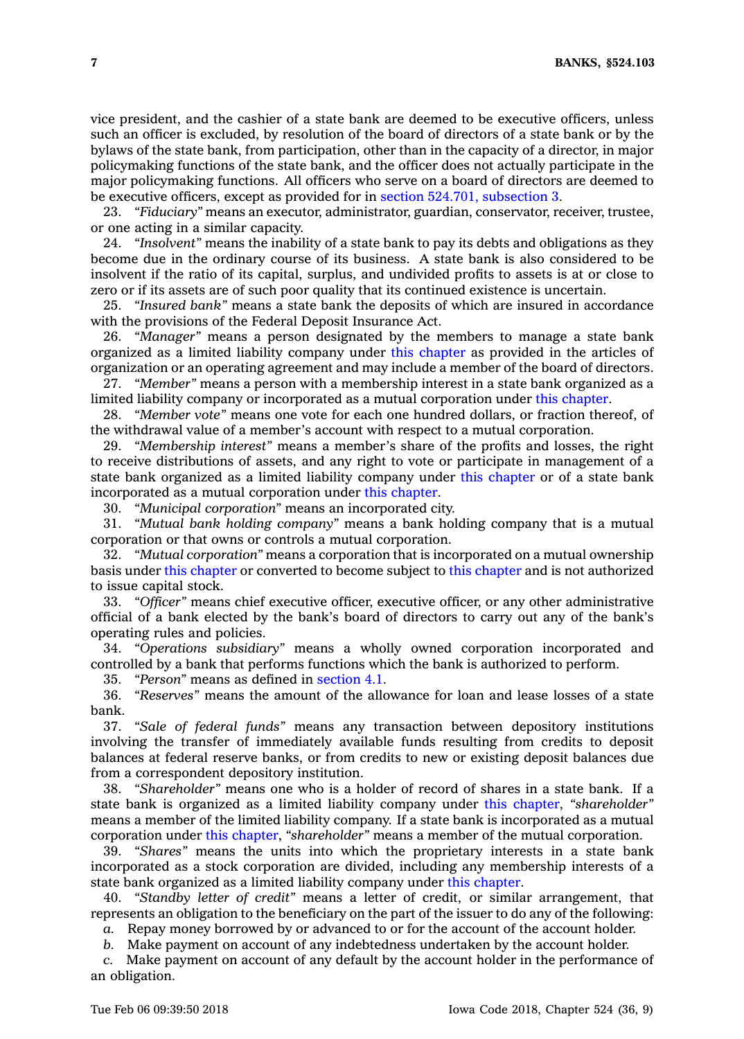vice president, and the cashier of a state bank are deemed to be executive officers, unless such an officer is excluded, by resolution of the board of directors of a state bank or by the bylaws of the state bank, from participation, other than in the capacity of a director, in major policymaking functions of the state bank, and the officer does not actually participate in the major policymaking functions. All officers who serve on a board of directors are deemed to be executive officers, except as provided for in section 524.701, subsection 3.

23. *"Fiduciary"* means an executor, administrator, guardian, conservator, receiver, trustee, or one acting in a similar capacity.

24. *"Insolvent"* means the inability of a state bank to pay its debts and obligations as they become due in the ordinary course of its business. A state bank is also considered to be insolvent if the ratio of its capital, surplus, and undivided profits to assets is at or close to zero or if its assets are of such poor quality that its continued existence is uncertain.

25. *"Insured bank"* means a state bank the deposits of which are insured in accordance with the provisions of the Federal Deposit Insurance Act.

26. *"Manager"* means a person designated by the members to manage a state bank organized as a limited liability company under this chapter as provided in the articles of organization or an operating agreement and may include a member of the board of directors.

27. *"Member"* means a person with a membership interest in a state bank organized as a limited liability company or incorporated as a mutual corporation under this chapter.

28. *"Member vote"* means one vote for each one hundred dollars, or fraction thereof, of the withdrawal value of a member's account with respect to a mutual corporation.

29. *"Membership interest"* means a member's share of the profits and losses, the right to receive distributions of assets, and any right to vote or participate in management of a state bank organized as a limited liability company under this chapter or of a state bank incorporated as a mutual corporation under this chapter.

30. *"Municipal corporation"* means an incorporated city.

31. *"Mutual bank holding company"* means a bank holding company that is a mutual corporation or that owns or controls a mutual corporation.

32. *"Mutual corporation"* means a corporation that is incorporated on a mutual ownership basis under this chapter or converted to become subject to this chapter and is not authorized to issue capital stock.

33. *"Officer"* means chief executive officer, executive officer, or any other administrative official of a bank elected by the bank's board of directors to carry out any of the bank's operating rules and policies.

34. *"Operations subsidiary"* means a wholly owned corporation incorporated and controlled by a bank that performs functions which the bank is authorized to perform.

35. *"Person"* means as defined in section 4.1.

36. *"Reserves"* means the amount of the allowance for loan and lease losses of a state bank.

37. *"Sale of federal funds"* means any transaction between depository institutions involving the transfer of immediately available funds resulting from credits to deposit balances at federal reserve banks, or from credits to new or existing deposit balances due from a correspondent depository institution.

38. *"Shareholder"* means one who is a holder of record of shares in a state bank. If a state bank is organized as a limited liability company under this chapter, *"shareholder"* means a member of the limited liability company. If a state bank is incorporated as a mutual corporation under this chapter, *"shareholder"* means a member of the mutual corporation.

39. *"Shares"* means the units into which the proprietary interests in a state bank incorporated as a stock corporation are divided, including any membership interests of a state bank organized as a limited liability company under this chapter.

40. *"Standby letter of credit"* means a letter of credit, or similar arrangement, that represents an obligation to the beneficiary on the part of the issuer to do any of the following:

*a.* Repay money borrowed by or advanced to or for the account of the account holder.

*b.* Make payment on account of any indebtedness undertaken by the account holder.

*c.* Make payment on account of any default by the account holder in the performance of an obligation.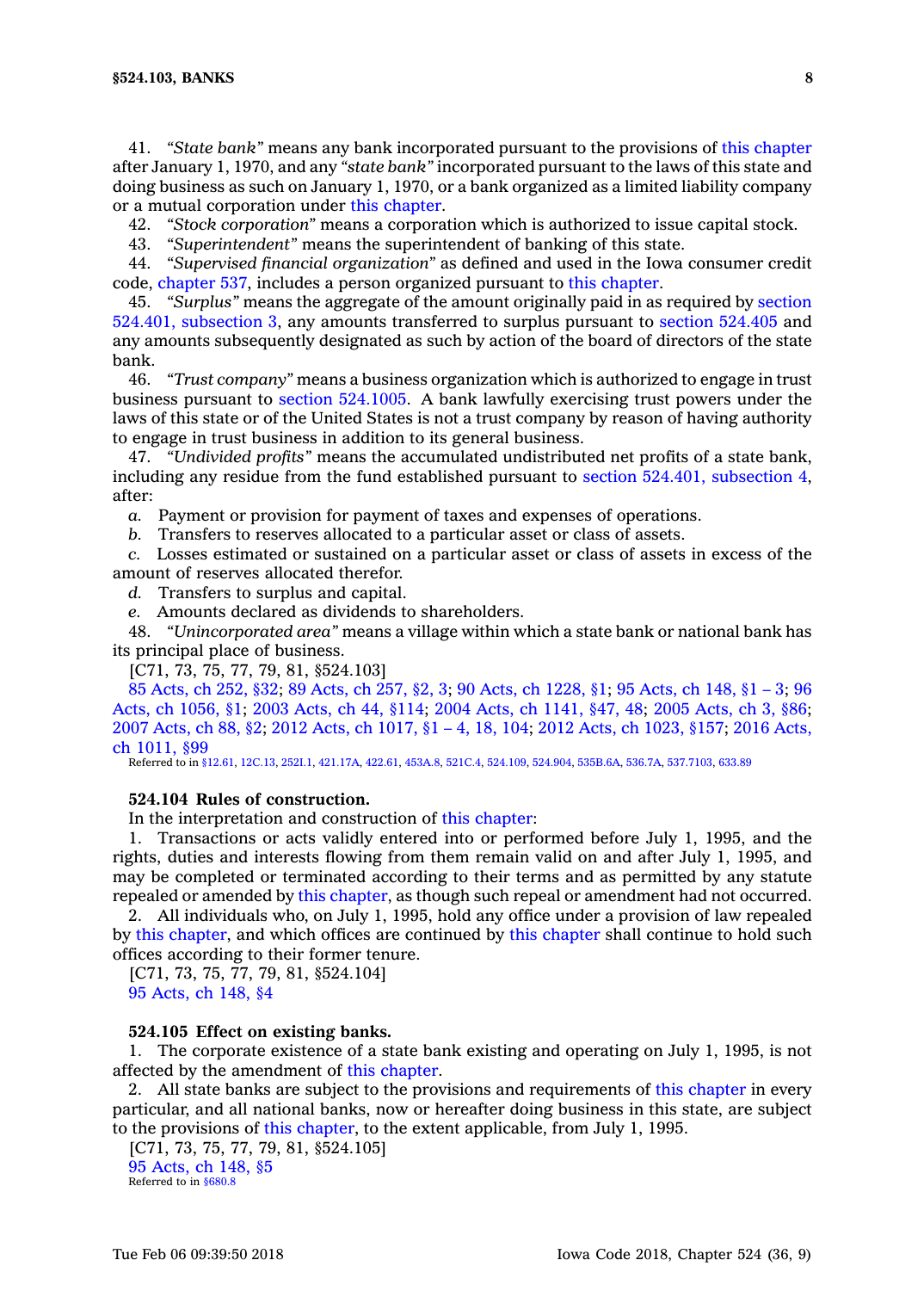41. *"State bank"* means any bank incorporated pursuant to the provisions of this chapter after January 1, 1970, and any *"state bank"* incorporated pursuant to the laws of this state and doing business as such on January 1, 1970, or a bank organized as a limited liability company or a mutual corporation under this chapter.

42. *"Stock corporation"* means a corporation which is authorized to issue capital stock.

43. *"Superintendent"* means the superintendent of banking of this state.

44. *"Supervised financial organization"* as defined and used in the Iowa consumer credit code, chapter 537, includes a person organized pursuant to this chapter.

45. *"Surplus"* means the aggregate of the amount originally paid in as required by section 524.401, subsection 3, any amounts transferred to surplus pursuant to section 524.405 and any amounts subsequently designated as such by action of the board of directors of the state bank.

46. *"Trust company"* means a business organization which is authorized to engage in trust business pursuant to section 524.1005. A bank lawfully exercising trust powers under the laws of this state or of the United States is not a trust company by reason of having authority to engage in trust business in addition to its general business.

47. *"Undivided profits"* means the accumulated undistributed net profits of a state bank, including any residue from the fund established pursuant to section 524.401, subsection 4, after:

*a.* Payment or provision for payment of taxes and expenses of operations.

*b.* Transfers to reserves allocated to a particular asset or class of assets.

*c.* Losses estimated or sustained on a particular asset or class of assets in excess of the amount of reserves allocated therefor.

*d.* Transfers to surplus and capital.

*e.* Amounts declared as dividends to shareholders.

48. *"Unincorporated area"* means a village within which a state bank or national bank has its principal place of business.

[C71, 73, 75, 77, 79, 81, §524.103]

85 Acts, ch 252, §32; 89 Acts, ch 257, §2, 3; 90 Acts, ch 1228, §1; 95 Acts, ch 148, §1 – 3; 96 Acts, ch 1056, §1; 2003 Acts, ch 44, §114; 2004 Acts, ch 1141, §47, 48; 2005 Acts, ch 3, §86; 2007 Acts, ch 88, §2; 2012 Acts, ch 1017, §1 – 4, 18, 104; 2012 Acts, ch 1023, §157; 2016 Acts, ch 1011, §99

Referred to in §12.61, 12C.13, 252I.1, 421.17A, 422.61, 453A.8, 521C.4, 524.109, 524.904, 535B.6A, 536.7A, 537.7103, 633.89

**524.104 Rules of construction.**

In the interpretation and construction of this chapter:

1. Transactions or acts validly entered into or performed before July 1, 1995, and the rights, duties and interests flowing from them remain valid on and after July 1, 1995, and may be completed or terminated according to their terms and as permitted by any statute repealed or amended by this chapter, as though such repeal or amendment had not occurred.

2. All individuals who, on July 1, 1995, hold any office under a provision of law repealed by this chapter, and which offices are continued by this chapter shall continue to hold such offices according to their former tenure.

[C71, 73, 75, 77, 79, 81, §524.104]

95 Acts, ch 148, §4

**524.105 Effect on existing banks.**

1. The corporate existence of a state bank existing and operating on July 1, 1995, is not affected by the amendment of this chapter.

2. All state banks are subject to the provisions and requirements of this chapter in every particular, and all national banks, now or hereafter doing business in this state, are subject to the provisions of this chapter, to the extent applicable, from July 1, 1995.

[C71, 73, 75, 77, 79, 81, §524.105]

95 Acts, ch 148, §5

Referred to in §680.8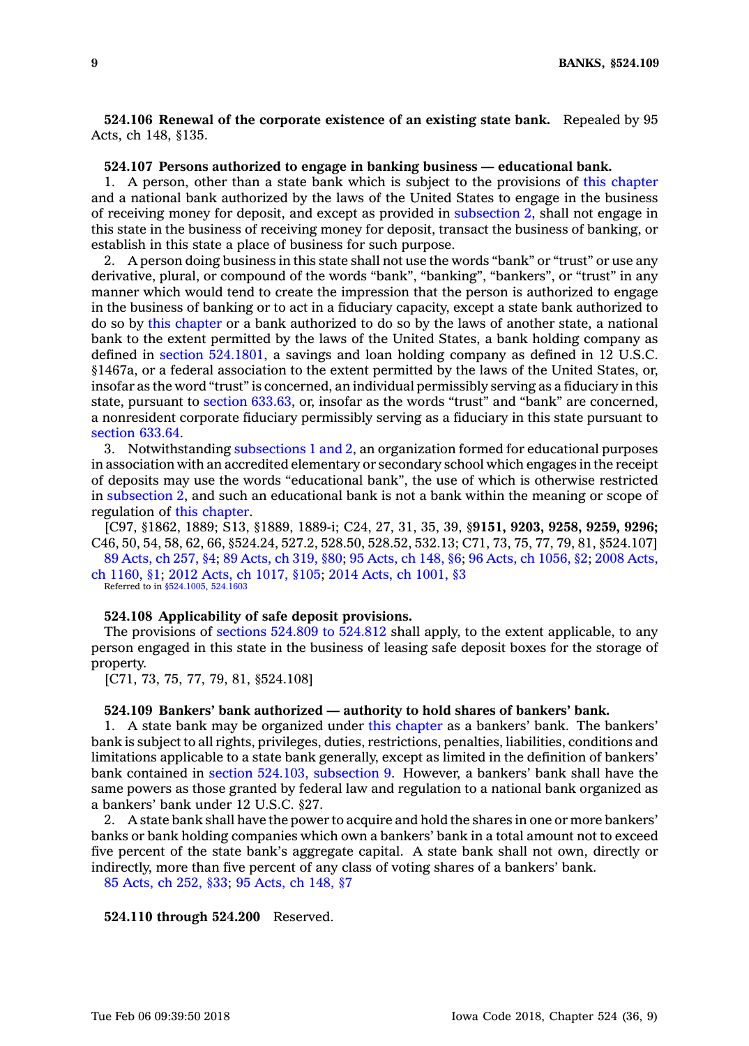**524.106 Renewal of the corporate existence of an existing state bank.** Repealed by 95 Acts, ch 148, §135.

**524.107 Persons authorized to engage in banking business — educational bank.**

1. A person, other than a state bank which is subject to the provisions of this chapter and a national bank authorized by the laws of the United States to engage in the business of receiving money for deposit, and except as provided in subsection 2, shall not engage in this state in the business of receiving money for deposit, transact the business of banking, or establish in this state a place of business for such purpose.

2. A person doing business in this state shall not use the words "bank" or "trust" or use any derivative, plural, or compound of the words "bank", "banking", "bankers", or "trust" in any manner which would tend to create the impression that the person is authorized to engage in the business of banking or to act in a fiduciary capacity, except a state bank authorized to do so by this chapter or a bank authorized to do so by the laws of another state, a national bank to the extent permitted by the laws of the United States, a bank holding company as defined in section 524.1801, a savings and loan holding company as defined in 12 U.S.C. §1467a, or a federal association to the extent permitted by the laws of the United States, or, insofar as the word "trust" is concerned, an individual permissibly serving as a fiduciary in this state, pursuant to section 633.63, or, insofar as the words "trust" and "bank" are concerned, a nonresident corporate fiduciary permissibly serving as a fiduciary in this state pursuant to section 633.64.

3. Notwithstanding subsections 1 and 2, an organization formed for educational purposes in association with an accredited elementary or secondary school which engages in the receipt of deposits may use the words "educational bank", the use of which is otherwise restricted in subsection 2, and such an educational bank is not a bank within the meaning or scope of regulation of this chapter.

[C97, §1862, 1889; S13, §1889, 1889-i; C24, 27, 31, 35, 39, §**9151, 9203, 9258, 9259, 9296;** C46, 50, 54, 58, 62, 66, §524.24, 527.2, 528.50, 528.52, 532.13; C71, 73, 75, 77, 79, 81, §524.107]

89 Acts, ch 257, §4; 89 Acts, ch 319, §80; 95 Acts, ch 148, §6; 96 Acts, ch 1056, §2; 2008 Acts, ch 1160, §1; 2012 Acts, ch 1017, §105; 2014 Acts, ch 1001, §3

Referred to in §524.1005, 524.1603

**524.108 Applicability of safe deposit provisions.**

The provisions of sections 524.809 to 524.812 shall apply, to the extent applicable, to any person engaged in this state in the business of leasing safe deposit boxes for the storage of property.

[C71, 73, 75, 77, 79, 81, §524.108]

**524.109 Bankers' bank authorized — authority to hold shares of bankers' bank.**

1. A state bank may be organized under this chapter as a bankers' bank. The bankers' bank is subject to all rights, privileges, duties, restrictions, penalties, liabilities, conditions and limitations applicable to a state bank generally, except as limited in the definition of bankers' bank contained in section 524.103, subsection 9. However, a bankers' bank shall have the same powers as those granted by federal law and regulation to a national bank organized as a bankers' bank under 12 U.S.C. §27.

2. A state bank shall have the power to acquire and hold the shares in one or more bankers' banks or bank holding companies which own a bankers' bank in a total amount not to exceed five percent of the state bank's aggregate capital. A state bank shall not own, directly or indirectly, more than five percent of any class of voting shares of a bankers' bank.

85 Acts, ch 252, §33; 95 Acts, ch 148, §7

**524.110 through 524.200** Reserved.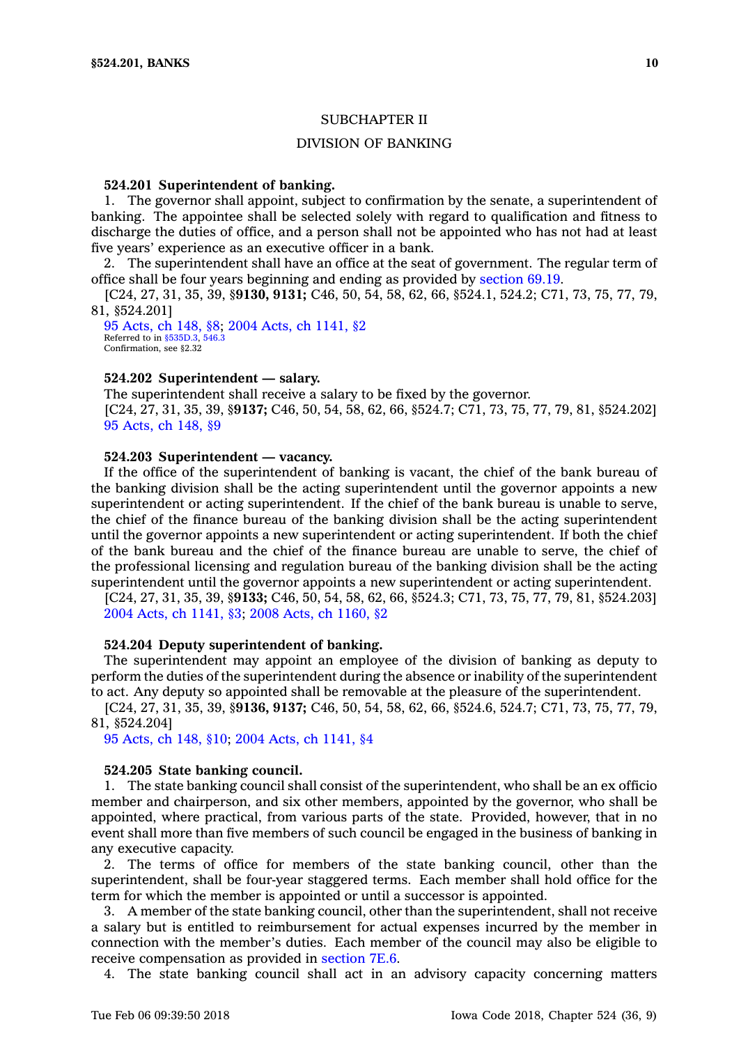## SUBCHAPTER II

## DIVISION OF BANKING

**524.201 Superintendent of banking.**

1. The governor shall appoint, subject to confirmation by the senate, a superintendent of banking. The appointee shall be selected solely with regard to qualification and fitness to discharge the duties of office, and a person shall not be appointed who has not had at least five years' experience as an executive officer in a bank.

2. The superintendent shall have an office at the seat of government. The regular term of office shall be four years beginning and ending as provided by section 69.19.

[C24, 27, 31, 35, 39, §**9130, 9131;** C46, 50, 54, 58, 62, 66, §524.1, 524.2; C71, 73, 75, 77, 79, 81, §524.201]

95 Acts, ch 148, §8; 2004 Acts, ch 1141, §2
Referred to in §535D.3, 546.3
Confirmation, see §2.32

**524.202 Superintendent — salary.**

The superintendent shall receive a salary to be fixed by the governor.

[C24, 27, 31, 35, 39, §**9137;** C46, 50, 54, 58, 62, 66, §524.7; C71, 73, 75, 77, 79, 81, §524.202]

95 Acts, ch 148, §9

**524.203 Superintendent — vacancy.**

If the office of the superintendent of banking is vacant, the chief of the bank bureau of the banking division shall be the acting superintendent until the governor appoints a new superintendent or acting superintendent. If the chief of the bank bureau is unable to serve, the chief of the finance bureau of the banking division shall be the acting superintendent until the governor appoints a new superintendent or acting superintendent. If both the chief of the bank bureau and the chief of the finance bureau are unable to serve, the chief of the professional licensing and regulation bureau of the banking division shall be the acting superintendent until the governor appoints a new superintendent or acting superintendent.

[C24, 27, 31, 35, 39, §**9133;** C46, 50, 54, 58, 62, 66, §524.3; C71, 73, 75, 77, 79, 81, §524.203]

2004 Acts, ch 1141, §3; 2008 Acts, ch 1160, §2

**524.204 Deputy superintendent of banking.**

The superintendent may appoint an employee of the division of banking as deputy to perform the duties of the superintendent during the absence or inability of the superintendent to act. Any deputy so appointed shall be removable at the pleasure of the superintendent.

[C24, 27, 31, 35, 39, §**9136, 9137;** C46, 50, 54, 58, 62, 66, §524.6, 524.7; C71, 73, 75, 77, 79, 81, §524.204]

95 Acts, ch 148, §10; 2004 Acts, ch 1141, §4

**524.205 State banking council.**

1. The state banking council shall consist of the superintendent, who shall be an ex officio member and chairperson, and six other members, appointed by the governor, who shall be appointed, where practical, from various parts of the state. Provided, however, that in no event shall more than five members of such council be engaged in the business of banking in any executive capacity.

2. The terms of office for members of the state banking council, other than the superintendent, shall be four-year staggered terms. Each member shall hold office for the term for which the member is appointed or until a successor is appointed.

3. A member of the state banking council, other than the superintendent, shall not receive a salary but is entitled to reimbursement for actual expenses incurred by the member in connection with the member's duties. Each member of the council may also be eligible to receive compensation as provided in section 7E.6.

4. The state banking council shall act in an advisory capacity concerning matters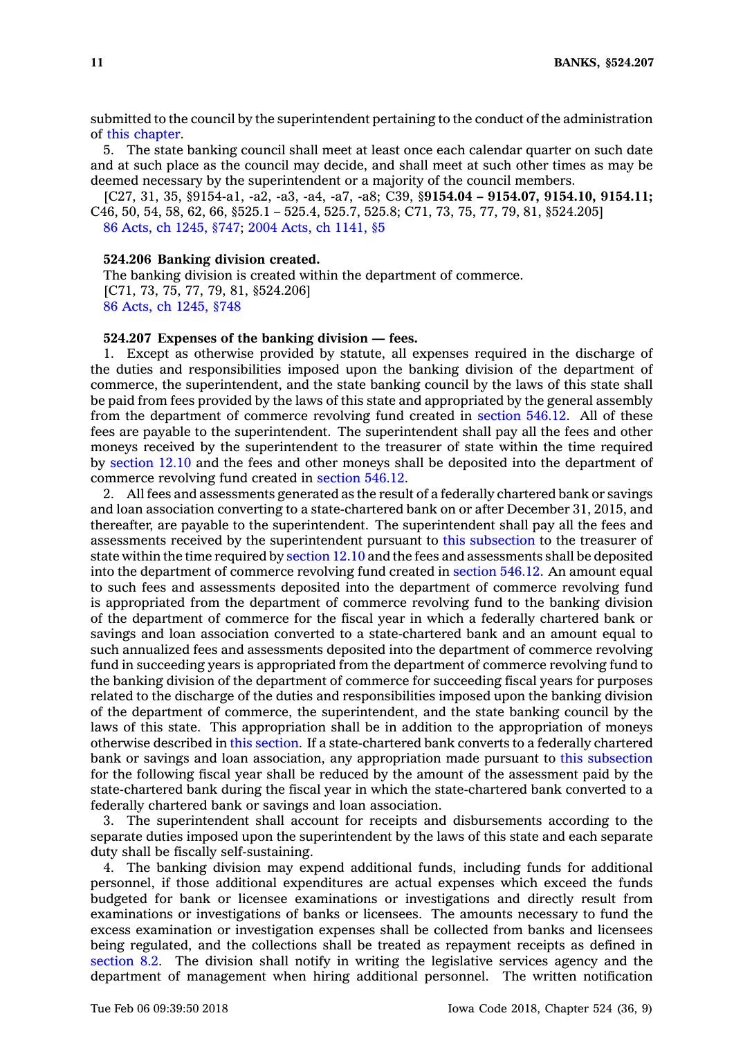submitted to the council by the superintendent pertaining to the conduct of the administration of this chapter.

5. The state banking council shall meet at least once each calendar quarter on such date and at such place as the council may decide, and shall meet at such other times as may be deemed necessary by the superintendent or a majority of the council members.

[C27, 31, 35, §9154-a1, -a2, -a3, -a4, -a7, -a8; C39, §**9154.04 – 9154.07, 9154.10, 9154.11;** C46, 50, 54, 58, 62, 66, §525.1 – 525.4, 525.7, 525.8; C71, 73, 75, 77, 79, 81, §524.205]

86 Acts, ch 1245, §747; 2004 Acts, ch 1141, §5

**524.206 Banking division created.**

The banking division is created within the department of commerce.

[C71, 73, 75, 77, 79, 81, §524.206]

86 Acts, ch 1245, §748

**524.207 Expenses of the banking division — fees.**

1. Except as otherwise provided by statute, all expenses required in the discharge of the duties and responsibilities imposed upon the banking division of the department of commerce, the superintendent, and the state banking council by the laws of this state shall be paid from fees provided by the laws of this state and appropriated by the general assembly from the department of commerce revolving fund created in section 546.12. All of these fees are payable to the superintendent. The superintendent shall pay all the fees and other moneys received by the superintendent to the treasurer of state within the time required by section 12.10 and the fees and other moneys shall be deposited into the department of commerce revolving fund created in section 546.12.

2. All fees and assessments generated as the result of a federally chartered bank or savings and loan association converting to a state-chartered bank on or after December 31, 2015, and thereafter, are payable to the superintendent. The superintendent shall pay all the fees and assessments received by the superintendent pursuant to this subsection to the treasurer of state within the time required by section 12.10 and the fees and assessments shall be deposited into the department of commerce revolving fund created in section 546.12. An amount equal to such fees and assessments deposited into the department of commerce revolving fund is appropriated from the department of commerce revolving fund to the banking division of the department of commerce for the fiscal year in which a federally chartered bank or savings and loan association converted to a state-chartered bank and an amount equal to such annualized fees and assessments deposited into the department of commerce revolving fund in succeeding years is appropriated from the department of commerce revolving fund to the banking division of the department of commerce for succeeding fiscal years for purposes related to the discharge of the duties and responsibilities imposed upon the banking division of the department of commerce, the superintendent, and the state banking council by the laws of this state. This appropriation shall be in addition to the appropriation of moneys otherwise described in this section. If a state-chartered bank converts to a federally chartered bank or savings and loan association, any appropriation made pursuant to this subsection for the following fiscal year shall be reduced by the amount of the assessment paid by the state-chartered bank during the fiscal year in which the state-chartered bank converted to a federally chartered bank or savings and loan association.

3. The superintendent shall account for receipts and disbursements according to the separate duties imposed upon the superintendent by the laws of this state and each separate duty shall be fiscally self-sustaining.

4. The banking division may expend additional funds, including funds for additional personnel, if those additional expenditures are actual expenses which exceed the funds budgeted for bank or licensee examinations or investigations and directly result from examinations or investigations of banks or licensees. The amounts necessary to fund the excess examination or investigation expenses shall be collected from banks and licensees being regulated, and the collections shall be treated as repayment receipts as defined in section 8.2. The division shall notify in writing the legislative services agency and the department of management when hiring additional personnel. The written notification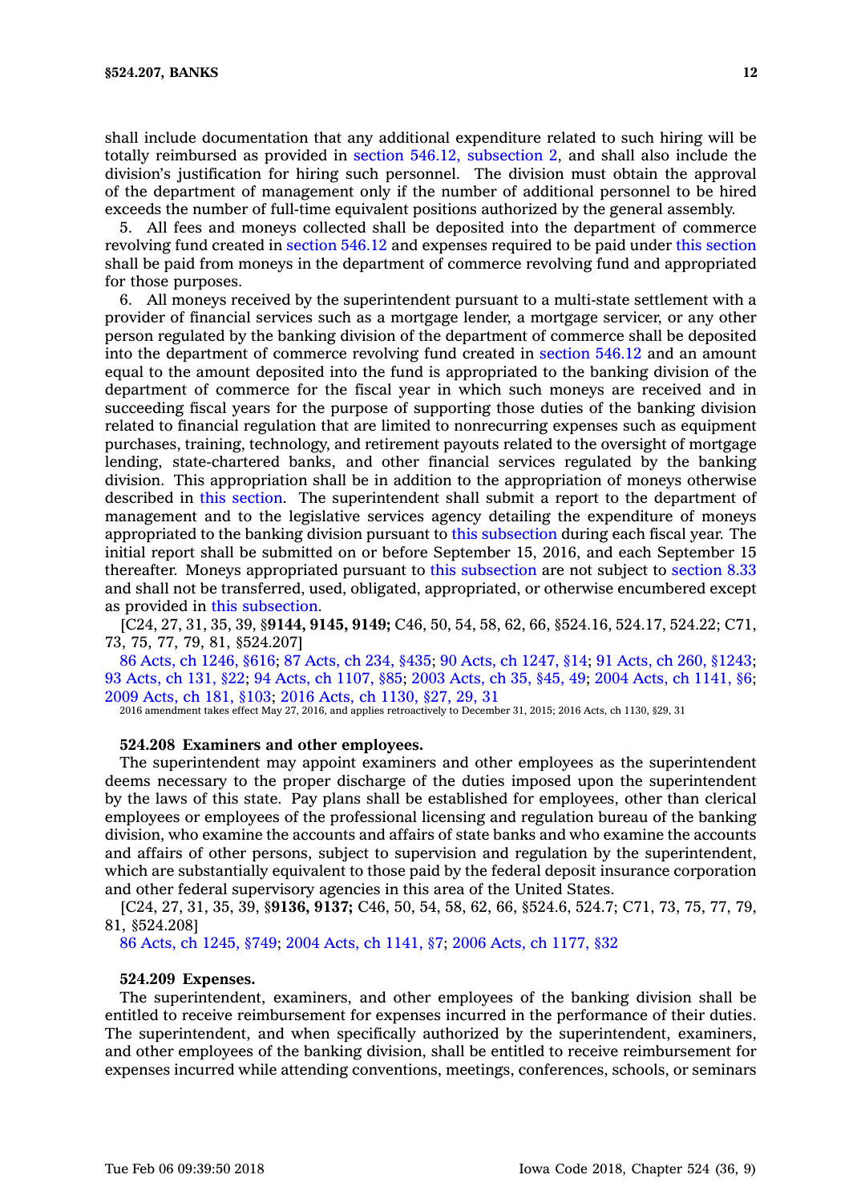shall include documentation that any additional expenditure related to such hiring will be totally reimbursed as provided in section 546.12, subsection 2, and shall also include the division's justification for hiring such personnel. The division must obtain the approval of the department of management only if the number of additional personnel to be hired exceeds the number of full-time equivalent positions authorized by the general assembly.

5. All fees and moneys collected shall be deposited into the department of commerce revolving fund created in section 546.12 and expenses required to be paid under this section shall be paid from moneys in the department of commerce revolving fund and appropriated for those purposes.

6. All moneys received by the superintendent pursuant to a multi-state settlement with a provider of financial services such as a mortgage lender, a mortgage servicer, or any other person regulated by the banking division of the department of commerce shall be deposited into the department of commerce revolving fund created in section 546.12 and an amount equal to the amount deposited into the fund is appropriated to the banking division of the department of commerce for the fiscal year in which such moneys are received and in succeeding fiscal years for the purpose of supporting those duties of the banking division related to financial regulation that are limited to nonrecurring expenses such as equipment purchases, training, technology, and retirement payouts related to the oversight of mortgage lending, state-chartered banks, and other financial services regulated by the banking division. This appropriation shall be in addition to the appropriation of moneys otherwise described in this section. The superintendent shall submit a report to the department of management and to the legislative services agency detailing the expenditure of moneys appropriated to the banking division pursuant to this subsection during each fiscal year. The initial report shall be submitted on or before September 15, 2016, and each September 15 thereafter. Moneys appropriated pursuant to this subsection are not subject to section 8.33 and shall not be transferred, used, obligated, appropriated, or otherwise encumbered except as provided in this subsection.

[C24, 27, 31, 35, 39, §**9144, 9145, 9149;** C46, 50, 54, 58, 62, 66, §524.16, 524.17, 524.22; C71, 73, 75, 77, 79, 81, §524.207]

86 Acts, ch 1246, §616; 87 Acts, ch 234, §435; 90 Acts, ch 1247, §14; 91 Acts, ch 260, §1243; 93 Acts, ch 131, §22; 94 Acts, ch 1107, §85; 2003 Acts, ch 35, §45, 49; 2004 Acts, ch 1141, §6; 2009 Acts, ch 181, §103; 2016 Acts, ch 1130, §27, 29, 31

2016 amendment takes effect May 27, 2016, and applies retroactively to December 31, 2015; 2016 Acts, ch 1130, §29, 31

**524.208 Examiners and other employees.**

The superintendent may appoint examiners and other employees as the superintendent deems necessary to the proper discharge of the duties imposed upon the superintendent by the laws of this state. Pay plans shall be established for employees, other than clerical employees or employees of the professional licensing and regulation bureau of the banking division, who examine the accounts and affairs of state banks and who examine the accounts and affairs of other persons, subject to supervision and regulation by the superintendent, which are substantially equivalent to those paid by the federal deposit insurance corporation and other federal supervisory agencies in this area of the United States.

[C24, 27, 31, 35, 39, §**9136, 9137;** C46, 50, 54, 58, 62, 66, §524.6, 524.7; C71, 73, 75, 77, 79, 81, §524.208]

86 Acts, ch 1245, §749; 2004 Acts, ch 1141, §7; 2006 Acts, ch 1177, §32

**524.209 Expenses.**

The superintendent, examiners, and other employees of the banking division shall be entitled to receive reimbursement for expenses incurred in the performance of their duties. The superintendent, and when specifically authorized by the superintendent, examiners, and other employees of the banking division, shall be entitled to receive reimbursement for expenses incurred while attending conventions, meetings, conferences, schools, or seminars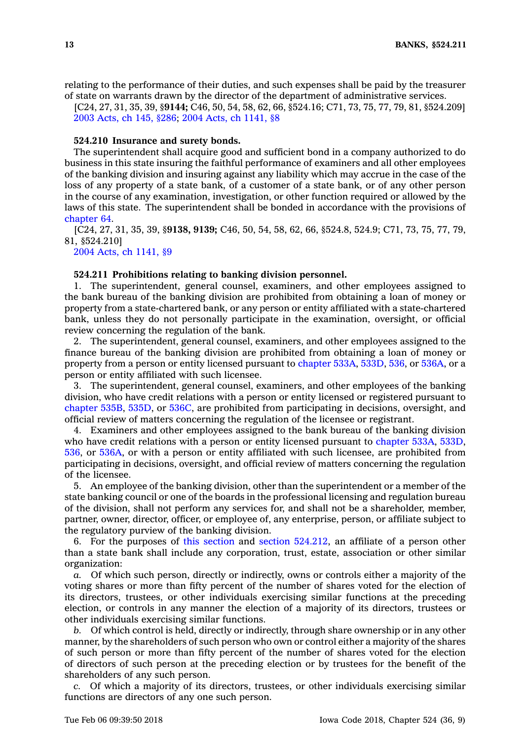relating to the performance of their duties, and such expenses shall be paid by the treasurer of state on warrants drawn by the director of the department of administrative services.

[C24, 27, 31, 35, 39, §**9144;** C46, 50, 54, 58, 62, 66, §524.16; C71, 73, 75, 77, 79, 81, §524.209]

2003 Acts, ch 145, §286; 2004 Acts, ch 1141, §8

**524.210 Insurance and surety bonds.**

The superintendent shall acquire good and sufficient bond in a company authorized to do business in this state insuring the faithful performance of examiners and all other employees of the banking division and insuring against any liability which may accrue in the case of the loss of any property of a state bank, of a customer of a state bank, or of any other person in the course of any examination, investigation, or other function required or allowed by the laws of this state. The superintendent shall be bonded in accordance with the provisions of chapter 64.

[C24, 27, 31, 35, 39, §**9138, 9139;** C46, 50, 54, 58, 62, 66, §524.8, 524.9; C71, 73, 75, 77, 79, 81, §524.210]

2004 Acts, ch 1141, §9

**524.211 Prohibitions relating to banking division personnel.**

1. The superintendent, general counsel, examiners, and other employees assigned to the bank bureau of the banking division are prohibited from obtaining a loan of money or property from a state-chartered bank, or any person or entity affiliated with a state-chartered bank, unless they do not personally participate in the examination, oversight, or official review concerning the regulation of the bank.

2. The superintendent, general counsel, examiners, and other employees assigned to the finance bureau of the banking division are prohibited from obtaining a loan of money or property from a person or entity licensed pursuant to chapter 533A, 533D, 536, or 536A, or a person or entity affiliated with such licensee.

3. The superintendent, general counsel, examiners, and other employees of the banking division, who have credit relations with a person or entity licensed or registered pursuant to chapter 535B, 535D, or 536C, are prohibited from participating in decisions, oversight, and official review of matters concerning the regulation of the licensee or registrant.

4. Examiners and other employees assigned to the bank bureau of the banking division who have credit relations with a person or entity licensed pursuant to chapter 533A, 533D, 536, or 536A, or with a person or entity affiliated with such licensee, are prohibited from participating in decisions, oversight, and official review of matters concerning the regulation of the licensee.

5. An employee of the banking division, other than the superintendent or a member of the state banking council or one of the boards in the professional licensing and regulation bureau of the division, shall not perform any services for, and shall not be a shareholder, member, partner, owner, director, officer, or employee of, any enterprise, person, or affiliate subject to the regulatory purview of the banking division.

6. For the purposes of this section and section 524.212, an affiliate of a person other than a state bank shall include any corporation, trust, estate, association or other similar organization:

*a.* Of which such person, directly or indirectly, owns or controls either a majority of the voting shares or more than fifty percent of the number of shares voted for the election of its directors, trustees, or other individuals exercising similar functions at the preceding election, or controls in any manner the election of a majority of its directors, trustees or other individuals exercising similar functions.

*b.* Of which control is held, directly or indirectly, through share ownership or in any other manner, by the shareholders of such person who own or control either a majority of the shares of such person or more than fifty percent of the number of shares voted for the election of directors of such person at the preceding election or by trustees for the benefit of the shareholders of any such person.

*c.* Of which a majority of its directors, trustees, or other individuals exercising similar functions are directors of any one such person.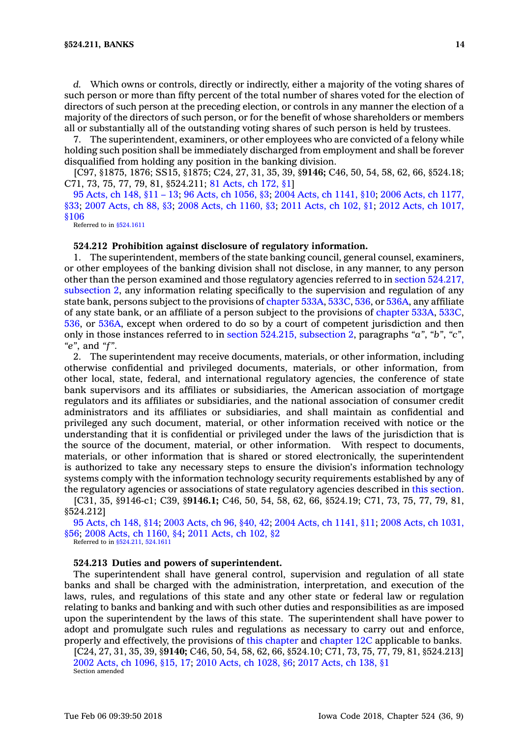*d.* Which owns or controls, directly or indirectly, either a majority of the voting shares of such person or more than fifty percent of the total number of shares voted for the election of directors of such person at the preceding election, or controls in any manner the election of a majority of the directors of such person, or for the benefit of whose shareholders or members all or substantially all of the outstanding voting shares of such person is held by trustees.

7. The superintendent, examiners, or other employees who are convicted of a felony while holding such position shall be immediately discharged from employment and shall be forever disqualified from holding any position in the banking division.

[C97, §1875, 1876; SS15, §1875; C24, 27, 31, 35, 39, §**9146;** C46, 50, 54, 58, 62, 66, §524.18; C71, 73, 75, 77, 79, 81, §524.211; 81 Acts, ch 172, §1]

95 Acts, ch 148, §11 – 13; 96 Acts, ch 1056, §3; 2004 Acts, ch 1141, §10; 2006 Acts, ch 1177, §33; 2007 Acts, ch 88, §3; 2008 Acts, ch 1160, §3; 2011 Acts, ch 102, §1; 2012 Acts, ch 1017, §106

Referred to in §524.1611

### 524.212 Prohibition against disclosure of regulatory information.

1. The superintendent, members of the state banking council, general counsel, examiners, or other employees of the banking division shall not disclose, in any manner, to any person other than the person examined and those regulatory agencies referred to in section 524.217, subsection 2, any information relating specifically to the supervision and regulation of any state bank, persons subject to the provisions of chapter 533A, 533C, 536, or 536A, any affiliate of any state bank, or an affiliate of a person subject to the provisions of chapter 533A, 533C, 536, or 536A, except when ordered to do so by a court of competent jurisdiction and then only in those instances referred to in section 524.215, subsection 2, paragraphs *"a"*, *"b"*, *"c"*, *"e"*, and *"f"*.

2. The superintendent may receive documents, materials, or other information, including otherwise confidential and privileged documents, materials, or other information, from other local, state, federal, and international regulatory agencies, the conference of state bank supervisors and its affiliates or subsidiaries, the American association of mortgage regulators and its affiliates or subsidiaries, and the national association of consumer credit administrators and its affiliates or subsidiaries, and shall maintain as confidential and privileged any such document, material, or other information received with notice or the understanding that it is confidential or privileged under the laws of the jurisdiction that is the source of the document, material, or other information. With respect to documents, materials, or other information that is shared or stored electronically, the superintendent is authorized to take any necessary steps to ensure the division's information technology systems comply with the information technology security requirements established by any of the regulatory agencies or associations of state regulatory agencies described in this section.

[C31, 35, §9146-c1; C39, §**9146.1;** C46, 50, 54, 58, 62, 66, §524.19; C71, 73, 75, 77, 79, 81, §524.212]

95 Acts, ch 148, §14; 2003 Acts, ch 96, §40, 42; 2004 Acts, ch 1141, §11; 2008 Acts, ch 1031, §56; 2008 Acts, ch 1160, §4; 2011 Acts, ch 102, §2

Referred to in §524.211, 524.1611

### 524.213 Duties and powers of superintendent.

The superintendent shall have general control, supervision and regulation of all state banks and shall be charged with the administration, interpretation, and execution of the laws, rules, and regulations of this state and any other state or federal law or regulation relating to banks and banking and with such other duties and responsibilities as are imposed upon the superintendent by the laws of this state. The superintendent shall have power to adopt and promulgate such rules and regulations as necessary to carry out and enforce, properly and effectively, the provisions of this chapter and chapter 12C applicable to banks.

[C24, 27, 31, 35, 39, §**9140;** C46, 50, 54, 58, 62, 66, §524.10; C71, 73, 75, 77, 79, 81, §524.213]

2002 Acts, ch 1096, §15, 17; 2010 Acts, ch 1028, §6; 2017 Acts, ch 138, §1

Section amended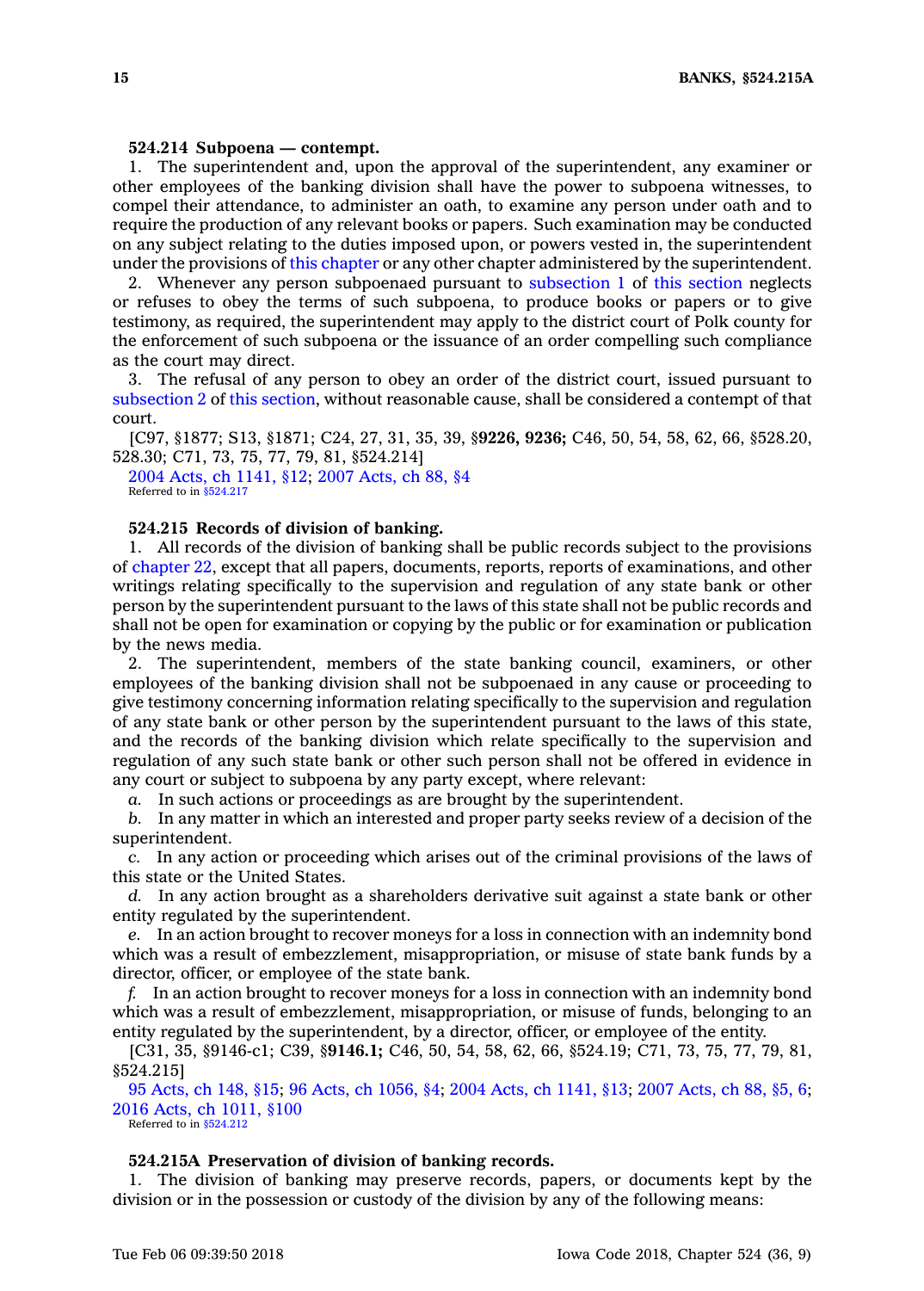### 524.214 Subpoena — contempt.

1. The superintendent and, upon the approval of the superintendent, any examiner or other employees of the banking division shall have the power to subpoena witnesses, to compel their attendance, to administer an oath, to examine any person under oath and to require the production of any relevant books or papers. Such examination may be conducted on any subject relating to the duties imposed upon, or powers vested in, the superintendent under the provisions of this chapter or any other chapter administered by the superintendent.

2. Whenever any person subpoenaed pursuant to subsection 1 of this section neglects or refuses to obey the terms of such subpoena, to produce books or papers or to give testimony, as required, the superintendent may apply to the district court of Polk county for the enforcement of such subpoena or the issuance of an order compelling such compliance as the court may direct.

3. The refusal of any person to obey an order of the district court, issued pursuant to subsection 2 of this section, without reasonable cause, shall be considered a contempt of that court.

[C97, §1877; S13, §1871; C24, 27, 31, 35, 39, §**9226, 9236;** C46, 50, 54, 58, 62, 66, §528.20, 528.30; C71, 73, 75, 77, 79, 81, §524.214]

2004 Acts, ch 1141, §12; 2007 Acts, ch 88, §4

Referred to in §524.217

### 524.215 Records of division of banking.

1. All records of the division of banking shall be public records subject to the provisions of chapter 22, except that all papers, documents, reports, reports of examinations, and other writings relating specifically to the supervision and regulation of any state bank or other person by the superintendent pursuant to the laws of this state shall not be public records and shall not be open for examination or copying by the public or for examination or publication by the news media.

2. The superintendent, members of the state banking council, examiners, or other employees of the banking division shall not be subpoenaed in any cause or proceeding to give testimony concerning information relating specifically to the supervision and regulation of any state bank or other person by the superintendent pursuant to the laws of this state, and the records of the banking division which relate specifically to the supervision and regulation of any such state bank or other such person shall not be offered in evidence in any court or subject to subpoena by any party except, where relevant:

*a.* In such actions or proceedings as are brought by the superintendent.

*b.* In any matter in which an interested and proper party seeks review of a decision of the superintendent.

*c.* In any action or proceeding which arises out of the criminal provisions of the laws of this state or the United States.

*d.* In any action brought as a shareholders derivative suit against a state bank or other entity regulated by the superintendent.

*e.* In an action brought to recover moneys for a loss in connection with an indemnity bond which was a result of embezzlement, misappropriation, or misuse of state bank funds by a director, officer, or employee of the state bank.

*f.* In an action brought to recover moneys for a loss in connection with an indemnity bond which was a result of embezzlement, misappropriation, or misuse of funds, belonging to an entity regulated by the superintendent, by a director, officer, or employee of the entity.

[C31, 35, §9146-c1; C39, §**9146.1;** C46, 50, 54, 58, 62, 66, §524.19; C71, 73, 75, 77, 79, 81, §524.215]

95 Acts, ch 148, §15; 96 Acts, ch 1056, §4; 2004 Acts, ch 1141, §13; 2007 Acts, ch 88, §5, 6; 2016 Acts, ch 1011, §100

Referred to in §524.212

### 524.215A Preservation of division of banking records.

1. The division of banking may preserve records, papers, or documents kept by the division or in the possession or custody of the division by any of the following means: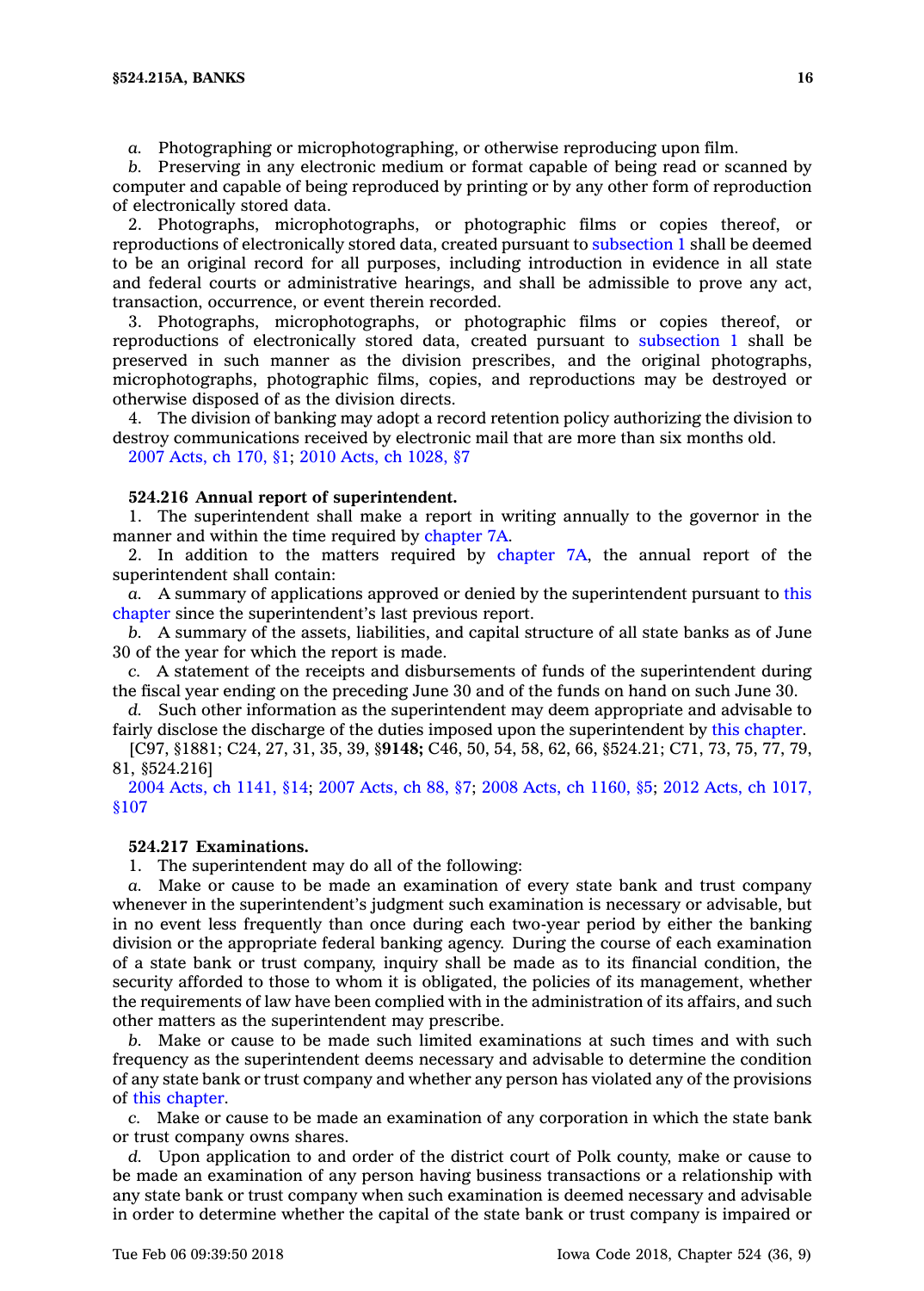*a.* Photographing or microphotographing, or otherwise reproducing upon film.

*b.* Preserving in any electronic medium or format capable of being read or scanned by computer and capable of being reproduced by printing or by any other form of reproduction of electronically stored data.

2. Photographs, microphotographs, or photographic films or copies thereof, or reproductions of electronically stored data, created pursuant to subsection 1 shall be deemed to be an original record for all purposes, including introduction in evidence in all state and federal courts or administrative hearings, and shall be admissible to prove any act, transaction, occurrence, or event therein recorded.

3. Photographs, microphotographs, or photographic films or copies thereof, or reproductions of electronically stored data, created pursuant to subsection 1 shall be preserved in such manner as the division prescribes, and the original photographs, microphotographs, photographic films, copies, and reproductions may be destroyed or otherwise disposed of as the division directs.

4. The division of banking may adopt a record retention policy authorizing the division to destroy communications received by electronic mail that are more than six months old.

2007 Acts, ch 170, §1; 2010 Acts, ch 1028, §7

**524.216 Annual report of superintendent.**

1. The superintendent shall make a report in writing annually to the governor in the manner and within the time required by chapter 7A.

2. In addition to the matters required by chapter 7A, the annual report of the superintendent shall contain:

*a.* A summary of applications approved or denied by the superintendent pursuant to this chapter since the superintendent's last previous report.

*b.* A summary of the assets, liabilities, and capital structure of all state banks as of June 30 of the year for which the report is made.

*c.* A statement of the receipts and disbursements of funds of the superintendent during the fiscal year ending on the preceding June 30 and of the funds on hand on such June 30.

*d.* Such other information as the superintendent may deem appropriate and advisable to fairly disclose the discharge of the duties imposed upon the superintendent by this chapter.

[C97, §1881; C24, 27, 31, 35, 39, §**9148;** C46, 50, 54, 58, 62, 66, §524.21; C71, 73, 75, 77, 79, 81, §524.216]

2004 Acts, ch 1141, §14; 2007 Acts, ch 88, §7; 2008 Acts, ch 1160, §5; 2012 Acts, ch 1017, §107

**524.217 Examinations.**

1. The superintendent may do all of the following:

*a.* Make or cause to be made an examination of every state bank and trust company whenever in the superintendent's judgment such examination is necessary or advisable, but in no event less frequently than once during each two-year period by either the banking division or the appropriate federal banking agency. During the course of each examination of a state bank or trust company, inquiry shall be made as to its financial condition, the security afforded to those to whom it is obligated, the policies of its management, whether the requirements of law have been complied with in the administration of its affairs, and such other matters as the superintendent may prescribe.

*b.* Make or cause to be made such limited examinations at such times and with such frequency as the superintendent deems necessary and advisable to determine the condition of any state bank or trust company and whether any person has violated any of the provisions of this chapter.

*c.* Make or cause to be made an examination of any corporation in which the state bank or trust company owns shares.

*d.* Upon application to and order of the district court of Polk county, make or cause to be made an examination of any person having business transactions or a relationship with any state bank or trust company when such examination is deemed necessary and advisable in order to determine whether the capital of the state bank or trust company is impaired or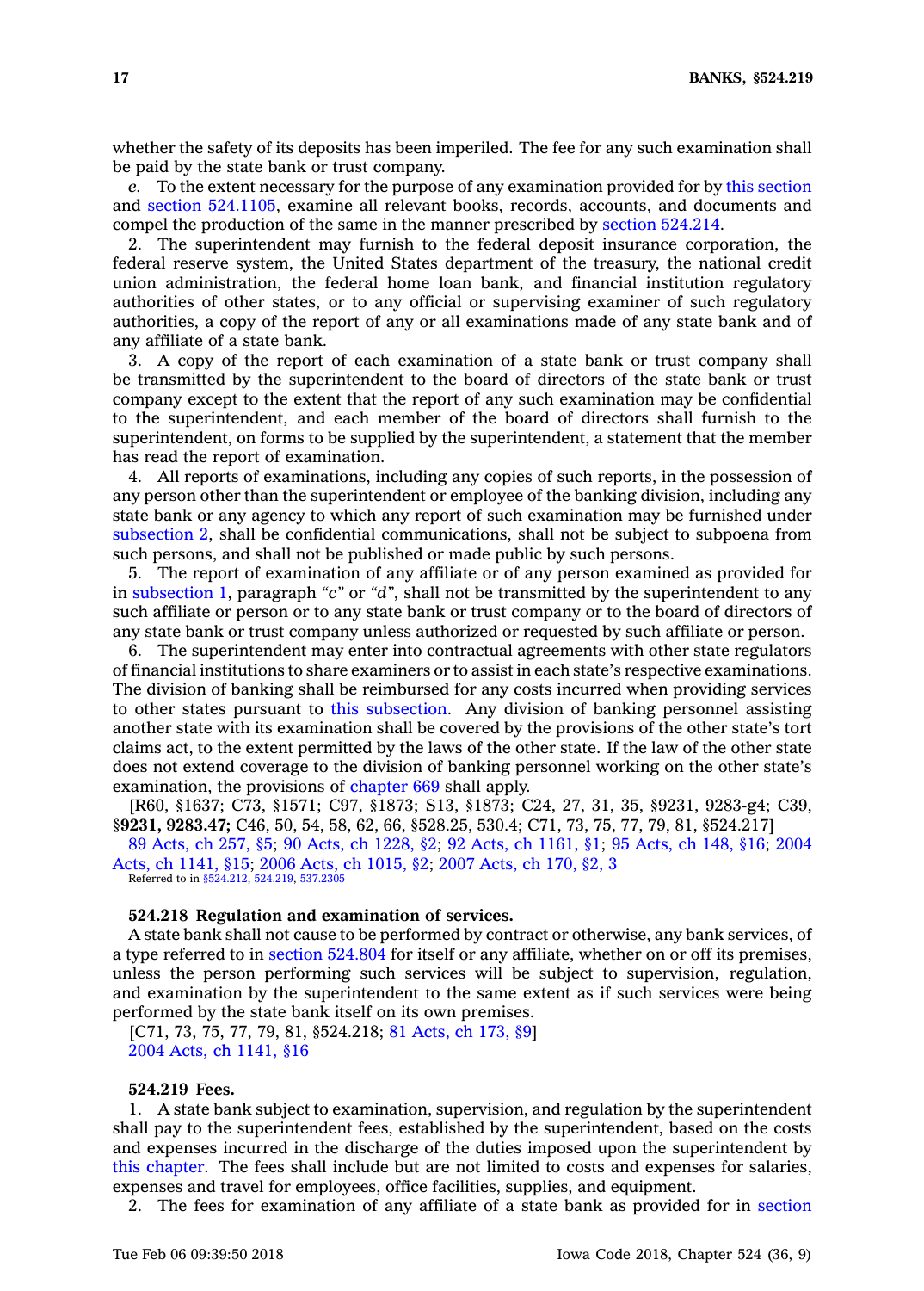whether the safety of its deposits has been imperiled. The fee for any such examination shall be paid by the state bank or trust company.

*e.* To the extent necessary for the purpose of any examination provided for by this section and section 524.1105, examine all relevant books, records, accounts, and documents and compel the production of the same in the manner prescribed by section 524.214.

2. The superintendent may furnish to the federal deposit insurance corporation, the federal reserve system, the United States department of the treasury, the national credit union administration, the federal home loan bank, and financial institution regulatory authorities of other states, or to any official or supervising examiner of such regulatory authorities, a copy of the report of any or all examinations made of any state bank and of any affiliate of a state bank.

3. A copy of the report of each examination of a state bank or trust company shall be transmitted by the superintendent to the board of directors of the state bank or trust company except to the extent that the report of any such examination may be confidential to the superintendent, and each member of the board of directors shall furnish to the superintendent, on forms to be supplied by the superintendent, a statement that the member has read the report of examination.

4. All reports of examinations, including any copies of such reports, in the possession of any person other than the superintendent or employee of the banking division, including any state bank or any agency to which any report of such examination may be furnished under subsection 2, shall be confidential communications, shall not be subject to subpoena from such persons, and shall not be published or made public by such persons.

5. The report of examination of any affiliate or of any person examined as provided for in subsection 1, paragraph *"c"* or *"d"*, shall not be transmitted by the superintendent to any such affiliate or person or to any state bank or trust company or to the board of directors of any state bank or trust company unless authorized or requested by such affiliate or person.

6. The superintendent may enter into contractual agreements with other state regulators of financial institutions to share examiners or to assist in each state's respective examinations. The division of banking shall be reimbursed for any costs incurred when providing services to other states pursuant to this subsection. Any division of banking personnel assisting another state with its examination shall be covered by the provisions of the other state's tort claims act, to the extent permitted by the laws of the other state. If the law of the other state does not extend coverage to the division of banking personnel working on the other state's examination, the provisions of chapter 669 shall apply.

[R60, §1637; C73, §1571; C97, §1873; S13, §1873; C24, 27, 31, 35, §9231, 9283-g4; C39, §**9231, 9283.47;** C46, 50, 54, 58, 62, 66, §528.25, 530.4; C71, 73, 75, 77, 79, 81, §524.217]

89 Acts, ch 257, §5; 90 Acts, ch 1228, §2; 92 Acts, ch 1161, §1; 95 Acts, ch 148, §16; 2004 Acts, ch 1141, §15; 2006 Acts, ch 1015, §2; 2007 Acts, ch 170, §2, 3

Referred to in §524.212, 524.219, 537.2305

**524.218 Regulation and examination of services.**

A state bank shall not cause to be performed by contract or otherwise, any bank services, of a type referred to in section 524.804 for itself or any affiliate, whether on or off its premises, unless the person performing such services will be subject to supervision, regulation, and examination by the superintendent to the same extent as if such services were being performed by the state bank itself on its own premises.

[C71, 73, 75, 77, 79, 81, §524.218; 81 Acts, ch 173, §9]

2004 Acts, ch 1141, §16

**524.219 Fees.**

1. A state bank subject to examination, supervision, and regulation by the superintendent shall pay to the superintendent fees, established by the superintendent, based on the costs and expenses incurred in the discharge of the duties imposed upon the superintendent by this chapter. The fees shall include but are not limited to costs and expenses for salaries, expenses and travel for employees, office facilities, supplies, and equipment.

2. The fees for examination of any affiliate of a state bank as provided for in section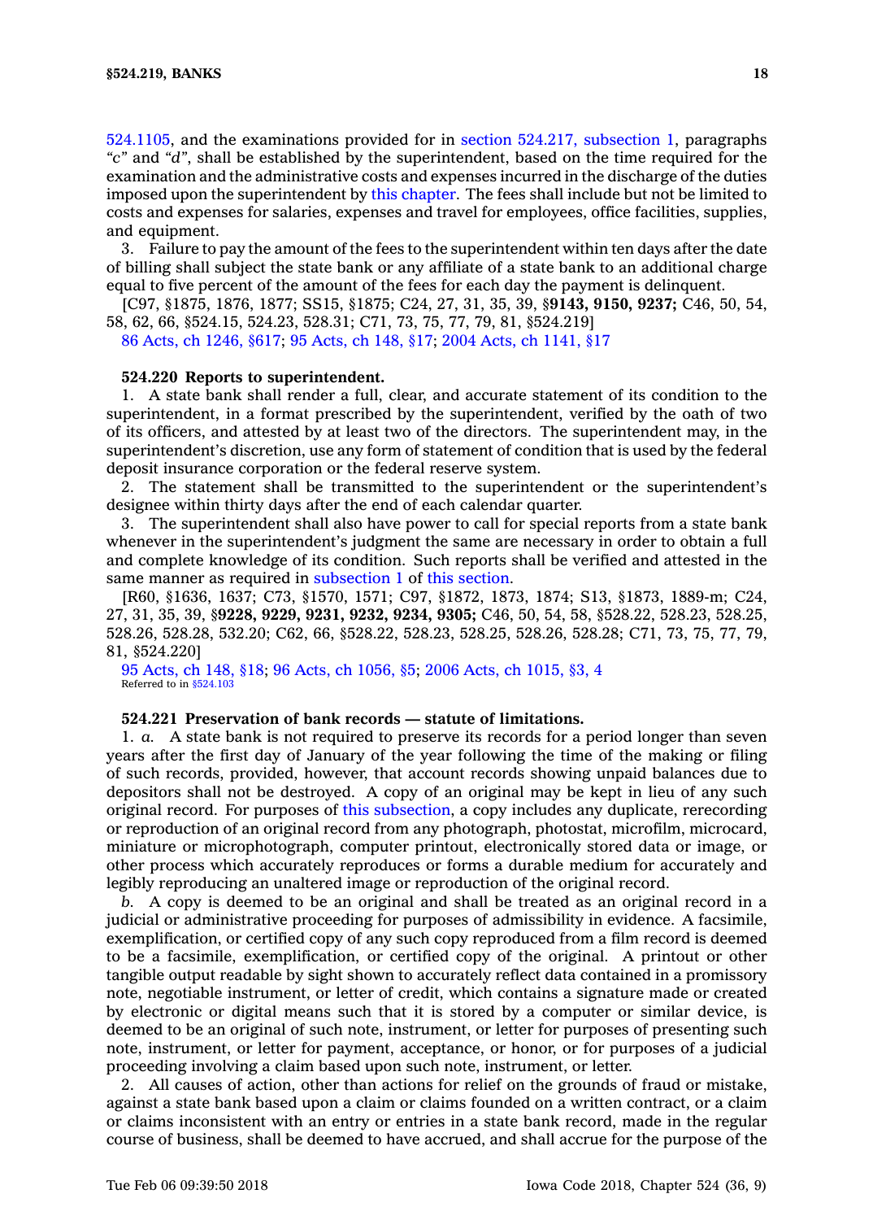524.1105, and the examinations provided for in section 524.217, subsection 1, paragraphs *"c"* and *"d"*, shall be established by the superintendent, based on the time required for the examination and the administrative costs and expenses incurred in the discharge of the duties imposed upon the superintendent by this chapter. The fees shall include but not be limited to costs and expenses for salaries, expenses and travel for employees, office facilities, supplies, and equipment.

3. Failure to pay the amount of the fees to the superintendent within ten days after the date of billing shall subject the state bank or any affiliate of a state bank to an additional charge equal to five percent of the amount of the fees for each day the payment is delinquent.

[C97, §1875, 1876, 1877; SS15, §1875; C24, 27, 31, 35, 39, §**9143, 9150, 9237;** C46, 50, 54, 58, 62, 66, §524.15, 524.23, 528.31; C71, 73, 75, 77, 79, 81, §524.219]

86 Acts, ch 1246, §617; 95 Acts, ch 148, §17; 2004 Acts, ch 1141, §17

**524.220 Reports to superintendent.**

1. A state bank shall render a full, clear, and accurate statement of its condition to the superintendent, in a format prescribed by the superintendent, verified by the oath of two of its officers, and attested by at least two of the directors. The superintendent may, in the superintendent's discretion, use any form of statement of condition that is used by the federal deposit insurance corporation or the federal reserve system.

2. The statement shall be transmitted to the superintendent or the superintendent's designee within thirty days after the end of each calendar quarter.

3. The superintendent shall also have power to call for special reports from a state bank whenever in the superintendent's judgment the same are necessary in order to obtain a full and complete knowledge of its condition. Such reports shall be verified and attested in the same manner as required in subsection 1 of this section.

[R60, §1636, 1637; C73, §1570, 1571; C97, §1872, 1873, 1874; S13, §1873, 1889-m; C24, 27, 31, 35, 39, §**9228, 9229, 9231, 9232, 9234, 9305;** C46, 50, 54, 58, §528.22, 528.23, 528.25, 528.26, 528.28, 532.20; C62, 66, §528.22, 528.23, 528.25, 528.26, 528.28; C71, 73, 75, 77, 79, 81, §524.220]

95 Acts, ch 148, §18; 96 Acts, ch 1056, §5; 2006 Acts, ch 1015, §3, 4

Referred to in §524.103

**524.221 Preservation of bank records — statute of limitations.**

1. *a.* A state bank is not required to preserve its records for a period longer than seven years after the first day of January of the year following the time of the making or filing of such records, provided, however, that account records showing unpaid balances due to depositors shall not be destroyed. A copy of an original may be kept in lieu of any such original record. For purposes of this subsection, a copy includes any duplicate, rerecording or reproduction of an original record from any photograph, photostat, microfilm, microcard, miniature or microphotograph, computer printout, electronically stored data or image, or other process which accurately reproduces or forms a durable medium for accurately and legibly reproducing an unaltered image or reproduction of the original record.

*b.* A copy is deemed to be an original and shall be treated as an original record in a judicial or administrative proceeding for purposes of admissibility in evidence. A facsimile, exemplification, or certified copy of any such copy reproduced from a film record is deemed to be a facsimile, exemplification, or certified copy of the original. A printout or other tangible output readable by sight shown to accurately reflect data contained in a promissory note, negotiable instrument, or letter of credit, which contains a signature made or created by electronic or digital means such that it is stored by a computer or similar device, is deemed to be an original of such note, instrument, or letter for purposes of presenting such note, instrument, or letter for payment, acceptance, or honor, or for purposes of a judicial proceeding involving a claim based upon such note, instrument, or letter.

2. All causes of action, other than actions for relief on the grounds of fraud or mistake, against a state bank based upon a claim or claims founded on a written contract, or a claim or claims inconsistent with an entry or entries in a state bank record, made in the regular course of business, shall be deemed to have accrued, and shall accrue for the purpose of the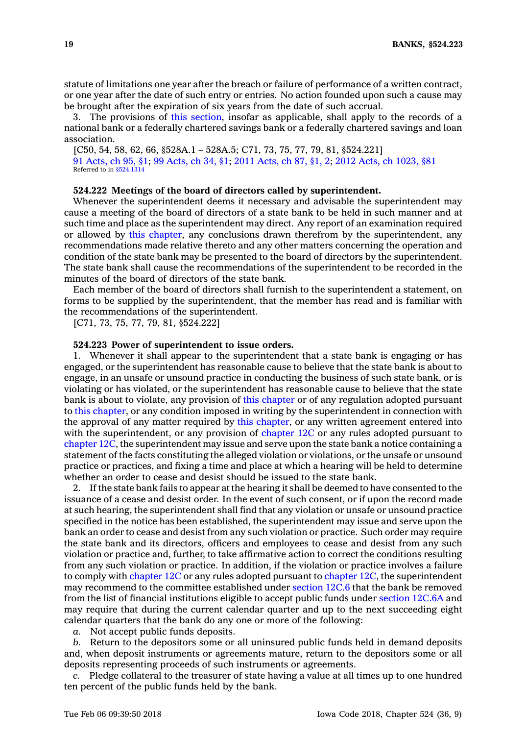statute of limitations one year after the breach or failure of performance of a written contract, or one year after the date of such entry or entries. No action founded upon such a cause may be brought after the expiration of six years from the date of such accrual.

3. The provisions of this section, insofar as applicable, shall apply to the records of a national bank or a federally chartered savings bank or a federally chartered savings and loan association.

[C50, 54, 58, 62, 66, §528A.1 – 528A.5; C71, 73, 75, 77, 79, 81, §524.221]

91 Acts, ch 95, §1; 99 Acts, ch 34, §1; 2011 Acts, ch 87, §1, 2; 2012 Acts, ch 1023, §81

Referred to in §524.1314

**524.222 Meetings of the board of directors called by superintendent.**

Whenever the superintendent deems it necessary and advisable the superintendent may cause a meeting of the board of directors of a state bank to be held in such manner and at such time and place as the superintendent may direct. Any report of an examination required or allowed by this chapter, any conclusions drawn therefrom by the superintendent, any recommendations made relative thereto and any other matters concerning the operation and condition of the state bank may be presented to the board of directors by the superintendent. The state bank shall cause the recommendations of the superintendent to be recorded in the minutes of the board of directors of the state bank.

Each member of the board of directors shall furnish to the superintendent a statement, on forms to be supplied by the superintendent, that the member has read and is familiar with the recommendations of the superintendent.

[C71, 73, 75, 77, 79, 81, §524.222]

**524.223 Power of superintendent to issue orders.**

1. Whenever it shall appear to the superintendent that a state bank is engaging or has engaged, or the superintendent has reasonable cause to believe that the state bank is about to engage, in an unsafe or unsound practice in conducting the business of such state bank, or is violating or has violated, or the superintendent has reasonable cause to believe that the state bank is about to violate, any provision of this chapter or of any regulation adopted pursuant to this chapter, or any condition imposed in writing by the superintendent in connection with the approval of any matter required by this chapter, or any written agreement entered into with the superintendent, or any provision of chapter 12C or any rules adopted pursuant to chapter 12C, the superintendent may issue and serve upon the state bank a notice containing a statement of the facts constituting the alleged violation or violations, or the unsafe or unsound practice or practices, and fixing a time and place at which a hearing will be held to determine whether an order to cease and desist should be issued to the state bank.

2. If the state bank fails to appear at the hearing it shall be deemed to have consented to the issuance of a cease and desist order. In the event of such consent, or if upon the record made at such hearing, the superintendent shall find that any violation or unsafe or unsound practice specified in the notice has been established, the superintendent may issue and serve upon the bank an order to cease and desist from any such violation or practice. Such order may require the state bank and its directors, officers and employees to cease and desist from any such violation or practice and, further, to take affirmative action to correct the conditions resulting from any such violation or practice. In addition, if the violation or practice involves a failure to comply with chapter 12C or any rules adopted pursuant to chapter 12C, the superintendent may recommend to the committee established under section 12C.6 that the bank be removed from the list of financial institutions eligible to accept public funds under section 12C.6A and may require that during the current calendar quarter and up to the next succeeding eight calendar quarters that the bank do any one or more of the following:

*a.* Not accept public funds deposits.

*b.* Return to the depositors some or all uninsured public funds held in demand deposits and, when deposit instruments or agreements mature, return to the depositors some or all deposits representing proceeds of such instruments or agreements.

*c.* Pledge collateral to the treasurer of state having a value at all times up to one hundred ten percent of the public funds held by the bank.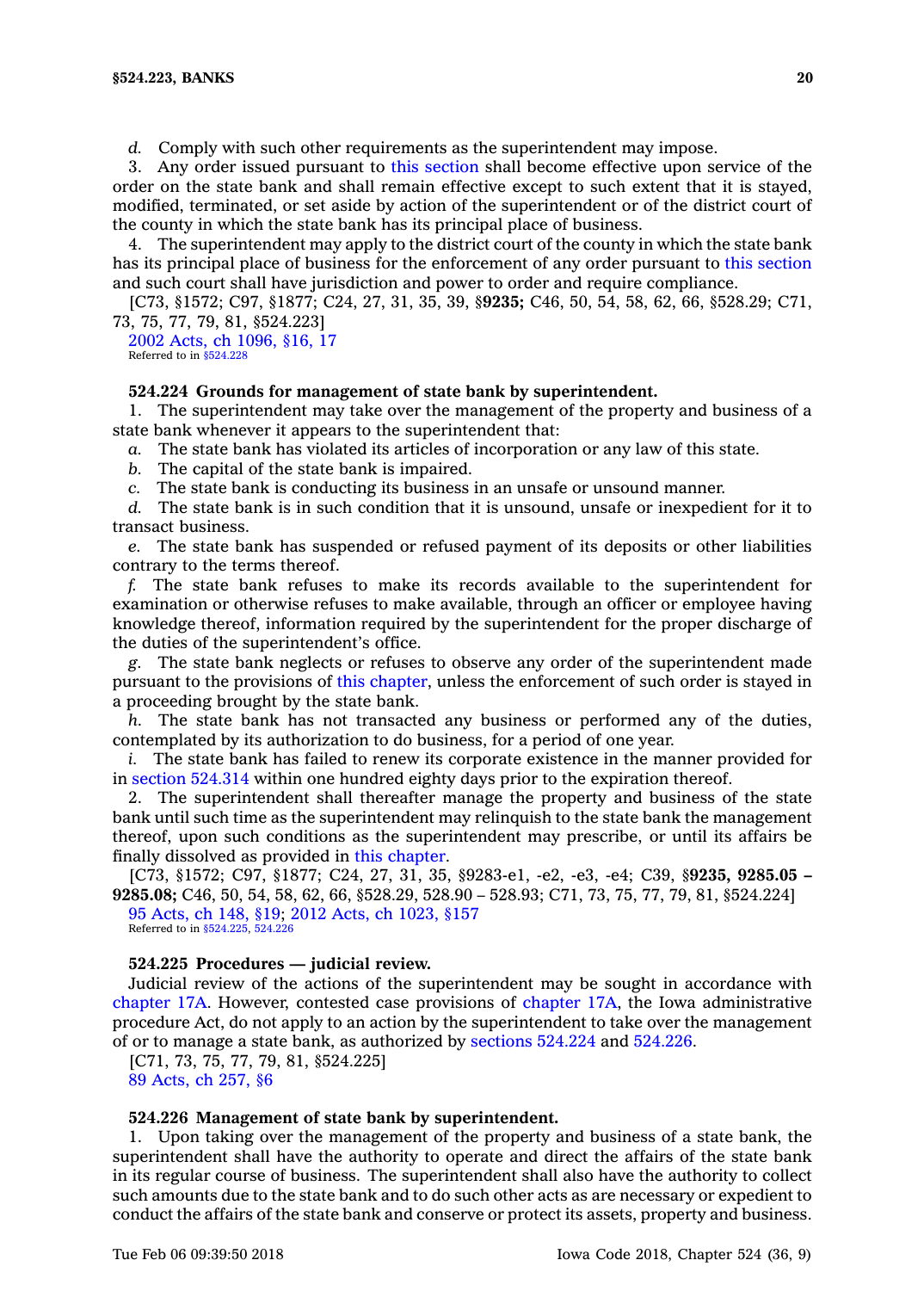*d.* Comply with such other requirements as the superintendent may impose.

3. Any order issued pursuant to this section shall become effective upon service of the order on the state bank and shall remain effective except to such extent that it is stayed, modified, terminated, or set aside by action of the superintendent or of the district court of the county in which the state bank has its principal place of business.

4. The superintendent may apply to the district court of the county in which the state bank has its principal place of business for the enforcement of any order pursuant to this section and such court shall have jurisdiction and power to order and require compliance.

[C73, §1572; C97, §1877; C24, 27, 31, 35, 39, §**9235;** C46, 50, 54, 58, 62, 66, §528.29; C71, 73, 75, 77, 79, 81, §524.223]

2002 Acts, ch 1096, §16, 17

Referred to in §524.228

**524.224 Grounds for management of state bank by superintendent.**

1. The superintendent may take over the management of the property and business of a state bank whenever it appears to the superintendent that:

*a.* The state bank has violated its articles of incorporation or any law of this state.

*b.* The capital of the state bank is impaired.

*c.* The state bank is conducting its business in an unsafe or unsound manner.

*d.* The state bank is in such condition that it is unsound, unsafe or inexpedient for it to transact business.

*e.* The state bank has suspended or refused payment of its deposits or other liabilities contrary to the terms thereof.

*f.* The state bank refuses to make its records available to the superintendent for examination or otherwise refuses to make available, through an officer or employee having knowledge thereof, information required by the superintendent for the proper discharge of the duties of the superintendent's office.

*g.* The state bank neglects or refuses to observe any order of the superintendent made pursuant to the provisions of this chapter, unless the enforcement of such order is stayed in a proceeding brought by the state bank.

*h.* The state bank has not transacted any business or performed any of the duties, contemplated by its authorization to do business, for a period of one year.

*i.* The state bank has failed to renew its corporate existence in the manner provided for in section 524.314 within one hundred eighty days prior to the expiration thereof.

2. The superintendent shall thereafter manage the property and business of the state bank until such time as the superintendent may relinquish to the state bank the management thereof, upon such conditions as the superintendent may prescribe, or until its affairs be finally dissolved as provided in this chapter.

[C73, §1572; C97, §1877; C24, 27, 31, 35, §9283-e1, -e2, -e3, -e4; C39, §**9235, 9285.05 – 9285.08;** C46, 50, 54, 58, 62, 66, §528.29, 528.90 – 528.93; C71, 73, 75, 77, 79, 81, §524.224]

95 Acts, ch 148, §19; 2012 Acts, ch 1023, §157

Referred to in §524.225, 524.226

**524.225 Procedures — judicial review.**

Judicial review of the actions of the superintendent may be sought in accordance with chapter 17A. However, contested case provisions of chapter 17A, the Iowa administrative procedure Act, do not apply to an action by the superintendent to take over the management of or to manage a state bank, as authorized by sections 524.224 and 524.226.

[C71, 73, 75, 77, 79, 81, §524.225]

89 Acts, ch 257, §6

**524.226 Management of state bank by superintendent.**

1. Upon taking over the management of the property and business of a state bank, the superintendent shall have the authority to operate and direct the affairs of the state bank in its regular course of business. The superintendent shall also have the authority to collect such amounts due to the state bank and to do such other acts as are necessary or expedient to conduct the affairs of the state bank and conserve or protect its assets, property and business.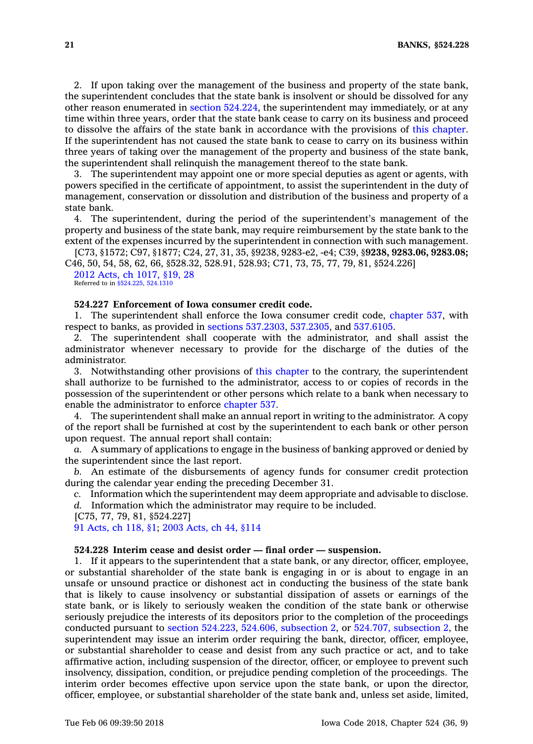2. If upon taking over the management of the business and property of the state bank, the superintendent concludes that the state bank is insolvent or should be dissolved for any other reason enumerated in section 524.224, the superintendent may immediately, or at any time within three years, order that the state bank cease to carry on its business and proceed to dissolve the affairs of the state bank in accordance with the provisions of this chapter. If the superintendent has not caused the state bank to cease to carry on its business within three years of taking over the management of the property and business of the state bank, the superintendent shall relinquish the management thereof to the state bank.

3. The superintendent may appoint one or more special deputies as agent or agents, with powers specified in the certificate of appointment, to assist the superintendent in the duty of management, conservation or dissolution and distribution of the business and property of a state bank.

4. The superintendent, during the period of the superintendent's management of the property and business of the state bank, may require reimbursement by the state bank to the extent of the expenses incurred by the superintendent in connection with such management.

[C73, §1572; C97, §1877; C24, 27, 31, 35, §9238, 9283-e2, -e4; C39, §**9238, 9283.06, 9283.08;** C46, 50, 54, 58, 62, 66, §528.32, 528.91, 528.93; C71, 73, 75, 77, 79, 81, §524.226]

2012 Acts, ch 1017, §19, 28

Referred to in §524.225, 524.1310

**524.227 Enforcement of Iowa consumer credit code.**

1. The superintendent shall enforce the Iowa consumer credit code, chapter 537, with respect to banks, as provided in sections 537.2303, 537.2305, and 537.6105.

2. The superintendent shall cooperate with the administrator, and shall assist the administrator whenever necessary to provide for the discharge of the duties of the administrator.

3. Notwithstanding other provisions of this chapter to the contrary, the superintendent shall authorize to be furnished to the administrator, access to or copies of records in the possession of the superintendent or other persons which relate to a bank when necessary to enable the administrator to enforce chapter 537.

4. The superintendent shall make an annual report in writing to the administrator. A copy of the report shall be furnished at cost by the superintendent to each bank or other person upon request. The annual report shall contain:

*a.* A summary of applications to engage in the business of banking approved or denied by the superintendent since the last report.

*b.* An estimate of the disbursements of agency funds for consumer credit protection during the calendar year ending the preceding December 31.

*c.* Information which the superintendent may deem appropriate and advisable to disclose.

*d.* Information which the administrator may require to be included.

[C75, 77, 79, 81, §524.227]

91 Acts, ch 118, §1; 2003 Acts, ch 44, §114

**524.228 Interim cease and desist order — final order — suspension.**

1. If it appears to the superintendent that a state bank, or any director, officer, employee, or substantial shareholder of the state bank is engaging in or is about to engage in an unsafe or unsound practice or dishonest act in conducting the business of the state bank that is likely to cause insolvency or substantial dissipation of assets or earnings of the state bank, or is likely to seriously weaken the condition of the state bank or otherwise seriously prejudice the interests of its depositors prior to the completion of the proceedings conducted pursuant to section 524.223, 524.606, subsection 2, or 524.707, subsection 2, the superintendent may issue an interim order requiring the bank, director, officer, employee, or substantial shareholder to cease and desist from any such practice or act, and to take affirmative action, including suspension of the director, officer, or employee to prevent such insolvency, dissipation, condition, or prejudice pending completion of the proceedings. The interim order becomes effective upon service upon the state bank, or upon the director, officer, employee, or substantial shareholder of the state bank and, unless set aside, limited,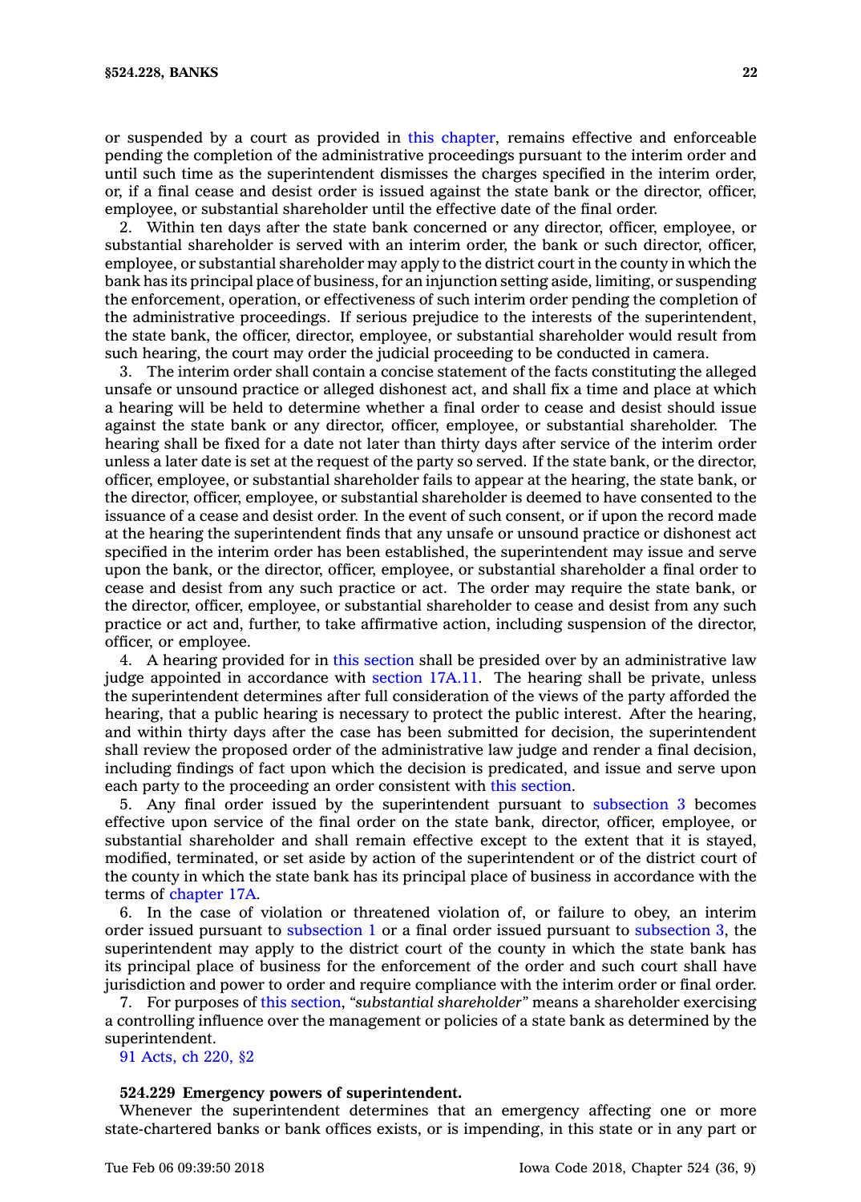or suspended by a court as provided in this chapter, remains effective and enforceable pending the completion of the administrative proceedings pursuant to the interim order and until such time as the superintendent dismisses the charges specified in the interim order, or, if a final cease and desist order is issued against the state bank or the director, officer, employee, or substantial shareholder until the effective date of the final order.

2. Within ten days after the state bank concerned or any director, officer, employee, or substantial shareholder is served with an interim order, the bank or such director, officer, employee, or substantial shareholder may apply to the district court in the county in which the bank has its principal place of business, for an injunction setting aside, limiting, or suspending the enforcement, operation, or effectiveness of such interim order pending the completion of the administrative proceedings. If serious prejudice to the interests of the superintendent, the state bank, the officer, director, employee, or substantial shareholder would result from such hearing, the court may order the judicial proceeding to be conducted in camera.

3. The interim order shall contain a concise statement of the facts constituting the alleged unsafe or unsound practice or alleged dishonest act, and shall fix a time and place at which a hearing will be held to determine whether a final order to cease and desist should issue against the state bank or any director, officer, employee, or substantial shareholder. The hearing shall be fixed for a date not later than thirty days after service of the interim order unless a later date is set at the request of the party so served. If the state bank, or the director, officer, employee, or substantial shareholder fails to appear at the hearing, the state bank, or the director, officer, employee, or substantial shareholder is deemed to have consented to the issuance of a cease and desist order. In the event of such consent, or if upon the record made at the hearing the superintendent finds that any unsafe or unsound practice or dishonest act specified in the interim order has been established, the superintendent may issue and serve upon the bank, or the director, officer, employee, or substantial shareholder a final order to cease and desist from any such practice or act. The order may require the state bank, or the director, officer, employee, or substantial shareholder to cease and desist from any such practice or act and, further, to take affirmative action, including suspension of the director, officer, or employee.

4. A hearing provided for in this section shall be presided over by an administrative law judge appointed in accordance with section 17A.11. The hearing shall be private, unless the superintendent determines after full consideration of the views of the party afforded the hearing, that a public hearing is necessary to protect the public interest. After the hearing, and within thirty days after the case has been submitted for decision, the superintendent shall review the proposed order of the administrative law judge and render a final decision, including findings of fact upon which the decision is predicated, and issue and serve upon each party to the proceeding an order consistent with this section.

5. Any final order issued by the superintendent pursuant to subsection 3 becomes effective upon service of the final order on the state bank, director, officer, employee, or substantial shareholder and shall remain effective except to the extent that it is stayed, modified, terminated, or set aside by action of the superintendent or of the district court of the county in which the state bank has its principal place of business in accordance with the terms of chapter 17A.

6. In the case of violation or threatened violation of, or failure to obey, an interim order issued pursuant to subsection 1 or a final order issued pursuant to subsection 3, the superintendent may apply to the district court of the county in which the state bank has its principal place of business for the enforcement of the order and such court shall have jurisdiction and power to order and require compliance with the interim order or final order.

7. For purposes of this section, *"substantial shareholder"* means a shareholder exercising a controlling influence over the management or policies of a state bank as determined by the superintendent.

91 Acts, ch 220, §2

**524.229 Emergency powers of superintendent.**

Whenever the superintendent determines that an emergency affecting one or more state-chartered banks or bank offices exists, or is impending, in this state or in any part or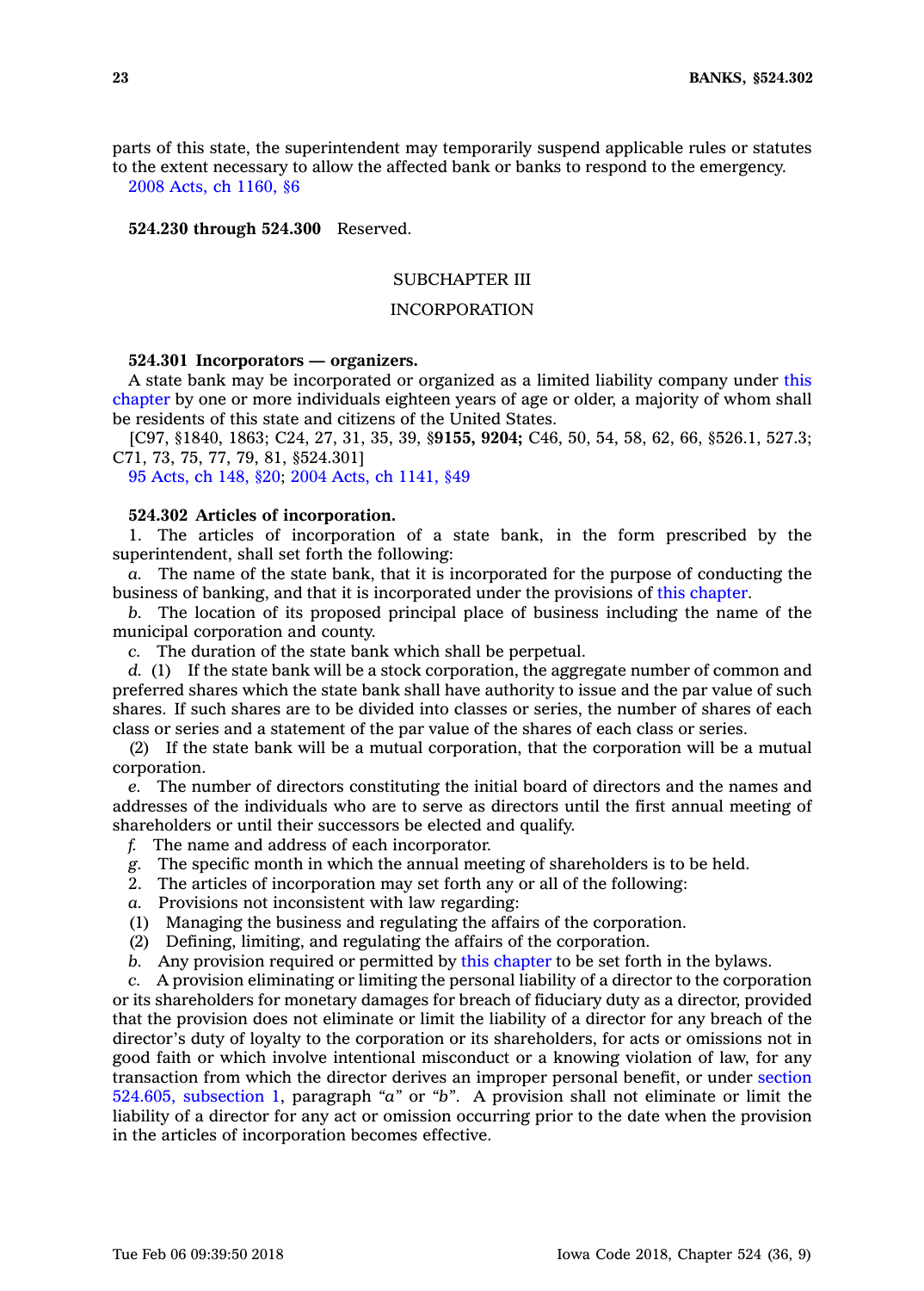parts of this state, the superintendent may temporarily suspend applicable rules or statutes to the extent necessary to allow the affected bank or banks to respond to the emergency.

2008 Acts, ch 1160, §6

**524.230 through 524.300** Reserved.

SUBCHAPTER III

INCORPORATION

**524.301 Incorporators — organizers.**

A state bank may be incorporated or organized as a limited liability company under this chapter by one or more individuals eighteen years of age or older, a majority of whom shall be residents of this state and citizens of the United States.

[C97, §1840, 1863; C24, 27, 31, 35, 39, §**9155, 9204;** C46, 50, 54, 58, 62, 66, §526.1, 527.3; C71, 73, 75, 77, 79, 81, §524.301]

95 Acts, ch 148, §20; 2004 Acts, ch 1141, §49

**524.302 Articles of incorporation.**

1. The articles of incorporation of a state bank, in the form prescribed by the superintendent, shall set forth the following:

*a.* The name of the state bank, that it is incorporated for the purpose of conducting the business of banking, and that it is incorporated under the provisions of this chapter.

*b.* The location of its proposed principal place of business including the name of the municipal corporation and county.

*c.* The duration of the state bank which shall be perpetual.

*d.* (1) If the state bank will be a stock corporation, the aggregate number of common and preferred shares which the state bank shall have authority to issue and the par value of such shares. If such shares are to be divided into classes or series, the number of shares of each class or series and a statement of the par value of the shares of each class or series.

(2) If the state bank will be a mutual corporation, that the corporation will be a mutual corporation.

*e.* The number of directors constituting the initial board of directors and the names and addresses of the individuals who are to serve as directors until the first annual meeting of shareholders or until their successors be elected and qualify.

*f.* The name and address of each incorporator.

*g.* The specific month in which the annual meeting of shareholders is to be held.

2. The articles of incorporation may set forth any or all of the following:

*a.* Provisions not inconsistent with law regarding:

(1) Managing the business and regulating the affairs of the corporation.

(2) Defining, limiting, and regulating the affairs of the corporation.

*b.* Any provision required or permitted by this chapter to be set forth in the bylaws.

*c.* A provision eliminating or limiting the personal liability of a director to the corporation or its shareholders for monetary damages for breach of fiduciary duty as a director, provided that the provision does not eliminate or limit the liability of a director for any breach of the director's duty of loyalty to the corporation or its shareholders, for acts or omissions not in good faith or which involve intentional misconduct or a knowing violation of law, for any transaction from which the director derives an improper personal benefit, or under section 524.605, subsection 1, paragraph *"a"* or *"b"*. A provision shall not eliminate or limit the liability of a director for any act or omission occurring prior to the date when the provision in the articles of incorporation becomes effective.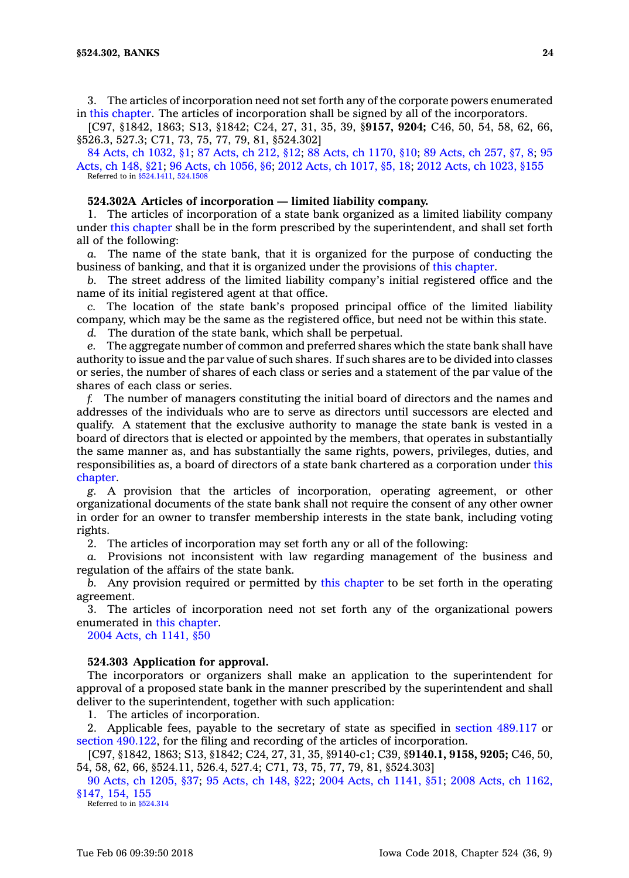3. The articles of incorporation need not set forth any of the corporate powers enumerated in this chapter. The articles of incorporation shall be signed by all of the incorporators.

[C97, §1842, 1863; S13, §1842; C24, 27, 31, 35, 39, §**9157, 9204;** C46, 50, 54, 58, 62, 66, §526.3, 527.3; C71, 73, 75, 77, 79, 81, §524.302]

84 Acts, ch 1032, §1; 87 Acts, ch 212, §12; 88 Acts, ch 1170, §10; 89 Acts, ch 257, §7, 8; 95 Acts, ch 148, §21; 96 Acts, ch 1056, §6; 2012 Acts, ch 1017, §5, 18; 2012 Acts, ch 1023, §155

Referred to in §524.1411, 524.1508

**524.302A Articles of incorporation — limited liability company.**

1. The articles of incorporation of a state bank organized as a limited liability company under this chapter shall be in the form prescribed by the superintendent, and shall set forth all of the following:

*a.* The name of the state bank, that it is organized for the purpose of conducting the business of banking, and that it is organized under the provisions of this chapter.

*b.* The street address of the limited liability company's initial registered office and the name of its initial registered agent at that office.

*c.* The location of the state bank's proposed principal office of the limited liability company, which may be the same as the registered office, but need not be within this state.

*d.* The duration of the state bank, which shall be perpetual.

*e.* The aggregate number of common and preferred shares which the state bank shall have authority to issue and the par value of such shares. If such shares are to be divided into classes or series, the number of shares of each class or series and a statement of the par value of the shares of each class or series.

*f.* The number of managers constituting the initial board of directors and the names and addresses of the individuals who are to serve as directors until successors are elected and qualify. A statement that the exclusive authority to manage the state bank is vested in a board of directors that is elected or appointed by the members, that operates in substantially the same manner as, and has substantially the same rights, powers, privileges, duties, and responsibilities as, a board of directors of a state bank chartered as a corporation under this chapter.

*g.* A provision that the articles of incorporation, operating agreement, or other organizational documents of the state bank shall not require the consent of any other owner in order for an owner to transfer membership interests in the state bank, including voting rights.

2. The articles of incorporation may set forth any or all of the following:

*a.* Provisions not inconsistent with law regarding management of the business and regulation of the affairs of the state bank.

*b.* Any provision required or permitted by this chapter to be set forth in the operating agreement.

3. The articles of incorporation need not set forth any of the organizational powers enumerated in this chapter.

2004 Acts, ch 1141, §50

**524.303 Application for approval.**

The incorporators or organizers shall make an application to the superintendent for approval of a proposed state bank in the manner prescribed by the superintendent and shall deliver to the superintendent, together with such application:

1. The articles of incorporation.

2. Applicable fees, payable to the secretary of state as specified in section 489.117 or section 490.122, for the filing and recording of the articles of incorporation.

[C97, §1842, 1863; S13, §1842; C24, 27, 31, 35, §9140-c1; C39, §**9140.1, 9158, 9205;** C46, 50, 54, 58, 62, 66, §524.11, 526.4, 527.4; C71, 73, 75, 77, 79, 81, §524.303]

90 Acts, ch 1205, §37; 95 Acts, ch 148, §22; 2004 Acts, ch 1141, §51; 2008 Acts, ch 1162, §147, 154, 155

Referred to in §524.314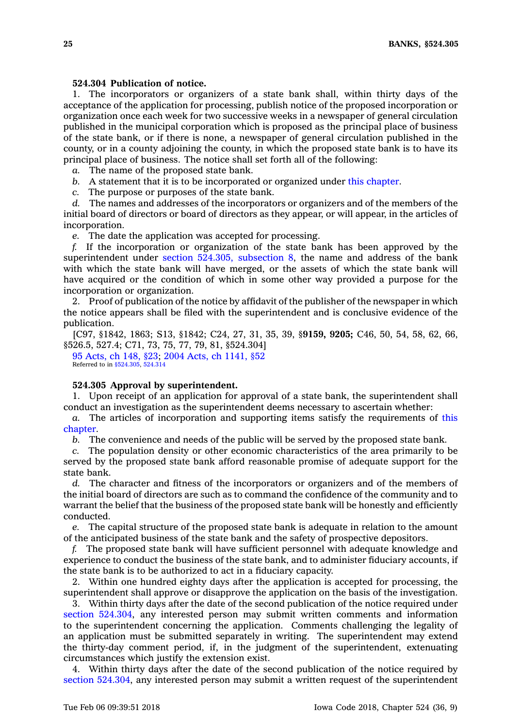**524.304 Publication of notice.**

1. The incorporators or organizers of a state bank shall, within thirty days of the acceptance of the application for processing, publish notice of the proposed incorporation or organization once each week for two successive weeks in a newspaper of general circulation published in the municipal corporation which is proposed as the principal place of business of the state bank, or if there is none, a newspaper of general circulation published in the county, or in a county adjoining the county, in which the proposed state bank is to have its principal place of business. The notice shall set forth all of the following:

*a.* The name of the proposed state bank.

*b.* A statement that it is to be incorporated or organized under this chapter.

*c.* The purpose or purposes of the state bank.

*d.* The names and addresses of the incorporators or organizers and of the members of the initial board of directors or board of directors as they appear, or will appear, in the articles of incorporation.

*e.* The date the application was accepted for processing.

*f.* If the incorporation or organization of the state bank has been approved by the superintendent under section 524.305, subsection 8, the name and address of the bank with which the state bank will have merged, or the assets of which the state bank will have acquired or the condition of which in some other way provided a purpose for the incorporation or organization.

2. Proof of publication of the notice by affidavit of the publisher of the newspaper in which the notice appears shall be filed with the superintendent and is conclusive evidence of the publication.

[C97, §1842, 1863; S13, §1842; C24, 27, 31, 35, 39, §**9159, 9205;** C46, 50, 54, 58, 62, 66, §526.5, 527.4; C71, 73, 75, 77, 79, 81, §524.304]

95 Acts, ch 148, §23; 2004 Acts, ch 1141, §52

Referred to in §524.305, 524.314

**524.305 Approval by superintendent.**

1. Upon receipt of an application for approval of a state bank, the superintendent shall conduct an investigation as the superintendent deems necessary to ascertain whether:

*a.* The articles of incorporation and supporting items satisfy the requirements of this chapter.

*b.* The convenience and needs of the public will be served by the proposed state bank.

*c.* The population density or other economic characteristics of the area primarily to be served by the proposed state bank afford reasonable promise of adequate support for the state bank.

*d.* The character and fitness of the incorporators or organizers and of the members of the initial board of directors are such as to command the confidence of the community and to warrant the belief that the business of the proposed state bank will be honestly and efficiently conducted.

*e.* The capital structure of the proposed state bank is adequate in relation to the amount of the anticipated business of the state bank and the safety of prospective depositors.

*f.* The proposed state bank will have sufficient personnel with adequate knowledge and experience to conduct the business of the state bank, and to administer fiduciary accounts, if the state bank is to be authorized to act in a fiduciary capacity.

2. Within one hundred eighty days after the application is accepted for processing, the superintendent shall approve or disapprove the application on the basis of the investigation.

3. Within thirty days after the date of the second publication of the notice required under section 524.304, any interested person may submit written comments and information to the superintendent concerning the application. Comments challenging the legality of an application must be submitted separately in writing. The superintendent may extend the thirty-day comment period, if, in the judgment of the superintendent, extenuating circumstances which justify the extension exist.

4. Within thirty days after the date of the second publication of the notice required by section 524.304, any interested person may submit a written request of the superintendent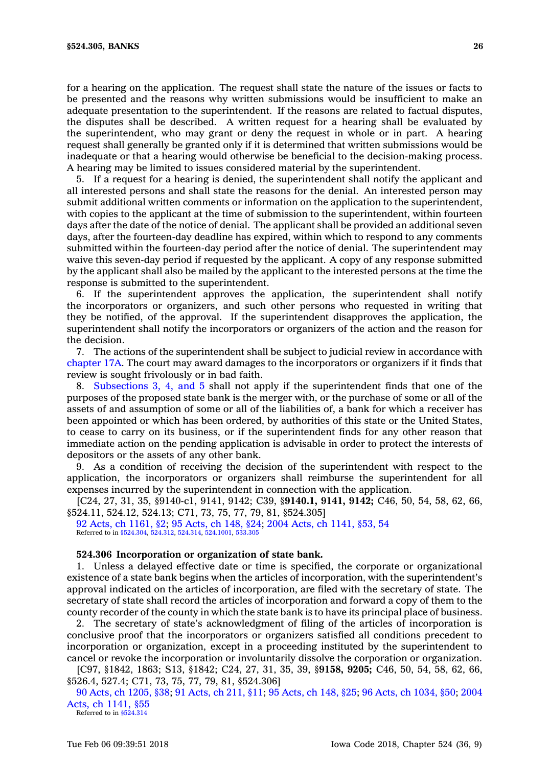for a hearing on the application. The request shall state the nature of the issues or facts to be presented and the reasons why written submissions would be insufficient to make an adequate presentation to the superintendent. If the reasons are related to factual disputes, the disputes shall be described. A written request for a hearing shall be evaluated by the superintendent, who may grant or deny the request in whole or in part. A hearing request shall generally be granted only if it is determined that written submissions would be inadequate or that a hearing would otherwise be beneficial to the decision-making process. A hearing may be limited to issues considered material by the superintendent.

5. If a request for a hearing is denied, the superintendent shall notify the applicant and all interested persons and shall state the reasons for the denial. An interested person may submit additional written comments or information on the application to the superintendent, with copies to the applicant at the time of submission to the superintendent, within fourteen days after the date of the notice of denial. The applicant shall be provided an additional seven days, after the fourteen-day deadline has expired, within which to respond to any comments submitted within the fourteen-day period after the notice of denial. The superintendent may waive this seven-day period if requested by the applicant. A copy of any response submitted by the applicant shall also be mailed by the applicant to the interested persons at the time the response is submitted to the superintendent.

6. If the superintendent approves the application, the superintendent shall notify the incorporators or organizers, and such other persons who requested in writing that they be notified, of the approval. If the superintendent disapproves the application, the superintendent shall notify the incorporators or organizers of the action and the reason for the decision.

7. The actions of the superintendent shall be subject to judicial review in accordance with chapter 17A. The court may award damages to the incorporators or organizers if it finds that review is sought frivolously or in bad faith.

8. Subsections 3, 4, and 5 shall not apply if the superintendent finds that one of the purposes of the proposed state bank is the merger with, or the purchase of some or all of the assets of and assumption of some or all of the liabilities of, a bank for which a receiver has been appointed or which has been ordered, by authorities of this state or the United States, to cease to carry on its business, or if the superintendent finds for any other reason that immediate action on the pending application is advisable in order to protect the interests of depositors or the assets of any other bank.

9. As a condition of receiving the decision of the superintendent with respect to the application, the incorporators or organizers shall reimburse the superintendent for all expenses incurred by the superintendent in connection with the application.

[C24, 27, 31, 35, §9140-c1, 9141, 9142; C39, §**9140.1, 9141, 9142;** C46, 50, 54, 58, 62, 66, §524.11, 524.12, 524.13; C71, 73, 75, 77, 79, 81, §524.305]

92 Acts, ch 1161, §2; 95 Acts, ch 148, §24; 2004 Acts, ch 1141, §53, 54

Referred to in §524.304, 524.312, 524.314, 524.1001, 533.305

**524.306 Incorporation or organization of state bank.**

1. Unless a delayed effective date or time is specified, the corporate or organizational existence of a state bank begins when the articles of incorporation, with the superintendent's approval indicated on the articles of incorporation, are filed with the secretary of state. The secretary of state shall record the articles of incorporation and forward a copy of them to the county recorder of the county in which the state bank is to have its principal place of business.

2. The secretary of state's acknowledgment of filing of the articles of incorporation is conclusive proof that the incorporators or organizers satisfied all conditions precedent to incorporation or organization, except in a proceeding instituted by the superintendent to cancel or revoke the incorporation or involuntarily dissolve the corporation or organization.

[C97, §1842, 1863; S13, §1842; C24, 27, 31, 35, 39, §**9158, 9205;** C46, 50, 54, 58, 62, 66, §526.4, 527.4; C71, 73, 75, 77, 79, 81, §524.306]

90 Acts, ch 1205, §38; 91 Acts, ch 211, §11; 95 Acts, ch 148, §25; 96 Acts, ch 1034, §50; 2004 Acts, ch 1141, §55

Referred to in §524.314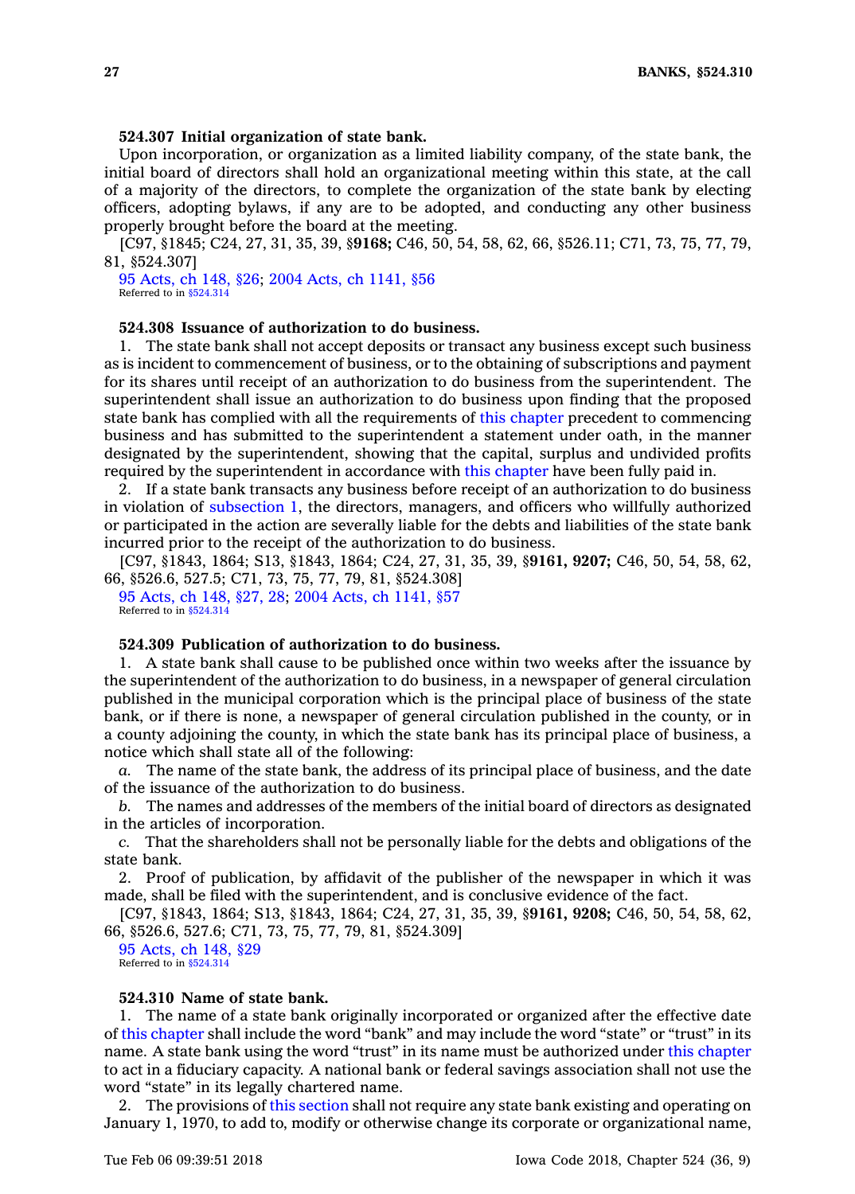### 524.307 Initial organization of state bank.

Upon incorporation, or organization as a limited liability company, of the state bank, the initial board of directors shall hold an organizational meeting within this state, at the call of a majority of the directors, to complete the organization of the state bank by electing officers, adopting bylaws, if any are to be adopted, and conducting any other business properly brought before the board at the meeting.

[C97, §1845; C24, 27, 31, 35, 39, §**9168;** C46, 50, 54, 58, 62, 66, §526.11; C71, 73, 75, 77, 79, 81, §524.307]

95 Acts, ch 148, §26; 2004 Acts, ch 1141, §56

Referred to in §524.314

### 524.308 Issuance of authorization to do business.

1. The state bank shall not accept deposits or transact any business except such business as is incident to commencement of business, or to the obtaining of subscriptions and payment for its shares until receipt of an authorization to do business from the superintendent. The superintendent shall issue an authorization to do business upon finding that the proposed state bank has complied with all the requirements of this chapter precedent to commencing business and has submitted to the superintendent a statement under oath, in the manner designated by the superintendent, showing that the capital, surplus and undivided profits required by the superintendent in accordance with this chapter have been fully paid in.

2. If a state bank transacts any business before receipt of an authorization to do business in violation of subsection 1, the directors, managers, and officers who willfully authorized or participated in the action are severally liable for the debts and liabilities of the state bank incurred prior to the receipt of the authorization to do business.

[C97, §1843, 1864; S13, §1843, 1864; C24, 27, 31, 35, 39, §**9161, 9207;** C46, 50, 54, 58, 62, 66, §526.6, 527.5; C71, 73, 75, 77, 79, 81, §524.308]

95 Acts, ch 148, §27, 28; 2004 Acts, ch 1141, §57

Referred to in §524.314

### 524.309 Publication of authorization to do business.

1. A state bank shall cause to be published once within two weeks after the issuance by the superintendent of the authorization to do business, in a newspaper of general circulation published in the municipal corporation which is the principal place of business of the state bank, or if there is none, a newspaper of general circulation published in the county, or in a county adjoining the county, in which the state bank has its principal place of business, a notice which shall state all of the following:

*a.* The name of the state bank, the address of its principal place of business, and the date of the issuance of the authorization to do business.

*b.* The names and addresses of the members of the initial board of directors as designated in the articles of incorporation.

*c.* That the shareholders shall not be personally liable for the debts and obligations of the state bank.

2. Proof of publication, by affidavit of the publisher of the newspaper in which it was made, shall be filed with the superintendent, and is conclusive evidence of the fact.

[C97, §1843, 1864; S13, §1843, 1864; C24, 27, 31, 35, 39, §**9161, 9208;** C46, 50, 54, 58, 62, 66, §526.6, 527.6; C71, 73, 75, 77, 79, 81, §524.309]

95 Acts, ch 148, §29

Referred to in §524.314

### 524.310 Name of state bank.

1. The name of a state bank originally incorporated or organized after the effective date of this chapter shall include the word "bank" and may include the word "state" or "trust" in its name. A state bank using the word "trust" in its name must be authorized under this chapter to act in a fiduciary capacity. A national bank or federal savings association shall not use the word "state" in its legally chartered name.

2. The provisions of this section shall not require any state bank existing and operating on January 1, 1970, to add to, modify or otherwise change its corporate or organizational name,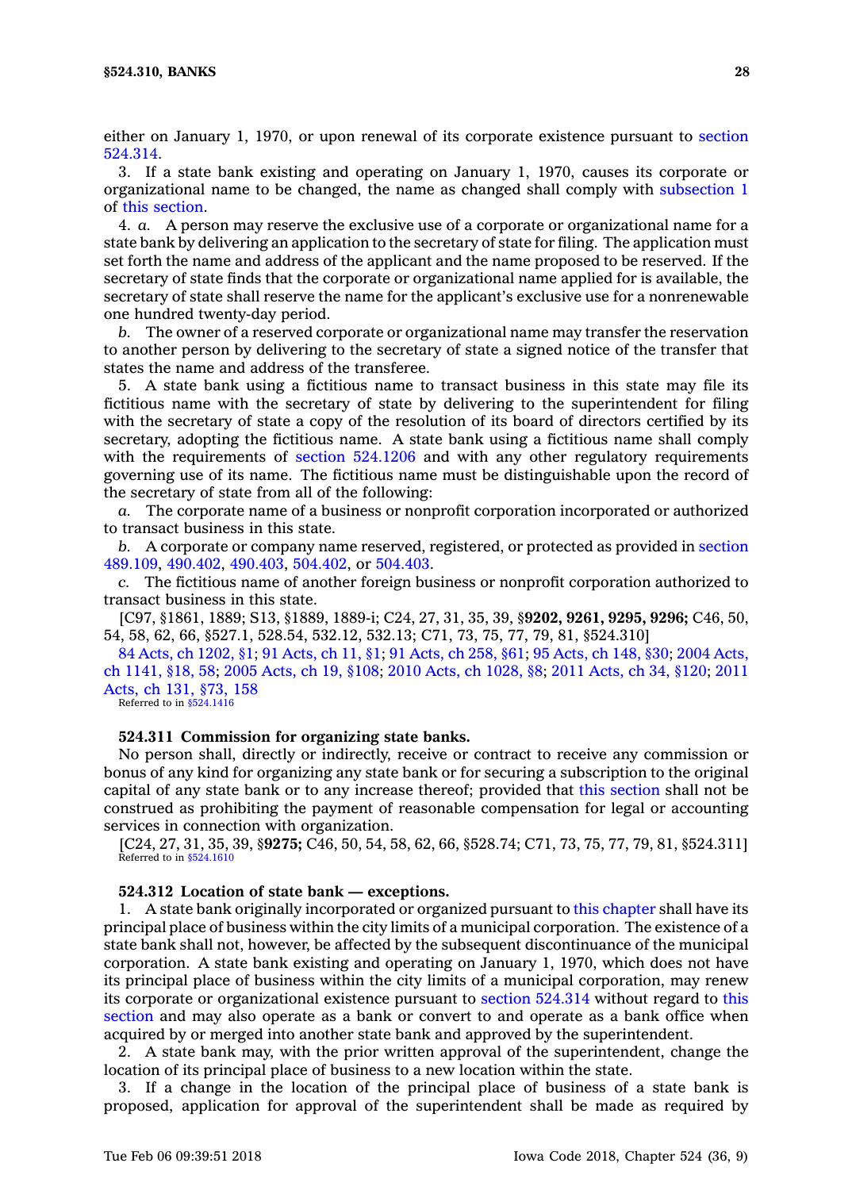either on January 1, 1970, or upon renewal of its corporate existence pursuant to section 524.314.

3. If a state bank existing and operating on January 1, 1970, causes its corporate or organizational name to be changed, the name as changed shall comply with subsection 1 of this section.

4. *a.* A person may reserve the exclusive use of a corporate or organizational name for a state bank by delivering an application to the secretary of state for filing. The application must set forth the name and address of the applicant and the name proposed to be reserved. If the secretary of state finds that the corporate or organizational name applied for is available, the secretary of state shall reserve the name for the applicant's exclusive use for a nonrenewable one hundred twenty-day period.

*b.* The owner of a reserved corporate or organizational name may transfer the reservation to another person by delivering to the secretary of state a signed notice of the transfer that states the name and address of the transferee.

5. A state bank using a fictitious name to transact business in this state may file its fictitious name with the secretary of state by delivering to the superintendent for filing with the secretary of state a copy of the resolution of its board of directors certified by its secretary, adopting the fictitious name. A state bank using a fictitious name shall comply with the requirements of section 524.1206 and with any other regulatory requirements governing use of its name. The fictitious name must be distinguishable upon the record of the secretary of state from all of the following:

*a.* The corporate name of a business or nonprofit corporation incorporated or authorized to transact business in this state.

*b.* A corporate or company name reserved, registered, or protected as provided in section 489.109, 490.402, 490.403, 504.402, or 504.403.

*c.* The fictitious name of another foreign business or nonprofit corporation authorized to transact business in this state.

[C97, §1861, 1889; S13, §1889, 1889-i; C24, 27, 31, 35, 39, §**9202, 9261, 9295, 9296;** C46, 50, 54, 58, 62, 66, §527.1, 528.54, 532.12, 532.13; C71, 73, 75, 77, 79, 81, §524.310]

84 Acts, ch 1202, §1; 91 Acts, ch 11, §1; 91 Acts, ch 258, §61; 95 Acts, ch 148, §30; 2004 Acts, ch 1141, §18, 58; 2005 Acts, ch 19, §108; 2010 Acts, ch 1028, §8; 2011 Acts, ch 34, §120; 2011 Acts, ch 131, §73, 158

Referred to in §524.1416

**524.311 Commission for organizing state banks.**

No person shall, directly or indirectly, receive or contract to receive any commission or bonus of any kind for organizing any state bank or for securing a subscription to the original capital of any state bank or to any increase thereof; provided that this section shall not be construed as prohibiting the payment of reasonable compensation for legal or accounting services in connection with organization.

[C24, 27, 31, 35, 39, §**9275;** C46, 50, 54, 58, 62, 66, §528.74; C71, 73, 75, 77, 79, 81, §524.311]

Referred to in §524.1610

**524.312 Location of state bank — exceptions.**

1. A state bank originally incorporated or organized pursuant to this chapter shall have its principal place of business within the city limits of a municipal corporation. The existence of a state bank shall not, however, be affected by the subsequent discontinuance of the municipal corporation. A state bank existing and operating on January 1, 1970, which does not have its principal place of business within the city limits of a municipal corporation, may renew its corporate or organizational existence pursuant to section 524.314 without regard to this section and may also operate as a bank or convert to and operate as a bank office when acquired by or merged into another state bank and approved by the superintendent.

2. A state bank may, with the prior written approval of the superintendent, change the location of its principal place of business to a new location within the state.

3. If a change in the location of the principal place of business of a state bank is proposed, application for approval of the superintendent shall be made as required by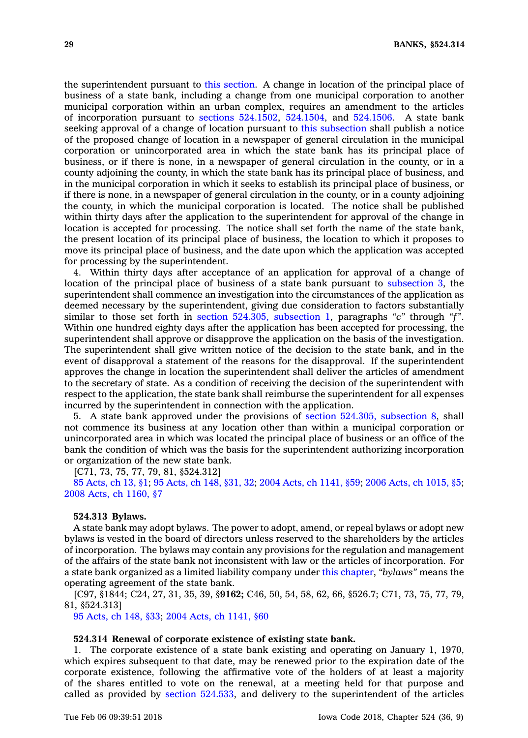the superintendent pursuant to this section. A change in location of the principal place of business of a state bank, including a change from one municipal corporation to another municipal corporation within an urban complex, requires an amendment to the articles of incorporation pursuant to sections 524.1502, 524.1504, and 524.1506. A state bank seeking approval of a change of location pursuant to this subsection shall publish a notice of the proposed change of location in a newspaper of general circulation in the municipal corporation or unincorporated area in which the state bank has its principal place of business, or if there is none, in a newspaper of general circulation in the county, or in a county adjoining the county, in which the state bank has its principal place of business, and in the municipal corporation in which it seeks to establish its principal place of business, or if there is none, in a newspaper of general circulation in the county, or in a county adjoining the county, in which the municipal corporation is located. The notice shall be published within thirty days after the application to the superintendent for approval of the change in location is accepted for processing. The notice shall set forth the name of the state bank, the present location of its principal place of business, the location to which it proposes to move its principal place of business, and the date upon which the application was accepted for processing by the superintendent.

4. Within thirty days after acceptance of an application for approval of a change of location of the principal place of business of a state bank pursuant to subsection 3, the superintendent shall commence an investigation into the circumstances of the application as deemed necessary by the superintendent, giving due consideration to factors substantially similar to those set forth in section 524.305, subsection 1, paragraphs *"c"* through *"f"*. Within one hundred eighty days after the application has been accepted for processing, the superintendent shall approve or disapprove the application on the basis of the investigation. The superintendent shall give written notice of the decision to the state bank, and in the event of disapproval a statement of the reasons for the disapproval. If the superintendent approves the change in location the superintendent shall deliver the articles of amendment to the secretary of state. As a condition of receiving the decision of the superintendent with respect to the application, the state bank shall reimburse the superintendent for all expenses incurred by the superintendent in connection with the application.

5. A state bank approved under the provisions of section 524.305, subsection 8, shall not commence its business at any location other than within a municipal corporation or unincorporated area in which was located the principal place of business or an office of the bank the condition of which was the basis for the superintendent authorizing incorporation or organization of the new state bank.

[C71, 73, 75, 77, 79, 81, §524.312]

85 Acts, ch 13, §1; 95 Acts, ch 148, §31, 32; 2004 Acts, ch 1141, §59; 2006 Acts, ch 1015, §5; 2008 Acts, ch 1160, §7

**524.313 Bylaws.**

A state bank may adopt bylaws. The power to adopt, amend, or repeal bylaws or adopt new bylaws is vested in the board of directors unless reserved to the shareholders by the articles of incorporation. The bylaws may contain any provisions for the regulation and management of the affairs of the state bank not inconsistent with law or the articles of incorporation. For a state bank organized as a limited liability company under this chapter, *"bylaws"* means the operating agreement of the state bank.

[C97, §1844; C24, 27, 31, 35, 39, §**9162;** C46, 50, 54, 58, 62, 66, §526.7; C71, 73, 75, 77, 79, 81, §524.313]

95 Acts, ch 148, §33; 2004 Acts, ch 1141, §60

**524.314 Renewal of corporate existence of existing state bank.**

1. The corporate existence of a state bank existing and operating on January 1, 1970, which expires subsequent to that date, may be renewed prior to the expiration date of the corporate existence, following the affirmative vote of the holders of at least a majority of the shares entitled to vote on the renewal, at a meeting held for that purpose and called as provided by section 524.533, and delivery to the superintendent of the articles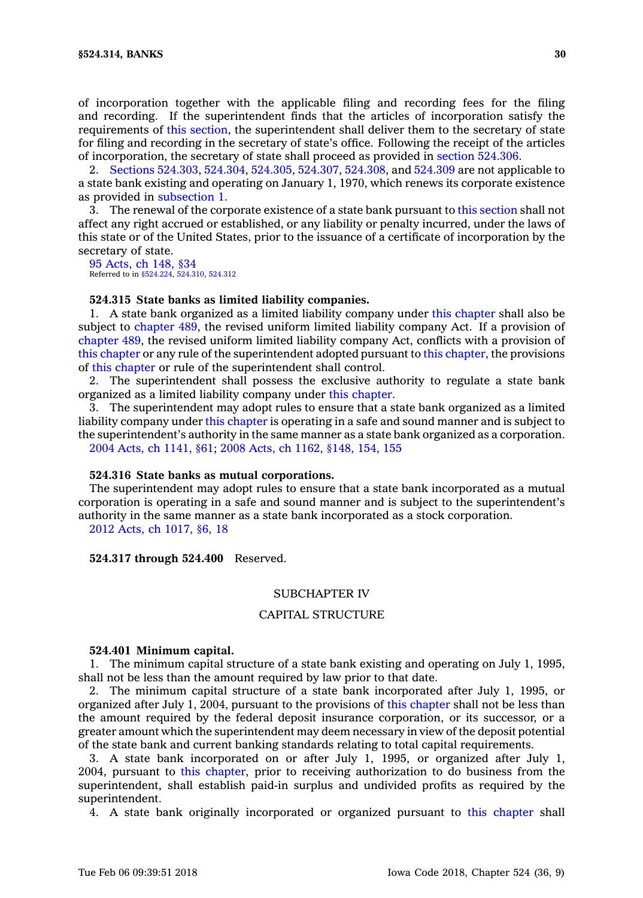of incorporation together with the applicable filing and recording fees for the filing and recording. If the superintendent finds that the articles of incorporation satisfy the requirements of this section, the superintendent shall deliver them to the secretary of state for filing and recording in the secretary of state's office. Following the receipt of the articles of incorporation, the secretary of state shall proceed as provided in section 524.306.

2. Sections 524.303, 524.304, 524.305, 524.307, 524.308, and 524.309 are not applicable to a state bank existing and operating on January 1, 1970, which renews its corporate existence as provided in subsection 1.

3. The renewal of the corporate existence of a state bank pursuant to this section shall not affect any right accrued or established, or any liability or penalty incurred, under the laws of this state or of the United States, prior to the issuance of a certificate of incorporation by the secretary of state.

95 Acts, ch 148, §34
Referred to in §524.224, 524.310, 524.312

**524.315 State banks as limited liability companies.**

1. A state bank organized as a limited liability company under this chapter shall also be subject to chapter 489, the revised uniform limited liability company Act. If a provision of chapter 489, the revised uniform limited liability company Act, conflicts with a provision of this chapter or any rule of the superintendent adopted pursuant to this chapter, the provisions of this chapter or rule of the superintendent shall control.

2. The superintendent shall possess the exclusive authority to regulate a state bank organized as a limited liability company under this chapter.

3. The superintendent may adopt rules to ensure that a state bank organized as a limited liability company under this chapter is operating in a safe and sound manner and is subject to the superintendent's authority in the same manner as a state bank organized as a corporation.

2004 Acts, ch 1141, §61; 2008 Acts, ch 1162, §148, 154, 155

**524.316 State banks as mutual corporations.**

The superintendent may adopt rules to ensure that a state bank incorporated as a mutual corporation is operating in a safe and sound manner and is subject to the superintendent's authority in the same manner as a state bank incorporated as a stock corporation.

2012 Acts, ch 1017, §6, 18

**524.317 through 524.400** Reserved.

SUBCHAPTER IV

CAPITAL STRUCTURE

**524.401 Minimum capital.**

1. The minimum capital structure of a state bank existing and operating on July 1, 1995, shall not be less than the amount required by law prior to that date.

2. The minimum capital structure of a state bank incorporated after July 1, 1995, or organized after July 1, 2004, pursuant to the provisions of this chapter shall not be less than the amount required by the federal deposit insurance corporation, or its successor, or a greater amount which the superintendent may deem necessary in view of the deposit potential of the state bank and current banking standards relating to total capital requirements.

3. A state bank incorporated on or after July 1, 1995, or organized after July 1, 2004, pursuant to this chapter, prior to receiving authorization to do business from the superintendent, shall establish paid-in surplus and undivided profits as required by the superintendent.

4. A state bank originally incorporated or organized pursuant to this chapter shall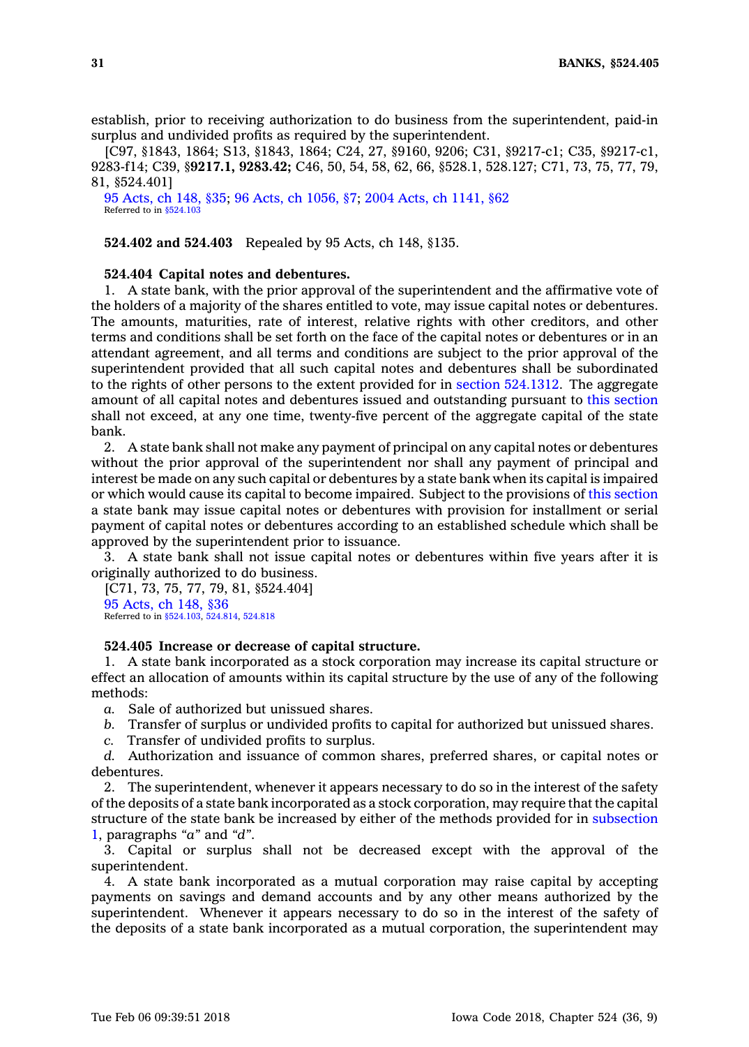establish, prior to receiving authorization to do business from the superintendent, paid-in surplus and undivided profits as required by the superintendent.

[C97, §1843, 1864; S13, §1843, 1864; C24, 27, §9160, 9206; C31, §9217-c1; C35, §9217-c1, 9283-f14; C39, §**9217.1, 9283.42;** C46, 50, 54, 58, 62, 66, §528.1, 528.127; C71, 73, 75, 77, 79, 81, §524.401]

95 Acts, ch 148, §35; 96 Acts, ch 1056, §7; 2004 Acts, ch 1141, §62
Referred to in §524.103

**524.402 and 524.403** Repealed by 95 Acts, ch 148, §135.

**524.404 Capital notes and debentures.**

1. A state bank, with the prior approval of the superintendent and the affirmative vote of the holders of a majority of the shares entitled to vote, may issue capital notes or debentures. The amounts, maturities, rate of interest, relative rights with other creditors, and other terms and conditions shall be set forth on the face of the capital notes or debentures or in an attendant agreement, and all terms and conditions are subject to the prior approval of the superintendent provided that all such capital notes and debentures shall be subordinated to the rights of other persons to the extent provided for in section 524.1312. The aggregate amount of all capital notes and debentures issued and outstanding pursuant to this section shall not exceed, at any one time, twenty-five percent of the aggregate capital of the state bank.

2. A state bank shall not make any payment of principal on any capital notes or debentures without the prior approval of the superintendent nor shall any payment of principal and interest be made on any such capital or debentures by a state bank when its capital is impaired or which would cause its capital to become impaired. Subject to the provisions of this section a state bank may issue capital notes or debentures with provision for installment or serial payment of capital notes or debentures according to an established schedule which shall be approved by the superintendent prior to issuance.

3. A state bank shall not issue capital notes or debentures within five years after it is originally authorized to do business.

[C71, 73, 75, 77, 79, 81, §524.404]

95 Acts, ch 148, §36
Referred to in §524.103, 524.814, 524.818

**524.405 Increase or decrease of capital structure.**

1. A state bank incorporated as a stock corporation may increase its capital structure or effect an allocation of amounts within its capital structure by the use of any of the following methods:

*a.* Sale of authorized but unissued shares.

*b.* Transfer of surplus or undivided profits to capital for authorized but unissued shares.

*c.* Transfer of undivided profits to surplus.

*d.* Authorization and issuance of common shares, preferred shares, or capital notes or debentures.

2. The superintendent, whenever it appears necessary to do so in the interest of the safety of the deposits of a state bank incorporated as a stock corporation, may require that the capital structure of the state bank be increased by either of the methods provided for in subsection 1, paragraphs *"a"* and *"d"*.

3. Capital or surplus shall not be decreased except with the approval of the superintendent.

4. A state bank incorporated as a mutual corporation may raise capital by accepting payments on savings and demand accounts and by any other means authorized by the superintendent. Whenever it appears necessary to do so in the interest of the safety of the deposits of a state bank incorporated as a mutual corporation, the superintendent may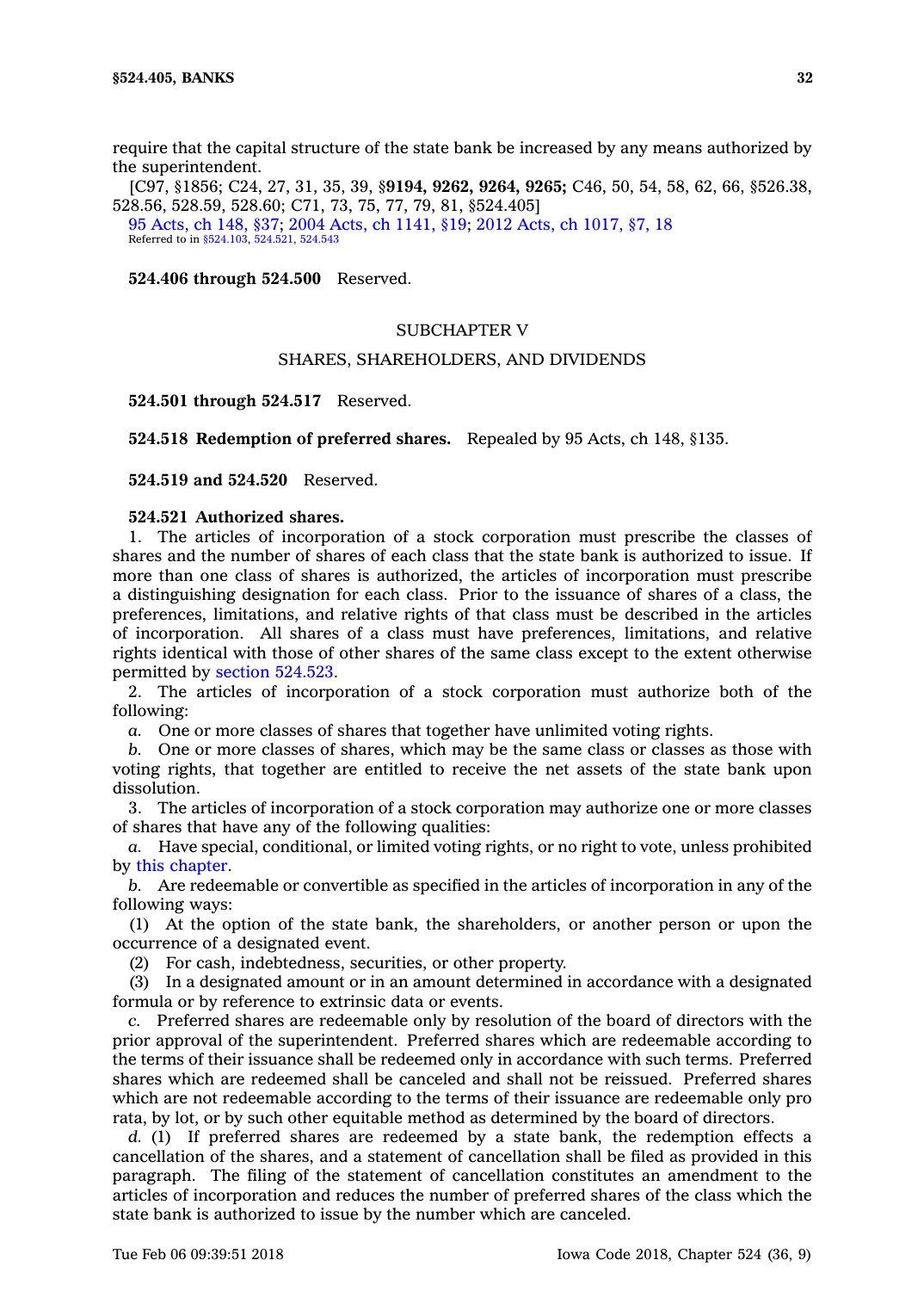require that the capital structure of the state bank be increased by any means authorized by the superintendent.

[C97, §1856; C24, 27, 31, 35, 39, §**9194, 9262, 9264, 9265;** C46, 50, 54, 58, 62, 66, §526.38, 528.56, 528.59, 528.60; C71, 73, 75, 77, 79, 81, §524.405]

95 Acts, ch 148, §37; 2004 Acts, ch 1141, §19; 2012 Acts, ch 1017, §7, 18

Referred to in §524.103, 524.521, 524.543

**524.406 through 524.500** Reserved.

## SUBCHAPTER V

## SHARES, SHAREHOLDERS, AND DIVIDENDS

**524.501 through 524.517** Reserved.

**524.518 Redemption of preferred shares.** Repealed by 95 Acts, ch 148, §135.

**524.519 and 524.520** Reserved.

**524.521 Authorized shares.**

1. The articles of incorporation of a stock corporation must prescribe the classes of shares and the number of shares of each class that the state bank is authorized to issue. If more than one class of shares is authorized, the articles of incorporation must prescribe a distinguishing designation for each class. Prior to the issuance of shares of a class, the preferences, limitations, and relative rights of that class must be described in the articles of incorporation. All shares of a class must have preferences, limitations, and relative rights identical with those of other shares of the same class except to the extent otherwise permitted by section 524.523.

2. The articles of incorporation of a stock corporation must authorize both of the following:

*a.* One or more classes of shares that together have unlimited voting rights.

*b.* One or more classes of shares, which may be the same class or classes as those with voting rights, that together are entitled to receive the net assets of the state bank upon dissolution.

3. The articles of incorporation of a stock corporation may authorize one or more classes of shares that have any of the following qualities:

*a.* Have special, conditional, or limited voting rights, or no right to vote, unless prohibited by this chapter.

*b.* Are redeemable or convertible as specified in the articles of incorporation in any of the following ways:

(1) At the option of the state bank, the shareholders, or another person or upon the occurrence of a designated event.

(2) For cash, indebtedness, securities, or other property.

(3) In a designated amount or in an amount determined in accordance with a designated formula or by reference to extrinsic data or events.

*c.* Preferred shares are redeemable only by resolution of the board of directors with the prior approval of the superintendent. Preferred shares which are redeemable according to the terms of their issuance shall be redeemed only in accordance with such terms. Preferred shares which are redeemed shall be canceled and shall not be reissued. Preferred shares which are not redeemable according to the terms of their issuance are redeemable only pro rata, by lot, or by such other equitable method as determined by the board of directors.

*d.* (1) If preferred shares are redeemed by a state bank, the redemption effects a cancellation of the shares, and a statement of cancellation shall be filed as provided in this paragraph. The filing of the statement of cancellation constitutes an amendment to the articles of incorporation and reduces the number of preferred shares of the class which the state bank is authorized to issue by the number which are canceled.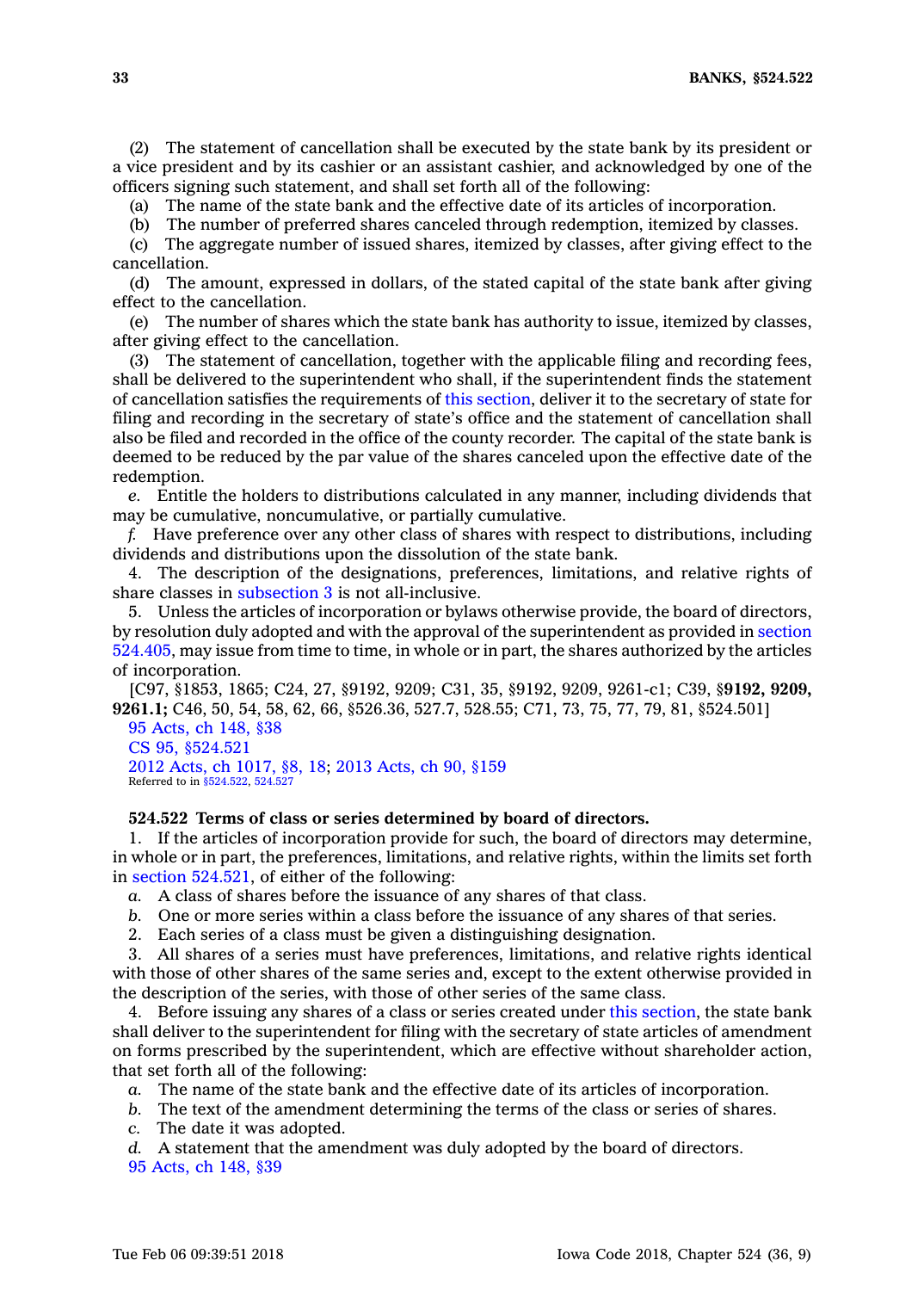(2) The statement of cancellation shall be executed by the state bank by its president or a vice president and by its cashier or an assistant cashier, and acknowledged by one of the officers signing such statement, and shall set forth all of the following:

(a) The name of the state bank and the effective date of its articles of incorporation.

(b) The number of preferred shares canceled through redemption, itemized by classes.

(c) The aggregate number of issued shares, itemized by classes, after giving effect to the cancellation.

(d) The amount, expressed in dollars, of the stated capital of the state bank after giving effect to the cancellation.

(e) The number of shares which the state bank has authority to issue, itemized by classes, after giving effect to the cancellation.

(3) The statement of cancellation, together with the applicable filing and recording fees, shall be delivered to the superintendent who shall, if the superintendent finds the statement of cancellation satisfies the requirements of this section, deliver it to the secretary of state for filing and recording in the secretary of state's office and the statement of cancellation shall also be filed and recorded in the office of the county recorder. The capital of the state bank is deemed to be reduced by the par value of the shares canceled upon the effective date of the redemption.

*e.* Entitle the holders to distributions calculated in any manner, including dividends that may be cumulative, noncumulative, or partially cumulative.

*f.* Have preference over any other class of shares with respect to distributions, including dividends and distributions upon the dissolution of the state bank.

4. The description of the designations, preferences, limitations, and relative rights of share classes in subsection 3 is not all-inclusive.

5. Unless the articles of incorporation or bylaws otherwise provide, the board of directors, by resolution duly adopted and with the approval of the superintendent as provided in section 524.405, may issue from time to time, in whole or in part, the shares authorized by the articles of incorporation.

[C97, §1853, 1865; C24, 27, §9192, 9209; C31, 35, §9192, 9209, 9261-c1; C39, §**9192, 9209, 9261.1;** C46, 50, 54, 58, 62, 66, §526.36, 527.7, 528.55; C71, 73, 75, 77, 79, 81, §524.501]

95 Acts, ch 148, §38
CS 95, §524.521
2012 Acts, ch 1017, §8, 18; 2013 Acts, ch 90, §159
Referred to in §524.522, 524.527

**524.522 Terms of class or series determined by board of directors.**

1. If the articles of incorporation provide for such, the board of directors may determine, in whole or in part, the preferences, limitations, and relative rights, within the limits set forth in section 524.521, of either of the following:

*a.* A class of shares before the issuance of any shares of that class.

*b.* One or more series within a class before the issuance of any shares of that series.

2. Each series of a class must be given a distinguishing designation.

3. All shares of a series must have preferences, limitations, and relative rights identical with those of other shares of the same series and, except to the extent otherwise provided in the description of the series, with those of other series of the same class.

4. Before issuing any shares of a class or series created under this section, the state bank shall deliver to the superintendent for filing with the secretary of state articles of amendment on forms prescribed by the superintendent, which are effective without shareholder action, that set forth all of the following:

*a.* The name of the state bank and the effective date of its articles of incorporation.

*b.* The text of the amendment determining the terms of the class or series of shares.

*c.* The date it was adopted.

*d.* A statement that the amendment was duly adopted by the board of directors.

95 Acts, ch 148, §39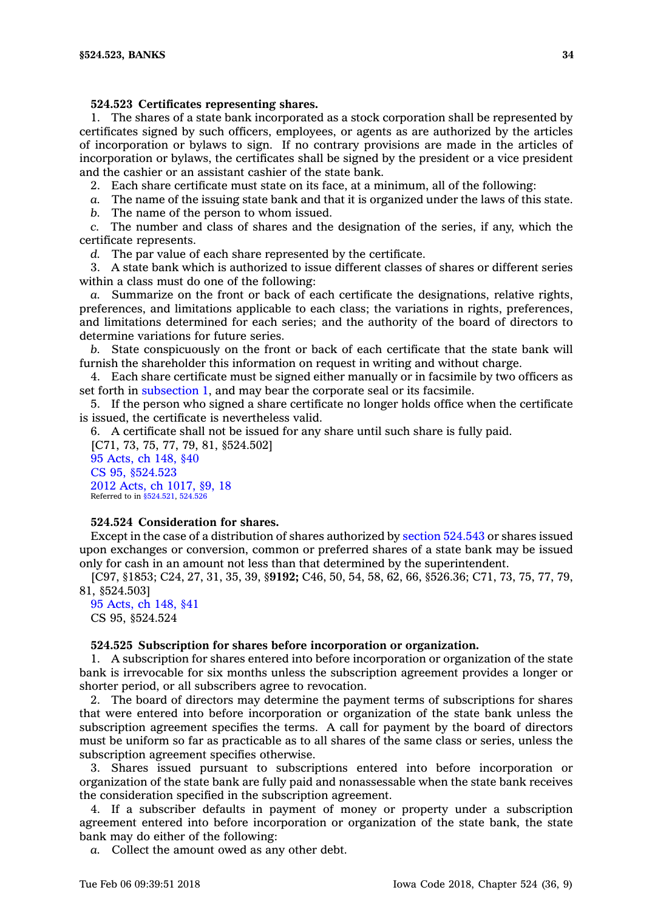**524.523 Certificates representing shares.**

1. The shares of a state bank incorporated as a stock corporation shall be represented by certificates signed by such officers, employees, or agents as are authorized by the articles of incorporation or bylaws to sign. If no contrary provisions are made in the articles of incorporation or bylaws, the certificates shall be signed by the president or a vice president and the cashier or an assistant cashier of the state bank.

2. Each share certificate must state on its face, at a minimum, all of the following:

*a.* The name of the issuing state bank and that it is organized under the laws of this state.

*b.* The name of the person to whom issued.

*c.* The number and class of shares and the designation of the series, if any, which the certificate represents.

*d.* The par value of each share represented by the certificate.

3. A state bank which is authorized to issue different classes of shares or different series within a class must do one of the following:

*a.* Summarize on the front or back of each certificate the designations, relative rights, preferences, and limitations applicable to each class; the variations in rights, preferences, and limitations determined for each series; and the authority of the board of directors to determine variations for future series.

*b.* State conspicuously on the front or back of each certificate that the state bank will furnish the shareholder this information on request in writing and without charge.

4. Each share certificate must be signed either manually or in facsimile by two officers as set forth in subsection 1, and may bear the corporate seal or its facsimile.

5. If the person who signed a share certificate no longer holds office when the certificate is issued, the certificate is nevertheless valid.

6. A certificate shall not be issued for any share until such share is fully paid.

[C71, 73, 75, 77, 79, 81, §524.502]

95 Acts, ch 148, §40

CS 95, §524.523

2012 Acts, ch 1017, §9, 18

Referred to in §524.521, 524.526

**524.524 Consideration for shares.**

Except in the case of a distribution of shares authorized by section 524.543 or shares issued upon exchanges or conversion, common or preferred shares of a state bank may be issued only for cash in an amount not less than that determined by the superintendent.

[C97, §1853; C24, 27, 31, 35, 39, §**9192;** C46, 50, 54, 58, 62, 66, §526.36; C71, 73, 75, 77, 79, 81, §524.503]

95 Acts, ch 148, §41

CS 95, §524.524

**524.525 Subscription for shares before incorporation or organization.**

1. A subscription for shares entered into before incorporation or organization of the state bank is irrevocable for six months unless the subscription agreement provides a longer or shorter period, or all subscribers agree to revocation.

2. The board of directors may determine the payment terms of subscriptions for shares that were entered into before incorporation or organization of the state bank unless the subscription agreement specifies the terms. A call for payment by the board of directors must be uniform so far as practicable as to all shares of the same class or series, unless the subscription agreement specifies otherwise.

3. Shares issued pursuant to subscriptions entered into before incorporation or organization of the state bank are fully paid and nonassessable when the state bank receives the consideration specified in the subscription agreement.

4. If a subscriber defaults in payment of money or property under a subscription agreement entered into before incorporation or organization of the state bank, the state bank may do either of the following:

*a.* Collect the amount owed as any other debt.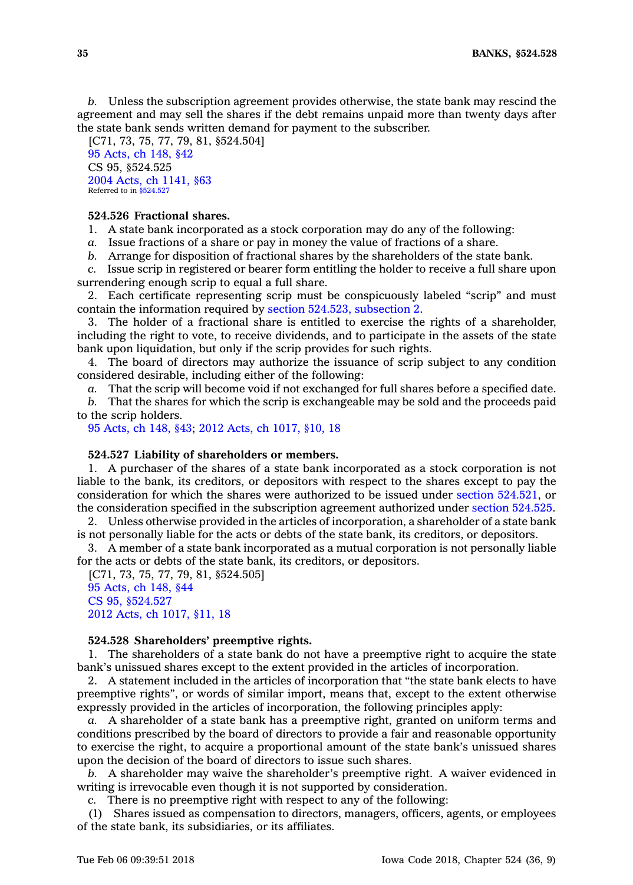*b.* Unless the subscription agreement provides otherwise, the state bank may rescind the agreement and may sell the shares if the debt remains unpaid more than twenty days after the state bank sends written demand for payment to the subscriber.

[C71, 73, 75, 77, 79, 81, §524.504]
95 Acts, ch 148, §42
CS 95, §524.525
2004 Acts, ch 1141, §63
Referred to in §524.527

**524.526 Fractional shares.**

1. A state bank incorporated as a stock corporation may do any of the following:

*a.* Issue fractions of a share or pay in money the value of fractions of a share.

*b.* Arrange for disposition of fractional shares by the shareholders of the state bank.

*c.* Issue scrip in registered or bearer form entitling the holder to receive a full share upon surrendering enough scrip to equal a full share.

2. Each certificate representing scrip must be conspicuously labeled "scrip" and must contain the information required by section 524.523, subsection 2.

3. The holder of a fractional share is entitled to exercise the rights of a shareholder, including the right to vote, to receive dividends, and to participate in the assets of the state bank upon liquidation, but only if the scrip provides for such rights.

4. The board of directors may authorize the issuance of scrip subject to any condition considered desirable, including either of the following:

*a.* That the scrip will become void if not exchanged for full shares before a specified date.

*b.* That the shares for which the scrip is exchangeable may be sold and the proceeds paid to the scrip holders.

95 Acts, ch 148, §43; 2012 Acts, ch 1017, §10, 18

**524.527 Liability of shareholders or members.**

1. A purchaser of the shares of a state bank incorporated as a stock corporation is not liable to the bank, its creditors, or depositors with respect to the shares except to pay the consideration for which the shares were authorized to be issued under section 524.521, or the consideration specified in the subscription agreement authorized under section 524.525.

2. Unless otherwise provided in the articles of incorporation, a shareholder of a state bank is not personally liable for the acts or debts of the state bank, its creditors, or depositors.

3. A member of a state bank incorporated as a mutual corporation is not personally liable for the acts or debts of the state bank, its creditors, or depositors.

[C71, 73, 75, 77, 79, 81, §524.505]
95 Acts, ch 148, §44
CS 95, §524.527
2012 Acts, ch 1017, §11, 18

**524.528 Shareholders' preemptive rights.**

1. The shareholders of a state bank do not have a preemptive right to acquire the state bank's unissued shares except to the extent provided in the articles of incorporation.

2. A statement included in the articles of incorporation that "the state bank elects to have preemptive rights", or words of similar import, means that, except to the extent otherwise expressly provided in the articles of incorporation, the following principles apply:

*a.* A shareholder of a state bank has a preemptive right, granted on uniform terms and conditions prescribed by the board of directors to provide a fair and reasonable opportunity to exercise the right, to acquire a proportional amount of the state bank's unissued shares upon the decision of the board of directors to issue such shares.

*b.* A shareholder may waive the shareholder's preemptive right. A waiver evidenced in writing is irrevocable even though it is not supported by consideration.

*c.* There is no preemptive right with respect to any of the following:

(1) Shares issued as compensation to directors, managers, officers, agents, or employees of the state bank, its subsidiaries, or its affiliates.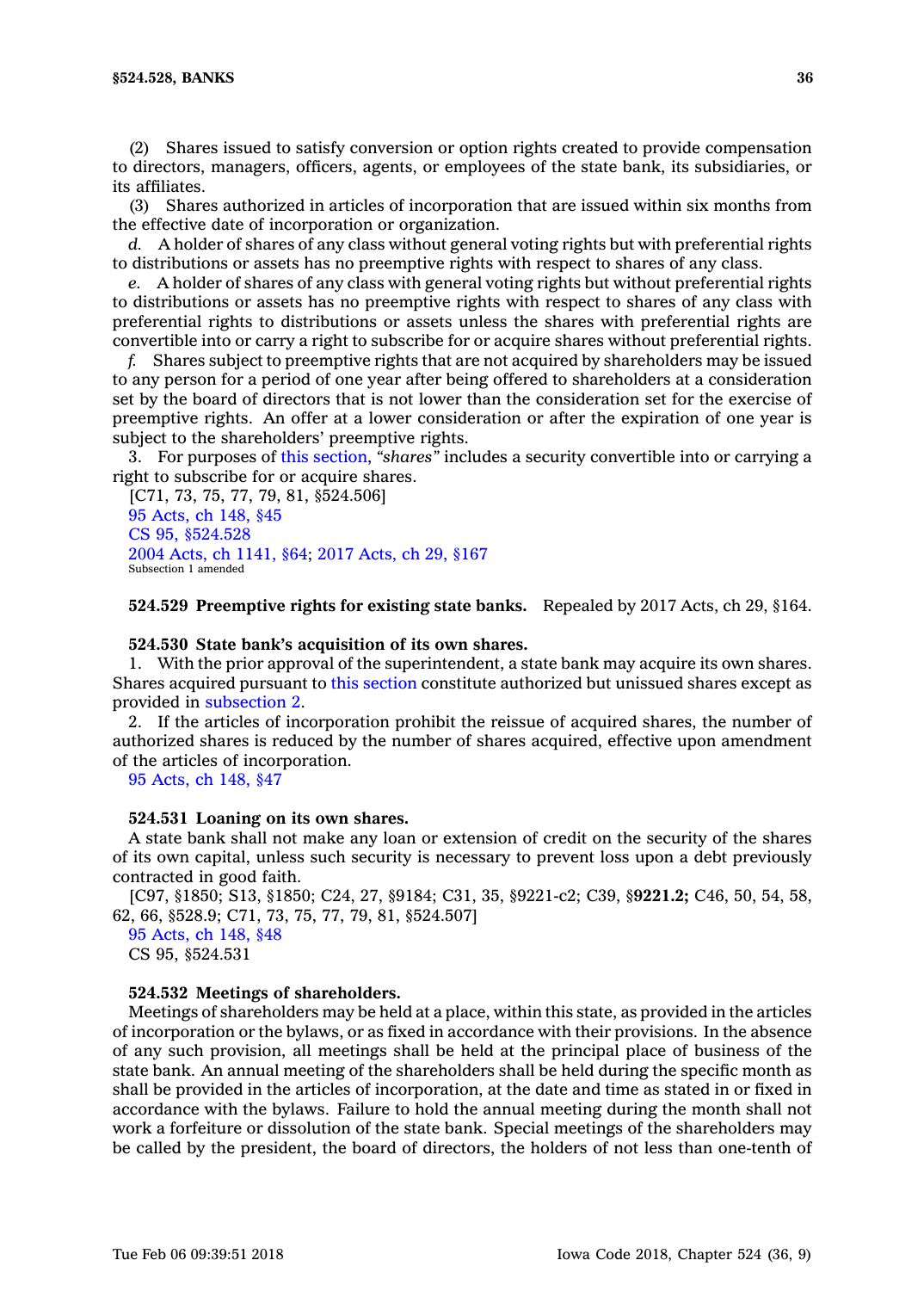(2) Shares issued to satisfy conversion or option rights created to provide compensation to directors, managers, officers, agents, or employees of the state bank, its subsidiaries, or its affiliates.

(3) Shares authorized in articles of incorporation that are issued within six months from the effective date of incorporation or organization.

*d.* A holder of shares of any class without general voting rights but with preferential rights to distributions or assets has no preemptive rights with respect to shares of any class.

*e.* A holder of shares of any class with general voting rights but without preferential rights to distributions or assets has no preemptive rights with respect to shares of any class with preferential rights to distributions or assets unless the shares with preferential rights are convertible into or carry a right to subscribe for or acquire shares without preferential rights.

*f.* Shares subject to preemptive rights that are not acquired by shareholders may be issued to any person for a period of one year after being offered to shareholders at a consideration set by the board of directors that is not lower than the consideration set for the exercise of preemptive rights. An offer at a lower consideration or after the expiration of one year is subject to the shareholders' preemptive rights.

3. For purposes of this section, *"shares"* includes a security convertible into or carrying a right to subscribe for or acquire shares.

[C71, 73, 75, 77, 79, 81, §524.506]
95 Acts, ch 148, §45
CS 95, §524.528
2004 Acts, ch 1141, §64; 2017 Acts, ch 29, §167
Subsection 1 amended

**524.529 Preemptive rights for existing state banks.** Repealed by 2017 Acts, ch 29, §164.

**524.530 State bank's acquisition of its own shares.**

1. With the prior approval of the superintendent, a state bank may acquire its own shares. Shares acquired pursuant to this section constitute authorized but unissued shares except as provided in subsection 2.

2. If the articles of incorporation prohibit the reissue of acquired shares, the number of authorized shares is reduced by the number of shares acquired, effective upon amendment of the articles of incorporation.

95 Acts, ch 148, §47

**524.531 Loaning on its own shares.**

A state bank shall not make any loan or extension of credit on the security of the shares of its own capital, unless such security is necessary to prevent loss upon a debt previously contracted in good faith.

[C97, §1850; S13, §1850; C24, 27, §9184; C31, 35, §9221-c2; C39, §**9221.2;** C46, 50, 54, 58, 62, 66, §528.9; C71, 73, 75, 77, 79, 81, §524.507]
95 Acts, ch 148, §48
CS 95, §524.531

**524.532 Meetings of shareholders.**

Meetings of shareholders may be held at a place, within this state, as provided in the articles of incorporation or the bylaws, or as fixed in accordance with their provisions. In the absence of any such provision, all meetings shall be held at the principal place of business of the state bank. An annual meeting of the shareholders shall be held during the specific month as shall be provided in the articles of incorporation, at the date and time as stated in or fixed in accordance with the bylaws. Failure to hold the annual meeting during the month shall not work a forfeiture or dissolution of the state bank. Special meetings of the shareholders may be called by the president, the board of directors, the holders of not less than one-tenth of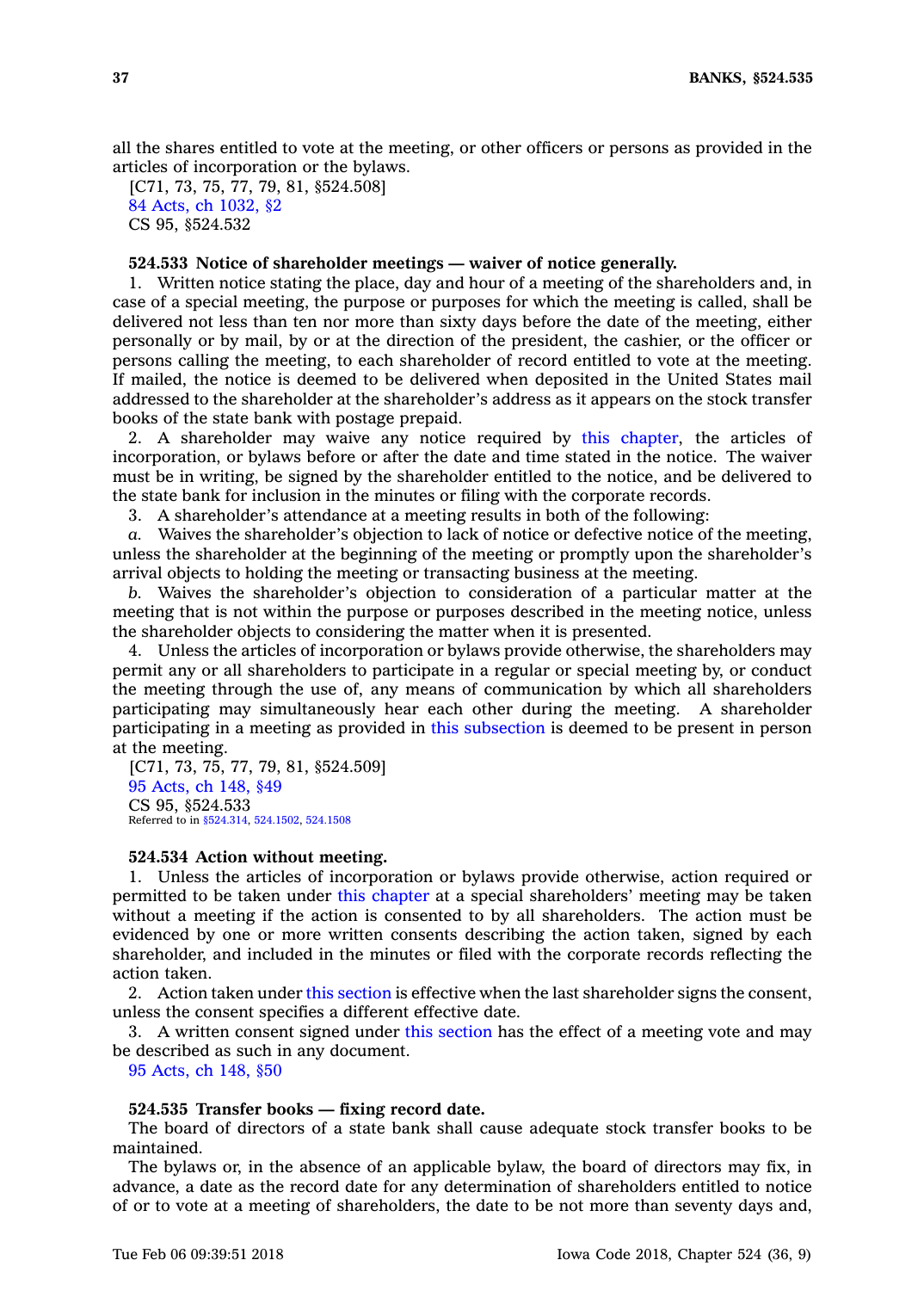all the shares entitled to vote at the meeting, or other officers or persons as provided in the articles of incorporation or the bylaws.

[C71, 73, 75, 77, 79, 81, §524.508]
84 Acts, ch 1032, §2
CS 95, §524.532

**524.533 Notice of shareholder meetings — waiver of notice generally.**

1. Written notice stating the place, day and hour of a meeting of the shareholders and, in case of a special meeting, the purpose or purposes for which the meeting is called, shall be delivered not less than ten nor more than sixty days before the date of the meeting, either personally or by mail, by or at the direction of the president, the cashier, or the officer or persons calling the meeting, to each shareholder of record entitled to vote at the meeting. If mailed, the notice is deemed to be delivered when deposited in the United States mail addressed to the shareholder at the shareholder's address as it appears on the stock transfer books of the state bank with postage prepaid.

2. A shareholder may waive any notice required by this chapter, the articles of incorporation, or bylaws before or after the date and time stated in the notice. The waiver must be in writing, be signed by the shareholder entitled to the notice, and be delivered to the state bank for inclusion in the minutes or filing with the corporate records.

3. A shareholder's attendance at a meeting results in both of the following:

*a.* Waives the shareholder's objection to lack of notice or defective notice of the meeting, unless the shareholder at the beginning of the meeting or promptly upon the shareholder's arrival objects to holding the meeting or transacting business at the meeting.

*b.* Waives the shareholder's objection to consideration of a particular matter at the meeting that is not within the purpose or purposes described in the meeting notice, unless the shareholder objects to considering the matter when it is presented.

4. Unless the articles of incorporation or bylaws provide otherwise, the shareholders may permit any or all shareholders to participate in a regular or special meeting by, or conduct the meeting through the use of, any means of communication by which all shareholders participating may simultaneously hear each other during the meeting. A shareholder participating in a meeting as provided in this subsection is deemed to be present in person at the meeting.

[C71, 73, 75, 77, 79, 81, §524.509]
95 Acts, ch 148, §49
CS 95, §524.533
Referred to in §524.314, 524.1502, 524.1508

**524.534 Action without meeting.**

1. Unless the articles of incorporation or bylaws provide otherwise, action required or permitted to be taken under this chapter at a special shareholders' meeting may be taken without a meeting if the action is consented to by all shareholders. The action must be evidenced by one or more written consents describing the action taken, signed by each shareholder, and included in the minutes or filed with the corporate records reflecting the action taken.

2. Action taken under this section is effective when the last shareholder signs the consent, unless the consent specifies a different effective date.

3. A written consent signed under this section has the effect of a meeting vote and may be described as such in any document.

95 Acts, ch 148, §50

**524.535 Transfer books — fixing record date.**

The board of directors of a state bank shall cause adequate stock transfer books to be maintained.

The bylaws or, in the absence of an applicable bylaw, the board of directors may fix, in advance, a date as the record date for any determination of shareholders entitled to notice of or to vote at a meeting of shareholders, the date to be not more than seventy days and,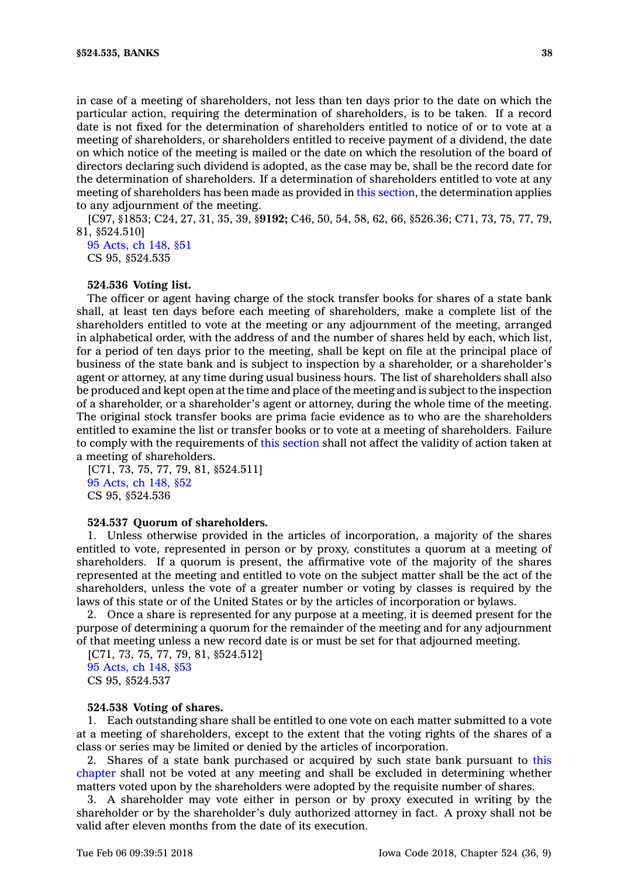in case of a meeting of shareholders, not less than ten days prior to the date on which the particular action, requiring the determination of shareholders, is to be taken. If a record date is not fixed for the determination of shareholders entitled to notice of or to vote at a meeting of shareholders, or shareholders entitled to receive payment of a dividend, the date on which notice of the meeting is mailed or the date on which the resolution of the board of directors declaring such dividend is adopted, as the case may be, shall be the record date for the determination of shareholders. If a determination of shareholders entitled to vote at any meeting of shareholders has been made as provided in this section, the determination applies to any adjournment of the meeting.

[C97, §1853; C24, 27, 31, 35, 39, §**9192;** C46, 50, 54, 58, 62, 66, §526.36; C71, 73, 75, 77, 79, 81, §524.510]

95 Acts, ch 148, §51

CS 95, §524.535

**524.536 Voting list.**

The officer or agent having charge of the stock transfer books for shares of a state bank shall, at least ten days before each meeting of shareholders, make a complete list of the shareholders entitled to vote at the meeting or any adjournment of the meeting, arranged in alphabetical order, with the address of and the number of shares held by each, which list, for a period of ten days prior to the meeting, shall be kept on file at the principal place of business of the state bank and is subject to inspection by a shareholder, or a shareholder's agent or attorney, at any time during usual business hours. The list of shareholders shall also be produced and kept open at the time and place of the meeting and is subject to the inspection of a shareholder, or a shareholder's agent or attorney, during the whole time of the meeting. The original stock transfer books are prima facie evidence as to who are the shareholders entitled to examine the list or transfer books or to vote at a meeting of shareholders. Failure to comply with the requirements of this section shall not affect the validity of action taken at a meeting of shareholders.

[C71, 73, 75, 77, 79, 81, §524.511]

95 Acts, ch 148, §52

CS 95, §524.536

**524.537 Quorum of shareholders.**

1. Unless otherwise provided in the articles of incorporation, a majority of the shares entitled to vote, represented in person or by proxy, constitutes a quorum at a meeting of shareholders. If a quorum is present, the affirmative vote of the majority of the shares represented at the meeting and entitled to vote on the subject matter shall be the act of the shareholders, unless the vote of a greater number or voting by classes is required by the laws of this state or of the United States or by the articles of incorporation or bylaws.

2. Once a share is represented for any purpose at a meeting, it is deemed present for the purpose of determining a quorum for the remainder of the meeting and for any adjournment of that meeting unless a new record date is or must be set for that adjourned meeting.

[C71, 73, 75, 77, 79, 81, §524.512]

95 Acts, ch 148, §53

CS 95, §524.537

**524.538 Voting of shares.**

1. Each outstanding share shall be entitled to one vote on each matter submitted to a vote at a meeting of shareholders, except to the extent that the voting rights of the shares of a class or series may be limited or denied by the articles of incorporation.

2. Shares of a state bank purchased or acquired by such state bank pursuant to this chapter shall not be voted at any meeting and shall be excluded in determining whether matters voted upon by the shareholders were adopted by the requisite number of shares.

3. A shareholder may vote either in person or by proxy executed in writing by the shareholder or by the shareholder's duly authorized attorney in fact. A proxy shall not be valid after eleven months from the date of its execution.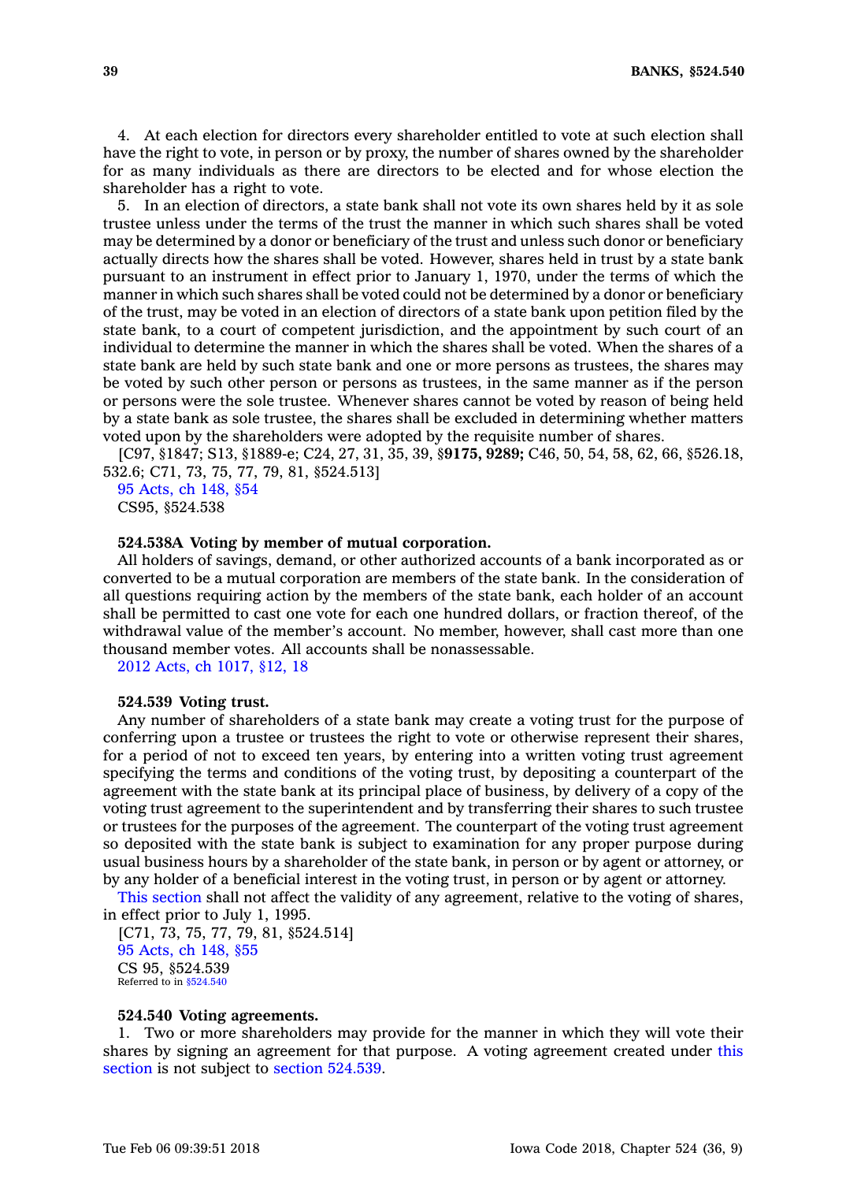4. At each election for directors every shareholder entitled to vote at such election shall have the right to vote, in person or by proxy, the number of shares owned by the shareholder for as many individuals as there are directors to be elected and for whose election the shareholder has a right to vote.

5. In an election of directors, a state bank shall not vote its own shares held by it as sole trustee unless under the terms of the trust the manner in which such shares shall be voted may be determined by a donor or beneficiary of the trust and unless such donor or beneficiary actually directs how the shares shall be voted. However, shares held in trust by a state bank pursuant to an instrument in effect prior to January 1, 1970, under the terms of which the manner in which such shares shall be voted could not be determined by a donor or beneficiary of the trust, may be voted in an election of directors of a state bank upon petition filed by the state bank, to a court of competent jurisdiction, and the appointment by such court of an individual to determine the manner in which the shares shall be voted. When the shares of a state bank are held by such state bank and one or more persons as trustees, the shares may be voted by such other person or persons as trustees, in the same manner as if the person or persons were the sole trustee. Whenever shares cannot be voted by reason of being held by a state bank as sole trustee, the shares shall be excluded in determining whether matters voted upon by the shareholders were adopted by the requisite number of shares.

[C97, §1847; S13, §1889-e; C24, 27, 31, 35, 39, §**9175, 9289;** C46, 50, 54, 58, 62, 66, §526.18, 532.6; C71, 73, 75, 77, 79, 81, §524.513]

95 Acts, ch 148, §54

CS95, §524.538

**524.538A Voting by member of mutual corporation.**

All holders of savings, demand, or other authorized accounts of a bank incorporated as or converted to be a mutual corporation are members of the state bank. In the consideration of all questions requiring action by the members of the state bank, each holder of an account shall be permitted to cast one vote for each one hundred dollars, or fraction thereof, of the withdrawal value of the member's account. No member, however, shall cast more than one thousand member votes. All accounts shall be nonassessable.

2012 Acts, ch 1017, §12, 18

**524.539 Voting trust.**

Any number of shareholders of a state bank may create a voting trust for the purpose of conferring upon a trustee or trustees the right to vote or otherwise represent their shares, for a period of not to exceed ten years, by entering into a written voting trust agreement specifying the terms and conditions of the voting trust, by depositing a counterpart of the agreement with the state bank at its principal place of business, by delivery of a copy of the voting trust agreement to the superintendent and by transferring their shares to such trustee or trustees for the purposes of the agreement. The counterpart of the voting trust agreement so deposited with the state bank is subject to examination for any proper purpose during usual business hours by a shareholder of the state bank, in person or by agent or attorney, or by any holder of a beneficial interest in the voting trust, in person or by agent or attorney.

This section shall not affect the validity of any agreement, relative to the voting of shares, in effect prior to July 1, 1995.

[C71, 73, 75, 77, 79, 81, §524.514]

95 Acts, ch 148, §55

CS 95, §524.539

Referred to in §524.540

**524.540 Voting agreements.**

1. Two or more shareholders may provide for the manner in which they will vote their shares by signing an agreement for that purpose. A voting agreement created under this section is not subject to section 524.539.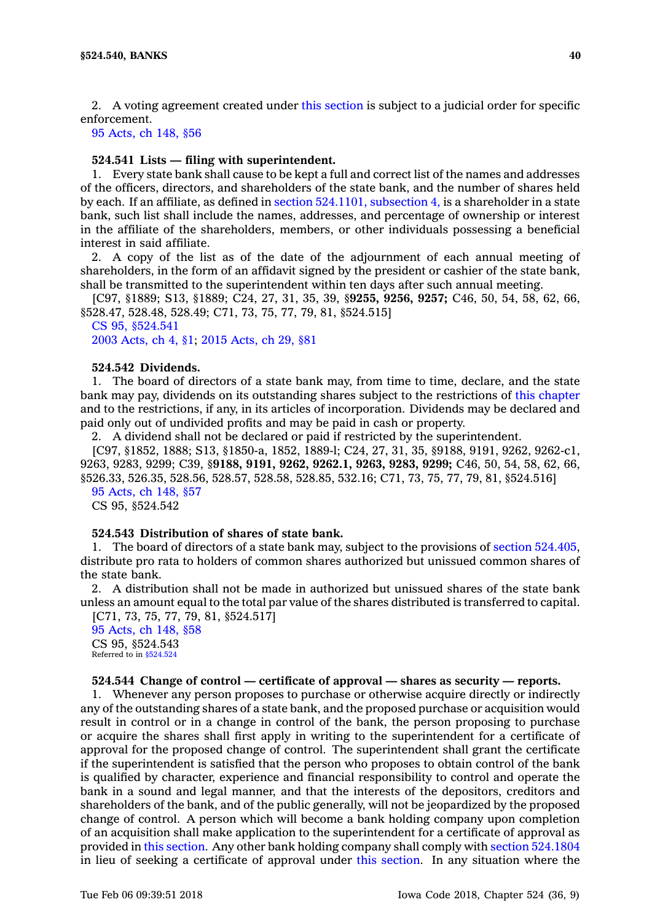2. A voting agreement created under this section is subject to a judicial order for specific enforcement.

95 Acts, ch 148, §56

**524.541 Lists — filing with superintendent.**

1. Every state bank shall cause to be kept a full and correct list of the names and addresses of the officers, directors, and shareholders of the state bank, and the number of shares held by each. If an affiliate, as defined in section 524.1101, subsection 4, is a shareholder in a state bank, such list shall include the names, addresses, and percentage of ownership or interest in the affiliate of the shareholders, members, or other individuals possessing a beneficial interest in said affiliate.

2. A copy of the list as of the date of the adjournment of each annual meeting of shareholders, in the form of an affidavit signed by the president or cashier of the state bank, shall be transmitted to the superintendent within ten days after such annual meeting.

[C97, §1889; S13, §1889; C24, 27, 31, 35, 39, §**9255, 9256, 9257;** C46, 50, 54, 58, 62, 66, §528.47, 528.48, 528.49; C71, 73, 75, 77, 79, 81, §524.515]

CS 95, §524.541

2003 Acts, ch 4, §1; 2015 Acts, ch 29, §81

**524.542 Dividends.**

1. The board of directors of a state bank may, from time to time, declare, and the state bank may pay, dividends on its outstanding shares subject to the restrictions of this chapter and to the restrictions, if any, in its articles of incorporation. Dividends may be declared and paid only out of undivided profits and may be paid in cash or property.

2. A dividend shall not be declared or paid if restricted by the superintendent.

[C97, §1852, 1888; S13, §1850-a, 1852, 1889-l; C24, 27, 31, 35, §9188, 9191, 9262, 9262-c1, 9263, 9283, 9299; C39, §**9188, 9191, 9262, 9262.1, 9263, 9283, 9299;** C46, 50, 54, 58, 62, 66, §526.33, 526.35, 528.56, 528.57, 528.58, 528.85, 532.16; C71, 73, 75, 77, 79, 81, §524.516]

95 Acts, ch 148, §57

CS 95, §524.542

**524.543 Distribution of shares of state bank.**

1. The board of directors of a state bank may, subject to the provisions of section 524.405, distribute pro rata to holders of common shares authorized but unissued common shares of the state bank.

2. A distribution shall not be made in authorized but unissued shares of the state bank unless an amount equal to the total par value of the shares distributed is transferred to capital.

[C71, 73, 75, 77, 79, 81, §524.517]

95 Acts, ch 148, §58

CS 95, §524.543

Referred to in §524.524

**524.544 Change of control — certificate of approval — shares as security — reports.**

1. Whenever any person proposes to purchase or otherwise acquire directly or indirectly any of the outstanding shares of a state bank, and the proposed purchase or acquisition would result in control or in a change in control of the bank, the person proposing to purchase or acquire the shares shall first apply in writing to the superintendent for a certificate of approval for the proposed change of control. The superintendent shall grant the certificate if the superintendent is satisfied that the person who proposes to obtain control of the bank is qualified by character, experience and financial responsibility to control and operate the bank in a sound and legal manner, and that the interests of the depositors, creditors and shareholders of the bank, and of the public generally, will not be jeopardized by the proposed change of control. A person which will become a bank holding company upon completion of an acquisition shall make application to the superintendent for a certificate of approval as provided in this section. Any other bank holding company shall comply with section 524.1804 in lieu of seeking a certificate of approval under this section. In any situation where the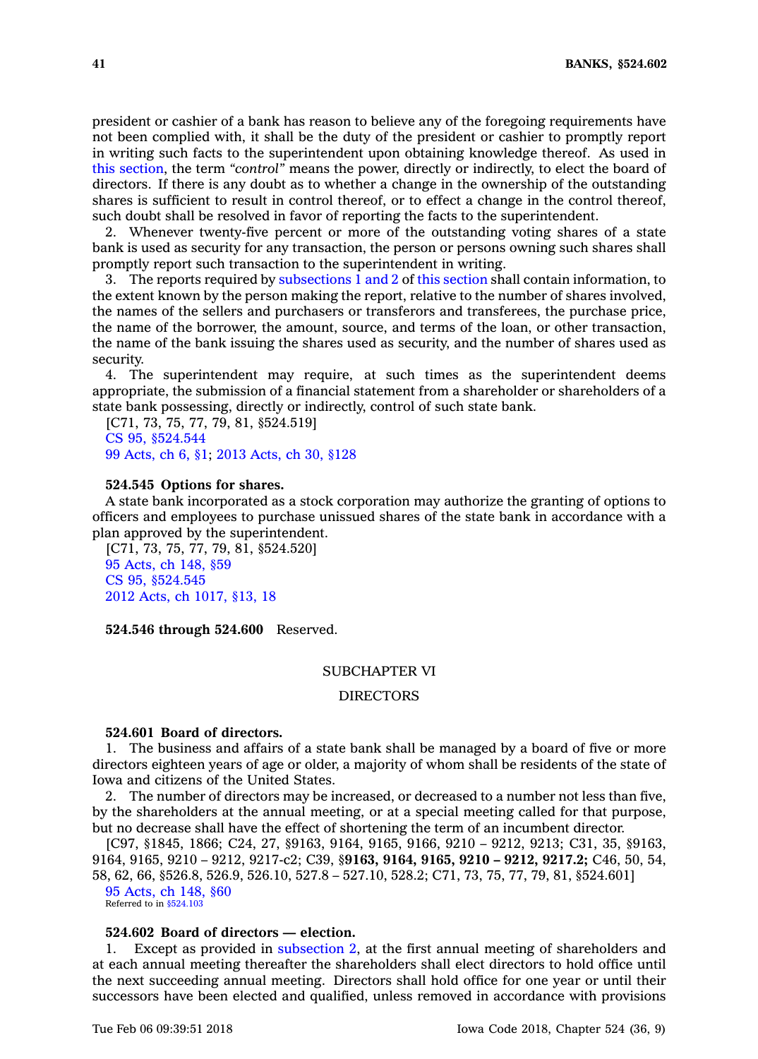president or cashier of a bank has reason to believe any of the foregoing requirements have not been complied with, it shall be the duty of the president or cashier to promptly report in writing such facts to the superintendent upon obtaining knowledge thereof. As used in this section, the term *"control"* means the power, directly or indirectly, to elect the board of directors. If there is any doubt as to whether a change in the ownership of the outstanding shares is sufficient to result in control thereof, or to effect a change in the control thereof, such doubt shall be resolved in favor of reporting the facts to the superintendent.

2. Whenever twenty-five percent or more of the outstanding voting shares of a state bank is used as security for any transaction, the person or persons owning such shares shall promptly report such transaction to the superintendent in writing.

3. The reports required by subsections 1 and 2 of this section shall contain information, to the extent known by the person making the report, relative to the number of shares involved, the names of the sellers and purchasers or transferors and transferees, the purchase price, the name of the borrower, the amount, source, and terms of the loan, or other transaction, the name of the bank issuing the shares used as security, and the number of shares used as security.

4. The superintendent may require, at such times as the superintendent deems appropriate, the submission of a financial statement from a shareholder or shareholders of a state bank possessing, directly or indirectly, control of such state bank.

[C71, 73, 75, 77, 79, 81, §524.519]
CS 95, §524.544
99 Acts, ch 6, §1; 2013 Acts, ch 30, §128

**524.545 Options for shares.**

A state bank incorporated as a stock corporation may authorize the granting of options to officers and employees to purchase unissued shares of the state bank in accordance with a plan approved by the superintendent.

[C71, 73, 75, 77, 79, 81, §524.520]
95 Acts, ch 148, §59
CS 95, §524.545
2012 Acts, ch 1017, §13, 18

**524.546 through 524.600** Reserved.

## SUBCHAPTER VI

## DIRECTORS

**524.601 Board of directors.**

1. The business and affairs of a state bank shall be managed by a board of five or more directors eighteen years of age or older, a majority of whom shall be residents of the state of Iowa and citizens of the United States.

2. The number of directors may be increased, or decreased to a number not less than five, by the shareholders at the annual meeting, or at a special meeting called for that purpose, but no decrease shall have the effect of shortening the term of an incumbent director.

[C97, §1845, 1866; C24, 27, §9163, 9164, 9165, 9166, 9210 – 9212, 9213; C31, 35, §9163, 9164, 9165, 9210 – 9212, 9217-c2; C39, §**9163, 9164, 9165, 9210 – 9212, 9217.2;** C46, 50, 54, 58, 62, 66, §526.8, 526.9, 526.10, 527.8 – 527.10, 528.2; C71, 73, 75, 77, 79, 81, §524.601]
95 Acts, ch 148, §60
Referred to in §524.103

**524.602 Board of directors — election.**

1. Except as provided in subsection 2, at the first annual meeting of shareholders and at each annual meeting thereafter the shareholders shall elect directors to hold office until the next succeeding annual meeting. Directors shall hold office for one year or until their successors have been elected and qualified, unless removed in accordance with provisions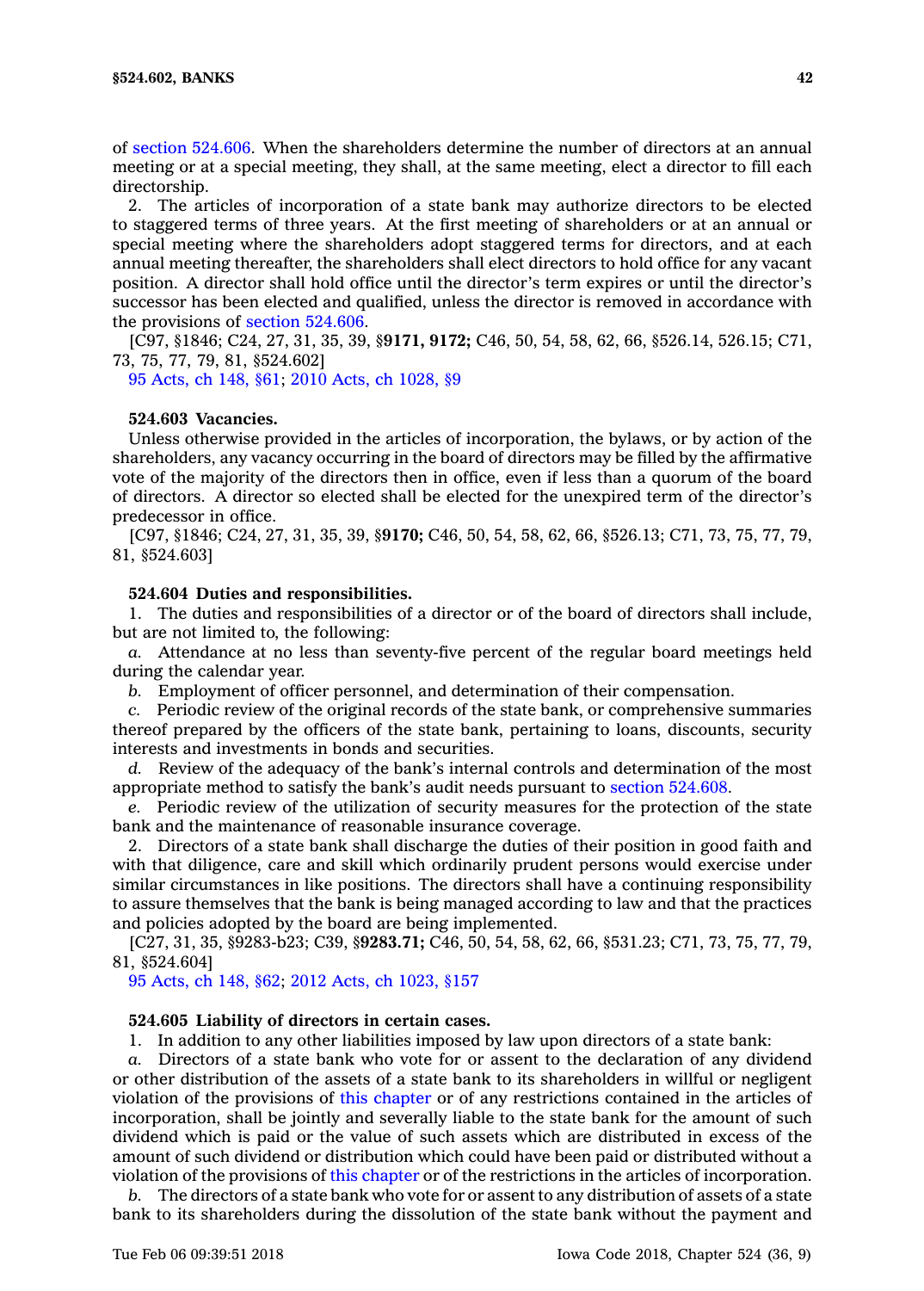of section 524.606. When the shareholders determine the number of directors at an annual meeting or at a special meeting, they shall, at the same meeting, elect a director to fill each directorship.

2. The articles of incorporation of a state bank may authorize directors to be elected to staggered terms of three years. At the first meeting of shareholders or at an annual or special meeting where the shareholders adopt staggered terms for directors, and at each annual meeting thereafter, the shareholders shall elect directors to hold office for any vacant position. A director shall hold office until the director's term expires or until the director's successor has been elected and qualified, unless the director is removed in accordance with the provisions of section 524.606.

[C97, §1846; C24, 27, 31, 35, 39, §**9171, 9172;** C46, 50, 54, 58, 62, 66, §526.14, 526.15; C71, 73, 75, 77, 79, 81, §524.602]

95 Acts, ch 148, §61; 2010 Acts, ch 1028, §9

**524.603 Vacancies.**

Unless otherwise provided in the articles of incorporation, the bylaws, or by action of the shareholders, any vacancy occurring in the board of directors may be filled by the affirmative vote of the majority of the directors then in office, even if less than a quorum of the board of directors. A director so elected shall be elected for the unexpired term of the director's predecessor in office.

[C97, §1846; C24, 27, 31, 35, 39, §**9170;** C46, 50, 54, 58, 62, 66, §526.13; C71, 73, 75, 77, 79, 81, §524.603]

**524.604 Duties and responsibilities.**

1. The duties and responsibilities of a director or of the board of directors shall include, but are not limited to, the following:

*a.* Attendance at no less than seventy-five percent of the regular board meetings held during the calendar year.

*b.* Employment of officer personnel, and determination of their compensation.

*c.* Periodic review of the original records of the state bank, or comprehensive summaries thereof prepared by the officers of the state bank, pertaining to loans, discounts, security interests and investments in bonds and securities.

*d.* Review of the adequacy of the bank's internal controls and determination of the most appropriate method to satisfy the bank's audit needs pursuant to section 524.608.

*e.* Periodic review of the utilization of security measures for the protection of the state bank and the maintenance of reasonable insurance coverage.

2. Directors of a state bank shall discharge the duties of their position in good faith and with that diligence, care and skill which ordinarily prudent persons would exercise under similar circumstances in like positions. The directors shall have a continuing responsibility to assure themselves that the bank is being managed according to law and that the practices and policies adopted by the board are being implemented.

[C27, 31, 35, §9283-b23; C39, §**9283.71;** C46, 50, 54, 58, 62, 66, §531.23; C71, 73, 75, 77, 79, 81, §524.604]

95 Acts, ch 148, §62; 2012 Acts, ch 1023, §157

**524.605 Liability of directors in certain cases.**

1. In addition to any other liabilities imposed by law upon directors of a state bank:

*a.* Directors of a state bank who vote for or assent to the declaration of any dividend or other distribution of the assets of a state bank to its shareholders in willful or negligent violation of the provisions of this chapter or of any restrictions contained in the articles of incorporation, shall be jointly and severally liable to the state bank for the amount of such dividend which is paid or the value of such assets which are distributed in excess of the amount of such dividend or distribution which could have been paid or distributed without a violation of the provisions of this chapter or of the restrictions in the articles of incorporation.

*b.* The directors of a state bank who vote for or assent to any distribution of assets of a state bank to its shareholders during the dissolution of the state bank without the payment and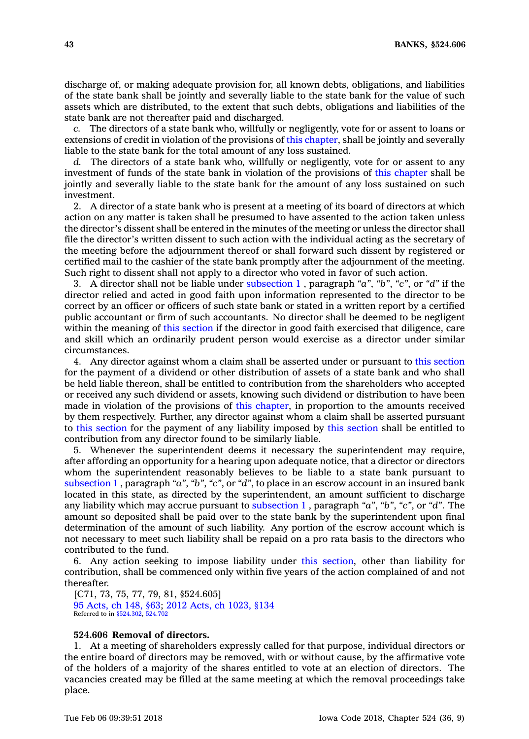discharge of, or making adequate provision for, all known debts, obligations, and liabilities of the state bank shall be jointly and severally liable to the state bank for the value of such assets which are distributed, to the extent that such debts, obligations and liabilities of the state bank are not thereafter paid and discharged.

*c.* The directors of a state bank who, willfully or negligently, vote for or assent to loans or extensions of credit in violation of the provisions of this chapter, shall be jointly and severally liable to the state bank for the total amount of any loss sustained.

*d.* The directors of a state bank who, willfully or negligently, vote for or assent to any investment of funds of the state bank in violation of the provisions of this chapter shall be jointly and severally liable to the state bank for the amount of any loss sustained on such investment.

2. A director of a state bank who is present at a meeting of its board of directors at which action on any matter is taken shall be presumed to have assented to the action taken unless the director's dissent shall be entered in the minutes of the meeting or unless the director shall file the director's written dissent to such action with the individual acting as the secretary of the meeting before the adjournment thereof or shall forward such dissent by registered or certified mail to the cashier of the state bank promptly after the adjournment of the meeting. Such right to dissent shall not apply to a director who voted in favor of such action.

3. A director shall not be liable under subsection 1 , paragraph *"a"*, *"b"*, *"c"*, or *"d"* if the director relied and acted in good faith upon information represented to the director to be correct by an officer or officers of such state bank or stated in a written report by a certified public accountant or firm of such accountants. No director shall be deemed to be negligent within the meaning of this section if the director in good faith exercised that diligence, care and skill which an ordinarily prudent person would exercise as a director under similar circumstances.

4. Any director against whom a claim shall be asserted under or pursuant to this section for the payment of a dividend or other distribution of assets of a state bank and who shall be held liable thereon, shall be entitled to contribution from the shareholders who accepted or received any such dividend or assets, knowing such dividend or distribution to have been made in violation of the provisions of this chapter, in proportion to the amounts received by them respectively. Further, any director against whom a claim shall be asserted pursuant to this section for the payment of any liability imposed by this section shall be entitled to contribution from any director found to be similarly liable.

5. Whenever the superintendent deems it necessary the superintendent may require, after affording an opportunity for a hearing upon adequate notice, that a director or directors whom the superintendent reasonably believes to be liable to a state bank pursuant to subsection 1 , paragraph *"a"*, *"b"*, *"c"*, or *"d"*, to place in an escrow account in an insured bank located in this state, as directed by the superintendent, an amount sufficient to discharge any liability which may accrue pursuant to subsection 1 , paragraph *"a"*, *"b"*, *"c"*, or *"d"*. The amount so deposited shall be paid over to the state bank by the superintendent upon final determination of the amount of such liability. Any portion of the escrow account which is not necessary to meet such liability shall be repaid on a pro rata basis to the directors who contributed to the fund.

6. Any action seeking to impose liability under this section, other than liability for contribution, shall be commenced only within five years of the action complained of and not thereafter.

[C71, 73, 75, 77, 79, 81, §524.605]
95 Acts, ch 148, §63; 2012 Acts, ch 1023, §134
Referred to in §524.302, 524.702

**524.606 Removal of directors.**

1. At a meeting of shareholders expressly called for that purpose, individual directors or the entire board of directors may be removed, with or without cause, by the affirmative vote of the holders of a majority of the shares entitled to vote at an election of directors. The vacancies created may be filled at the same meeting at which the removal proceedings take place.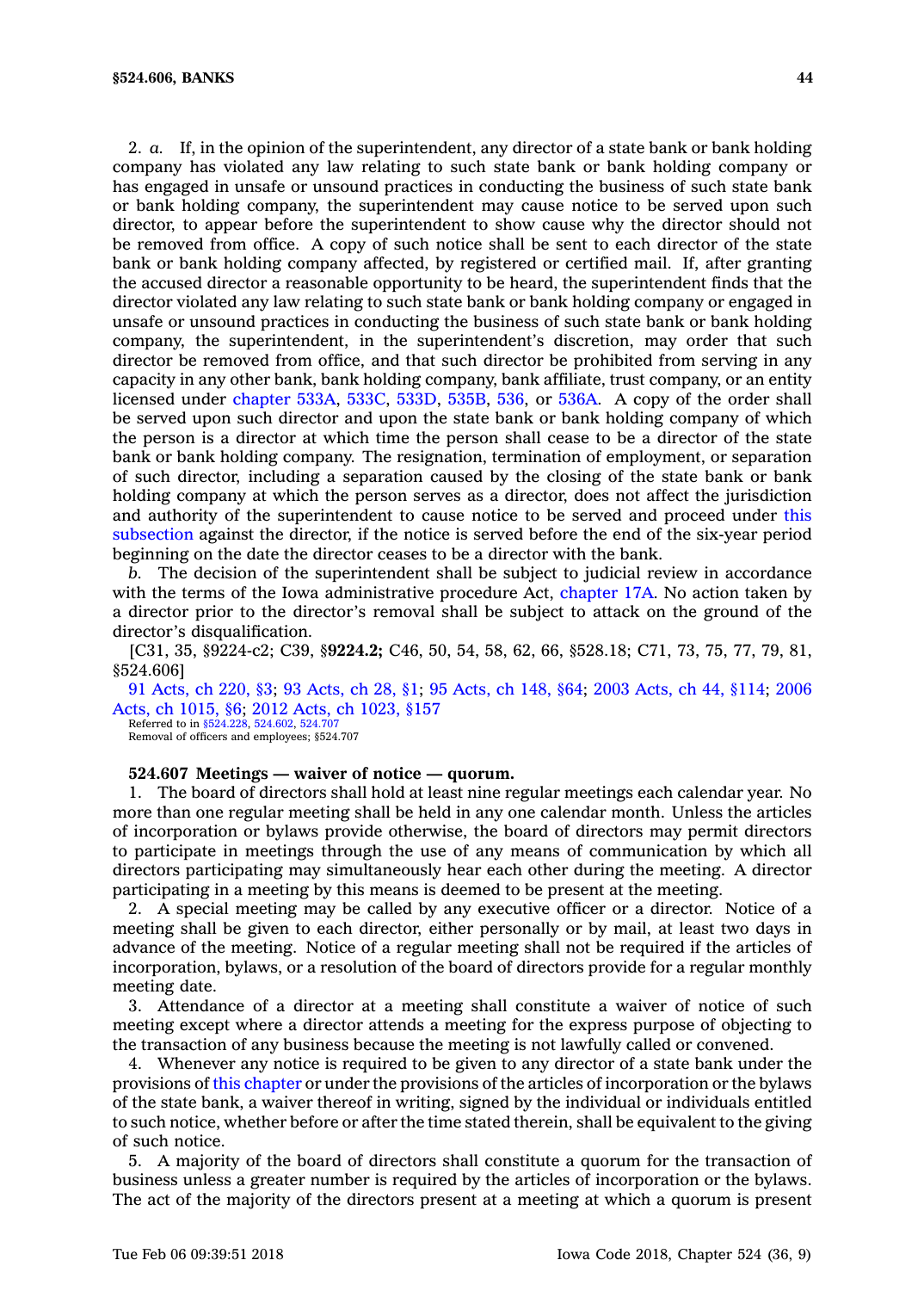2. *a.* If, in the opinion of the superintendent, any director of a state bank or bank holding company has violated any law relating to such state bank or bank holding company or has engaged in unsafe or unsound practices in conducting the business of such state bank or bank holding company, the superintendent may cause notice to be served upon such director, to appear before the superintendent to show cause why the director should not be removed from office. A copy of such notice shall be sent to each director of the state bank or bank holding company affected, by registered or certified mail. If, after granting the accused director a reasonable opportunity to be heard, the superintendent finds that the director violated any law relating to such state bank or bank holding company or engaged in unsafe or unsound practices in conducting the business of such state bank or bank holding company, the superintendent, in the superintendent's discretion, may order that such director be removed from office, and that such director be prohibited from serving in any capacity in any other bank, bank holding company, bank affiliate, trust company, or an entity licensed under chapter 533A, 533C, 533D, 535B, 536, or 536A. A copy of the order shall be served upon such director and upon the state bank or bank holding company of which the person is a director at which time the person shall cease to be a director of the state bank or bank holding company. The resignation, termination of employment, or separation of such director, including a separation caused by the closing of the state bank or bank holding company at which the person serves as a director, does not affect the jurisdiction and authority of the superintendent to cause notice to be served and proceed under this subsection against the director, if the notice is served before the end of the six-year period beginning on the date the director ceases to be a director with the bank.

*b.* The decision of the superintendent shall be subject to judicial review in accordance with the terms of the Iowa administrative procedure Act, chapter 17A. No action taken by a director prior to the director's removal shall be subject to attack on the ground of the director's disqualification.

[C31, 35, §9224-c2; C39, §**9224.2;** C46, 50, 54, 58, 62, 66, §528.18; C71, 73, 75, 77, 79, 81, §524.606]

91 Acts, ch 220, §3; 93 Acts, ch 28, §1; 95 Acts, ch 148, §64; 2003 Acts, ch 44, §114; 2006 Acts, ch 1015, §6; 2012 Acts, ch 1023, §157

Referred to in §524.228, 524.602, 524.707

Removal of officers and employees; §524.707

**524.607 Meetings — waiver of notice — quorum.**

1. The board of directors shall hold at least nine regular meetings each calendar year. No more than one regular meeting shall be held in any one calendar month. Unless the articles of incorporation or bylaws provide otherwise, the board of directors may permit directors to participate in meetings through the use of any means of communication by which all directors participating may simultaneously hear each other during the meeting. A director participating in a meeting by this means is deemed to be present at the meeting.

2. A special meeting may be called by any executive officer or a director. Notice of a meeting shall be given to each director, either personally or by mail, at least two days in advance of the meeting. Notice of a regular meeting shall not be required if the articles of incorporation, bylaws, or a resolution of the board of directors provide for a regular monthly meeting date.

3. Attendance of a director at a meeting shall constitute a waiver of notice of such meeting except where a director attends a meeting for the express purpose of objecting to the transaction of any business because the meeting is not lawfully called or convened.

4. Whenever any notice is required to be given to any director of a state bank under the provisions of this chapter or under the provisions of the articles of incorporation or the bylaws of the state bank, a waiver thereof in writing, signed by the individual or individuals entitled to such notice, whether before or after the time stated therein, shall be equivalent to the giving of such notice.

5. A majority of the board of directors shall constitute a quorum for the transaction of business unless a greater number is required by the articles of incorporation or the bylaws. The act of the majority of the directors present at a meeting at which a quorum is present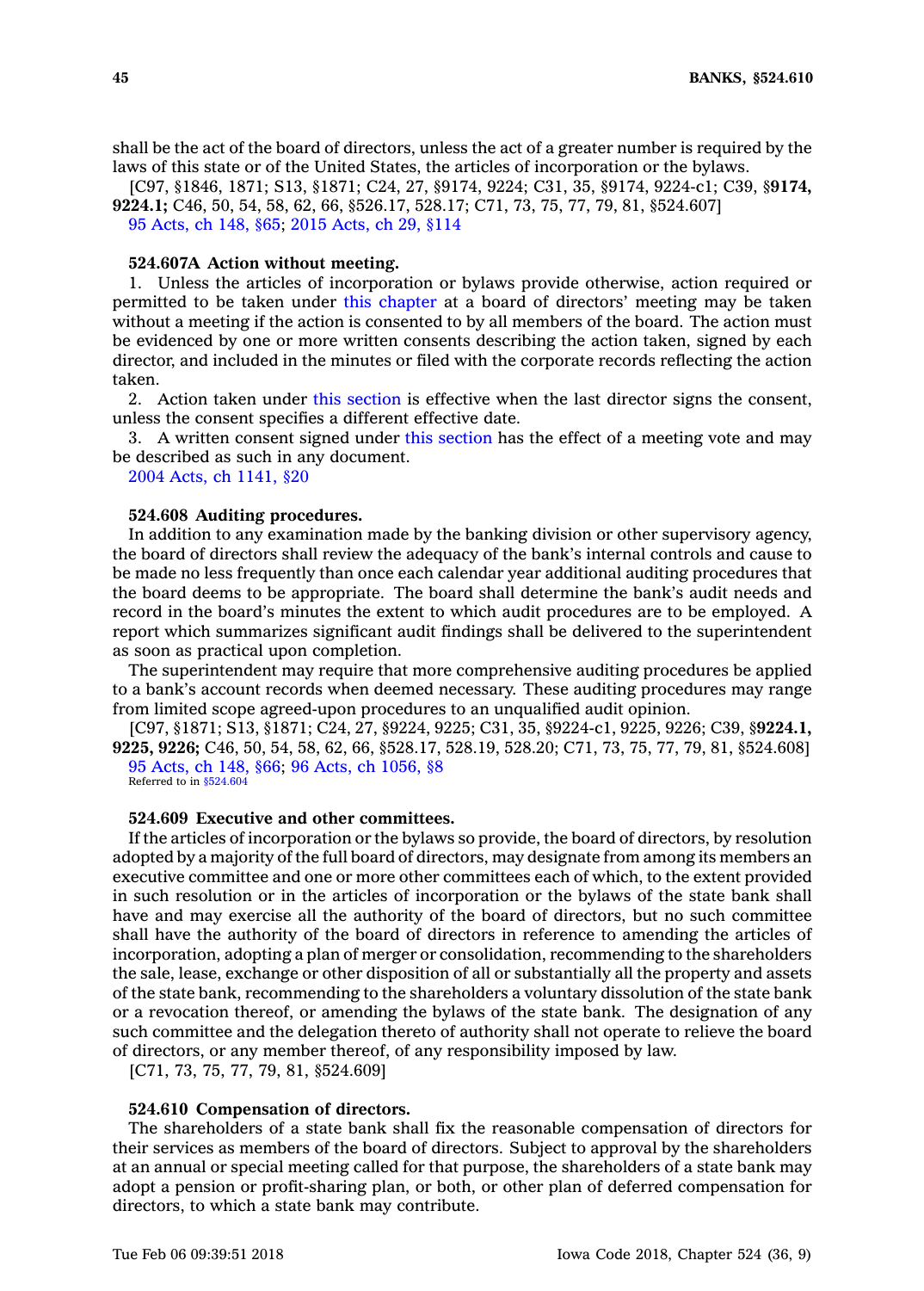shall be the act of the board of directors, unless the act of a greater number is required by the laws of this state or of the United States, the articles of incorporation or the bylaws.

[C97, §1846, 1871; S13, §1871; C24, 27, §9174, 9224; C31, 35, §9174, 9224-c1; C39, §**9174, 9224.1;** C46, 50, 54, 58, 62, 66, §526.17, 528.17; C71, 73, 75, 77, 79, 81, §524.607]

95 Acts, ch 148, §65; 2015 Acts, ch 29, §114

**524.607A Action without meeting.**

1. Unless the articles of incorporation or bylaws provide otherwise, action required or permitted to be taken under this chapter at a board of directors' meeting may be taken without a meeting if the action is consented to by all members of the board. The action must be evidenced by one or more written consents describing the action taken, signed by each director, and included in the minutes or filed with the corporate records reflecting the action taken.

2. Action taken under this section is effective when the last director signs the consent, unless the consent specifies a different effective date.

3. A written consent signed under this section has the effect of a meeting vote and may be described as such in any document.

2004 Acts, ch 1141, §20

**524.608 Auditing procedures.**

In addition to any examination made by the banking division or other supervisory agency, the board of directors shall review the adequacy of the bank's internal controls and cause to be made no less frequently than once each calendar year additional auditing procedures that the board deems to be appropriate. The board shall determine the bank's audit needs and record in the board's minutes the extent to which audit procedures are to be employed. A report which summarizes significant audit findings shall be delivered to the superintendent as soon as practical upon completion.

The superintendent may require that more comprehensive auditing procedures be applied to a bank's account records when deemed necessary. These auditing procedures may range from limited scope agreed-upon procedures to an unqualified audit opinion.

[C97, §1871; S13, §1871; C24, 27, §9224, 9225; C31, 35, §9224-c1, 9225, 9226; C39, §**9224.1, 9225, 9226;** C46, 50, 54, 58, 62, 66, §528.17, 528.19, 528.20; C71, 73, 75, 77, 79, 81, §524.608]

95 Acts, ch 148, §66; 96 Acts, ch 1056, §8

Referred to in §524.604

**524.609 Executive and other committees.**

If the articles of incorporation or the bylaws so provide, the board of directors, by resolution adopted by a majority of the full board of directors, may designate from among its members an executive committee and one or more other committees each of which, to the extent provided in such resolution or in the articles of incorporation or the bylaws of the state bank shall have and may exercise all the authority of the board of directors, but no such committee shall have the authority of the board of directors in reference to amending the articles of incorporation, adopting a plan of merger or consolidation, recommending to the shareholders the sale, lease, exchange or other disposition of all or substantially all the property and assets of the state bank, recommending to the shareholders a voluntary dissolution of the state bank or a revocation thereof, or amending the bylaws of the state bank. The designation of any such committee and the delegation thereto of authority shall not operate to relieve the board of directors, or any member thereof, of any responsibility imposed by law.

[C71, 73, 75, 77, 79, 81, §524.609]

**524.610 Compensation of directors.**

The shareholders of a state bank shall fix the reasonable compensation of directors for their services as members of the board of directors. Subject to approval by the shareholders at an annual or special meeting called for that purpose, the shareholders of a state bank may adopt a pension or profit-sharing plan, or both, or other plan of deferred compensation for directors, to which a state bank may contribute.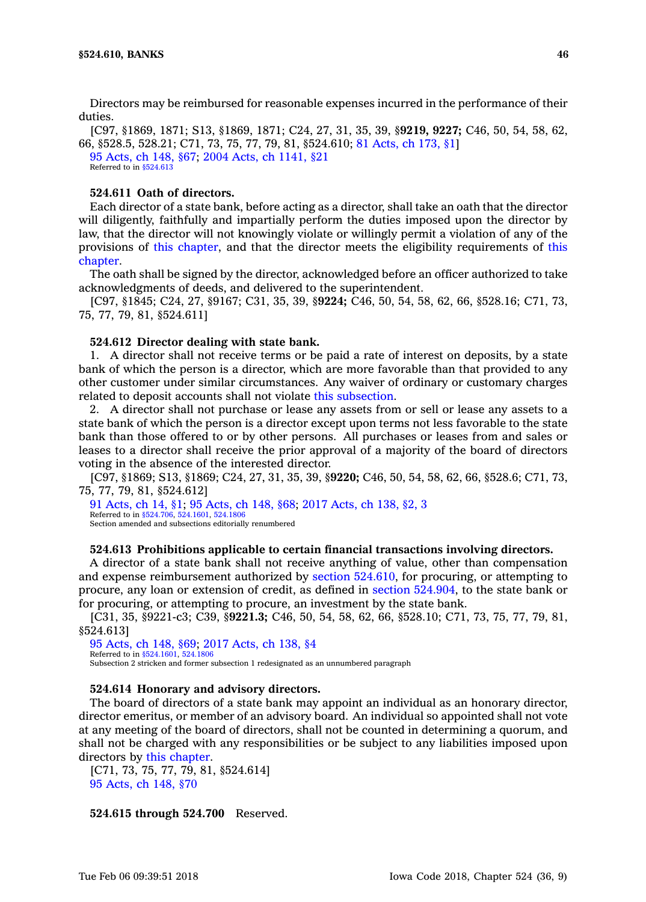Directors may be reimbursed for reasonable expenses incurred in the performance of their duties.

[C97, §1869, 1871; S13, §1869, 1871; C24, 27, 31, 35, 39, §**9219, 9227;** C46, 50, 54, 58, 62, 66, §528.5, 528.21; C71, 73, 75, 77, 79, 81, §524.610; 81 Acts, ch 173, §1]

95 Acts, ch 148, §67; 2004 Acts, ch 1141, §21

Referred to in §524.613

**524.611 Oath of directors.**

Each director of a state bank, before acting as a director, shall take an oath that the director will diligently, faithfully and impartially perform the duties imposed upon the director by law, that the director will not knowingly violate or willingly permit a violation of any of the provisions of this chapter, and that the director meets the eligibility requirements of this chapter.

The oath shall be signed by the director, acknowledged before an officer authorized to take acknowledgments of deeds, and delivered to the superintendent.

[C97, §1845; C24, 27, §9167; C31, 35, 39, §**9224;** C46, 50, 54, 58, 62, 66, §528.16; C71, 73, 75, 77, 79, 81, §524.611]

**524.612 Director dealing with state bank.**

1. A director shall not receive terms or be paid a rate of interest on deposits, by a state bank of which the person is a director, which are more favorable than that provided to any other customer under similar circumstances. Any waiver of ordinary or customary charges related to deposit accounts shall not violate this subsection.

2. A director shall not purchase or lease any assets from or sell or lease any assets to a state bank of which the person is a director except upon terms not less favorable to the state bank than those offered to or by other persons. All purchases or leases from and sales or leases to a director shall receive the prior approval of a majority of the board of directors voting in the absence of the interested director.

[C97, §1869; S13, §1869; C24, 27, 31, 35, 39, §**9220;** C46, 50, 54, 58, 62, 66, §528.6; C71, 73, 75, 77, 79, 81, §524.612]

91 Acts, ch 14, §1; 95 Acts, ch 148, §68; 2017 Acts, ch 138, §2, 3

Referred to in §524.706, 524.1601, 524.1806

Section amended and subsections editorially renumbered

**524.613 Prohibitions applicable to certain financial transactions involving directors.**

A director of a state bank shall not receive anything of value, other than compensation and expense reimbursement authorized by section 524.610, for procuring, or attempting to procure, any loan or extension of credit, as defined in section 524.904, to the state bank or for procuring, or attempting to procure, an investment by the state bank.

[C31, 35, §9221-c3; C39, §**9221.3;** C46, 50, 54, 58, 62, 66, §528.10; C71, 73, 75, 77, 79, 81, §524.613]

95 Acts, ch 148, §69; 2017 Acts, ch 138, §4

Referred to in §524.1601, 524.1806

Subsection 2 stricken and former subsection 1 redesignated as an unnumbered paragraph

**524.614 Honorary and advisory directors.**

The board of directors of a state bank may appoint an individual as an honorary director, director emeritus, or member of an advisory board. An individual so appointed shall not vote at any meeting of the board of directors, shall not be counted in determining a quorum, and shall not be charged with any responsibilities or be subject to any liabilities imposed upon directors by this chapter.

[C71, 73, 75, 77, 79, 81, §524.614]

95 Acts, ch 148, §70

**524.615 through 524.700** Reserved.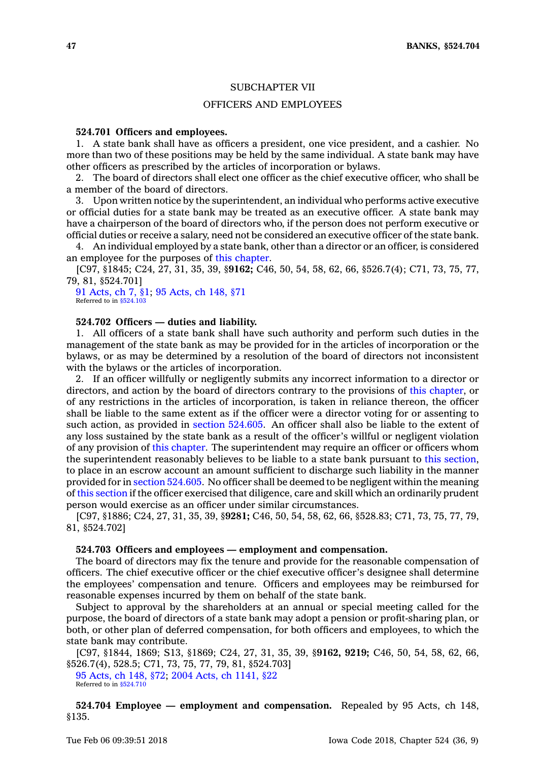## SUBCHAPTER VII

## OFFICERS AND EMPLOYEES

**524.701 Officers and employees.**

1. A state bank shall have as officers a president, one vice president, and a cashier. No more than two of these positions may be held by the same individual. A state bank may have other officers as prescribed by the articles of incorporation or bylaws.

2. The board of directors shall elect one officer as the chief executive officer, who shall be a member of the board of directors.

3. Upon written notice by the superintendent, an individual who performs active executive or official duties for a state bank may be treated as an executive officer. A state bank may have a chairperson of the board of directors who, if the person does not perform executive or official duties or receive a salary, need not be considered an executive officer of the state bank.

4. An individual employed by a state bank, other than a director or an officer, is considered an employee for the purposes of this chapter.

[C97, §1845; C24, 27, 31, 35, 39, §**9162;** C46, 50, 54, 58, 62, 66, §526.7(4); C71, 73, 75, 77, 79, 81, §524.701]

91 Acts, ch 7, §1; 95 Acts, ch 148, §71

Referred to in §524.103

**524.702 Officers — duties and liability.**

1. All officers of a state bank shall have such authority and perform such duties in the management of the state bank as may be provided for in the articles of incorporation or the bylaws, or as may be determined by a resolution of the board of directors not inconsistent with the bylaws or the articles of incorporation.

2. If an officer willfully or negligently submits any incorrect information to a director or directors, and action by the board of directors contrary to the provisions of this chapter, or of any restrictions in the articles of incorporation, is taken in reliance thereon, the officer shall be liable to the same extent as if the officer were a director voting for or assenting to such action, as provided in section 524.605. An officer shall also be liable to the extent of any loss sustained by the state bank as a result of the officer's willful or negligent violation of any provision of this chapter. The superintendent may require an officer or officers whom the superintendent reasonably believes to be liable to a state bank pursuant to this section, to place in an escrow account an amount sufficient to discharge such liability in the manner provided for in section 524.605. No officer shall be deemed to be negligent within the meaning of this section if the officer exercised that diligence, care and skill which an ordinarily prudent person would exercise as an officer under similar circumstances.

[C97, §1886; C24, 27, 31, 35, 39, §**9281;** C46, 50, 54, 58, 62, 66, §528.83; C71, 73, 75, 77, 79, 81, §524.702]

**524.703 Officers and employees — employment and compensation.**

The board of directors may fix the tenure and provide for the reasonable compensation of officers. The chief executive officer or the chief executive officer's designee shall determine the employees' compensation and tenure. Officers and employees may be reimbursed for reasonable expenses incurred by them on behalf of the state bank.

Subject to approval by the shareholders at an annual or special meeting called for the purpose, the board of directors of a state bank may adopt a pension or profit-sharing plan, or both, or other plan of deferred compensation, for both officers and employees, to which the state bank may contribute.

[C97, §1844, 1869; S13, §1869; C24, 27, 31, 35, 39, §**9162, 9219;** C46, 50, 54, 58, 62, 66, §526.7(4), 528.5; C71, 73, 75, 77, 79, 81, §524.703]

95 Acts, ch 148, §72; 2004 Acts, ch 1141, §22

Referred to in §524.710

**524.704 Employee — employment and compensation.** Repealed by 95 Acts, ch 148, §135.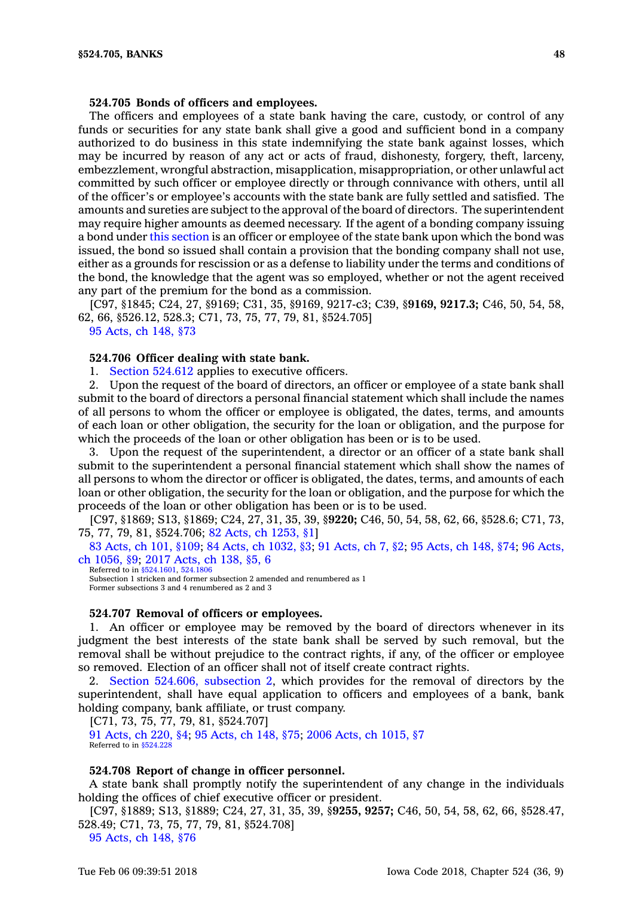**524.705 Bonds of officers and employees.**

The officers and employees of a state bank having the care, custody, or control of any funds or securities for any state bank shall give a good and sufficient bond in a company authorized to do business in this state indemnifying the state bank against losses, which may be incurred by reason of any act or acts of fraud, dishonesty, forgery, theft, larceny, embezzlement, wrongful abstraction, misapplication, misappropriation, or other unlawful act committed by such officer or employee directly or through connivance with others, until all of the officer's or employee's accounts with the state bank are fully settled and satisfied. The amounts and sureties are subject to the approval of the board of directors. The superintendent may require higher amounts as deemed necessary. If the agent of a bonding company issuing a bond under this section is an officer or employee of the state bank upon which the bond was issued, the bond so issued shall contain a provision that the bonding company shall not use, either as a grounds for rescission or as a defense to liability under the terms and conditions of the bond, the knowledge that the agent was so employed, whether or not the agent received any part of the premium for the bond as a commission.

[C97, §1845; C24, 27, §9169; C31, 35, §9169, 9217-c3; C39, §**9169, 9217.3;** C46, 50, 54, 58, 62, 66, §526.12, 528.3; C71, 73, 75, 77, 79, 81, §524.705]

95 Acts, ch 148, §73

**524.706 Officer dealing with state bank.**

1. Section 524.612 applies to executive officers.

2. Upon the request of the board of directors, an officer or employee of a state bank shall submit to the board of directors a personal financial statement which shall include the names of all persons to whom the officer or employee is obligated, the dates, terms, and amounts of each loan or other obligation, the security for the loan or obligation, and the purpose for which the proceeds of the loan or other obligation has been or is to be used.

3. Upon the request of the superintendent, a director or an officer of a state bank shall submit to the superintendent a personal financial statement which shall show the names of all persons to whom the director or officer is obligated, the dates, terms, and amounts of each loan or other obligation, the security for the loan or obligation, and the purpose for which the proceeds of the loan or other obligation has been or is to be used.

[C97, §1869; S13, §1869; C24, 27, 31, 35, 39, §**9220;** C46, 50, 54, 58, 62, 66, §528.6; C71, 73, 75, 77, 79, 81, §524.706; 82 Acts, ch 1253, §1]

83 Acts, ch 101, §109; 84 Acts, ch 1032, §3; 91 Acts, ch 7, §2; 95 Acts, ch 148, §74; 96 Acts, ch 1056, §9; 2017 Acts, ch 138, §5, 6

Referred to in §524.1601, 524.1806

Subsection 1 stricken and former subsection 2 amended and renumbered as 1

Former subsections 3 and 4 renumbered as 2 and 3

**524.707 Removal of officers or employees.**

1. An officer or employee may be removed by the board of directors whenever in its judgment the best interests of the state bank shall be served by such removal, but the removal shall be without prejudice to the contract rights, if any, of the officer or employee so removed. Election of an officer shall not of itself create contract rights.

2. Section 524.606, subsection 2, which provides for the removal of directors by the superintendent, shall have equal application to officers and employees of a bank, bank holding company, bank affiliate, or trust company.

[C71, 73, 75, 77, 79, 81, §524.707]

91 Acts, ch 220, §4; 95 Acts, ch 148, §75; 2006 Acts, ch 1015, §7

Referred to in §524.228

**524.708 Report of change in officer personnel.**

A state bank shall promptly notify the superintendent of any change in the individuals holding the offices of chief executive officer or president.

[C97, §1889; S13, §1889; C24, 27, 31, 35, 39, §**9255, 9257;** C46, 50, 54, 58, 62, 66, §528.47, 528.49; C71, 73, 75, 77, 79, 81, §524.708]

95 Acts, ch 148, §76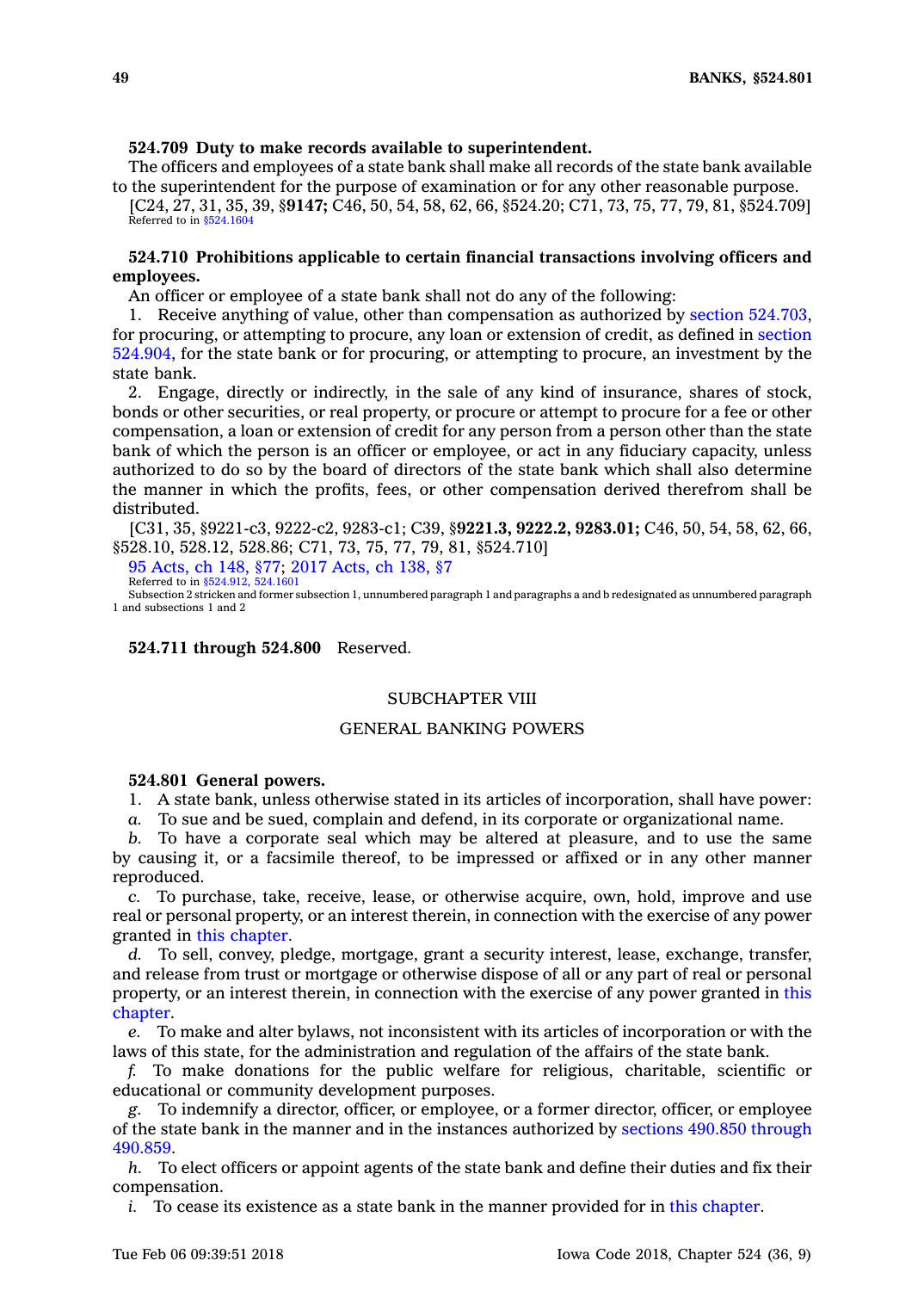**524.709 Duty to make records available to superintendent.**

The officers and employees of a state bank shall make all records of the state bank available to the superintendent for the purpose of examination or for any other reasonable purpose.

[C24, 27, 31, 35, 39, §**9147;** C46, 50, 54, 58, 62, 66, §524.20; C71, 73, 75, 77, 79, 81, §524.709]

Referred to in §524.1604

**524.710 Prohibitions applicable to certain financial transactions involving officers and employees.**

An officer or employee of a state bank shall not do any of the following:

1. Receive anything of value, other than compensation as authorized by section 524.703, for procuring, or attempting to procure, any loan or extension of credit, as defined in section 524.904, for the state bank or for procuring, or attempting to procure, an investment by the state bank.

2. Engage, directly or indirectly, in the sale of any kind of insurance, shares of stock, bonds or other securities, or real property, or procure or attempt to procure for a fee or other compensation, a loan or extension of credit for any person from a person other than the state bank of which the person is an officer or employee, or act in any fiduciary capacity, unless authorized to do so by the board of directors of the state bank which shall also determine the manner in which the profits, fees, or other compensation derived therefrom shall be distributed.

[C31, 35, §9221-c3, 9222-c2, 9283-c1; C39, §**9221.3, 9222.2, 9283.01;** C46, 50, 54, 58, 62, 66, §528.10, 528.12, 528.86; C71, 73, 75, 77, 79, 81, §524.710]

95 Acts, ch 148, §77; 2017 Acts, ch 138, §7

Referred to in §524.912, 524.1601

Subsection 2 stricken and former subsection 1, unnumbered paragraph 1 and paragraphs a and b redesignated as unnumbered paragraph 1 and subsections 1 and 2

**524.711 through 524.800** Reserved.

## SUBCHAPTER VIII

## GENERAL BANKING POWERS

**524.801 General powers.**

1. A state bank, unless otherwise stated in its articles of incorporation, shall have power:

*a.* To sue and be sued, complain and defend, in its corporate or organizational name.

*b.* To have a corporate seal which may be altered at pleasure, and to use the same by causing it, or a facsimile thereof, to be impressed or affixed or in any other manner reproduced.

*c.* To purchase, take, receive, lease, or otherwise acquire, own, hold, improve and use real or personal property, or an interest therein, in connection with the exercise of any power granted in this chapter.

*d.* To sell, convey, pledge, mortgage, grant a security interest, lease, exchange, transfer, and release from trust or mortgage or otherwise dispose of all or any part of real or personal property, or an interest therein, in connection with the exercise of any power granted in this chapter.

*e.* To make and alter bylaws, not inconsistent with its articles of incorporation or with the laws of this state, for the administration and regulation of the affairs of the state bank.

*f.* To make donations for the public welfare for religious, charitable, scientific or educational or community development purposes.

*g.* To indemnify a director, officer, or employee, or a former director, officer, or employee of the state bank in the manner and in the instances authorized by sections 490.850 through 490.859.

*h.* To elect officers or appoint agents of the state bank and define their duties and fix their compensation.

*i.* To cease its existence as a state bank in the manner provided for in this chapter.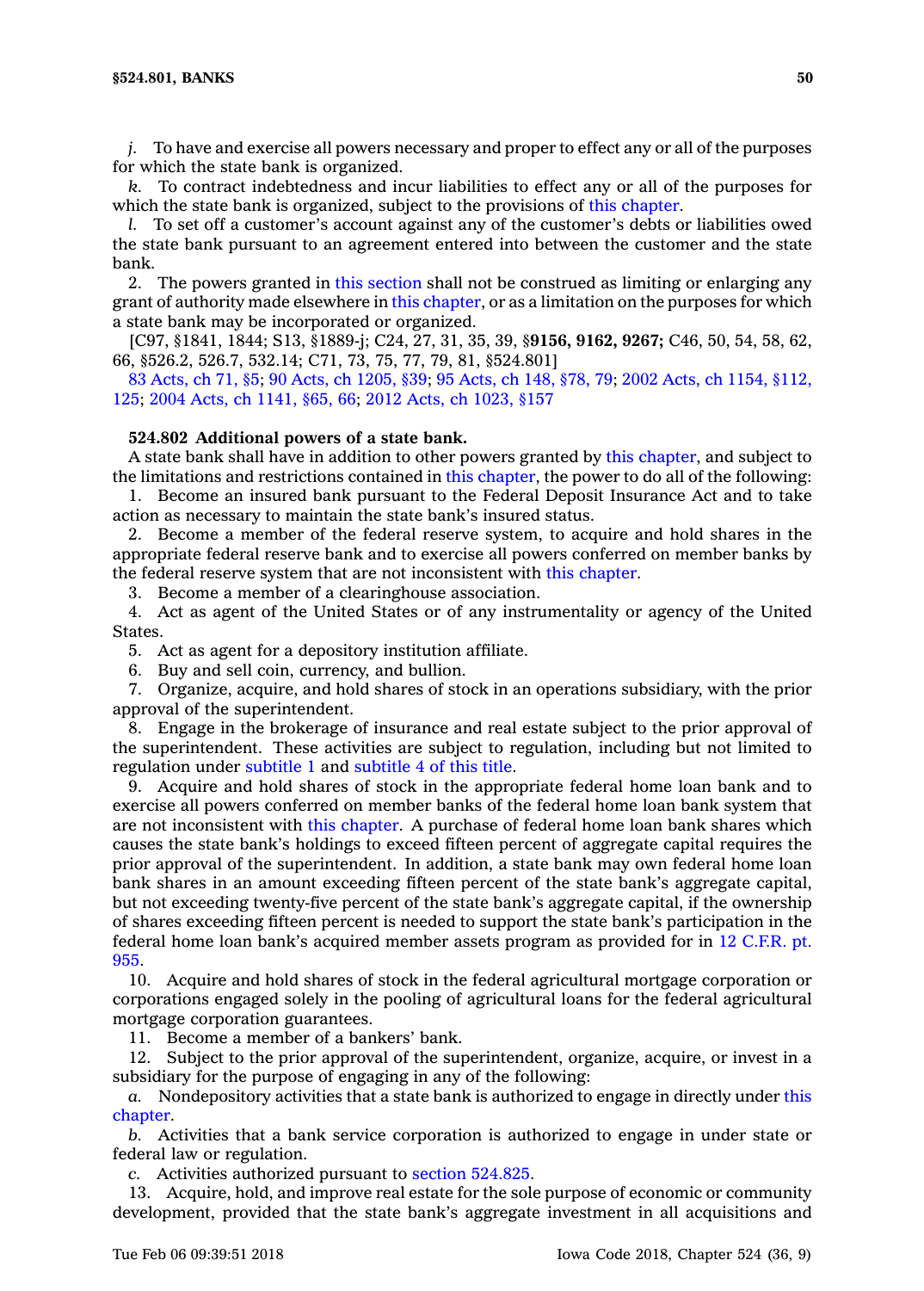*j.* To have and exercise all powers necessary and proper to effect any or all of the purposes for which the state bank is organized.

*k.* To contract indebtedness and incur liabilities to effect any or all of the purposes for which the state bank is organized, subject to the provisions of this chapter.

*l.* To set off a customer's account against any of the customer's debts or liabilities owed the state bank pursuant to an agreement entered into between the customer and the state bank.

2. The powers granted in this section shall not be construed as limiting or enlarging any grant of authority made elsewhere in this chapter, or as a limitation on the purposes for which a state bank may be incorporated or organized.

[C97, §1841, 1844; S13, §1889-j; C24, 27, 31, 35, 39, §**9156, 9162, 9267;** C46, 50, 54, 58, 62, 66, §526.2, 526.7, 532.14; C71, 73, 75, 77, 79, 81, §524.801]

83 Acts, ch 71, §5; 90 Acts, ch 1205, §39; 95 Acts, ch 148, §78, 79; 2002 Acts, ch 1154, §112, 125; 2004 Acts, ch 1141, §65, 66; 2012 Acts, ch 1023, §157

**524.802 Additional powers of a state bank.**

A state bank shall have in addition to other powers granted by this chapter, and subject to the limitations and restrictions contained in this chapter, the power to do all of the following:

1. Become an insured bank pursuant to the Federal Deposit Insurance Act and to take action as necessary to maintain the state bank's insured status.

2. Become a member of the federal reserve system, to acquire and hold shares in the appropriate federal reserve bank and to exercise all powers conferred on member banks by the federal reserve system that are not inconsistent with this chapter.

3. Become a member of a clearinghouse association.

4. Act as agent of the United States or of any instrumentality or agency of the United States.

5. Act as agent for a depository institution affiliate.

6. Buy and sell coin, currency, and bullion.

7. Organize, acquire, and hold shares of stock in an operations subsidiary, with the prior approval of the superintendent.

8. Engage in the brokerage of insurance and real estate subject to the prior approval of the superintendent. These activities are subject to regulation, including but not limited to regulation under subtitle 1 and subtitle 4 of this title.

9. Acquire and hold shares of stock in the appropriate federal home loan bank and to exercise all powers conferred on member banks of the federal home loan bank system that are not inconsistent with this chapter. A purchase of federal home loan bank shares which causes the state bank's holdings to exceed fifteen percent of aggregate capital requires the prior approval of the superintendent. In addition, a state bank may own federal home loan bank shares in an amount exceeding fifteen percent of the state bank's aggregate capital, but not exceeding twenty-five percent of the state bank's aggregate capital, if the ownership of shares exceeding fifteen percent is needed to support the state bank's participation in the federal home loan bank's acquired member assets program as provided for in 12 C.F.R. pt. 955.

10. Acquire and hold shares of stock in the federal agricultural mortgage corporation or corporations engaged solely in the pooling of agricultural loans for the federal agricultural mortgage corporation guarantees.

11. Become a member of a bankers' bank.

12. Subject to the prior approval of the superintendent, organize, acquire, or invest in a subsidiary for the purpose of engaging in any of the following:

*a.* Nondepository activities that a state bank is authorized to engage in directly under this chapter.

*b.* Activities that a bank service corporation is authorized to engage in under state or federal law or regulation.

*c.* Activities authorized pursuant to section 524.825.

13. Acquire, hold, and improve real estate for the sole purpose of economic or community development, provided that the state bank's aggregate investment in all acquisitions and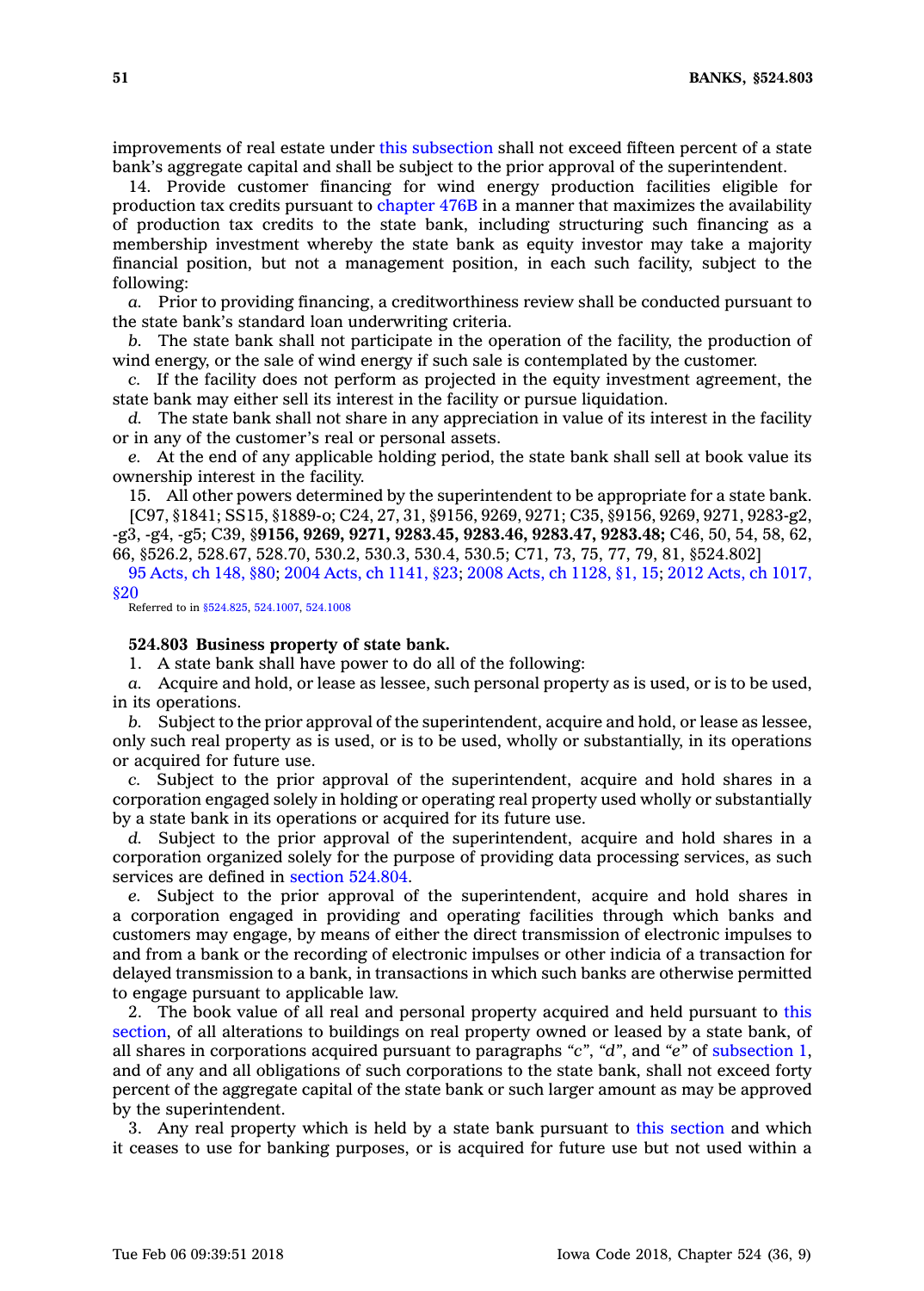improvements of real estate under this subsection shall not exceed fifteen percent of a state bank's aggregate capital and shall be subject to the prior approval of the superintendent.

14. Provide customer financing for wind energy production facilities eligible for production tax credits pursuant to chapter 476B in a manner that maximizes the availability of production tax credits to the state bank, including structuring such financing as a membership investment whereby the state bank as equity investor may take a majority financial position, but not a management position, in each such facility, subject to the following:

*a.* Prior to providing financing, a creditworthiness review shall be conducted pursuant to the state bank's standard loan underwriting criteria.

*b.* The state bank shall not participate in the operation of the facility, the production of wind energy, or the sale of wind energy if such sale is contemplated by the customer.

*c.* If the facility does not perform as projected in the equity investment agreement, the state bank may either sell its interest in the facility or pursue liquidation.

*d.* The state bank shall not share in any appreciation in value of its interest in the facility or in any of the customer's real or personal assets.

*e.* At the end of any applicable holding period, the state bank shall sell at book value its ownership interest in the facility.

15. All other powers determined by the superintendent to be appropriate for a state bank.

[C97, §1841; SS15, §1889-o; C24, 27, 31, §9156, 9269, 9271; C35, §9156, 9269, 9271, 9283-g2, -g3, -g4, -g5; C39, §**9156, 9269, 9271, 9283.45, 9283.46, 9283.47, 9283.48;** C46, 50, 54, 58, 62, 66, §526.2, 528.67, 528.70, 530.2, 530.3, 530.4, 530.5; C71, 73, 75, 77, 79, 81, §524.802]

95 Acts, ch 148, §80; 2004 Acts, ch 1141, §23; 2008 Acts, ch 1128, §1, 15; 2012 Acts, ch 1017, §20

Referred to in §524.825, 524.1007, 524.1008

### 524.803 Business property of state bank.

1. A state bank shall have power to do all of the following:

*a.* Acquire and hold, or lease as lessee, such personal property as is used, or is to be used, in its operations.

*b.* Subject to the prior approval of the superintendent, acquire and hold, or lease as lessee, only such real property as is used, or is to be used, wholly or substantially, in its operations or acquired for future use.

*c.* Subject to the prior approval of the superintendent, acquire and hold shares in a corporation engaged solely in holding or operating real property used wholly or substantially by a state bank in its operations or acquired for its future use.

*d.* Subject to the prior approval of the superintendent, acquire and hold shares in a corporation organized solely for the purpose of providing data processing services, as such services are defined in section 524.804.

*e.* Subject to the prior approval of the superintendent, acquire and hold shares in a corporation engaged in providing and operating facilities through which banks and customers may engage, by means of either the direct transmission of electronic impulses to and from a bank or the recording of electronic impulses or other indicia of a transaction for delayed transmission to a bank, in transactions in which such banks are otherwise permitted to engage pursuant to applicable law.

2. The book value of all real and personal property acquired and held pursuant to this section, of all alterations to buildings on real property owned or leased by a state bank, of all shares in corporations acquired pursuant to paragraphs "*c*", "*d*", and "*e*" of subsection 1, and of any and all obligations of such corporations to the state bank, shall not exceed forty percent of the aggregate capital of the state bank or such larger amount as may be approved by the superintendent.

3. Any real property which is held by a state bank pursuant to this section and which it ceases to use for banking purposes, or is acquired for future use but not used within a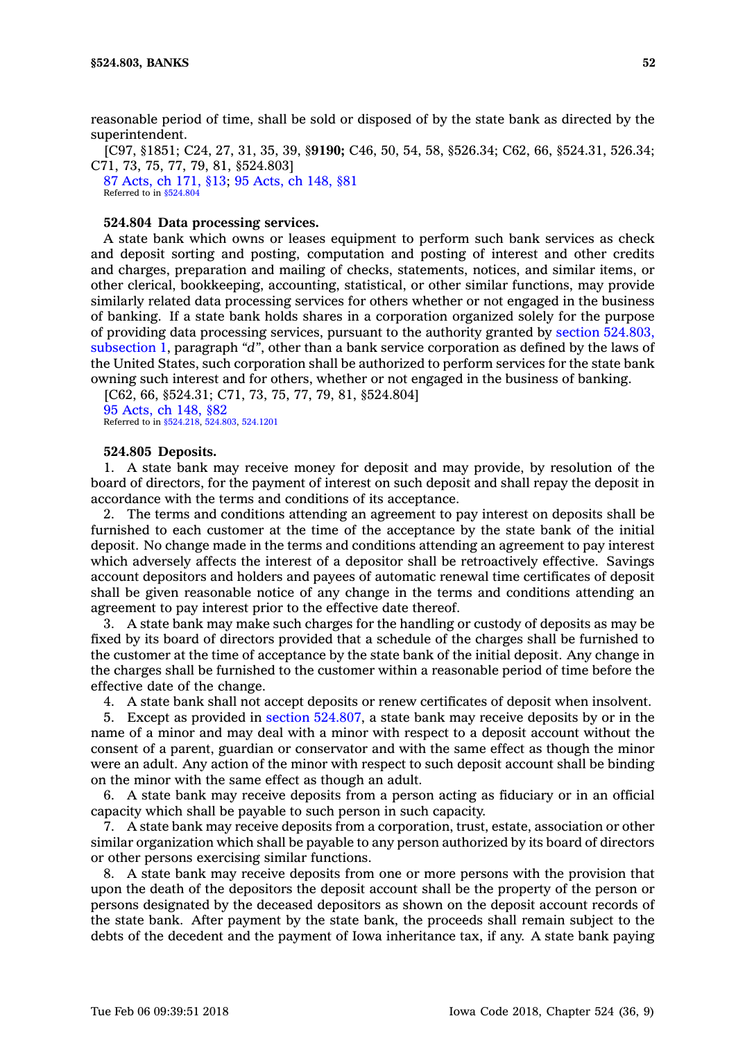reasonable period of time, shall be sold or disposed of by the state bank as directed by the superintendent.

[C97, §1851; C24, 27, 31, 35, 39, §**9190;** C46, 50, 54, 58, §526.34; C62, 66, §524.31, 526.34; C71, 73, 75, 77, 79, 81, §524.803]

87 Acts, ch 171, §13; 95 Acts, ch 148, §81

Referred to in §524.804

**524.804 Data processing services.**

A state bank which owns or leases equipment to perform such bank services as check and deposit sorting and posting, computation and posting of interest and other credits and charges, preparation and mailing of checks, statements, notices, and similar items, or other clerical, bookkeeping, accounting, statistical, or other similar functions, may provide similarly related data processing services for others whether or not engaged in the business of banking. If a state bank holds shares in a corporation organized solely for the purpose of providing data processing services, pursuant to the authority granted by section 524.803, subsection 1, paragraph *"d"*, other than a bank service corporation as defined by the laws of the United States, such corporation shall be authorized to perform services for the state bank owning such interest and for others, whether or not engaged in the business of banking.

[C62, 66, §524.31; C71, 73, 75, 77, 79, 81, §524.804]

95 Acts, ch 148, §82

Referred to in §524.218, 524.803, 524.1201

**524.805 Deposits.**

1. A state bank may receive money for deposit and may provide, by resolution of the board of directors, for the payment of interest on such deposit and shall repay the deposit in accordance with the terms and conditions of its acceptance.

2. The terms and conditions attending an agreement to pay interest on deposits shall be furnished to each customer at the time of the acceptance by the state bank of the initial deposit. No change made in the terms and conditions attending an agreement to pay interest which adversely affects the interest of a depositor shall be retroactively effective. Savings account depositors and holders and payees of automatic renewal time certificates of deposit shall be given reasonable notice of any change in the terms and conditions attending an agreement to pay interest prior to the effective date thereof.

3. A state bank may make such charges for the handling or custody of deposits as may be fixed by its board of directors provided that a schedule of the charges shall be furnished to the customer at the time of acceptance by the state bank of the initial deposit. Any change in the charges shall be furnished to the customer within a reasonable period of time before the effective date of the change.

4. A state bank shall not accept deposits or renew certificates of deposit when insolvent.

5. Except as provided in section 524.807, a state bank may receive deposits by or in the name of a minor and may deal with a minor with respect to a deposit account without the consent of a parent, guardian or conservator and with the same effect as though the minor were an adult. Any action of the minor with respect to such deposit account shall be binding on the minor with the same effect as though an adult.

6. A state bank may receive deposits from a person acting as fiduciary or in an official capacity which shall be payable to such person in such capacity.

7. A state bank may receive deposits from a corporation, trust, estate, association or other similar organization which shall be payable to any person authorized by its board of directors or other persons exercising similar functions.

8. A state bank may receive deposits from one or more persons with the provision that upon the death of the depositors the deposit account shall be the property of the person or persons designated by the deceased depositors as shown on the deposit account records of the state bank. After payment by the state bank, the proceeds shall remain subject to the debts of the decedent and the payment of Iowa inheritance tax, if any. A state bank paying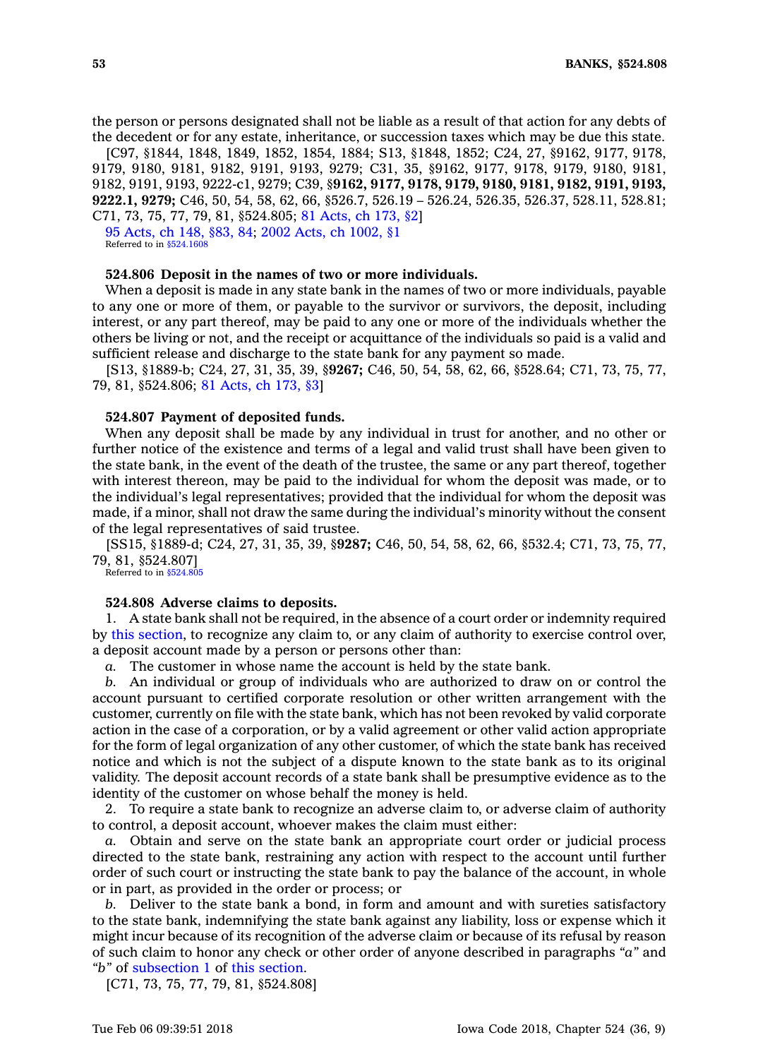the person or persons designated shall not be liable as a result of that action for any debts of the decedent or for any estate, inheritance, or succession taxes which may be due this state.

[C97, §1844, 1848, 1849, 1852, 1854, 1884; S13, §1848, 1852; C24, 27, §9162, 9177, 9178, 9179, 9180, 9181, 9182, 9191, 9193, 9279; C31, 35, §9162, 9177, 9178, 9179, 9180, 9181, 9182, 9191, 9193, 9222-c1, 9279; C39, §**9162, 9177, 9178, 9179, 9180, 9181, 9182, 9191, 9193, 9222.1, 9279;** C46, 50, 54, 58, 62, 66, §526.7, 526.19 – 526.24, 526.35, 526.37, 528.11, 528.81; C71, 73, 75, 77, 79, 81, §524.805; 81 Acts, ch 173, §2]

95 Acts, ch 148, §83, 84; 2002 Acts, ch 1002, §1

Referred to in §524.1608

**524.806 Deposit in the names of two or more individuals.**

When a deposit is made in any state bank in the names of two or more individuals, payable to any one or more of them, or payable to the survivor or survivors, the deposit, including interest, or any part thereof, may be paid to any one or more of the individuals whether the others be living or not, and the receipt or acquittance of the individuals so paid is a valid and sufficient release and discharge to the state bank for any payment so made.

[S13, §1889-b; C24, 27, 31, 35, 39, §**9267;** C46, 50, 54, 58, 62, 66, §528.64; C71, 73, 75, 77, 79, 81, §524.806; 81 Acts, ch 173, §3]

**524.807 Payment of deposited funds.**

When any deposit shall be made by any individual in trust for another, and no other or further notice of the existence and terms of a legal and valid trust shall have been given to the state bank, in the event of the death of the trustee, the same or any part thereof, together with interest thereon, may be paid to the individual for whom the deposit was made, or to the individual's legal representatives; provided that the individual for whom the deposit was made, if a minor, shall not draw the same during the individual's minority without the consent of the legal representatives of said trustee.

[SS15, §1889-d; C24, 27, 31, 35, 39, §**9287;** C46, 50, 54, 58, 62, 66, §532.4; C71, 73, 75, 77, 79, 81, §524.807]

Referred to in §524.805

**524.808 Adverse claims to deposits.**

1. A state bank shall not be required, in the absence of a court order or indemnity required by this section, to recognize any claim to, or any claim of authority to exercise control over, a deposit account made by a person or persons other than:

*a.* The customer in whose name the account is held by the state bank.

*b.* An individual or group of individuals who are authorized to draw on or control the account pursuant to certified corporate resolution or other written arrangement with the customer, currently on file with the state bank, which has not been revoked by valid corporate action in the case of a corporation, or by a valid agreement or other valid action appropriate for the form of legal organization of any other customer, of which the state bank has received notice and which is not the subject of a dispute known to the state bank as to its original validity. The deposit account records of a state bank shall be presumptive evidence as to the identity of the customer on whose behalf the money is held.

2. To require a state bank to recognize an adverse claim to, or adverse claim of authority to control, a deposit account, whoever makes the claim must either:

*a.* Obtain and serve on the state bank an appropriate court order or judicial process directed to the state bank, restraining any action with respect to the account until further order of such court or instructing the state bank to pay the balance of the account, in whole or in part, as provided in the order or process; or

*b.* Deliver to the state bank a bond, in form and amount and with sureties satisfactory to the state bank, indemnifying the state bank against any liability, loss or expense which it might incur because of its recognition of the adverse claim or because of its refusal by reason of such claim to honor any check or other order of anyone described in paragraphs *"a"* and *"b"* of subsection 1 of this section.

[C71, 73, 75, 77, 79, 81, §524.808]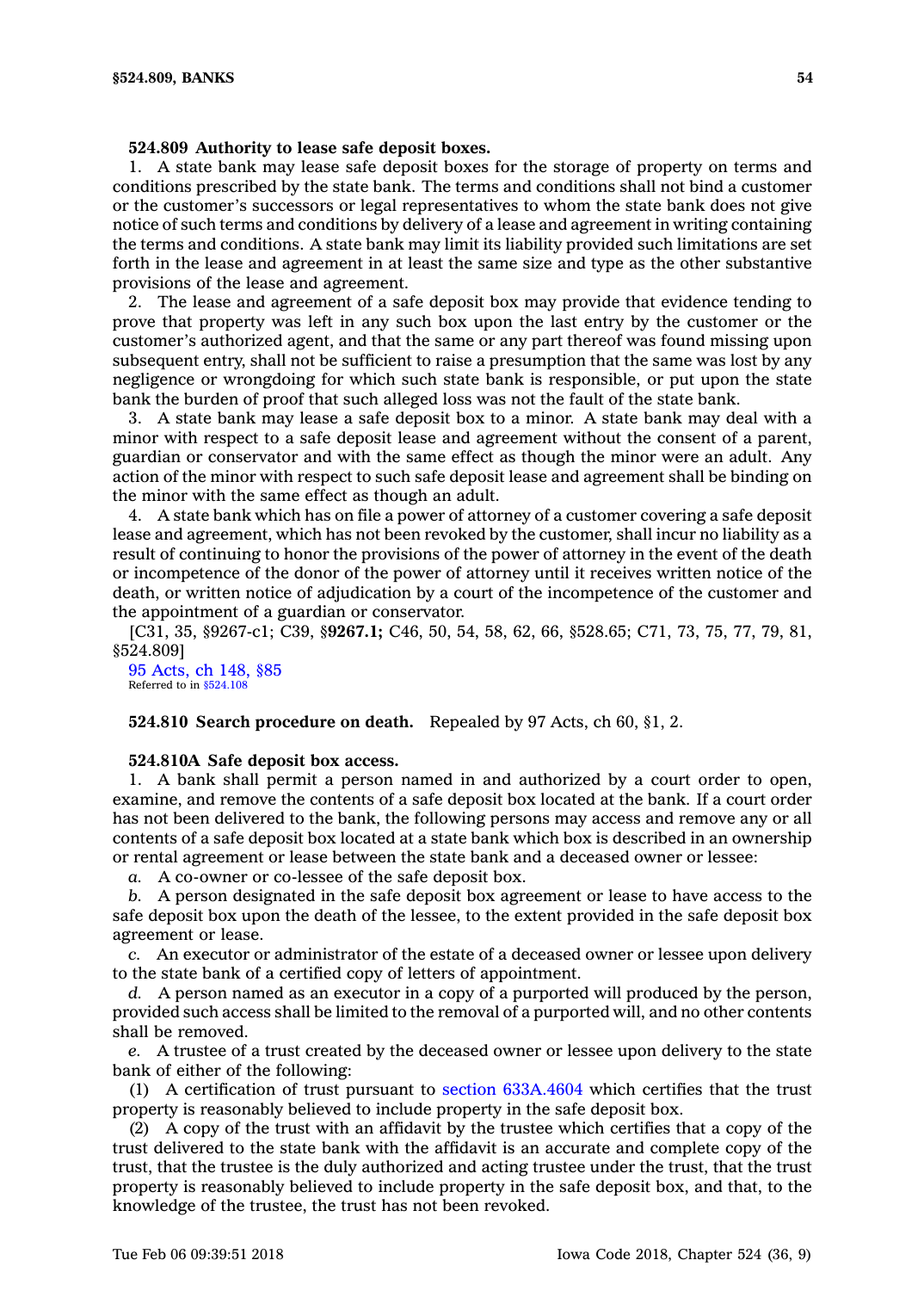**524.809 Authority to lease safe deposit boxes.**

1. A state bank may lease safe deposit boxes for the storage of property on terms and conditions prescribed by the state bank. The terms and conditions shall not bind a customer or the customer's successors or legal representatives to whom the state bank does not give notice of such terms and conditions by delivery of a lease and agreement in writing containing the terms and conditions. A state bank may limit its liability provided such limitations are set forth in the lease and agreement in at least the same size and type as the other substantive provisions of the lease and agreement.

2. The lease and agreement of a safe deposit box may provide that evidence tending to prove that property was left in any such box upon the last entry by the customer or the customer's authorized agent, and that the same or any part thereof was found missing upon subsequent entry, shall not be sufficient to raise a presumption that the same was lost by any negligence or wrongdoing for which such state bank is responsible, or put upon the state bank the burden of proof that such alleged loss was not the fault of the state bank.

3. A state bank may lease a safe deposit box to a minor. A state bank may deal with a minor with respect to a safe deposit lease and agreement without the consent of a parent, guardian or conservator and with the same effect as though the minor were an adult. Any action of the minor with respect to such safe deposit lease and agreement shall be binding on the minor with the same effect as though an adult.

4. A state bank which has on file a power of attorney of a customer covering a safe deposit lease and agreement, which has not been revoked by the customer, shall incur no liability as a result of continuing to honor the provisions of the power of attorney in the event of the death or incompetence of the donor of the power of attorney until it receives written notice of the death, or written notice of adjudication by a court of the incompetence of the customer and the appointment of a guardian or conservator.

[C31, 35, §9267-c1; C39, §**9267.1;** C46, 50, 54, 58, 62, 66, §528.65; C71, 73, 75, 77, 79, 81, §524.809]

95 Acts, ch 148, §85
Referred to in §524.108

**524.810 Search procedure on death.** Repealed by 97 Acts, ch 60, §1, 2.

**524.810A Safe deposit box access.**

1. A bank shall permit a person named in and authorized by a court order to open, examine, and remove the contents of a safe deposit box located at the bank. If a court order has not been delivered to the bank, the following persons may access and remove any or all contents of a safe deposit box located at a state bank which box is described in an ownership or rental agreement or lease between the state bank and a deceased owner or lessee:

*a.* A co-owner or co-lessee of the safe deposit box.

*b.* A person designated in the safe deposit box agreement or lease to have access to the safe deposit box upon the death of the lessee, to the extent provided in the safe deposit box agreement or lease.

*c.* An executor or administrator of the estate of a deceased owner or lessee upon delivery to the state bank of a certified copy of letters of appointment.

*d.* A person named as an executor in a copy of a purported will produced by the person, provided such access shall be limited to the removal of a purported will, and no other contents shall be removed.

*e.* A trustee of a trust created by the deceased owner or lessee upon delivery to the state bank of either of the following:

(1) A certification of trust pursuant to section 633A.4604 which certifies that the trust property is reasonably believed to include property in the safe deposit box.

(2) A copy of the trust with an affidavit by the trustee which certifies that a copy of the trust delivered to the state bank with the affidavit is an accurate and complete copy of the trust, that the trustee is the duly authorized and acting trustee under the trust, that the trust property is reasonably believed to include property in the safe deposit box, and that, to the knowledge of the trustee, the trust has not been revoked.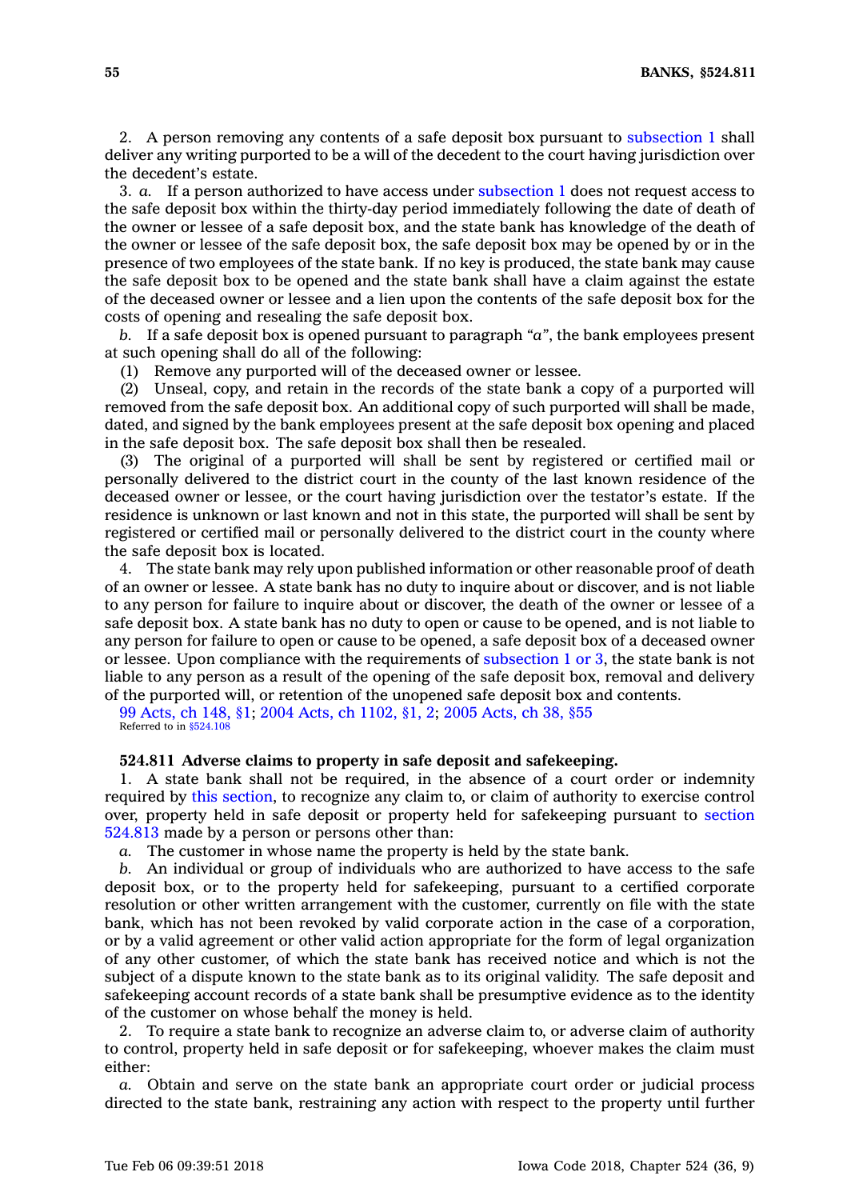2. A person removing any contents of a safe deposit box pursuant to subsection 1 shall deliver any writing purported to be a will of the decedent to the court having jurisdiction over the decedent's estate.

3. *a.* If a person authorized to have access under subsection 1 does not request access to the safe deposit box within the thirty-day period immediately following the date of death of the owner or lessee of a safe deposit box, and the state bank has knowledge of the death of the owner or lessee of the safe deposit box, the safe deposit box may be opened by or in the presence of two employees of the state bank. If no key is produced, the state bank may cause the safe deposit box to be opened and the state bank shall have a claim against the estate of the deceased owner or lessee and a lien upon the contents of the safe deposit box for the costs of opening and resealing the safe deposit box.

*b.* If a safe deposit box is opened pursuant to paragraph *"a"*, the bank employees present at such opening shall do all of the following:

(1) Remove any purported will of the deceased owner or lessee.

(2) Unseal, copy, and retain in the records of the state bank a copy of a purported will removed from the safe deposit box. An additional copy of such purported will shall be made, dated, and signed by the bank employees present at the safe deposit box opening and placed in the safe deposit box. The safe deposit box shall then be resealed.

(3) The original of a purported will shall be sent by registered or certified mail or personally delivered to the district court in the county of the last known residence of the deceased owner or lessee, or the court having jurisdiction over the testator's estate. If the residence is unknown or last known and not in this state, the purported will shall be sent by registered or certified mail or personally delivered to the district court in the county where the safe deposit box is located.

4. The state bank may rely upon published information or other reasonable proof of death of an owner or lessee. A state bank has no duty to inquire about or discover, and is not liable to any person for failure to inquire about or discover, the death of the owner or lessee of a safe deposit box. A state bank has no duty to open or cause to be opened, and is not liable to any person for failure to open or cause to be opened, a safe deposit box of a deceased owner or lessee. Upon compliance with the requirements of subsection 1 or 3, the state bank is not liable to any person as a result of the opening of the safe deposit box, removal and delivery of the purported will, or retention of the unopened safe deposit box and contents.

99 Acts, ch 148, §1; 2004 Acts, ch 1102, §1, 2; 2005 Acts, ch 38, §55
Referred to in §524.108

**524.811 Adverse claims to property in safe deposit and safekeeping.**

1. A state bank shall not be required, in the absence of a court order or indemnity required by this section, to recognize any claim to, or claim of authority to exercise control over, property held in safe deposit or property held for safekeeping pursuant to section 524.813 made by a person or persons other than:

*a.* The customer in whose name the property is held by the state bank.

*b.* An individual or group of individuals who are authorized to have access to the safe deposit box, or to the property held for safekeeping, pursuant to a certified corporate resolution or other written arrangement with the customer, currently on file with the state bank, which has not been revoked by valid corporate action in the case of a corporation, or by a valid agreement or other valid action appropriate for the form of legal organization of any other customer, of which the state bank has received notice and which is not the subject of a dispute known to the state bank as to its original validity. The safe deposit and safekeeping account records of a state bank shall be presumptive evidence as to the identity of the customer on whose behalf the money is held.

2. To require a state bank to recognize an adverse claim to, or adverse claim of authority to control, property held in safe deposit or for safekeeping, whoever makes the claim must either:

*a.* Obtain and serve on the state bank an appropriate court order or judicial process directed to the state bank, restraining any action with respect to the property until further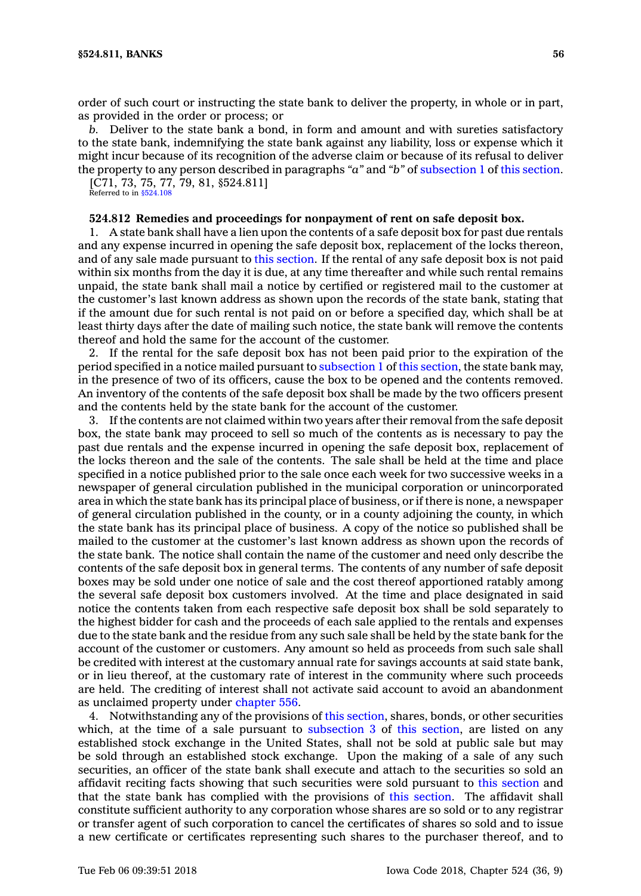order of such court or instructing the state bank to deliver the property, in whole or in part, as provided in the order or process; or

*b.* Deliver to the state bank a bond, in form and amount and with sureties satisfactory to the state bank, indemnifying the state bank against any liability, loss or expense which it might incur because of its recognition of the adverse claim or because of its refusal to deliver the property to any person described in paragraphs "*a*" and "*b*" of subsection 1 of this section.

[C71, 73, 75, 77, 79, 81, §524.811]

Referred to in §524.108

**524.812 Remedies and proceedings for nonpayment of rent on safe deposit box.**

1. A state bank shall have a lien upon the contents of a safe deposit box for past due rentals and any expense incurred in opening the safe deposit box, replacement of the locks thereon, and of any sale made pursuant to this section. If the rental of any safe deposit box is not paid within six months from the day it is due, at any time thereafter and while such rental remains unpaid, the state bank shall mail a notice by certified or registered mail to the customer at the customer's last known address as shown upon the records of the state bank, stating that if the amount due for such rental is not paid on or before a specified day, which shall be at least thirty days after the date of mailing such notice, the state bank will remove the contents thereof and hold the same for the account of the customer.

2. If the rental for the safe deposit box has not been paid prior to the expiration of the period specified in a notice mailed pursuant to subsection 1 of this section, the state bank may, in the presence of two of its officers, cause the box to be opened and the contents removed. An inventory of the contents of the safe deposit box shall be made by the two officers present and the contents held by the state bank for the account of the customer.

3. If the contents are not claimed within two years after their removal from the safe deposit box, the state bank may proceed to sell so much of the contents as is necessary to pay the past due rentals and the expense incurred in opening the safe deposit box, replacement of the locks thereon and the sale of the contents. The sale shall be held at the time and place specified in a notice published prior to the sale once each week for two successive weeks in a newspaper of general circulation published in the municipal corporation or unincorporated area in which the state bank has its principal place of business, or if there is none, a newspaper of general circulation published in the county, or in a county adjoining the county, in which the state bank has its principal place of business. A copy of the notice so published shall be mailed to the customer at the customer's last known address as shown upon the records of the state bank. The notice shall contain the name of the customer and need only describe the contents of the safe deposit box in general terms. The contents of any number of safe deposit boxes may be sold under one notice of sale and the cost thereof apportioned ratably among the several safe deposit box customers involved. At the time and place designated in said notice the contents taken from each respective safe deposit box shall be sold separately to the highest bidder for cash and the proceeds of each sale applied to the rentals and expenses due to the state bank and the residue from any such sale shall be held by the state bank for the account of the customer or customers. Any amount so held as proceeds from such sale shall be credited with interest at the customary annual rate for savings accounts at said state bank, or in lieu thereof, at the customary rate of interest in the community where such proceeds are held. The crediting of interest shall not activate said account to avoid an abandonment as unclaimed property under chapter 556.

4. Notwithstanding any of the provisions of this section, shares, bonds, or other securities which, at the time of a sale pursuant to subsection 3 of this section, are listed on any established stock exchange in the United States, shall not be sold at public sale but may be sold through an established stock exchange. Upon the making of a sale of any such securities, an officer of the state bank shall execute and attach to the securities so sold an affidavit reciting facts showing that such securities were sold pursuant to this section and that the state bank has complied with the provisions of this section. The affidavit shall constitute sufficient authority to any corporation whose shares are so sold or to any registrar or transfer agent of such corporation to cancel the certificates of shares so sold and to issue a new certificate or certificates representing such shares to the purchaser thereof, and to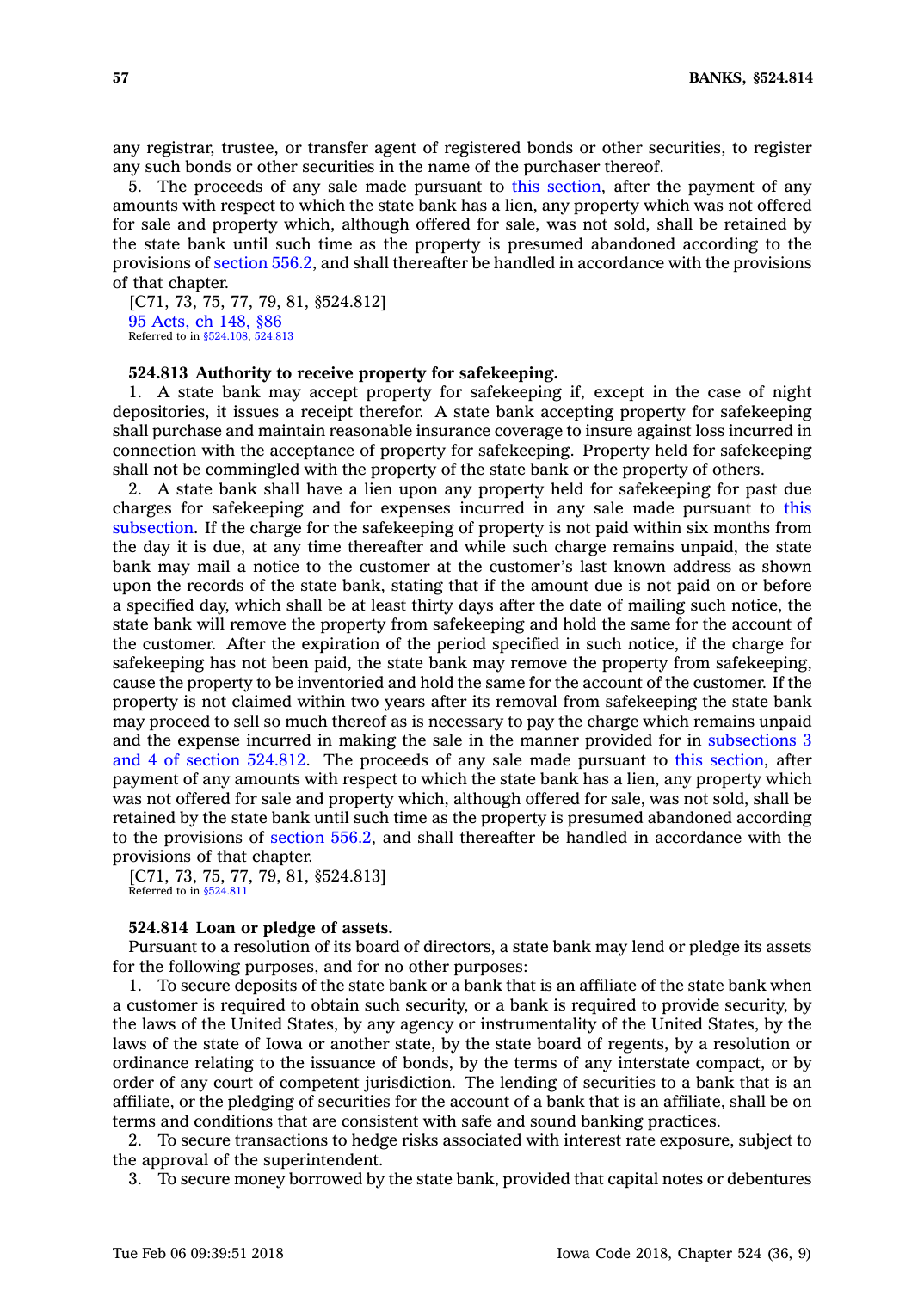any registrar, trustee, or transfer agent of registered bonds or other securities, to register any such bonds or other securities in the name of the purchaser thereof.

5. The proceeds of any sale made pursuant to this section, after the payment of any amounts with respect to which the state bank has a lien, any property which was not offered for sale and property which, although offered for sale, was not sold, shall be retained by the state bank until such time as the property is presumed abandoned according to the provisions of section 556.2, and shall thereafter be handled in accordance with the provisions of that chapter.

[C71, 73, 75, 77, 79, 81, §524.812]

95 Acts, ch 148, §86

Referred to in §524.108, 524.813

**524.813 Authority to receive property for safekeeping.**

1. A state bank may accept property for safekeeping if, except in the case of night depositories, it issues a receipt therefor. A state bank accepting property for safekeeping shall purchase and maintain reasonable insurance coverage to insure against loss incurred in connection with the acceptance of property for safekeeping. Property held for safekeeping shall not be commingled with the property of the state bank or the property of others.

2. A state bank shall have a lien upon any property held for safekeeping for past due charges for safekeeping and for expenses incurred in any sale made pursuant to this subsection. If the charge for the safekeeping of property is not paid within six months from the day it is due, at any time thereafter and while such charge remains unpaid, the state bank may mail a notice to the customer at the customer's last known address as shown upon the records of the state bank, stating that if the amount due is not paid on or before a specified day, which shall be at least thirty days after the date of mailing such notice, the state bank will remove the property from safekeeping and hold the same for the account of the customer. After the expiration of the period specified in such notice, if the charge for safekeeping has not been paid, the state bank may remove the property from safekeeping, cause the property to be inventoried and hold the same for the account of the customer. If the property is not claimed within two years after its removal from safekeeping the state bank may proceed to sell so much thereof as is necessary to pay the charge which remains unpaid and the expense incurred in making the sale in the manner provided for in subsections 3 and 4 of section 524.812. The proceeds of any sale made pursuant to this section, after payment of any amounts with respect to which the state bank has a lien, any property which was not offered for sale and property which, although offered for sale, was not sold, shall be retained by the state bank until such time as the property is presumed abandoned according to the provisions of section 556.2, and shall thereafter be handled in accordance with the provisions of that chapter.

[C71, 73, 75, 77, 79, 81, §524.813]

Referred to in §524.811

**524.814 Loan or pledge of assets.**

Pursuant to a resolution of its board of directors, a state bank may lend or pledge its assets for the following purposes, and for no other purposes:

1. To secure deposits of the state bank or a bank that is an affiliate of the state bank when a customer is required to obtain such security, or a bank is required to provide security, by the laws of the United States, by any agency or instrumentality of the United States, by the laws of the state of Iowa or another state, by the state board of regents, by a resolution or ordinance relating to the issuance of bonds, by the terms of any interstate compact, or by order of any court of competent jurisdiction. The lending of securities to a bank that is an affiliate, or the pledging of securities for the account of a bank that is an affiliate, shall be on terms and conditions that are consistent with safe and sound banking practices.

2. To secure transactions to hedge risks associated with interest rate exposure, subject to the approval of the superintendent.

3. To secure money borrowed by the state bank, provided that capital notes or debentures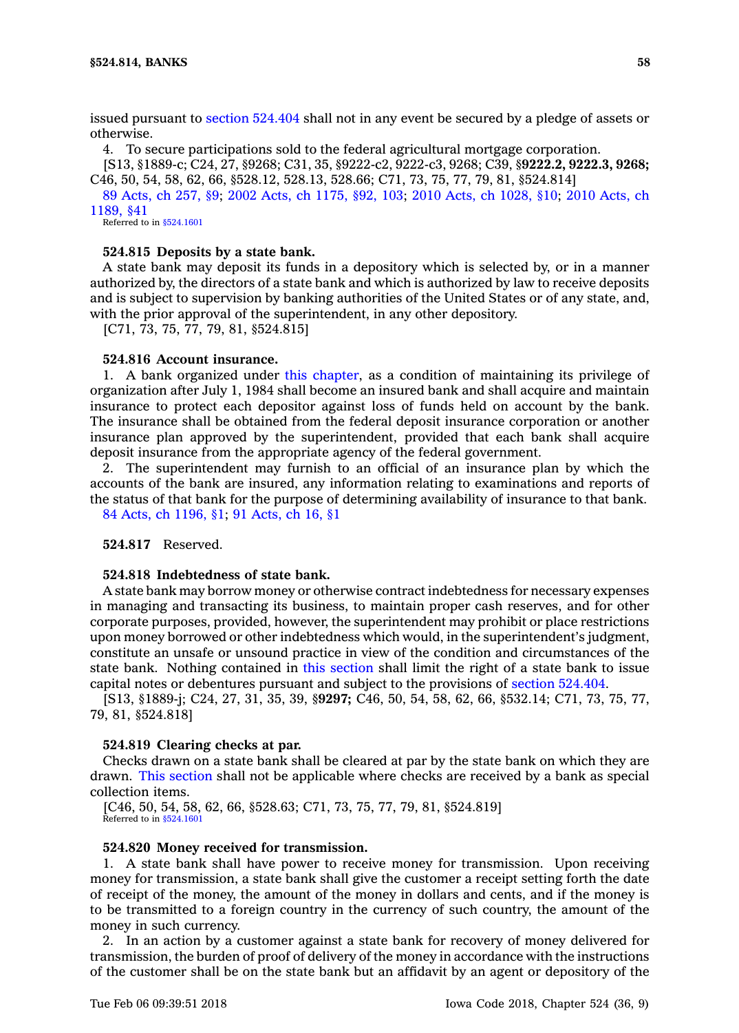issued pursuant to section 524.404 shall not in any event be secured by a pledge of assets or otherwise.

4. To secure participations sold to the federal agricultural mortgage corporation.

[S13, §1889-c; C24, 27, §9268; C31, 35, §9222-c2, 9222-c3, 9268; C39, §**9222.2, 9222.3, 9268;** C46, 50, 54, 58, 62, 66, §528.12, 528.13, 528.66; C71, 73, 75, 77, 79, 81, §524.814]

89 Acts, ch 257, §9; 2002 Acts, ch 1175, §92, 103; 2010 Acts, ch 1028, §10; 2010 Acts, ch 1189, §41

Referred to in §524.1601

### 524.815 Deposits by a state bank.

A state bank may deposit its funds in a depository which is selected by, or in a manner authorized by, the directors of a state bank and which is authorized by law to receive deposits and is subject to supervision by banking authorities of the United States or of any state, and, with the prior approval of the superintendent, in any other depository.

[C71, 73, 75, 77, 79, 81, §524.815]

### 524.816 Account insurance.

1. A bank organized under this chapter, as a condition of maintaining its privilege of organization after July 1, 1984 shall become an insured bank and shall acquire and maintain insurance to protect each depositor against loss of funds held on account by the bank. The insurance shall be obtained from the federal deposit insurance corporation or another insurance plan approved by the superintendent, provided that each bank shall acquire deposit insurance from the appropriate agency of the federal government.

2. The superintendent may furnish to an official of an insurance plan by which the accounts of the bank are insured, any information relating to examinations and reports of the status of that bank for the purpose of determining availability of insurance to that bank.

84 Acts, ch 1196, §1; 91 Acts, ch 16, §1

**524.817** Reserved.

### 524.818 Indebtedness of state bank.

A state bank may borrow money or otherwise contract indebtedness for necessary expenses in managing and transacting its business, to maintain proper cash reserves, and for other corporate purposes, provided, however, the superintendent may prohibit or place restrictions upon money borrowed or other indebtedness which would, in the superintendent's judgment, constitute an unsafe or unsound practice in view of the condition and circumstances of the state bank. Nothing contained in this section shall limit the right of a state bank to issue capital notes or debentures pursuant and subject to the provisions of section 524.404.

[S13, §1889-j; C24, 27, 31, 35, 39, §**9297;** C46, 50, 54, 58, 62, 66, §532.14; C71, 73, 75, 77, 79, 81, §524.818]

### 524.819 Clearing checks at par.

Checks drawn on a state bank shall be cleared at par by the state bank on which they are drawn. This section shall not be applicable where checks are received by a bank as special collection items.

[C46, 50, 54, 58, 62, 66, §528.63; C71, 73, 75, 77, 79, 81, §524.819]

Referred to in §524.1601

### 524.820 Money received for transmission.

1. A state bank shall have power to receive money for transmission. Upon receiving money for transmission, a state bank shall give the customer a receipt setting forth the date of receipt of the money, the amount of the money in dollars and cents, and if the money is to be transmitted to a foreign country in the currency of such country, the amount of the money in such currency.

2. In an action by a customer against a state bank for recovery of money delivered for transmission, the burden of proof of delivery of the money in accordance with the instructions of the customer shall be on the state bank but an affidavit by an agent or depository of the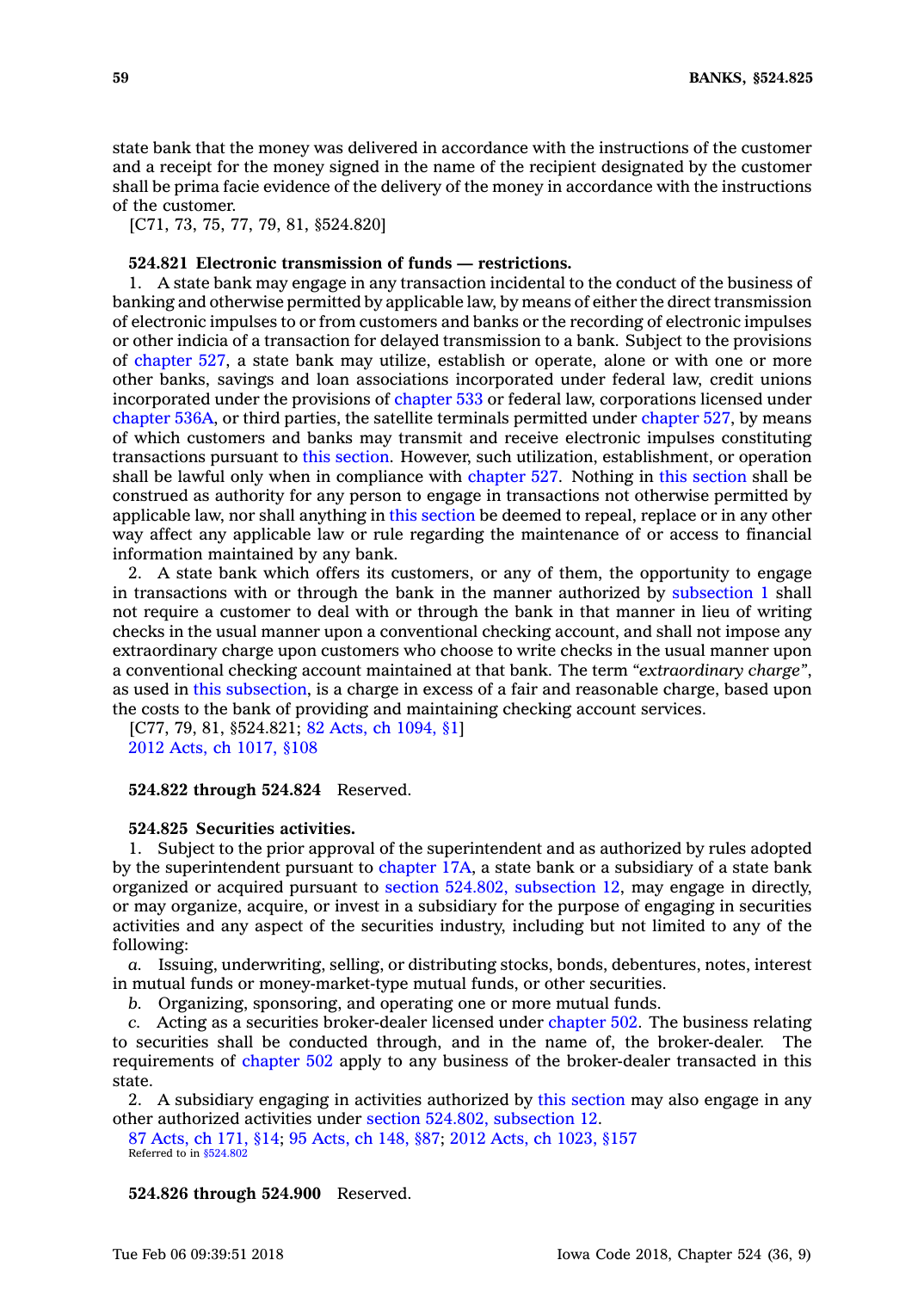state bank that the money was delivered in accordance with the instructions of the customer and a receipt for the money signed in the name of the recipient designated by the customer shall be prima facie evidence of the delivery of the money in accordance with the instructions of the customer.

[C71, 73, 75, 77, 79, 81, §524.820]

**524.821 Electronic transmission of funds — restrictions.**

1. A state bank may engage in any transaction incidental to the conduct of the business of banking and otherwise permitted by applicable law, by means of either the direct transmission of electronic impulses to or from customers and banks or the recording of electronic impulses or other indicia of a transaction for delayed transmission to a bank. Subject to the provisions of chapter 527, a state bank may utilize, establish or operate, alone or with one or more other banks, savings and loan associations incorporated under federal law, credit unions incorporated under the provisions of chapter 533 or federal law, corporations licensed under chapter 536A, or third parties, the satellite terminals permitted under chapter 527, by means of which customers and banks may transmit and receive electronic impulses constituting transactions pursuant to this section. However, such utilization, establishment, or operation shall be lawful only when in compliance with chapter 527. Nothing in this section shall be construed as authority for any person to engage in transactions not otherwise permitted by applicable law, nor shall anything in this section be deemed to repeal, replace or in any other way affect any applicable law or rule regarding the maintenance of or access to financial information maintained by any bank.

2. A state bank which offers its customers, or any of them, the opportunity to engage in transactions with or through the bank in the manner authorized by subsection 1 shall not require a customer to deal with or through the bank in that manner in lieu of writing checks in the usual manner upon a conventional checking account, and shall not impose any extraordinary charge upon customers who choose to write checks in the usual manner upon a conventional checking account maintained at that bank. The term *"extraordinary charge"*, as used in this subsection, is a charge in excess of a fair and reasonable charge, based upon the costs to the bank of providing and maintaining checking account services.

[C77, 79, 81, §524.821; 82 Acts, ch 1094, §1]
2012 Acts, ch 1017, §108

**524.822 through 524.824** Reserved.

**524.825 Securities activities.**

1. Subject to the prior approval of the superintendent and as authorized by rules adopted by the superintendent pursuant to chapter 17A, a state bank or a subsidiary of a state bank organized or acquired pursuant to section 524.802, subsection 12, may engage in directly, or may organize, acquire, or invest in a subsidiary for the purpose of engaging in securities activities and any aspect of the securities industry, including but not limited to any of the following:

*a.* Issuing, underwriting, selling, or distributing stocks, bonds, debentures, notes, interest in mutual funds or money-market-type mutual funds, or other securities.

*b.* Organizing, sponsoring, and operating one or more mutual funds.

*c.* Acting as a securities broker-dealer licensed under chapter 502. The business relating to securities shall be conducted through, and in the name of, the broker-dealer. The requirements of chapter 502 apply to any business of the broker-dealer transacted in this state.

2. A subsidiary engaging in activities authorized by this section may also engage in any other authorized activities under section 524.802, subsection 12.

87 Acts, ch 171, §14; 95 Acts, ch 148, §87; 2012 Acts, ch 1023, §157
Referred to in §524.802

**524.826 through 524.900** Reserved.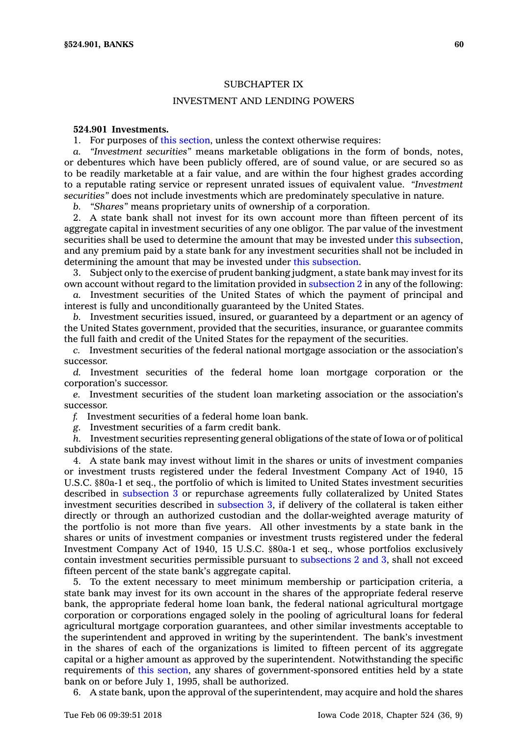## SUBCHAPTER IX

## INVESTMENT AND LENDING POWERS

**524.901 Investments.**

1. For purposes of this section, unless the context otherwise requires:

*a.* *"Investment securities"* means marketable obligations in the form of bonds, notes, or debentures which have been publicly offered, are of sound value, or are secured so as to be readily marketable at a fair value, and are within the four highest grades according to a reputable rating service or represent unrated issues of equivalent value. *"Investment securities"* does not include investments which are predominately speculative in nature.

*b.* *"Shares"* means proprietary units of ownership of a corporation.

2. A state bank shall not invest for its own account more than fifteen percent of its aggregate capital in investment securities of any one obligor. The par value of the investment securities shall be used to determine the amount that may be invested under this subsection, and any premium paid by a state bank for any investment securities shall not be included in determining the amount that may be invested under this subsection.

3. Subject only to the exercise of prudent banking judgment, a state bank may invest for its own account without regard to the limitation provided in subsection 2 in any of the following:

*a.* Investment securities of the United States of which the payment of principal and interest is fully and unconditionally guaranteed by the United States.

*b.* Investment securities issued, insured, or guaranteed by a department or an agency of the United States government, provided that the securities, insurance, or guarantee commits the full faith and credit of the United States for the repayment of the securities.

*c.* Investment securities of the federal national mortgage association or the association's successor.

*d.* Investment securities of the federal home loan mortgage corporation or the corporation's successor.

*e.* Investment securities of the student loan marketing association or the association's successor.

*f.* Investment securities of a federal home loan bank.

*g.* Investment securities of a farm credit bank.

*h.* Investment securities representing general obligations of the state of Iowa or of political subdivisions of the state.

4. A state bank may invest without limit in the shares or units of investment companies or investment trusts registered under the federal Investment Company Act of 1940, 15 U.S.C. §80a-1 et seq., the portfolio of which is limited to United States investment securities described in subsection 3 or repurchase agreements fully collateralized by United States investment securities described in subsection 3, if delivery of the collateral is taken either directly or through an authorized custodian and the dollar-weighted average maturity of the portfolio is not more than five years. All other investments by a state bank in the shares or units of investment companies or investment trusts registered under the federal Investment Company Act of 1940, 15 U.S.C. §80a-1 et seq., whose portfolios exclusively contain investment securities permissible pursuant to subsections 2 and 3, shall not exceed fifteen percent of the state bank's aggregate capital.

5. To the extent necessary to meet minimum membership or participation criteria, a state bank may invest for its own account in the shares of the appropriate federal reserve bank, the appropriate federal home loan bank, the federal national agricultural mortgage corporation or corporations engaged solely in the pooling of agricultural loans for federal agricultural mortgage corporation guarantees, and other similar investments acceptable to the superintendent and approved in writing by the superintendent. The bank's investment in the shares of each of the organizations is limited to fifteen percent of its aggregate capital or a higher amount as approved by the superintendent. Notwithstanding the specific requirements of this section, any shares of government-sponsored entities held by a state bank on or before July 1, 1995, shall be authorized.

6. A state bank, upon the approval of the superintendent, may acquire and hold the shares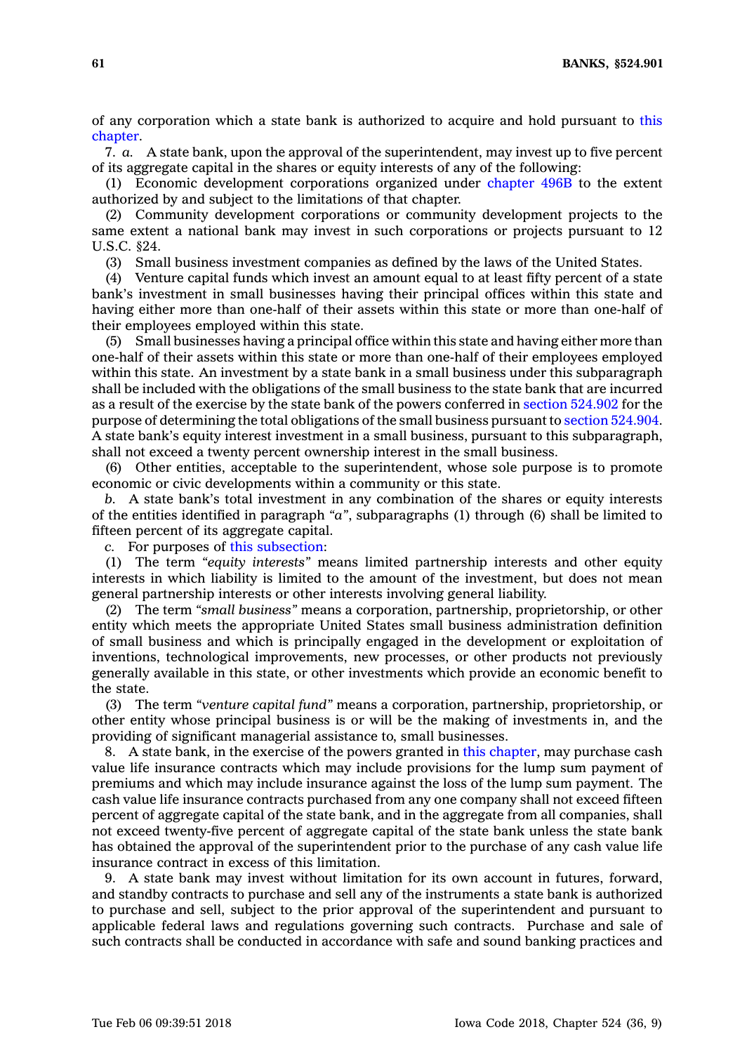of any corporation which a state bank is authorized to acquire and hold pursuant to this chapter.

7. *a.* A state bank, upon the approval of the superintendent, may invest up to five percent of its aggregate capital in the shares or equity interests of any of the following:

(1) Economic development corporations organized under chapter 496B to the extent authorized by and subject to the limitations of that chapter.

(2) Community development corporations or community development projects to the same extent a national bank may invest in such corporations or projects pursuant to 12 U.S.C. §24.

(3) Small business investment companies as defined by the laws of the United States.

(4) Venture capital funds which invest an amount equal to at least fifty percent of a state bank's investment in small businesses having their principal offices within this state and having either more than one-half of their assets within this state or more than one-half of their employees employed within this state.

(5) Small businesses having a principal office within this state and having either more than one-half of their assets within this state or more than one-half of their employees employed within this state. An investment by a state bank in a small business under this subparagraph shall be included with the obligations of the small business to the state bank that are incurred as a result of the exercise by the state bank of the powers conferred in section 524.902 for the purpose of determining the total obligations of the small business pursuant to section 524.904. A state bank's equity interest investment in a small business, pursuant to this subparagraph, shall not exceed a twenty percent ownership interest in the small business.

(6) Other entities, acceptable to the superintendent, whose sole purpose is to promote economic or civic developments within a community or this state.

*b.* A state bank's total investment in any combination of the shares or equity interests of the entities identified in paragraph *"a"*, subparagraphs (1) through (6) shall be limited to fifteen percent of its aggregate capital.

*c.* For purposes of this subsection:

(1) The term *"equity interests"* means limited partnership interests and other equity interests in which liability is limited to the amount of the investment, but does not mean general partnership interests or other interests involving general liability.

(2) The term *"small business"* means a corporation, partnership, proprietorship, or other entity which meets the appropriate United States small business administration definition of small business and which is principally engaged in the development or exploitation of inventions, technological improvements, new processes, or other products not previously generally available in this state, or other investments which provide an economic benefit to the state.

(3) The term *"venture capital fund"* means a corporation, partnership, proprietorship, or other entity whose principal business is or will be the making of investments in, and the providing of significant managerial assistance to, small businesses.

8. A state bank, in the exercise of the powers granted in this chapter, may purchase cash value life insurance contracts which may include provisions for the lump sum payment of premiums and which may include insurance against the loss of the lump sum payment. The cash value life insurance contracts purchased from any one company shall not exceed fifteen percent of aggregate capital of the state bank, and in the aggregate from all companies, shall not exceed twenty-five percent of aggregate capital of the state bank unless the state bank has obtained the approval of the superintendent prior to the purchase of any cash value life insurance contract in excess of this limitation.

9. A state bank may invest without limitation for its own account in futures, forward, and standby contracts to purchase and sell any of the instruments a state bank is authorized to purchase and sell, subject to the prior approval of the superintendent and pursuant to applicable federal laws and regulations governing such contracts. Purchase and sale of such contracts shall be conducted in accordance with safe and sound banking practices and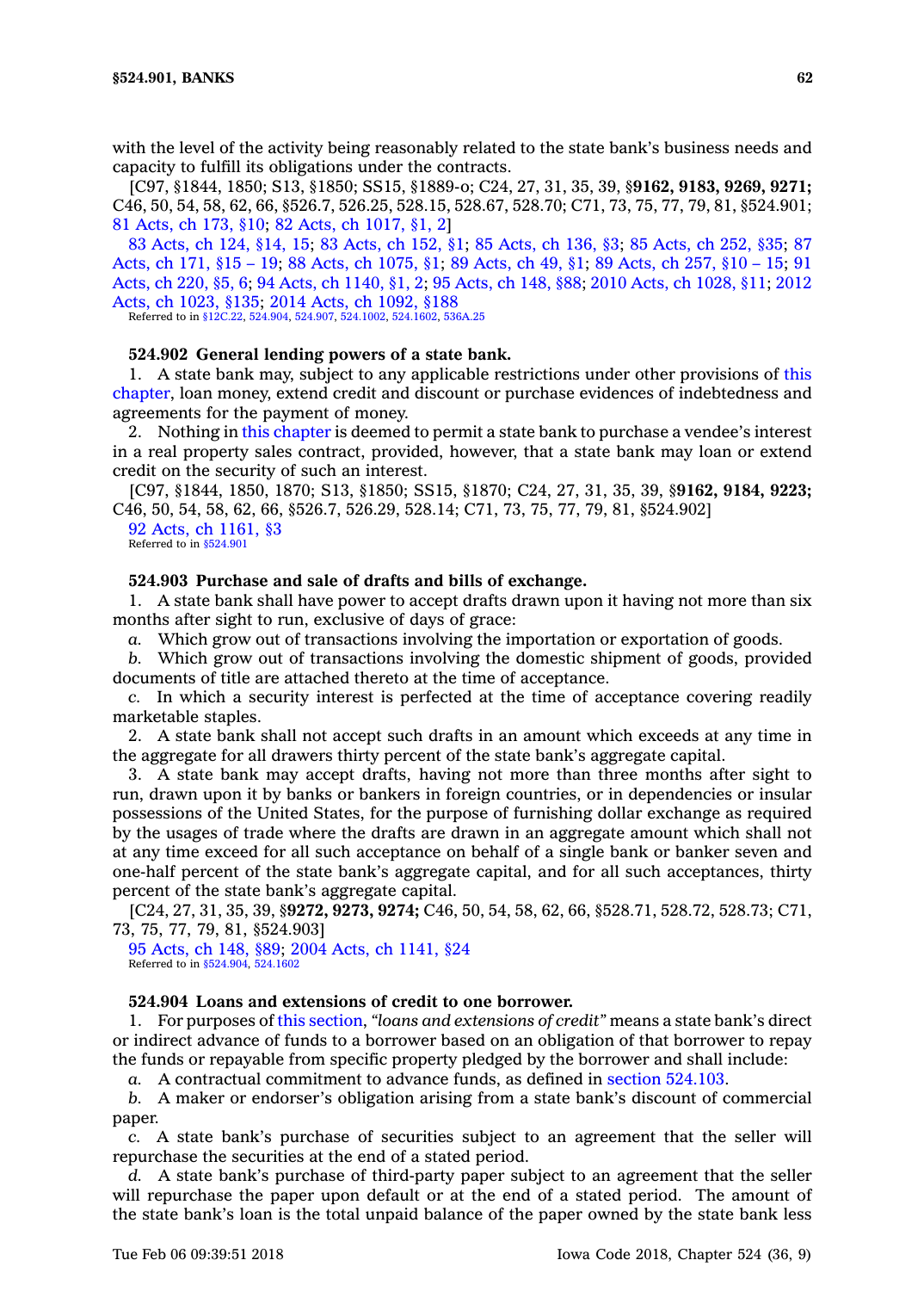with the level of the activity being reasonably related to the state bank's business needs and capacity to fulfill its obligations under the contracts.

[C97, §1844, 1850; S13, §1850; SS15, §1889-o; C24, 27, 31, 35, 39, §**9162, 9183, 9269, 9271;** C46, 50, 54, 58, 62, 66, §526.7, 526.25, 528.15, 528.67, 528.70; C71, 73, 75, 77, 79, 81, §524.901; 81 Acts, ch 173, §10; 82 Acts, ch 1017, §1, 2]

83 Acts, ch 124, §14, 15; 83 Acts, ch 152, §1; 85 Acts, ch 136, §3; 85 Acts, ch 252, §35; 87 Acts, ch 171, §15 – 19; 88 Acts, ch 1075, §1; 89 Acts, ch 49, §1; 89 Acts, ch 257, §10 – 15; 91 Acts, ch 220, §5, 6; 94 Acts, ch 1140, §1, 2; 95 Acts, ch 148, §88; 2010 Acts, ch 1028, §11; 2012 Acts, ch 1023, §135; 2014 Acts, ch 1092, §188

Referred to in §12C.22, 524.904, 524.907, 524.1002, 524.1602, 536A.25

**524.902 General lending powers of a state bank.**

1. A state bank may, subject to any applicable restrictions under other provisions of this chapter, loan money, extend credit and discount or purchase evidences of indebtedness and agreements for the payment of money.

2. Nothing in this chapter is deemed to permit a state bank to purchase a vendee's interest in a real property sales contract, provided, however, that a state bank may loan or extend credit on the security of such an interest.

[C97, §1844, 1850, 1870; S13, §1850; SS15, §1870; C24, 27, 31, 35, 39, §**9162, 9184, 9223;** C46, 50, 54, 58, 62, 66, §526.7, 526.29, 528.14; C71, 73, 75, 77, 79, 81, §524.902]

92 Acts, ch 1161, §3

Referred to in §524.901

**524.903 Purchase and sale of drafts and bills of exchange.**

1. A state bank shall have power to accept drafts drawn upon it having not more than six months after sight to run, exclusive of days of grace:

*a.* Which grow out of transactions involving the importation or exportation of goods.

*b.* Which grow out of transactions involving the domestic shipment of goods, provided documents of title are attached thereto at the time of acceptance.

*c.* In which a security interest is perfected at the time of acceptance covering readily marketable staples.

2. A state bank shall not accept such drafts in an amount which exceeds at any time in the aggregate for all drawers thirty percent of the state bank's aggregate capital.

3. A state bank may accept drafts, having not more than three months after sight to run, drawn upon it by banks or bankers in foreign countries, or in dependencies or insular possessions of the United States, for the purpose of furnishing dollar exchange as required by the usages of trade where the drafts are drawn in an aggregate amount which shall not at any time exceed for all such acceptance on behalf of a single bank or banker seven and one-half percent of the state bank's aggregate capital, and for all such acceptances, thirty percent of the state bank's aggregate capital.

[C24, 27, 31, 35, 39, §**9272, 9273, 9274;** C46, 50, 54, 58, 62, 66, §528.71, 528.72, 528.73; C71, 73, 75, 77, 79, 81, §524.903]

95 Acts, ch 148, §89; 2004 Acts, ch 1141, §24

Referred to in §524.904, 524.1602

**524.904 Loans and extensions of credit to one borrower.**

1. For purposes of this section, *"loans and extensions of credit"* means a state bank's direct or indirect advance of funds to a borrower based on an obligation of that borrower to repay the funds or repayable from specific property pledged by the borrower and shall include:

*a.* A contractual commitment to advance funds, as defined in section 524.103.

*b.* A maker or endorser's obligation arising from a state bank's discount of commercial paper.

*c.* A state bank's purchase of securities subject to an agreement that the seller will repurchase the securities at the end of a stated period.

*d.* A state bank's purchase of third-party paper subject to an agreement that the seller will repurchase the paper upon default or at the end of a stated period. The amount of the state bank's loan is the total unpaid balance of the paper owned by the state bank less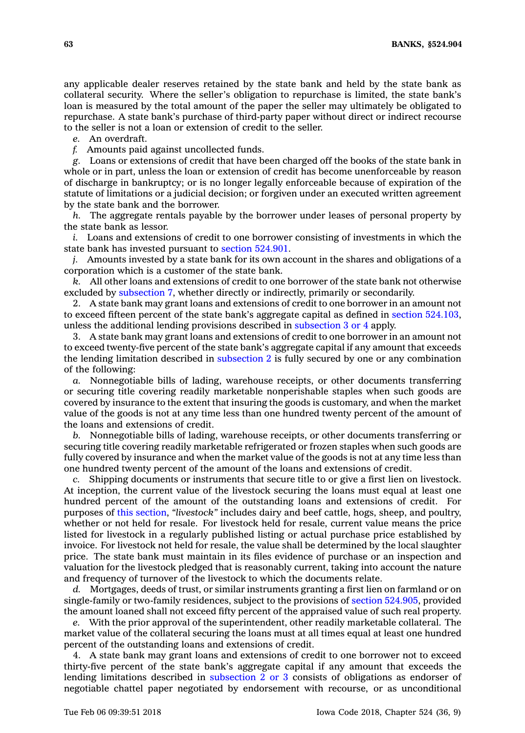any applicable dealer reserves retained by the state bank and held by the state bank as collateral security. Where the seller's obligation to repurchase is limited, the state bank's loan is measured by the total amount of the paper the seller may ultimately be obligated to repurchase. A state bank's purchase of third-party paper without direct or indirect recourse to the seller is not a loan or extension of credit to the seller.

*e.* An overdraft.

*f.* Amounts paid against uncollected funds.

*g.* Loans or extensions of credit that have been charged off the books of the state bank in whole or in part, unless the loan or extension of credit has become unenforceable by reason of discharge in bankruptcy; or is no longer legally enforceable because of expiration of the statute of limitations or a judicial decision; or forgiven under an executed written agreement by the state bank and the borrower.

*h.* The aggregate rentals payable by the borrower under leases of personal property by the state bank as lessor.

*i.* Loans and extensions of credit to one borrower consisting of investments in which the state bank has invested pursuant to section 524.901.

*j.* Amounts invested by a state bank for its own account in the shares and obligations of a corporation which is a customer of the state bank.

*k.* All other loans and extensions of credit to one borrower of the state bank not otherwise excluded by subsection 7, whether directly or indirectly, primarily or secondarily.

2. A state bank may grant loans and extensions of credit to one borrower in an amount not to exceed fifteen percent of the state bank's aggregate capital as defined in section 524.103, unless the additional lending provisions described in subsection 3 or 4 apply.

3. A state bank may grant loans and extensions of credit to one borrower in an amount not to exceed twenty-five percent of the state bank's aggregate capital if any amount that exceeds the lending limitation described in subsection 2 is fully secured by one or any combination of the following:

*a.* Nonnegotiable bills of lading, warehouse receipts, or other documents transferring or securing title covering readily marketable nonperishable staples when such goods are covered by insurance to the extent that insuring the goods is customary, and when the market value of the goods is not at any time less than one hundred twenty percent of the amount of the loans and extensions of credit.

*b.* Nonnegotiable bills of lading, warehouse receipts, or other documents transferring or securing title covering readily marketable refrigerated or frozen staples when such goods are fully covered by insurance and when the market value of the goods is not at any time less than one hundred twenty percent of the amount of the loans and extensions of credit.

*c.* Shipping documents or instruments that secure title to or give a first lien on livestock. At inception, the current value of the livestock securing the loans must equal at least one hundred percent of the amount of the outstanding loans and extensions of credit. For purposes of this section, *"livestock"* includes dairy and beef cattle, hogs, sheep, and poultry, whether or not held for resale. For livestock held for resale, current value means the price listed for livestock in a regularly published listing or actual purchase price established by invoice. For livestock not held for resale, the value shall be determined by the local slaughter price. The state bank must maintain in its files evidence of purchase or an inspection and valuation for the livestock pledged that is reasonably current, taking into account the nature and frequency of turnover of the livestock to which the documents relate.

*d.* Mortgages, deeds of trust, or similar instruments granting a first lien on farmland or on single-family or two-family residences, subject to the provisions of section 524.905, provided the amount loaned shall not exceed fifty percent of the appraised value of such real property.

*e.* With the prior approval of the superintendent, other readily marketable collateral. The market value of the collateral securing the loans must at all times equal at least one hundred percent of the outstanding loans and extensions of credit.

4. A state bank may grant loans and extensions of credit to one borrower not to exceed thirty-five percent of the state bank's aggregate capital if any amount that exceeds the lending limitations described in subsection 2 or 3 consists of obligations as endorser of negotiable chattel paper negotiated by endorsement with recourse, or as unconditional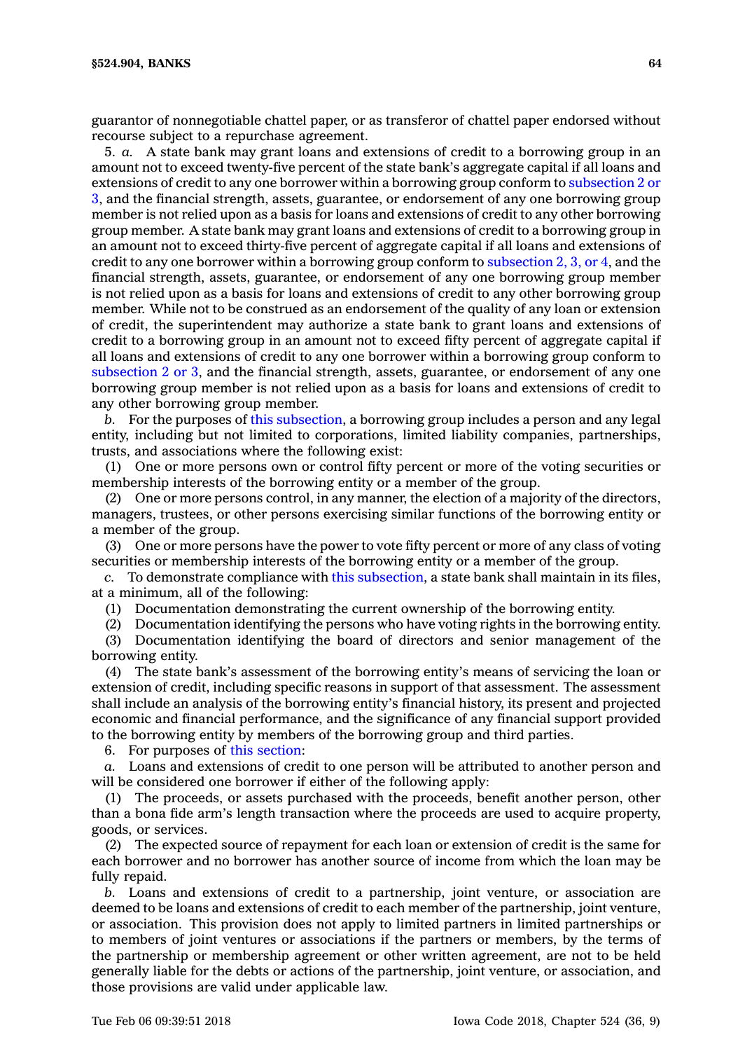guarantor of nonnegotiable chattel paper, or as transferor of chattel paper endorsed without recourse subject to a repurchase agreement.

5. *a.* A state bank may grant loans and extensions of credit to a borrowing group in an amount not to exceed twenty-five percent of the state bank's aggregate capital if all loans and extensions of credit to any one borrower within a borrowing group conform to subsection 2 or 3, and the financial strength, assets, guarantee, or endorsement of any one borrowing group member is not relied upon as a basis for loans and extensions of credit to any other borrowing group member. A state bank may grant loans and extensions of credit to a borrowing group in an amount not to exceed thirty-five percent of aggregate capital if all loans and extensions of credit to any one borrower within a borrowing group conform to subsection 2, 3, or 4, and the financial strength, assets, guarantee, or endorsement of any one borrowing group member is not relied upon as a basis for loans and extensions of credit to any other borrowing group member. While not to be construed as an endorsement of the quality of any loan or extension of credit, the superintendent may authorize a state bank to grant loans and extensions of credit to a borrowing group in an amount not to exceed fifty percent of aggregate capital if all loans and extensions of credit to any one borrower within a borrowing group conform to subsection 2 or 3, and the financial strength, assets, guarantee, or endorsement of any one borrowing group member is not relied upon as a basis for loans and extensions of credit to any other borrowing group member.

*b.* For the purposes of this subsection, a borrowing group includes a person and any legal entity, including but not limited to corporations, limited liability companies, partnerships, trusts, and associations where the following exist:

(1) One or more persons own or control fifty percent or more of the voting securities or membership interests of the borrowing entity or a member of the group.

(2) One or more persons control, in any manner, the election of a majority of the directors, managers, trustees, or other persons exercising similar functions of the borrowing entity or a member of the group.

(3) One or more persons have the power to vote fifty percent or more of any class of voting securities or membership interests of the borrowing entity or a member of the group.

*c.* To demonstrate compliance with this subsection, a state bank shall maintain in its files, at a minimum, all of the following:

(1) Documentation demonstrating the current ownership of the borrowing entity.

(2) Documentation identifying the persons who have voting rights in the borrowing entity.

(3) Documentation identifying the board of directors and senior management of the borrowing entity.

(4) The state bank's assessment of the borrowing entity's means of servicing the loan or extension of credit, including specific reasons in support of that assessment. The assessment shall include an analysis of the borrowing entity's financial history, its present and projected economic and financial performance, and the significance of any financial support provided to the borrowing entity by members of the borrowing group and third parties.

6. For purposes of this section:

*a.* Loans and extensions of credit to one person will be attributed to another person and will be considered one borrower if either of the following apply:

(1) The proceeds, or assets purchased with the proceeds, benefit another person, other than a bona fide arm's length transaction where the proceeds are used to acquire property, goods, or services.

(2) The expected source of repayment for each loan or extension of credit is the same for each borrower and no borrower has another source of income from which the loan may be fully repaid.

*b.* Loans and extensions of credit to a partnership, joint venture, or association are deemed to be loans and extensions of credit to each member of the partnership, joint venture, or association. This provision does not apply to limited partners in limited partnerships or to members of joint ventures or associations if the partners or members, by the terms of the partnership or membership agreement or other written agreement, are not to be held generally liable for the debts or actions of the partnership, joint venture, or association, and those provisions are valid under applicable law.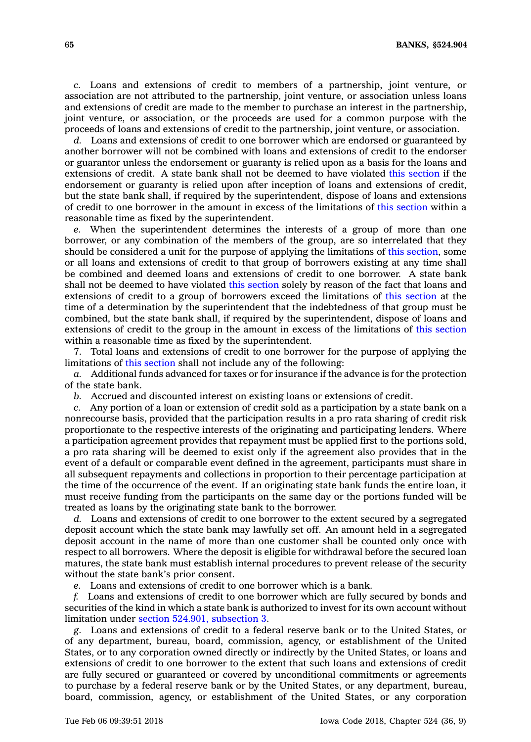*c.* Loans and extensions of credit to members of a partnership, joint venture, or association are not attributed to the partnership, joint venture, or association unless loans and extensions of credit are made to the member to purchase an interest in the partnership, joint venture, or association, or the proceeds are used for a common purpose with the proceeds of loans and extensions of credit to the partnership, joint venture, or association.

*d.* Loans and extensions of credit to one borrower which are endorsed or guaranteed by another borrower will not be combined with loans and extensions of credit to the endorser or guarantor unless the endorsement or guaranty is relied upon as a basis for the loans and extensions of credit. A state bank shall not be deemed to have violated this section if the endorsement or guaranty is relied upon after inception of loans and extensions of credit, but the state bank shall, if required by the superintendent, dispose of loans and extensions of credit to one borrower in the amount in excess of the limitations of this section within a reasonable time as fixed by the superintendent.

*e.* When the superintendent determines the interests of a group of more than one borrower, or any combination of the members of the group, are so interrelated that they should be considered a unit for the purpose of applying the limitations of this section, some or all loans and extensions of credit to that group of borrowers existing at any time shall be combined and deemed loans and extensions of credit to one borrower. A state bank shall not be deemed to have violated this section solely by reason of the fact that loans and extensions of credit to a group of borrowers exceed the limitations of this section at the time of a determination by the superintendent that the indebtedness of that group must be combined, but the state bank shall, if required by the superintendent, dispose of loans and extensions of credit to the group in the amount in excess of the limitations of this section within a reasonable time as fixed by the superintendent.

7. Total loans and extensions of credit to one borrower for the purpose of applying the limitations of this section shall not include any of the following:

*a.* Additional funds advanced for taxes or for insurance if the advance is for the protection of the state bank.

*b.* Accrued and discounted interest on existing loans or extensions of credit.

*c.* Any portion of a loan or extension of credit sold as a participation by a state bank on a nonrecourse basis, provided that the participation results in a pro rata sharing of credit risk proportionate to the respective interests of the originating and participating lenders. Where a participation agreement provides that repayment must be applied first to the portions sold, a pro rata sharing will be deemed to exist only if the agreement also provides that in the event of a default or comparable event defined in the agreement, participants must share in all subsequent repayments and collections in proportion to their percentage participation at the time of the occurrence of the event. If an originating state bank funds the entire loan, it must receive funding from the participants on the same day or the portions funded will be treated as loans by the originating state bank to the borrower.

*d.* Loans and extensions of credit to one borrower to the extent secured by a segregated deposit account which the state bank may lawfully set off. An amount held in a segregated deposit account in the name of more than one customer shall be counted only once with respect to all borrowers. Where the deposit is eligible for withdrawal before the secured loan matures, the state bank must establish internal procedures to prevent release of the security without the state bank's prior consent.

*e.* Loans and extensions of credit to one borrower which is a bank.

*f.* Loans and extensions of credit to one borrower which are fully secured by bonds and securities of the kind in which a state bank is authorized to invest for its own account without limitation under section 524.901, subsection 3.

*g.* Loans and extensions of credit to a federal reserve bank or to the United States, or of any department, bureau, board, commission, agency, or establishment of the United States, or to any corporation owned directly or indirectly by the United States, or loans and extensions of credit to one borrower to the extent that such loans and extensions of credit are fully secured or guaranteed or covered by unconditional commitments or agreements to purchase by a federal reserve bank or by the United States, or any department, bureau, board, commission, agency, or establishment of the United States, or any corporation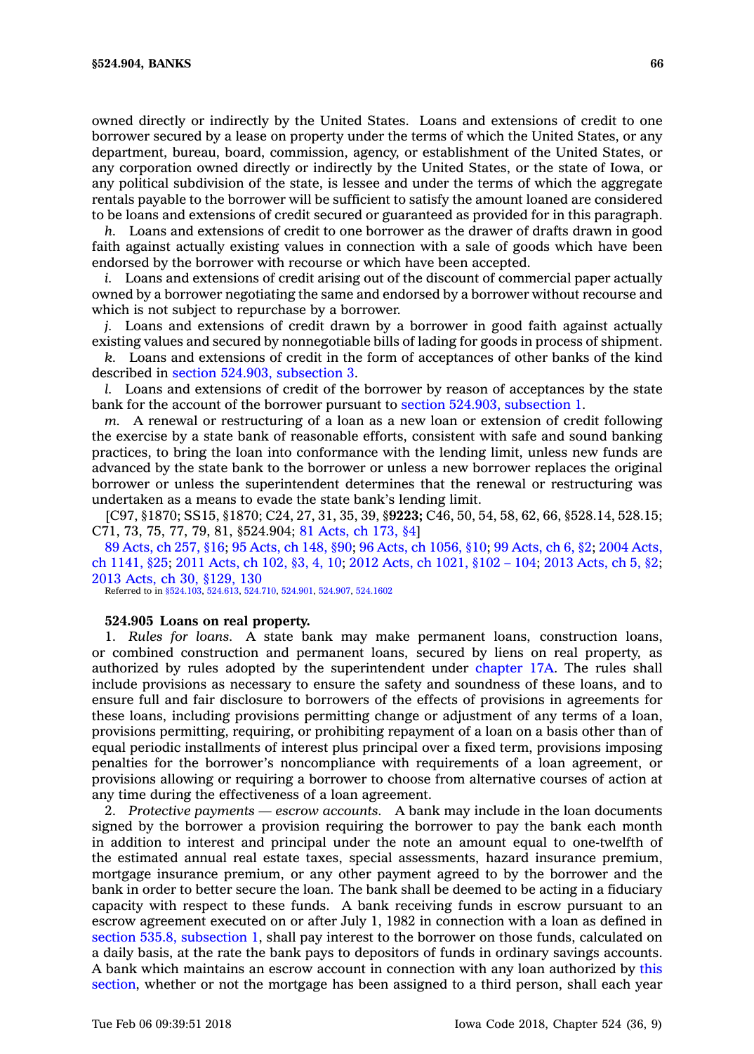owned directly or indirectly by the United States. Loans and extensions of credit to one borrower secured by a lease on property under the terms of which the United States, or any department, bureau, board, commission, agency, or establishment of the United States, or any corporation owned directly or indirectly by the United States, or the state of Iowa, or any political subdivision of the state, is lessee and under the terms of which the aggregate rentals payable to the borrower will be sufficient to satisfy the amount loaned are considered to be loans and extensions of credit secured or guaranteed as provided for in this paragraph.

*h.* Loans and extensions of credit to one borrower as the drawer of drafts drawn in good faith against actually existing values in connection with a sale of goods which have been endorsed by the borrower with recourse or which have been accepted.

*i.* Loans and extensions of credit arising out of the discount of commercial paper actually owned by a borrower negotiating the same and endorsed by a borrower without recourse and which is not subject to repurchase by a borrower.

*j.* Loans and extensions of credit drawn by a borrower in good faith against actually existing values and secured by nonnegotiable bills of lading for goods in process of shipment.

*k.* Loans and extensions of credit in the form of acceptances of other banks of the kind described in section 524.903, subsection 3.

*l.* Loans and extensions of credit of the borrower by reason of acceptances by the state bank for the account of the borrower pursuant to section 524.903, subsection 1.

*m.* A renewal or restructuring of a loan as a new loan or extension of credit following the exercise by a state bank of reasonable efforts, consistent with safe and sound banking practices, to bring the loan into conformance with the lending limit, unless new funds are advanced by the state bank to the borrower or unless a new borrower replaces the original borrower or unless the superintendent determines that the renewal or restructuring was undertaken as a means to evade the state bank's lending limit.

[C97, §1870; SS15, §1870; C24, 27, 31, 35, 39, §**9223;** C46, 50, 54, 58, 62, 66, §528.14, 528.15; C71, 73, 75, 77, 79, 81, §524.904; 81 Acts, ch 173, §4]

89 Acts, ch 257, §16; 95 Acts, ch 148, §90; 96 Acts, ch 1056, §10; 99 Acts, ch 6, §2; 2004 Acts, ch 1141, §25; 2011 Acts, ch 102, §3, 4, 10; 2012 Acts, ch 1021, §102 – 104; 2013 Acts, ch 5, §2; 2013 Acts, ch 30, §129, 130

Referred to in §524.103, 524.613, 524.710, 524.901, 524.907, 524.1602

**524.905 Loans on real property.**

1. *Rules for loans.* A state bank may make permanent loans, construction loans, or combined construction and permanent loans, secured by liens on real property, as authorized by rules adopted by the superintendent under chapter 17A. The rules shall include provisions as necessary to ensure the safety and soundness of these loans, and to ensure full and fair disclosure to borrowers of the effects of provisions in agreements for these loans, including provisions permitting change or adjustment of any terms of a loan, provisions permitting, requiring, or prohibiting repayment of a loan on a basis other than of equal periodic installments of interest plus principal over a fixed term, provisions imposing penalties for the borrower's noncompliance with requirements of a loan agreement, or provisions allowing or requiring a borrower to choose from alternative courses of action at any time during the effectiveness of a loan agreement.

2. *Protective payments — escrow accounts.* A bank may include in the loan documents signed by the borrower a provision requiring the borrower to pay the bank each month in addition to interest and principal under the note an amount equal to one-twelfth of the estimated annual real estate taxes, special assessments, hazard insurance premium, mortgage insurance premium, or any other payment agreed to by the borrower and the bank in order to better secure the loan. The bank shall be deemed to be acting in a fiduciary capacity with respect to these funds. A bank receiving funds in escrow pursuant to an escrow agreement executed on or after July 1, 1982 in connection with a loan as defined in section 535.8, subsection 1, shall pay interest to the borrower on those funds, calculated on a daily basis, at the rate the bank pays to depositors of funds in ordinary savings accounts. A bank which maintains an escrow account in connection with any loan authorized by this section, whether or not the mortgage has been assigned to a third person, shall each year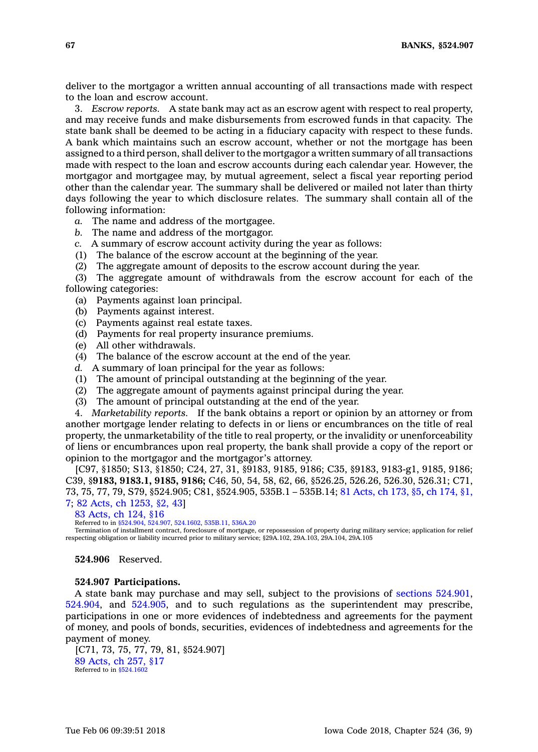deliver to the mortgagor a written annual accounting of all transactions made with respect to the loan and escrow account.

3. *Escrow reports.* A state bank may act as an escrow agent with respect to real property, and may receive funds and make disbursements from escrowed funds in that capacity. The state bank shall be deemed to be acting in a fiduciary capacity with respect to these funds. A bank which maintains such an escrow account, whether or not the mortgage has been assigned to a third person, shall deliver to the mortgagor a written summary of all transactions made with respect to the loan and escrow accounts during each calendar year. However, the mortgagor and mortgagee may, by mutual agreement, select a fiscal year reporting period other than the calendar year. The summary shall be delivered or mailed not later than thirty days following the year to which disclosure relates. The summary shall contain all of the following information:

*a.* The name and address of the mortgagee.

*b.* The name and address of the mortgagor.

*c.* A summary of escrow account activity during the year as follows:

(1) The balance of the escrow account at the beginning of the year.

(2) The aggregate amount of deposits to the escrow account during the year.

(3) The aggregate amount of withdrawals from the escrow account for each of the following categories:

(a) Payments against loan principal.

(b) Payments against interest.

(c) Payments against real estate taxes.

(d) Payments for real property insurance premiums.

(e) All other withdrawals.

(4) The balance of the escrow account at the end of the year.

*d.* A summary of loan principal for the year as follows:

(1) The amount of principal outstanding at the beginning of the year.

(2) The aggregate amount of payments against principal during the year.

(3) The amount of principal outstanding at the end of the year.

4. *Marketability reports.* If the bank obtains a report or opinion by an attorney or from another mortgage lender relating to defects in or liens or encumbrances on the title of real property, the unmarketability of the title to real property, or the invalidity or unenforceability of liens or encumbrances upon real property, the bank shall provide a copy of the report or opinion to the mortgagor and the mortgagor's attorney.

[C97, §1850; S13, §1850; C24, 27, 31, §9183, 9185, 9186; C35, §9183, 9183-g1, 9185, 9186; C39, §**9183, 9183.1, 9185, 9186;** C46, 50, 54, 58, 62, 66, §526.25, 526.26, 526.30, 526.31; C71, 73, 75, 77, 79, S79, §524.905; C81, §524.905, 535B.1 – 535B.14; 81 Acts, ch 173, §5, ch 174, §1, 7; 82 Acts, ch 1253, §2, 43]

83 Acts, ch 124, §16

Referred to in §524.904, 524.907, 524.1602, 535B.11, 536A.20

Termination of installment contract, foreclosure of mortgage, or repossession of property during military service; application for relief respecting obligation or liability incurred prior to military service; §29A.102, 29A.103, 29A.104, 29A.105

**524.906** Reserved.

**524.907 Participations.**

A state bank may purchase and may sell, subject to the provisions of sections 524.901, 524.904, and 524.905, and to such regulations as the superintendent may prescribe, participations in one or more evidences of indebtedness and agreements for the payment of money, and pools of bonds, securities, evidences of indebtedness and agreements for the payment of money.

[C71, 73, 75, 77, 79, 81, §524.907]

89 Acts, ch 257, §17

Referred to in §524.1602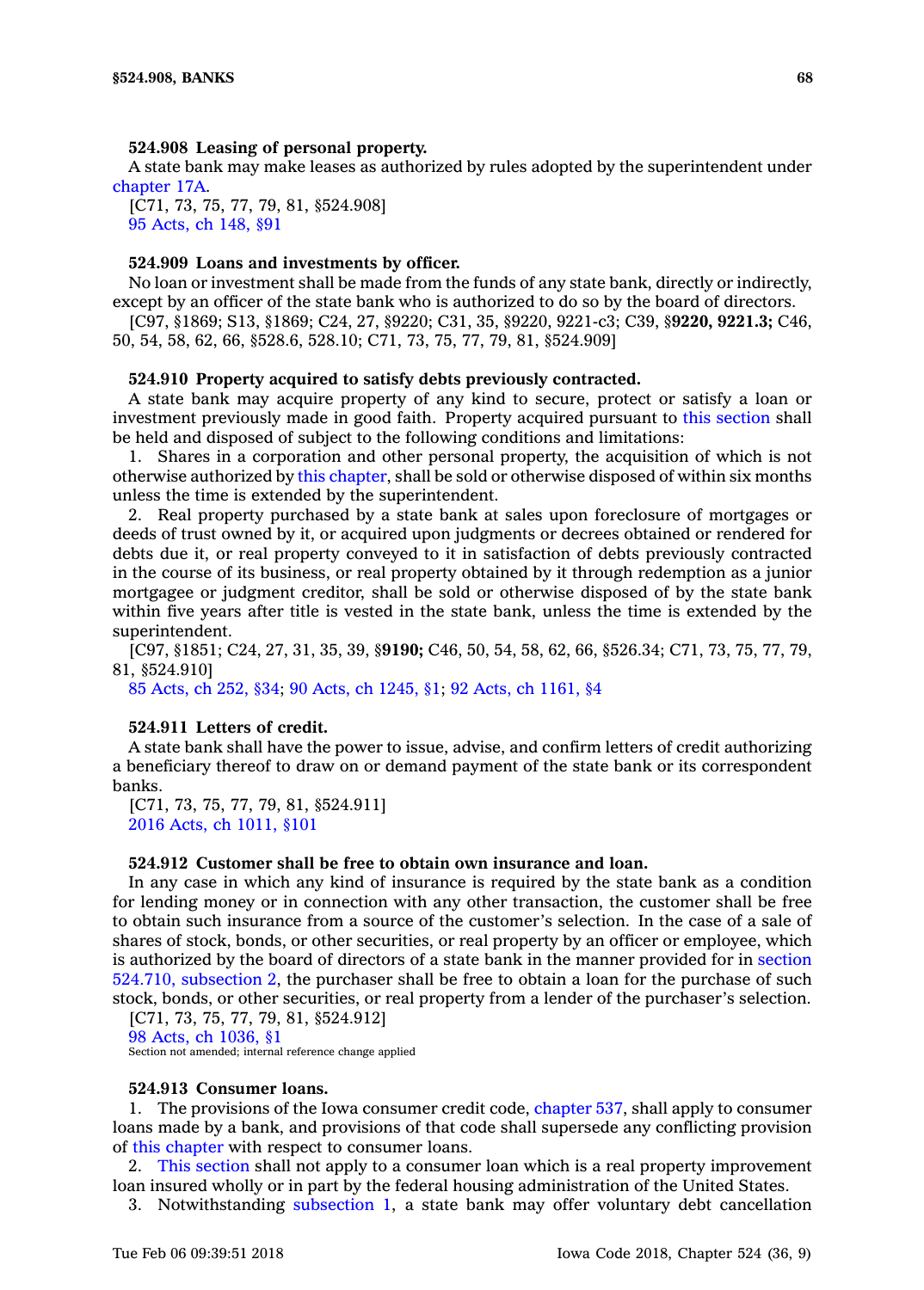**524.908 Leasing of personal property.**

A state bank may make leases as authorized by rules adopted by the superintendent under chapter 17A.

[C71, 73, 75, 77, 79, 81, §524.908]

95 Acts, ch 148, §91

**524.909 Loans and investments by officer.**

No loan or investment shall be made from the funds of any state bank, directly or indirectly, except by an officer of the state bank who is authorized to do so by the board of directors.

[C97, §1869; S13, §1869; C24, 27, §9220; C31, 35, §9220, 9221-c3; C39, §**9220, 9221.3;** C46, 50, 54, 58, 62, 66, §528.6, 528.10; C71, 73, 75, 77, 79, 81, §524.909]

**524.910 Property acquired to satisfy debts previously contracted.**

A state bank may acquire property of any kind to secure, protect or satisfy a loan or investment previously made in good faith. Property acquired pursuant to this section shall be held and disposed of subject to the following conditions and limitations:

1. Shares in a corporation and other personal property, the acquisition of which is not otherwise authorized by this chapter, shall be sold or otherwise disposed of within six months unless the time is extended by the superintendent.

2. Real property purchased by a state bank at sales upon foreclosure of mortgages or deeds of trust owned by it, or acquired upon judgments or decrees obtained or rendered for debts due it, or real property conveyed to it in satisfaction of debts previously contracted in the course of its business, or real property obtained by it through redemption as a junior mortgagee or judgment creditor, shall be sold or otherwise disposed of by the state bank within five years after title is vested in the state bank, unless the time is extended by the superintendent.

[C97, §1851; C24, 27, 31, 35, 39, §**9190;** C46, 50, 54, 58, 62, 66, §526.34; C71, 73, 75, 77, 79, 81, §524.910]

85 Acts, ch 252, §34; 90 Acts, ch 1245, §1; 92 Acts, ch 1161, §4

**524.911 Letters of credit.**

A state bank shall have the power to issue, advise, and confirm letters of credit authorizing a beneficiary thereof to draw on or demand payment of the state bank or its correspondent banks.

[C71, 73, 75, 77, 79, 81, §524.911]

2016 Acts, ch 1011, §101

**524.912 Customer shall be free to obtain own insurance and loan.**

In any case in which any kind of insurance is required by the state bank as a condition for lending money or in connection with any other transaction, the customer shall be free to obtain such insurance from a source of the customer's selection. In the case of a sale of shares of stock, bonds, or other securities, or real property by an officer or employee, which is authorized by the board of directors of a state bank in the manner provided for in section 524.710, subsection 2, the purchaser shall be free to obtain a loan for the purchase of such stock, bonds, or other securities, or real property from a lender of the purchaser's selection.

[C71, 73, 75, 77, 79, 81, §524.912]

98 Acts, ch 1036, §1

Section not amended; internal reference change applied

**524.913 Consumer loans.**

1. The provisions of the Iowa consumer credit code, chapter 537, shall apply to consumer loans made by a bank, and provisions of that code shall supersede any conflicting provision of this chapter with respect to consumer loans.

2. This section shall not apply to a consumer loan which is a real property improvement loan insured wholly or in part by the federal housing administration of the United States.

3. Notwithstanding subsection 1, a state bank may offer voluntary debt cancellation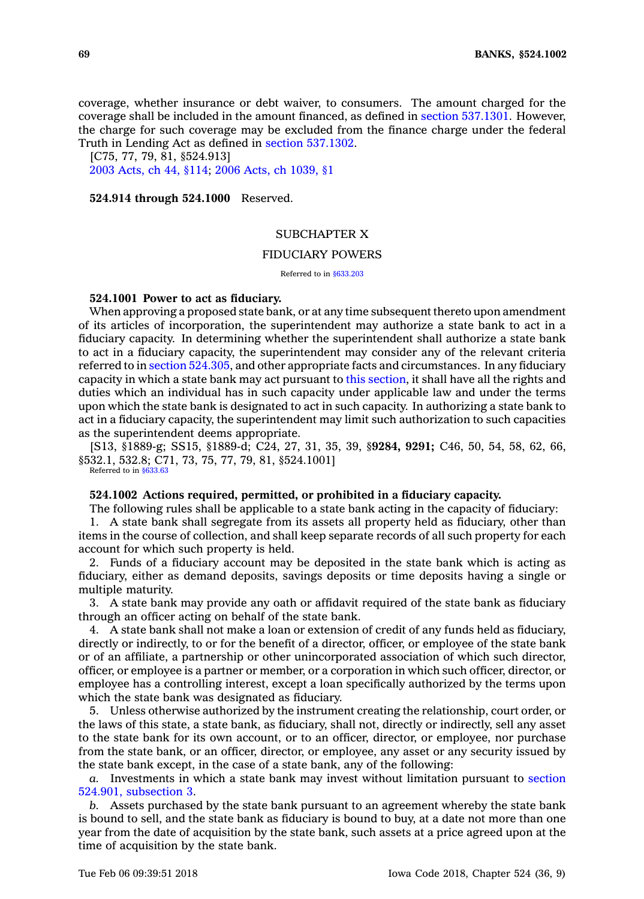coverage, whether insurance or debt waiver, to consumers. The amount charged for the coverage shall be included in the amount financed, as defined in section 537.1301. However, the charge for such coverage may be excluded from the finance charge under the federal Truth in Lending Act as defined in section 537.1302.

[C75, 77, 79, 81, §524.913]

2003 Acts, ch 44, §114; 2006 Acts, ch 1039, §1

**524.914 through 524.1000** Reserved.

## SUBCHAPTER X

## FIDUCIARY POWERS

Referred to in §633.203

**524.1001 Power to act as fiduciary.**

When approving a proposed state bank, or at any time subsequent thereto upon amendment of its articles of incorporation, the superintendent may authorize a state bank to act in a fiduciary capacity. In determining whether the superintendent shall authorize a state bank to act in a fiduciary capacity, the superintendent may consider any of the relevant criteria referred to in section 524.305, and other appropriate facts and circumstances. In any fiduciary capacity in which a state bank may act pursuant to this section, it shall have all the rights and duties which an individual has in such capacity under applicable law and under the terms upon which the state bank is designated to act in such capacity. In authorizing a state bank to act in a fiduciary capacity, the superintendent may limit such authorization to such capacities as the superintendent deems appropriate.

[S13, §1889-g; SS15, §1889-d; C24, 27, 31, 35, 39, §**9284, 9291;** C46, 50, 54, 58, 62, 66, §532.1, 532.8; C71, 73, 75, 77, 79, 81, §524.1001]

Referred to in §633.63

**524.1002 Actions required, permitted, or prohibited in a fiduciary capacity.**

The following rules shall be applicable to a state bank acting in the capacity of fiduciary:

1. A state bank shall segregate from its assets all property held as fiduciary, other than items in the course of collection, and shall keep separate records of all such property for each account for which such property is held.

2. Funds of a fiduciary account may be deposited in the state bank which is acting as fiduciary, either as demand deposits, savings deposits or time deposits having a single or multiple maturity.

3. A state bank may provide any oath or affidavit required of the state bank as fiduciary through an officer acting on behalf of the state bank.

4. A state bank shall not make a loan or extension of credit of any funds held as fiduciary, directly or indirectly, to or for the benefit of a director, officer, or employee of the state bank or of an affiliate, a partnership or other unincorporated association of which such director, officer, or employee is a partner or member, or a corporation in which such officer, director, or employee has a controlling interest, except a loan specifically authorized by the terms upon which the state bank was designated as fiduciary.

5. Unless otherwise authorized by the instrument creating the relationship, court order, or the laws of this state, a state bank, as fiduciary, shall not, directly or indirectly, sell any asset to the state bank for its own account, or to an officer, director, or employee, nor purchase from the state bank, or an officer, director, or employee, any asset or any security issued by the state bank except, in the case of a state bank, any of the following:

*a.* Investments in which a state bank may invest without limitation pursuant to section 524.901, subsection 3.

*b.* Assets purchased by the state bank pursuant to an agreement whereby the state bank is bound to sell, and the state bank as fiduciary is bound to buy, at a date not more than one year from the date of acquisition by the state bank, such assets at a price agreed upon at the time of acquisition by the state bank.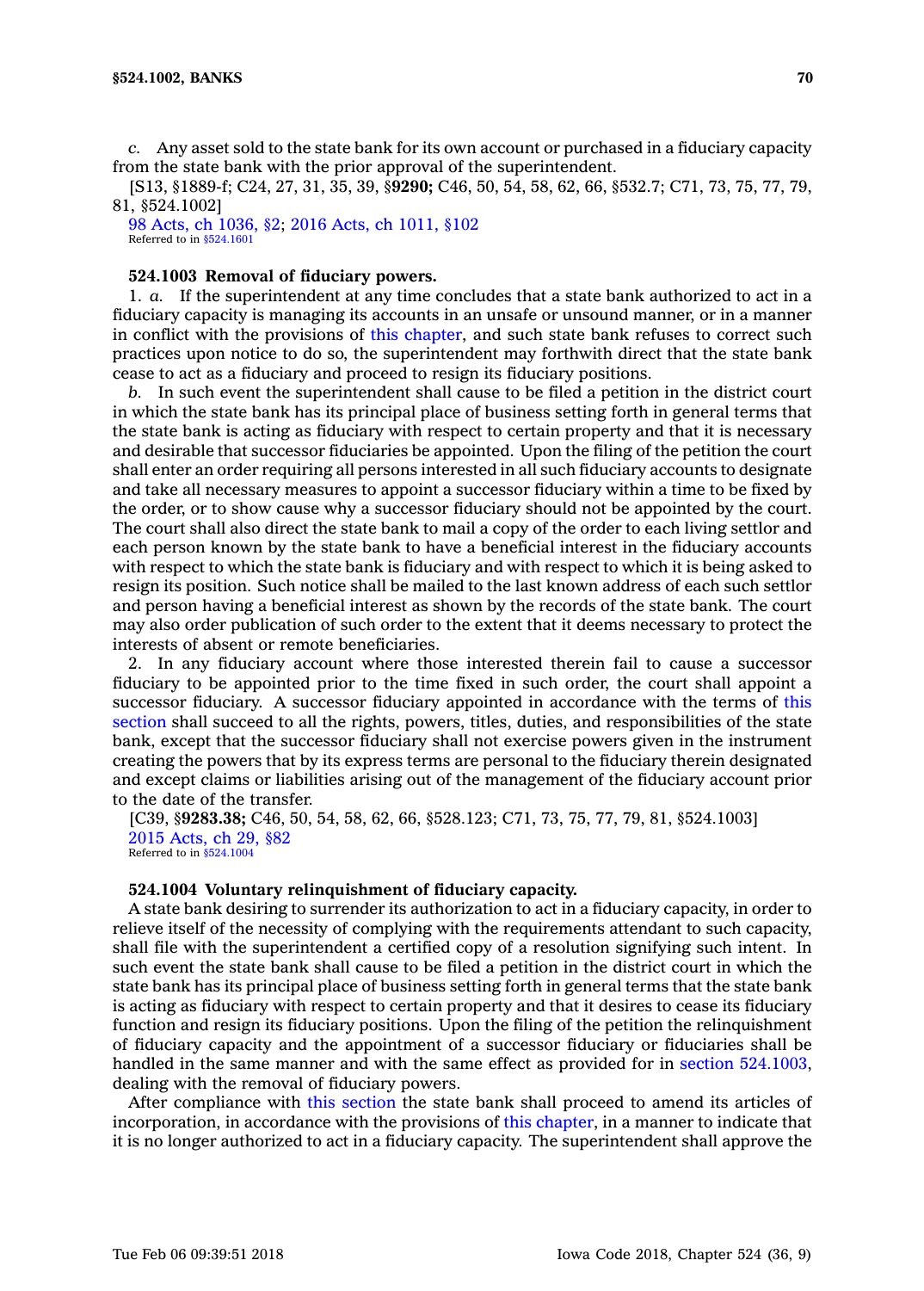*c.* Any asset sold to the state bank for its own account or purchased in a fiduciary capacity from the state bank with the prior approval of the superintendent.

[S13, §1889-f; C24, 27, 31, 35, 39, §**9290;** C46, 50, 54, 58, 62, 66, §532.7; C71, 73, 75, 77, 79, 81, §524.1002]

98 Acts, ch 1036, §2; 2016 Acts, ch 1011, §102

Referred to in §524.1601

**524.1003 Removal of fiduciary powers.**

1. *a.* If the superintendent at any time concludes that a state bank authorized to act in a fiduciary capacity is managing its accounts in an unsafe or unsound manner, or in a manner in conflict with the provisions of this chapter, and such state bank refuses to correct such practices upon notice to do so, the superintendent may forthwith direct that the state bank cease to act as a fiduciary and proceed to resign its fiduciary positions.

*b.* In such event the superintendent shall cause to be filed a petition in the district court in which the state bank has its principal place of business setting forth in general terms that the state bank is acting as fiduciary with respect to certain property and that it is necessary and desirable that successor fiduciaries be appointed. Upon the filing of the petition the court shall enter an order requiring all persons interested in all such fiduciary accounts to designate and take all necessary measures to appoint a successor fiduciary within a time to be fixed by the order, or to show cause why a successor fiduciary should not be appointed by the court. The court shall also direct the state bank to mail a copy of the order to each living settlor and each person known by the state bank to have a beneficial interest in the fiduciary accounts with respect to which the state bank is fiduciary and with respect to which it is being asked to resign its position. Such notice shall be mailed to the last known address of each such settlor and person having a beneficial interest as shown by the records of the state bank. The court may also order publication of such order to the extent that it deems necessary to protect the interests of absent or remote beneficiaries.

2. In any fiduciary account where those interested therein fail to cause a successor fiduciary to be appointed prior to the time fixed in such order, the court shall appoint a successor fiduciary. A successor fiduciary appointed in accordance with the terms of this section shall succeed to all the rights, powers, titles, duties, and responsibilities of the state bank, except that the successor fiduciary shall not exercise powers given in the instrument creating the powers that by its express terms are personal to the fiduciary therein designated and except claims or liabilities arising out of the management of the fiduciary account prior to the date of the transfer.

[C39, §**9283.38;** C46, 50, 54, 58, 62, 66, §528.123; C71, 73, 75, 77, 79, 81, §524.1003]

2015 Acts, ch 29, §82

Referred to in §524.1004

**524.1004 Voluntary relinquishment of fiduciary capacity.**

A state bank desiring to surrender its authorization to act in a fiduciary capacity, in order to relieve itself of the necessity of complying with the requirements attendant to such capacity, shall file with the superintendent a certified copy of a resolution signifying such intent. In such event the state bank shall cause to be filed a petition in the district court in which the state bank has its principal place of business setting forth in general terms that the state bank is acting as fiduciary with respect to certain property and that it desires to cease its fiduciary function and resign its fiduciary positions. Upon the filing of the petition the relinquishment of fiduciary capacity and the appointment of a successor fiduciary or fiduciaries shall be handled in the same manner and with the same effect as provided for in section 524.1003, dealing with the removal of fiduciary powers.

After compliance with this section the state bank shall proceed to amend its articles of incorporation, in accordance with the provisions of this chapter, in a manner to indicate that it is no longer authorized to act in a fiduciary capacity. The superintendent shall approve the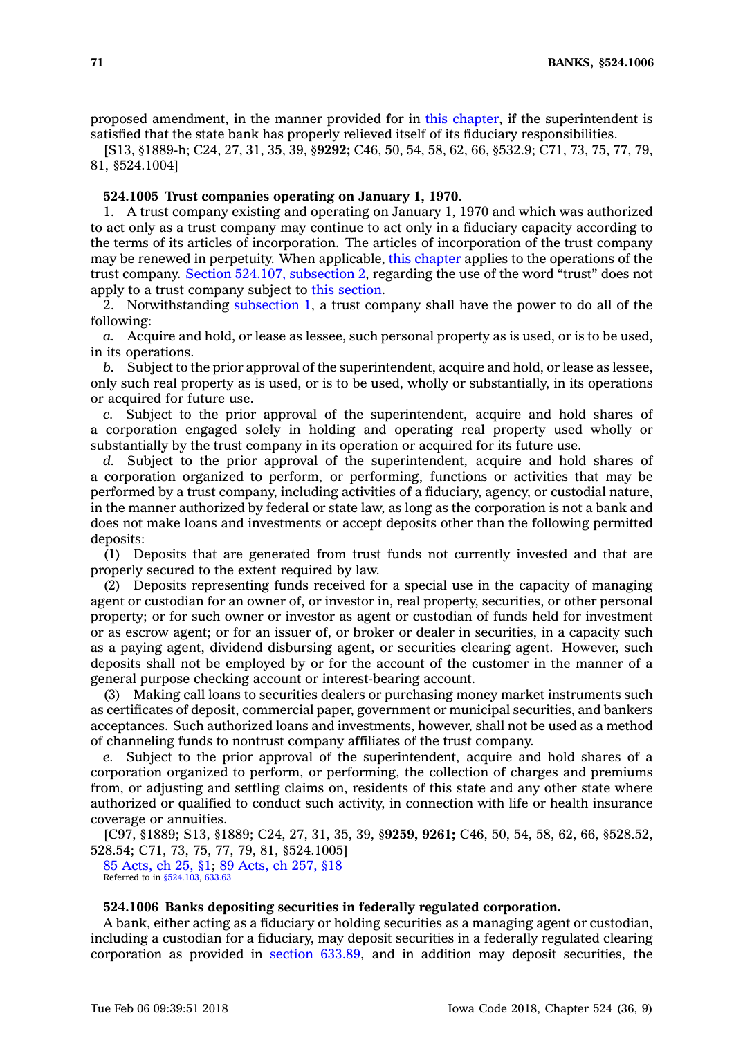proposed amendment, in the manner provided for in this chapter, if the superintendent is satisfied that the state bank has properly relieved itself of its fiduciary responsibilities.

[S13, §1889-h; C24, 27, 31, 35, 39, §**9292;** C46, 50, 54, 58, 62, 66, §532.9; C71, 73, 75, 77, 79, 81, §524.1004]

**524.1005 Trust companies operating on January 1, 1970.**

1. A trust company existing and operating on January 1, 1970 and which was authorized to act only as a trust company may continue to act only in a fiduciary capacity according to the terms of its articles of incorporation. The articles of incorporation of the trust company may be renewed in perpetuity. When applicable, this chapter applies to the operations of the trust company. Section 524.107, subsection 2, regarding the use of the word "trust" does not apply to a trust company subject to this section.

2. Notwithstanding subsection 1, a trust company shall have the power to do all of the following:

*a.* Acquire and hold, or lease as lessee, such personal property as is used, or is to be used, in its operations.

*b.* Subject to the prior approval of the superintendent, acquire and hold, or lease as lessee, only such real property as is used, or is to be used, wholly or substantially, in its operations or acquired for future use.

*c.* Subject to the prior approval of the superintendent, acquire and hold shares of a corporation engaged solely in holding and operating real property used wholly or substantially by the trust company in its operation or acquired for its future use.

*d.* Subject to the prior approval of the superintendent, acquire and hold shares of a corporation organized to perform, or performing, functions or activities that may be performed by a trust company, including activities of a fiduciary, agency, or custodial nature, in the manner authorized by federal or state law, as long as the corporation is not a bank and does not make loans and investments or accept deposits other than the following permitted deposits:

(1) Deposits that are generated from trust funds not currently invested and that are properly secured to the extent required by law.

(2) Deposits representing funds received for a special use in the capacity of managing agent or custodian for an owner of, or investor in, real property, securities, or other personal property; or for such owner or investor as agent or custodian of funds held for investment or as escrow agent; or for an issuer of, or broker or dealer in securities, in a capacity such as a paying agent, dividend disbursing agent, or securities clearing agent. However, such deposits shall not be employed by or for the account of the customer in the manner of a general purpose checking account or interest-bearing account.

(3) Making call loans to securities dealers or purchasing money market instruments such as certificates of deposit, commercial paper, government or municipal securities, and bankers acceptances. Such authorized loans and investments, however, shall not be used as a method of channeling funds to nontrust company affiliates of the trust company.

*e.* Subject to the prior approval of the superintendent, acquire and hold shares of a corporation organized to perform, or performing, the collection of charges and premiums from, or adjusting and settling claims on, residents of this state and any other state where authorized or qualified to conduct such activity, in connection with life or health insurance coverage or annuities.

[C97, §1889; S13, §1889; C24, 27, 31, 35, 39, §**9259, 9261;** C46, 50, 54, 58, 62, 66, §528.52, 528.54; C71, 73, 75, 77, 79, 81, §524.1005]

85 Acts, ch 25, §1; 89 Acts, ch 257, §18

Referred to in §524.103, 633.63

**524.1006 Banks depositing securities in federally regulated corporation.**

A bank, either acting as a fiduciary or holding securities as a managing agent or custodian, including a custodian for a fiduciary, may deposit securities in a federally regulated clearing corporation as provided in section 633.89, and in addition may deposit securities, the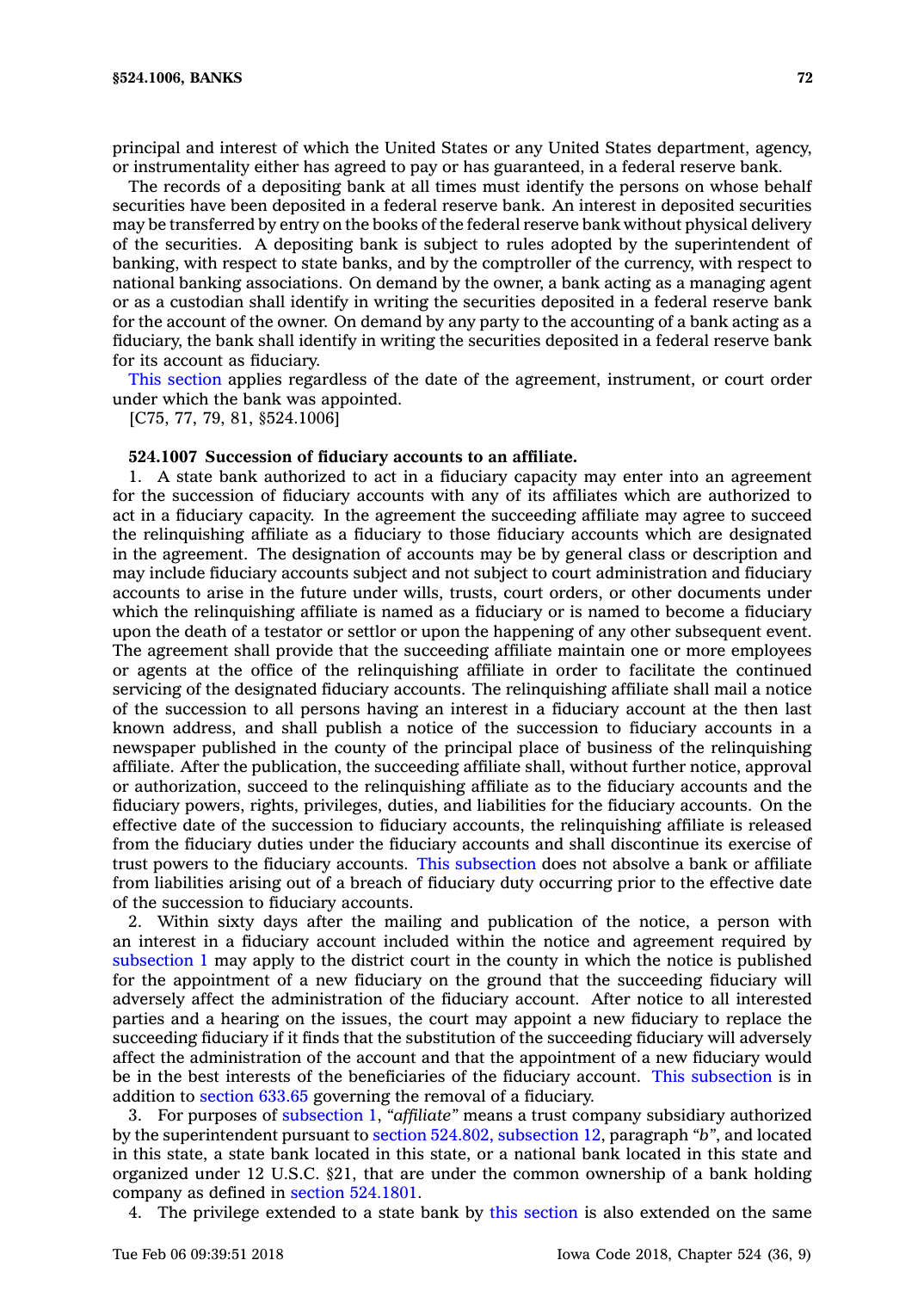principal and interest of which the United States or any United States department, agency, or instrumentality either has agreed to pay or has guaranteed, in a federal reserve bank.

The records of a depositing bank at all times must identify the persons on whose behalf securities have been deposited in a federal reserve bank. An interest in deposited securities may be transferred by entry on the books of the federal reserve bank without physical delivery of the securities. A depositing bank is subject to rules adopted by the superintendent of banking, with respect to state banks, and by the comptroller of the currency, with respect to national banking associations. On demand by the owner, a bank acting as a managing agent or as a custodian shall identify in writing the securities deposited in a federal reserve bank for the account of the owner. On demand by any party to the accounting of a bank acting as a fiduciary, the bank shall identify in writing the securities deposited in a federal reserve bank for its account as fiduciary.

This section applies regardless of the date of the agreement, instrument, or court order under which the bank was appointed.

[C75, 77, 79, 81, §524.1006]

**524.1007 Succession of fiduciary accounts to an affiliate.**

1. A state bank authorized to act in a fiduciary capacity may enter into an agreement for the succession of fiduciary accounts with any of its affiliates which are authorized to act in a fiduciary capacity. In the agreement the succeeding affiliate may agree to succeed the relinquishing affiliate as a fiduciary to those fiduciary accounts which are designated in the agreement. The designation of accounts may be by general class or description and may include fiduciary accounts subject and not subject to court administration and fiduciary accounts to arise in the future under wills, trusts, court orders, or other documents under which the relinquishing affiliate is named as a fiduciary or is named to become a fiduciary upon the death of a testator or settlor or upon the happening of any other subsequent event. The agreement shall provide that the succeeding affiliate maintain one or more employees or agents at the office of the relinquishing affiliate in order to facilitate the continued servicing of the designated fiduciary accounts. The relinquishing affiliate shall mail a notice of the succession to all persons having an interest in a fiduciary account at the then last known address, and shall publish a notice of the succession to fiduciary accounts in a newspaper published in the county of the principal place of business of the relinquishing affiliate. After the publication, the succeeding affiliate shall, without further notice, approval or authorization, succeed to the relinquishing affiliate as to the fiduciary accounts and the fiduciary powers, rights, privileges, duties, and liabilities for the fiduciary accounts. On the effective date of the succession to fiduciary accounts, the relinquishing affiliate is released from the fiduciary duties under the fiduciary accounts and shall discontinue its exercise of trust powers to the fiduciary accounts. This subsection does not absolve a bank or affiliate from liabilities arising out of a breach of fiduciary duty occurring prior to the effective date of the succession to fiduciary accounts.

2. Within sixty days after the mailing and publication of the notice, a person with an interest in a fiduciary account included within the notice and agreement required by subsection 1 may apply to the district court in the county in which the notice is published for the appointment of a new fiduciary on the ground that the succeeding fiduciary will adversely affect the administration of the fiduciary account. After notice to all interested parties and a hearing on the issues, the court may appoint a new fiduciary to replace the succeeding fiduciary if it finds that the substitution of the succeeding fiduciary will adversely affect the administration of the account and that the appointment of a new fiduciary would be in the best interests of the beneficiaries of the fiduciary account. This subsection is in addition to section 633.65 governing the removal of a fiduciary.

3. For purposes of subsection 1, *"affiliate"* means a trust company subsidiary authorized by the superintendent pursuant to section 524.802, subsection 12, paragraph *"b"*, and located in this state, a state bank located in this state, or a national bank located in this state and organized under 12 U.S.C. §21, that are under the common ownership of a bank holding company as defined in section 524.1801.

4. The privilege extended to a state bank by this section is also extended on the same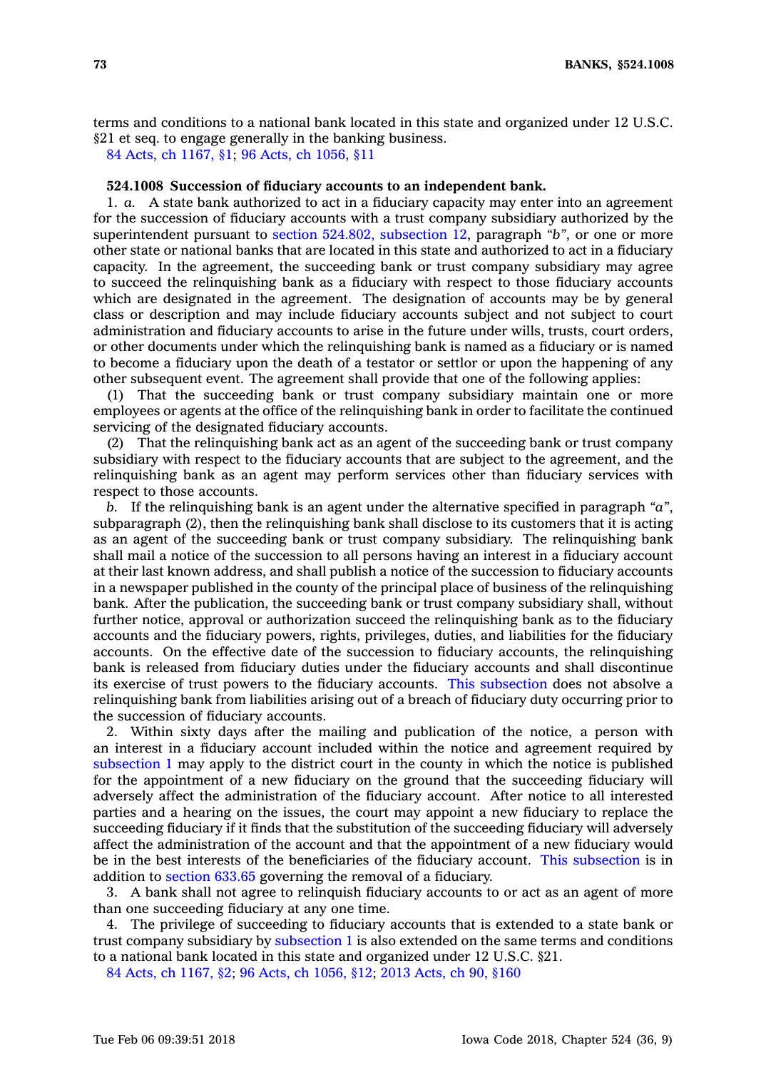terms and conditions to a national bank located in this state and organized under 12 U.S.C. §21 et seq. to engage generally in the banking business.

84 Acts, ch 1167, §1; 96 Acts, ch 1056, §11

**524.1008 Succession of fiduciary accounts to an independent bank.**

1. *a.* A state bank authorized to act in a fiduciary capacity may enter into an agreement for the succession of fiduciary accounts with a trust company subsidiary authorized by the superintendent pursuant to section 524.802, subsection 12, paragraph *"b"*, or one or more other state or national banks that are located in this state and authorized to act in a fiduciary capacity. In the agreement, the succeeding bank or trust company subsidiary may agree to succeed the relinquishing bank as a fiduciary with respect to those fiduciary accounts which are designated in the agreement. The designation of accounts may be by general class or description and may include fiduciary accounts subject and not subject to court administration and fiduciary accounts to arise in the future under wills, trusts, court orders, or other documents under which the relinquishing bank is named as a fiduciary or is named to become a fiduciary upon the death of a testator or settlor or upon the happening of any other subsequent event. The agreement shall provide that one of the following applies:

(1) That the succeeding bank or trust company subsidiary maintain one or more employees or agents at the office of the relinquishing bank in order to facilitate the continued servicing of the designated fiduciary accounts.

(2) That the relinquishing bank act as an agent of the succeeding bank or trust company subsidiary with respect to the fiduciary accounts that are subject to the agreement, and the relinquishing bank as an agent may perform services other than fiduciary services with respect to those accounts.

*b.* If the relinquishing bank is an agent under the alternative specified in paragraph *"a"*, subparagraph (2), then the relinquishing bank shall disclose to its customers that it is acting as an agent of the succeeding bank or trust company subsidiary. The relinquishing bank shall mail a notice of the succession to all persons having an interest in a fiduciary account at their last known address, and shall publish a notice of the succession to fiduciary accounts in a newspaper published in the county of the principal place of business of the relinquishing bank. After the publication, the succeeding bank or trust company subsidiary shall, without further notice, approval or authorization succeed the relinquishing bank as to the fiduciary accounts and the fiduciary powers, rights, privileges, duties, and liabilities for the fiduciary accounts. On the effective date of the succession to fiduciary accounts, the relinquishing bank is released from fiduciary duties under the fiduciary accounts and shall discontinue its exercise of trust powers to the fiduciary accounts. This subsection does not absolve a relinquishing bank from liabilities arising out of a breach of fiduciary duty occurring prior to the succession of fiduciary accounts.

2. Within sixty days after the mailing and publication of the notice, a person with an interest in a fiduciary account included within the notice and agreement required by subsection 1 may apply to the district court in the county in which the notice is published for the appointment of a new fiduciary on the ground that the succeeding fiduciary will adversely affect the administration of the fiduciary account. After notice to all interested parties and a hearing on the issues, the court may appoint a new fiduciary to replace the succeeding fiduciary if it finds that the substitution of the succeeding fiduciary will adversely affect the administration of the account and that the appointment of a new fiduciary would be in the best interests of the beneficiaries of the fiduciary account. This subsection is in addition to section 633.65 governing the removal of a fiduciary.

3. A bank shall not agree to relinquish fiduciary accounts to or act as an agent of more than one succeeding fiduciary at any one time.

4. The privilege of succeeding to fiduciary accounts that is extended to a state bank or trust company subsidiary by subsection 1 is also extended on the same terms and conditions to a national bank located in this state and organized under 12 U.S.C. §21.

84 Acts, ch 1167, §2; 96 Acts, ch 1056, §12; 2013 Acts, ch 90, §160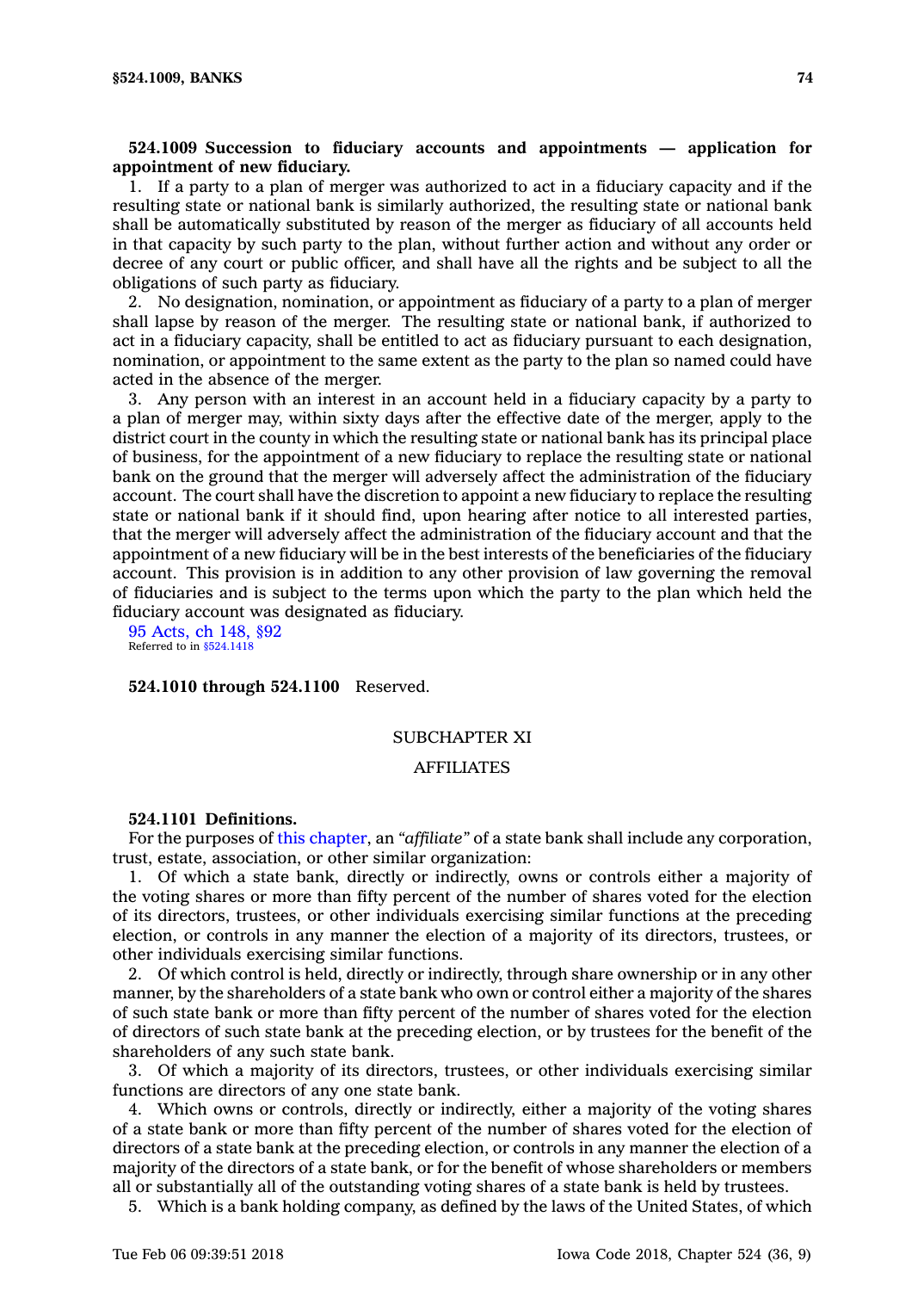**524.1009 Succession to fiduciary accounts and appointments — application for appointment of new fiduciary.**

1. If a party to a plan of merger was authorized to act in a fiduciary capacity and if the resulting state or national bank is similarly authorized, the resulting state or national bank shall be automatically substituted by reason of the merger as fiduciary of all accounts held in that capacity by such party to the plan, without further action and without any order or decree of any court or public officer, and shall have all the rights and be subject to all the obligations of such party as fiduciary.

2. No designation, nomination, or appointment as fiduciary of a party to a plan of merger shall lapse by reason of the merger. The resulting state or national bank, if authorized to act in a fiduciary capacity, shall be entitled to act as fiduciary pursuant to each designation, nomination, or appointment to the same extent as the party to the plan so named could have acted in the absence of the merger.

3. Any person with an interest in an account held in a fiduciary capacity by a party to a plan of merger may, within sixty days after the effective date of the merger, apply to the district court in the county in which the resulting state or national bank has its principal place of business, for the appointment of a new fiduciary to replace the resulting state or national bank on the ground that the merger will adversely affect the administration of the fiduciary account. The court shall have the discretion to appoint a new fiduciary to replace the resulting state or national bank if it should find, upon hearing after notice to all interested parties, that the merger will adversely affect the administration of the fiduciary account and that the appointment of a new fiduciary will be in the best interests of the beneficiaries of the fiduciary account. This provision is in addition to any other provision of law governing the removal of fiduciaries and is subject to the terms upon which the party to the plan which held the fiduciary account was designated as fiduciary.

95 Acts, ch 148, §92
Referred to in §524.1418

**524.1010 through 524.1100** Reserved.

SUBCHAPTER XI

AFFILIATES

**524.1101 Definitions.**

For the purposes of this chapter, an *"affiliate"* of a state bank shall include any corporation, trust, estate, association, or other similar organization:

1. Of which a state bank, directly or indirectly, owns or controls either a majority of the voting shares or more than fifty percent of the number of shares voted for the election of its directors, trustees, or other individuals exercising similar functions at the preceding election, or controls in any manner the election of a majority of its directors, trustees, or other individuals exercising similar functions.

2. Of which control is held, directly or indirectly, through share ownership or in any other manner, by the shareholders of a state bank who own or control either a majority of the shares of such state bank or more than fifty percent of the number of shares voted for the election of directors of such state bank at the preceding election, or by trustees for the benefit of the shareholders of any such state bank.

3. Of which a majority of its directors, trustees, or other individuals exercising similar functions are directors of any one state bank.

4. Which owns or controls, directly or indirectly, either a majority of the voting shares of a state bank or more than fifty percent of the number of shares voted for the election of directors of a state bank at the preceding election, or controls in any manner the election of a majority of the directors of a state bank, or for the benefit of whose shareholders or members all or substantially all of the outstanding voting shares of a state bank is held by trustees.

5. Which is a bank holding company, as defined by the laws of the United States, of which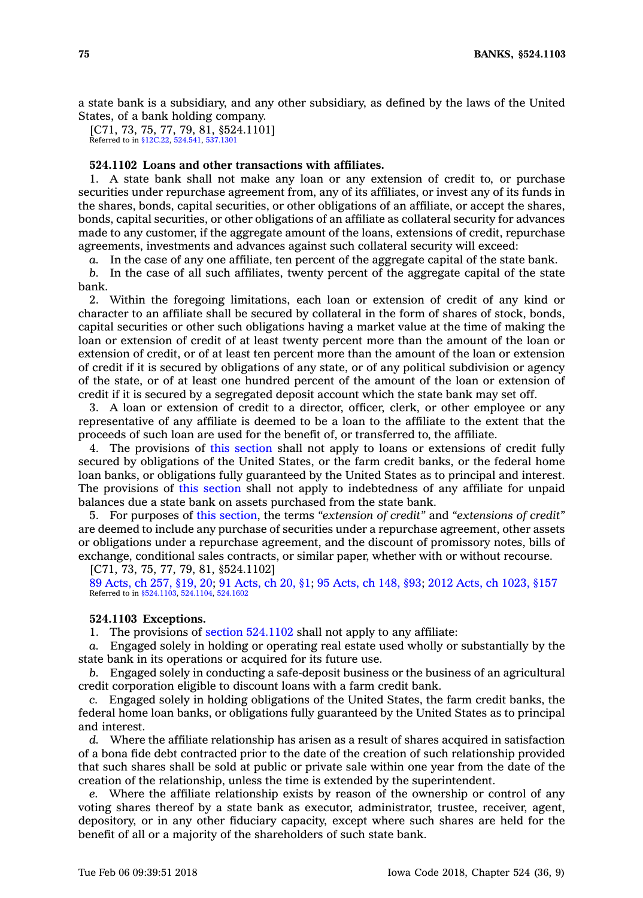a state bank is a subsidiary, and any other subsidiary, as defined by the laws of the United States, of a bank holding company.

[C71, 73, 75, 77, 79, 81, §524.1101]

Referred to in §12C.22, 524.541, 537.1301

### 524.1102 Loans and other transactions with affiliates.

1. A state bank shall not make any loan or any extension of credit to, or purchase securities under repurchase agreement from, any of its affiliates, or invest any of its funds in the shares, bonds, capital securities, or other obligations of an affiliate, or accept the shares, bonds, capital securities, or other obligations of an affiliate as collateral security for advances made to any customer, if the aggregate amount of the loans, extensions of credit, repurchase agreements, investments and advances against such collateral security will exceed:

*a.* In the case of any one affiliate, ten percent of the aggregate capital of the state bank.

*b.* In the case of all such affiliates, twenty percent of the aggregate capital of the state bank.

2. Within the foregoing limitations, each loan or extension of credit of any kind or character to an affiliate shall be secured by collateral in the form of shares of stock, bonds, capital securities or other such obligations having a market value at the time of making the loan or extension of credit of at least twenty percent more than the amount of the loan or extension of credit, or of at least ten percent more than the amount of the loan or extension of credit if it is secured by obligations of any state, or of any political subdivision or agency of the state, or of at least one hundred percent of the amount of the loan or extension of credit if it is secured by a segregated deposit account which the state bank may set off.

3. A loan or extension of credit to a director, officer, clerk, or other employee or any representative of any affiliate is deemed to be a loan to the affiliate to the extent that the proceeds of such loan are used for the benefit of, or transferred to, the affiliate.

4. The provisions of this section shall not apply to loans or extensions of credit fully secured by obligations of the United States, or the farm credit banks, or the federal home loan banks, or obligations fully guaranteed by the United States as to principal and interest. The provisions of this section shall not apply to indebtedness of any affiliate for unpaid balances due a state bank on assets purchased from the state bank.

5. For purposes of this section, the terms *"extension of credit"* and *"extensions of credit"* are deemed to include any purchase of securities under a repurchase agreement, other assets or obligations under a repurchase agreement, and the discount of promissory notes, bills of exchange, conditional sales contracts, or similar paper, whether with or without recourse.

[C71, 73, 75, 77, 79, 81, §524.1102]

89 Acts, ch 257, §19, 20; 91 Acts, ch 20, §1; 95 Acts, ch 148, §93; 2012 Acts, ch 1023, §157

Referred to in §524.1103, 524.1104, 524.1602

### 524.1103 Exceptions.

1. The provisions of section 524.1102 shall not apply to any affiliate:

*a.* Engaged solely in holding or operating real estate used wholly or substantially by the state bank in its operations or acquired for its future use.

*b.* Engaged solely in conducting a safe-deposit business or the business of an agricultural credit corporation eligible to discount loans with a farm credit bank.

*c.* Engaged solely in holding obligations of the United States, the farm credit banks, the federal home loan banks, or obligations fully guaranteed by the United States as to principal and interest.

*d.* Where the affiliate relationship has arisen as a result of shares acquired in satisfaction of a bona fide debt contracted prior to the date of the creation of such relationship provided that such shares shall be sold at public or private sale within one year from the date of the creation of the relationship, unless the time is extended by the superintendent.

*e.* Where the affiliate relationship exists by reason of the ownership or control of any voting shares thereof by a state bank as executor, administrator, trustee, receiver, agent, depository, or in any other fiduciary capacity, except where such shares are held for the benefit of all or a majority of the shareholders of such state bank.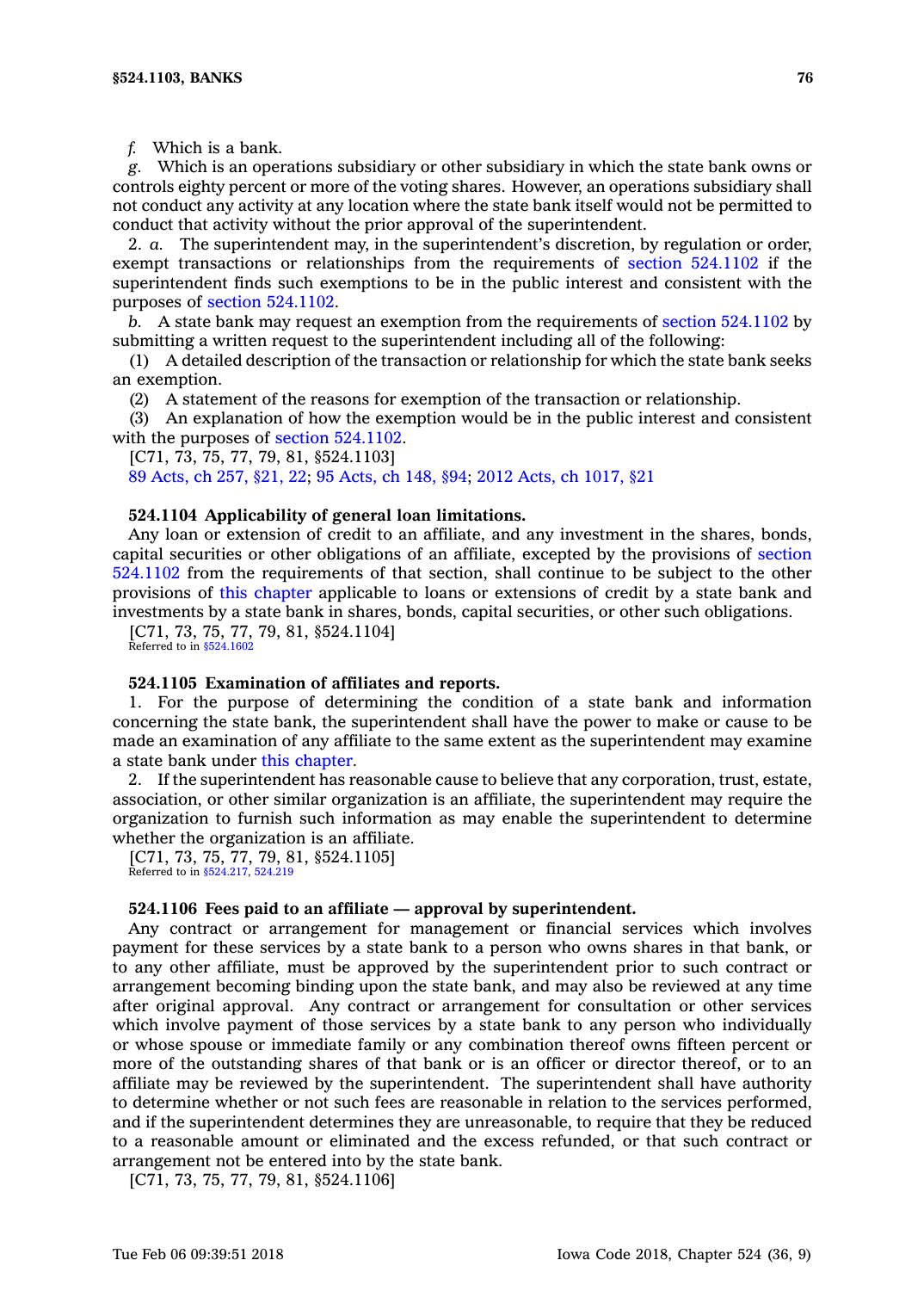*f.* Which is a bank.

*g.* Which is an operations subsidiary or other subsidiary in which the state bank owns or controls eighty percent or more of the voting shares. However, an operations subsidiary shall not conduct any activity at any location where the state bank itself would not be permitted to conduct that activity without the prior approval of the superintendent.

2. *a.* The superintendent may, in the superintendent's discretion, by regulation or order, exempt transactions or relationships from the requirements of section 524.1102 if the superintendent finds such exemptions to be in the public interest and consistent with the purposes of section 524.1102.

*b.* A state bank may request an exemption from the requirements of section 524.1102 by submitting a written request to the superintendent including all of the following:

(1) A detailed description of the transaction or relationship for which the state bank seeks an exemption.

(2) A statement of the reasons for exemption of the transaction or relationship.

(3) An explanation of how the exemption would be in the public interest and consistent with the purposes of section 524.1102.

[C71, 73, 75, 77, 79, 81, §524.1103]

89 Acts, ch 257, §21, 22; 95 Acts, ch 148, §94; 2012 Acts, ch 1017, §21

**524.1104 Applicability of general loan limitations.**

Any loan or extension of credit to an affiliate, and any investment in the shares, bonds, capital securities or other obligations of an affiliate, excepted by the provisions of section 524.1102 from the requirements of that section, shall continue to be subject to the other provisions of this chapter applicable to loans or extensions of credit by a state bank and investments by a state bank in shares, bonds, capital securities, or other such obligations.

[C71, 73, 75, 77, 79, 81, §524.1104]

Referred to in §524.1602

**524.1105 Examination of affiliates and reports.**

1. For the purpose of determining the condition of a state bank and information concerning the state bank, the superintendent shall have the power to make or cause to be made an examination of any affiliate to the same extent as the superintendent may examine a state bank under this chapter.

2. If the superintendent has reasonable cause to believe that any corporation, trust, estate, association, or other similar organization is an affiliate, the superintendent may require the organization to furnish such information as may enable the superintendent to determine whether the organization is an affiliate.

[C71, 73, 75, 77, 79, 81, §524.1105]

Referred to in §524.217, 524.219

**524.1106 Fees paid to an affiliate — approval by superintendent.**

Any contract or arrangement for management or financial services which involves payment for these services by a state bank to a person who owns shares in that bank, or to any other affiliate, must be approved by the superintendent prior to such contract or arrangement becoming binding upon the state bank, and may also be reviewed at any time after original approval. Any contract or arrangement for consultation or other services which involve payment of those services by a state bank to any person who individually or whose spouse or immediate family or any combination thereof owns fifteen percent or more of the outstanding shares of that bank or is an officer or director thereof, or to an affiliate may be reviewed by the superintendent. The superintendent shall have authority to determine whether or not such fees are reasonable in relation to the services performed, and if the superintendent determines they are unreasonable, to require that they be reduced to a reasonable amount or eliminated and the excess refunded, or that such contract or arrangement not be entered into by the state bank.

[C71, 73, 75, 77, 79, 81, §524.1106]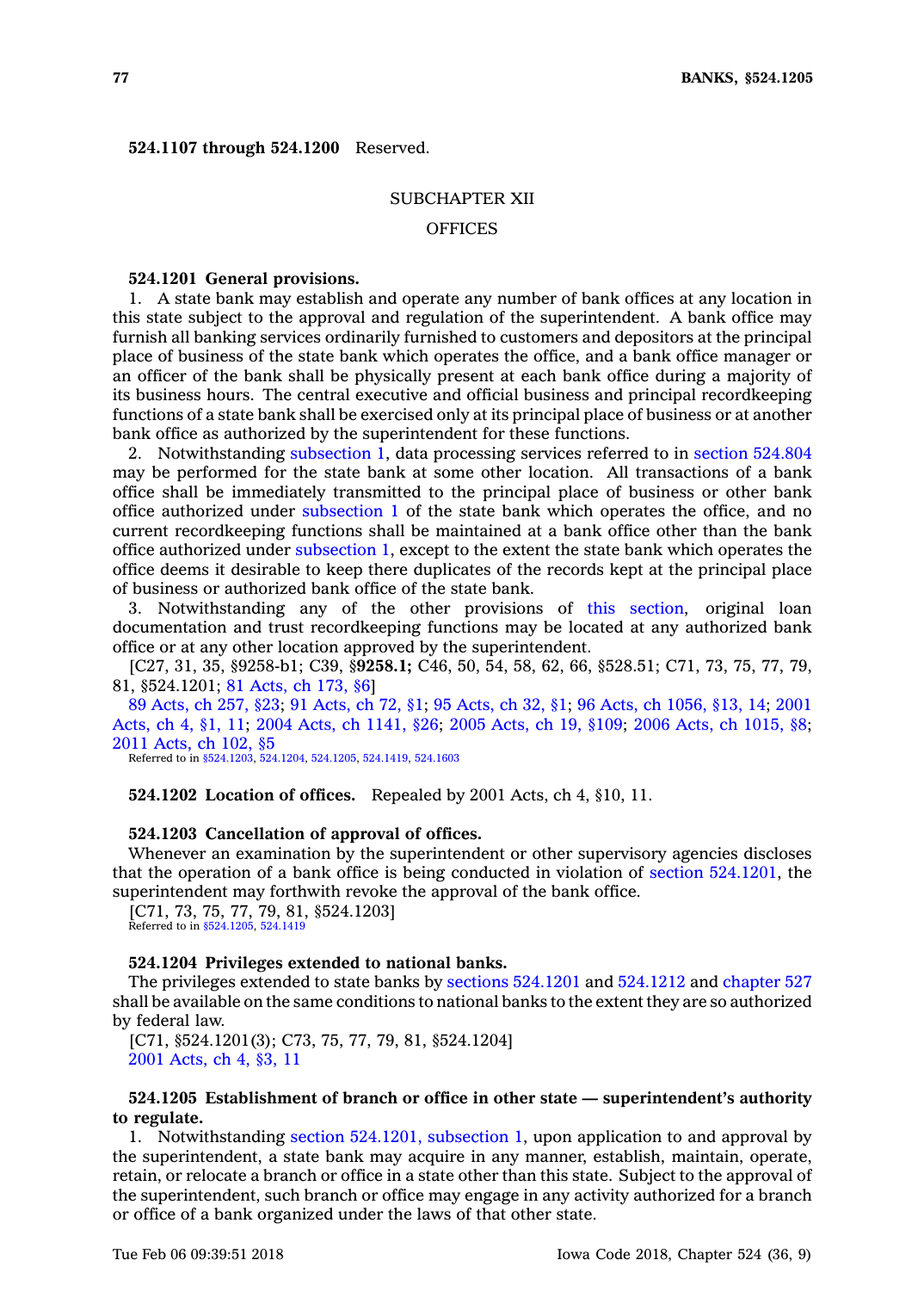**524.1107 through 524.1200** Reserved.

## SUBCHAPTER XII

## OFFICES

**524.1201 General provisions.**

1. A state bank may establish and operate any number of bank offices at any location in this state subject to the approval and regulation of the superintendent. A bank office may furnish all banking services ordinarily furnished to customers and depositors at the principal place of business of the state bank which operates the office, and a bank office manager or an officer of the bank shall be physically present at each bank office during a majority of its business hours. The central executive and official business and principal recordkeeping functions of a state bank shall be exercised only at its principal place of business or at another bank office as authorized by the superintendent for these functions.

2. Notwithstanding subsection 1, data processing services referred to in section 524.804 may be performed for the state bank at some other location. All transactions of a bank office shall be immediately transmitted to the principal place of business or other bank office authorized under subsection 1 of the state bank which operates the office, and no current recordkeeping functions shall be maintained at a bank office other than the bank office authorized under subsection 1, except to the extent the state bank which operates the office deems it desirable to keep there duplicates of the records kept at the principal place of business or authorized bank office of the state bank.

3. Notwithstanding any of the other provisions of this section, original loan documentation and trust recordkeeping functions may be located at any authorized bank office or at any other location approved by the superintendent.

[C27, 31, 35, §9258-b1; C39, §**9258.1;** C46, 50, 54, 58, 62, 66, §528.51; C71, 73, 75, 77, 79, 81, §524.1201; 81 Acts, ch 173, §6]

89 Acts, ch 257, §23; 91 Acts, ch 72, §1; 95 Acts, ch 32, §1; 96 Acts, ch 1056, §13, 14; 2001 Acts, ch 4, §1, 11; 2004 Acts, ch 1141, §26; 2005 Acts, ch 19, §109; 2006 Acts, ch 1015, §8; 2011 Acts, ch 102, §5

Referred to in §524.1203, 524.1204, 524.1205, 524.1419, 524.1603

**524.1202 Location of offices.** Repealed by 2001 Acts, ch 4, §10, 11.

**524.1203 Cancellation of approval of offices.**

Whenever an examination by the superintendent or other supervisory agencies discloses that the operation of a bank office is being conducted in violation of section 524.1201, the superintendent may forthwith revoke the approval of the bank office.

[C71, 73, 75, 77, 79, 81, §524.1203]

Referred to in §524.1205, 524.1419

**524.1204 Privileges extended to national banks.**

The privileges extended to state banks by sections 524.1201 and 524.1212 and chapter 527 shall be available on the same conditions to national banks to the extent they are so authorized by federal law.

[C71, §524.1201(3); C73, 75, 77, 79, 81, §524.1204]

2001 Acts, ch 4, §3, 11

**524.1205 Establishment of branch or office in other state — superintendent's authority to regulate.**

1. Notwithstanding section 524.1201, subsection 1, upon application to and approval by the superintendent, a state bank may acquire in any manner, establish, maintain, operate, retain, or relocate a branch or office in a state other than this state. Subject to the approval of the superintendent, such branch or office may engage in any activity authorized for a branch or office of a bank organized under the laws of that other state.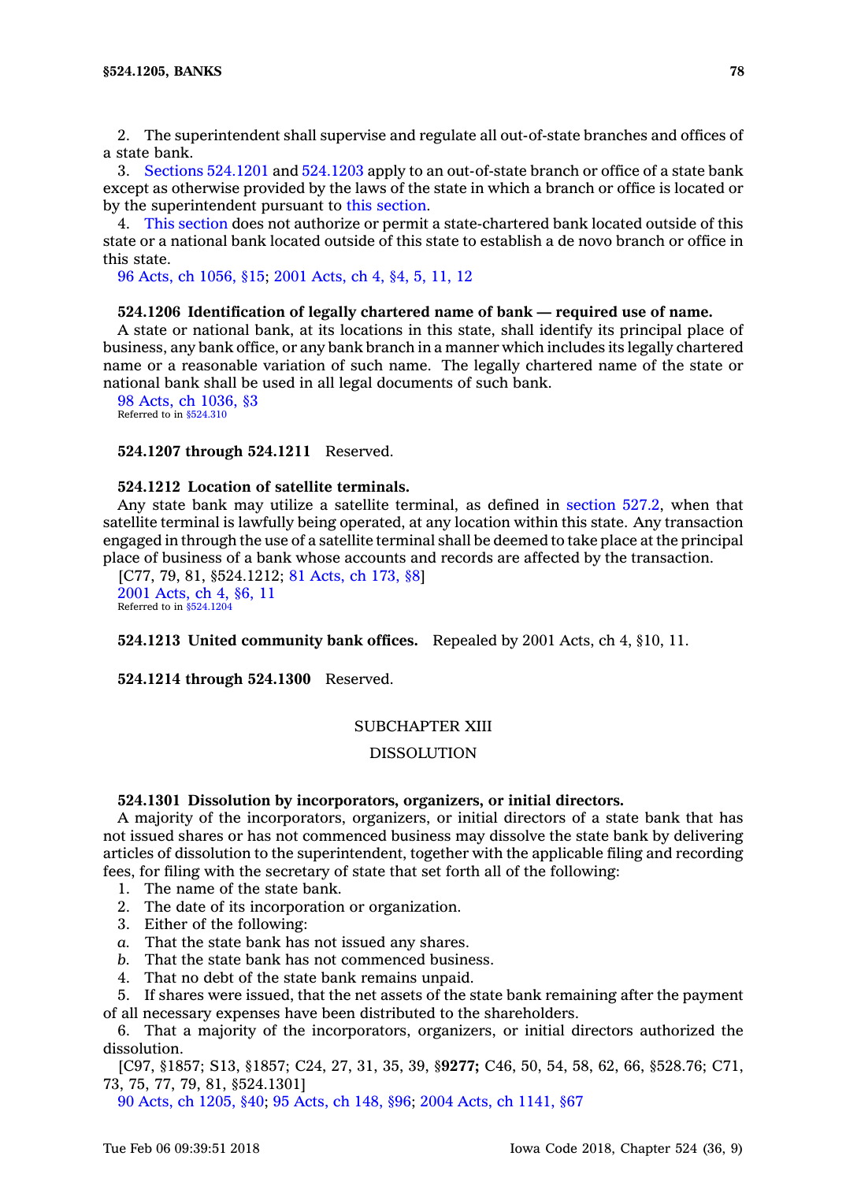2. The superintendent shall supervise and regulate all out-of-state branches and offices of a state bank.

3. Sections 524.1201 and 524.1203 apply to an out-of-state branch or office of a state bank except as otherwise provided by the laws of the state in which a branch or office is located or by the superintendent pursuant to this section.

4. This section does not authorize or permit a state-chartered bank located outside of this state or a national bank located outside of this state to establish a de novo branch or office in this state.

96 Acts, ch 1056, §15; 2001 Acts, ch 4, §4, 5, 11, 12

**524.1206 Identification of legally chartered name of bank — required use of name.**

A state or national bank, at its locations in this state, shall identify its principal place of business, any bank office, or any bank branch in a manner which includes its legally chartered name or a reasonable variation of such name. The legally chartered name of the state or national bank shall be used in all legal documents of such bank.

98 Acts, ch 1036, §3
Referred to in §524.310

**524.1207 through 524.1211** Reserved.

**524.1212 Location of satellite terminals.**

Any state bank may utilize a satellite terminal, as defined in section 527.2, when that satellite terminal is lawfully being operated, at any location within this state. Any transaction engaged in through the use of a satellite terminal shall be deemed to take place at the principal place of business of a bank whose accounts and records are affected by the transaction.

[C77, 79, 81, §524.1212; 81 Acts, ch 173, §8]
2001 Acts, ch 4, §6, 11
Referred to in §524.1204

**524.1213 United community bank offices.** Repealed by 2001 Acts, ch 4, §10, 11.

**524.1214 through 524.1300** Reserved.

SUBCHAPTER XIII

DISSOLUTION

**524.1301 Dissolution by incorporators, organizers, or initial directors.**

A majority of the incorporators, organizers, or initial directors of a state bank that has not issued shares or has not commenced business may dissolve the state bank by delivering articles of dissolution to the superintendent, together with the applicable filing and recording fees, for filing with the secretary of state that set forth all of the following:

1. The name of the state bank.
2. The date of its incorporation or organization.
3. Either of the following:

*a.* That the state bank has not issued any shares.

*b.* That the state bank has not commenced business.

4. That no debt of the state bank remains unpaid.
5. If shares were issued, that the net assets of the state bank remaining after the payment of all necessary expenses have been distributed to the shareholders.
6. That a majority of the incorporators, organizers, or initial directors authorized the dissolution.

[C97, §1857; S13, §1857; C24, 27, 31, 35, 39, §**9277;** C46, 50, 54, 58, 62, 66, §528.76; C71, 73, 75, 77, 79, 81, §524.1301]
90 Acts, ch 1205, §40; 95 Acts, ch 148, §96; 2004 Acts, ch 1141, §67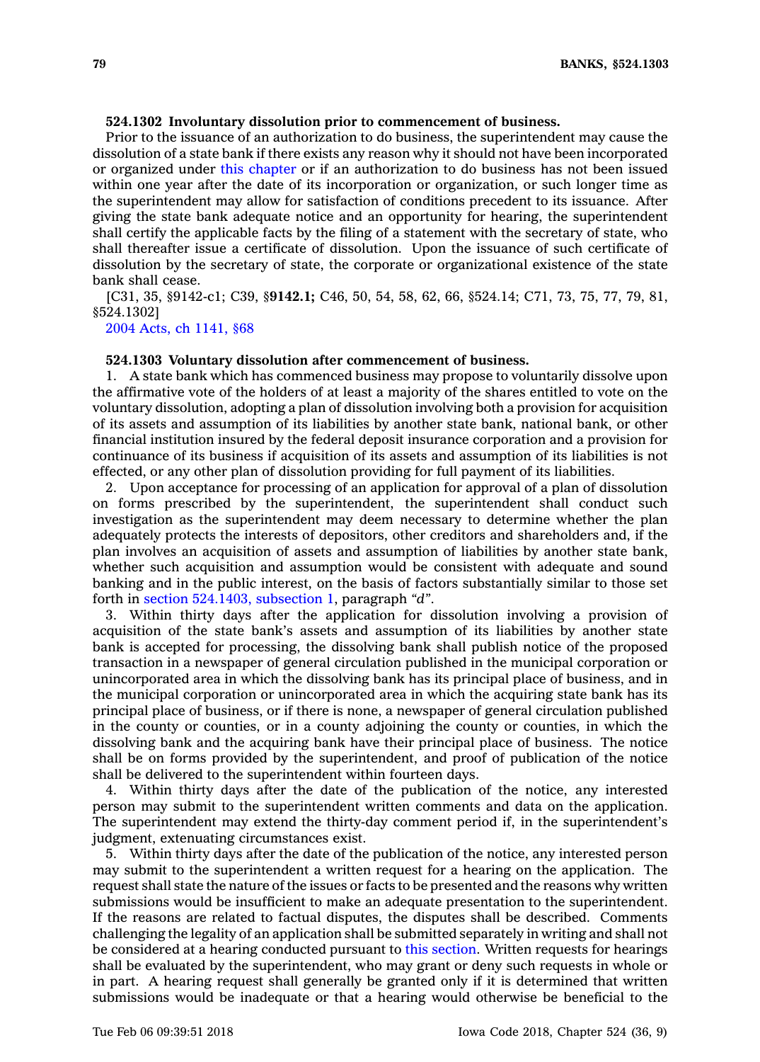**524.1302 Involuntary dissolution prior to commencement of business.**

Prior to the issuance of an authorization to do business, the superintendent may cause the dissolution of a state bank if there exists any reason why it should not have been incorporated or organized under this chapter or if an authorization to do business has not been issued within one year after the date of its incorporation or organization, or such longer time as the superintendent may allow for satisfaction of conditions precedent to its issuance. After giving the state bank adequate notice and an opportunity for hearing, the superintendent shall certify the applicable facts by the filing of a statement with the secretary of state, who shall thereafter issue a certificate of dissolution. Upon the issuance of such certificate of dissolution by the secretary of state, the corporate or organizational existence of the state bank shall cease.

[C31, 35, §9142-c1; C39, §**9142.1;** C46, 50, 54, 58, 62, 66, §524.14; C71, 73, 75, 77, 79, 81, §524.1302]

2004 Acts, ch 1141, §68

**524.1303 Voluntary dissolution after commencement of business.**

1. A state bank which has commenced business may propose to voluntarily dissolve upon the affirmative vote of the holders of at least a majority of the shares entitled to vote on the voluntary dissolution, adopting a plan of dissolution involving both a provision for acquisition of its assets and assumption of its liabilities by another state bank, national bank, or other financial institution insured by the federal deposit insurance corporation and a provision for continuance of its business if acquisition of its assets and assumption of its liabilities is not effected, or any other plan of dissolution providing for full payment of its liabilities.

2. Upon acceptance for processing of an application for approval of a plan of dissolution on forms prescribed by the superintendent, the superintendent shall conduct such investigation as the superintendent may deem necessary to determine whether the plan adequately protects the interests of depositors, other creditors and shareholders and, if the plan involves an acquisition of assets and assumption of liabilities by another state bank, whether such acquisition and assumption would be consistent with adequate and sound banking and in the public interest, on the basis of factors substantially similar to those set forth in section 524.1403, subsection 1, paragraph *"d"*.

3. Within thirty days after the application for dissolution involving a provision of acquisition of the state bank's assets and assumption of its liabilities by another state bank is accepted for processing, the dissolving bank shall publish notice of the proposed transaction in a newspaper of general circulation published in the municipal corporation or unincorporated area in which the dissolving bank has its principal place of business, and in the municipal corporation or unincorporated area in which the acquiring state bank has its principal place of business, or if there is none, a newspaper of general circulation published in the county or counties, or in a county adjoining the county or counties, in which the dissolving bank and the acquiring bank have their principal place of business. The notice shall be on forms provided by the superintendent, and proof of publication of the notice shall be delivered to the superintendent within fourteen days.

4. Within thirty days after the date of the publication of the notice, any interested person may submit to the superintendent written comments and data on the application. The superintendent may extend the thirty-day comment period if, in the superintendent's judgment, extenuating circumstances exist.

5. Within thirty days after the date of the publication of the notice, any interested person may submit to the superintendent a written request for a hearing on the application. The request shall state the nature of the issues or facts to be presented and the reasons why written submissions would be insufficient to make an adequate presentation to the superintendent. If the reasons are related to factual disputes, the disputes shall be described. Comments challenging the legality of an application shall be submitted separately in writing and shall not be considered at a hearing conducted pursuant to this section. Written requests for hearings shall be evaluated by the superintendent, who may grant or deny such requests in whole or in part. A hearing request shall generally be granted only if it is determined that written submissions would be inadequate or that a hearing would otherwise be beneficial to the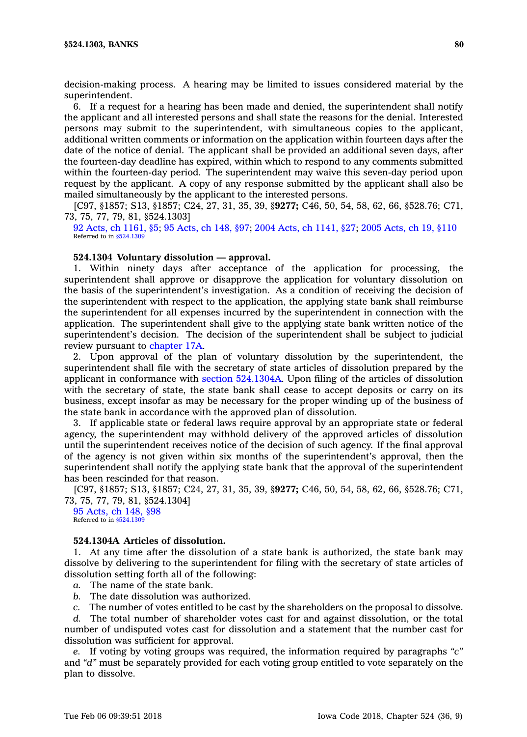decision-making process. A hearing may be limited to issues considered material by the superintendent.

6. If a request for a hearing has been made and denied, the superintendent shall notify the applicant and all interested persons and shall state the reasons for the denial. Interested persons may submit to the superintendent, with simultaneous copies to the applicant, additional written comments or information on the application within fourteen days after the date of the notice of denial. The applicant shall be provided an additional seven days, after the fourteen-day deadline has expired, within which to respond to any comments submitted within the fourteen-day period. The superintendent may waive this seven-day period upon request by the applicant. A copy of any response submitted by the applicant shall also be mailed simultaneously by the applicant to the interested persons.

[C97, §1857; S13, §1857; C24, 27, 31, 35, 39, §**9277;** C46, 50, 54, 58, 62, 66, §528.76; C71, 73, 75, 77, 79, 81, §524.1303]

92 Acts, ch 1161, §5; 95 Acts, ch 148, §97; 2004 Acts, ch 1141, §27; 2005 Acts, ch 19, §110
Referred to in §524.1309

### 524.1304 Voluntary dissolution — approval.

1. Within ninety days after acceptance of the application for processing, the superintendent shall approve or disapprove the application for voluntary dissolution on the basis of the superintendent's investigation. As a condition of receiving the decision of the superintendent with respect to the application, the applying state bank shall reimburse the superintendent for all expenses incurred by the superintendent in connection with the application. The superintendent shall give to the applying state bank written notice of the superintendent's decision. The decision of the superintendent shall be subject to judicial review pursuant to chapter 17A.

2. Upon approval of the plan of voluntary dissolution by the superintendent, the superintendent shall file with the secretary of state articles of dissolution prepared by the applicant in conformance with section 524.1304A. Upon filing of the articles of dissolution with the secretary of state, the state bank shall cease to accept deposits or carry on its business, except insofar as may be necessary for the proper winding up of the business of the state bank in accordance with the approved plan of dissolution.

3. If applicable state or federal laws require approval by an appropriate state or federal agency, the superintendent may withhold delivery of the approved articles of dissolution until the superintendent receives notice of the decision of such agency. If the final approval of the agency is not given within six months of the superintendent's approval, then the superintendent shall notify the applying state bank that the approval of the superintendent has been rescinded for that reason.

[C97, §1857; S13, §1857; C24, 27, 31, 35, 39, §**9277;** C46, 50, 54, 58, 62, 66, §528.76; C71, 73, 75, 77, 79, 81, §524.1304]

95 Acts, ch 148, §98
Referred to in §524.1309

### 524.1304A Articles of dissolution.

1. At any time after the dissolution of a state bank is authorized, the state bank may dissolve by delivering to the superintendent for filing with the secretary of state articles of dissolution setting forth all of the following:

*a.* The name of the state bank.

*b.* The date dissolution was authorized.

*c.* The number of votes entitled to be cast by the shareholders on the proposal to dissolve.

*d.* The total number of shareholder votes cast for and against dissolution, or the total number of undisputed votes cast for dissolution and a statement that the number cast for dissolution was sufficient for approval.

*e.* If voting by voting groups was required, the information required by paragraphs *"c"* and *"d"* must be separately provided for each voting group entitled to vote separately on the plan to dissolve.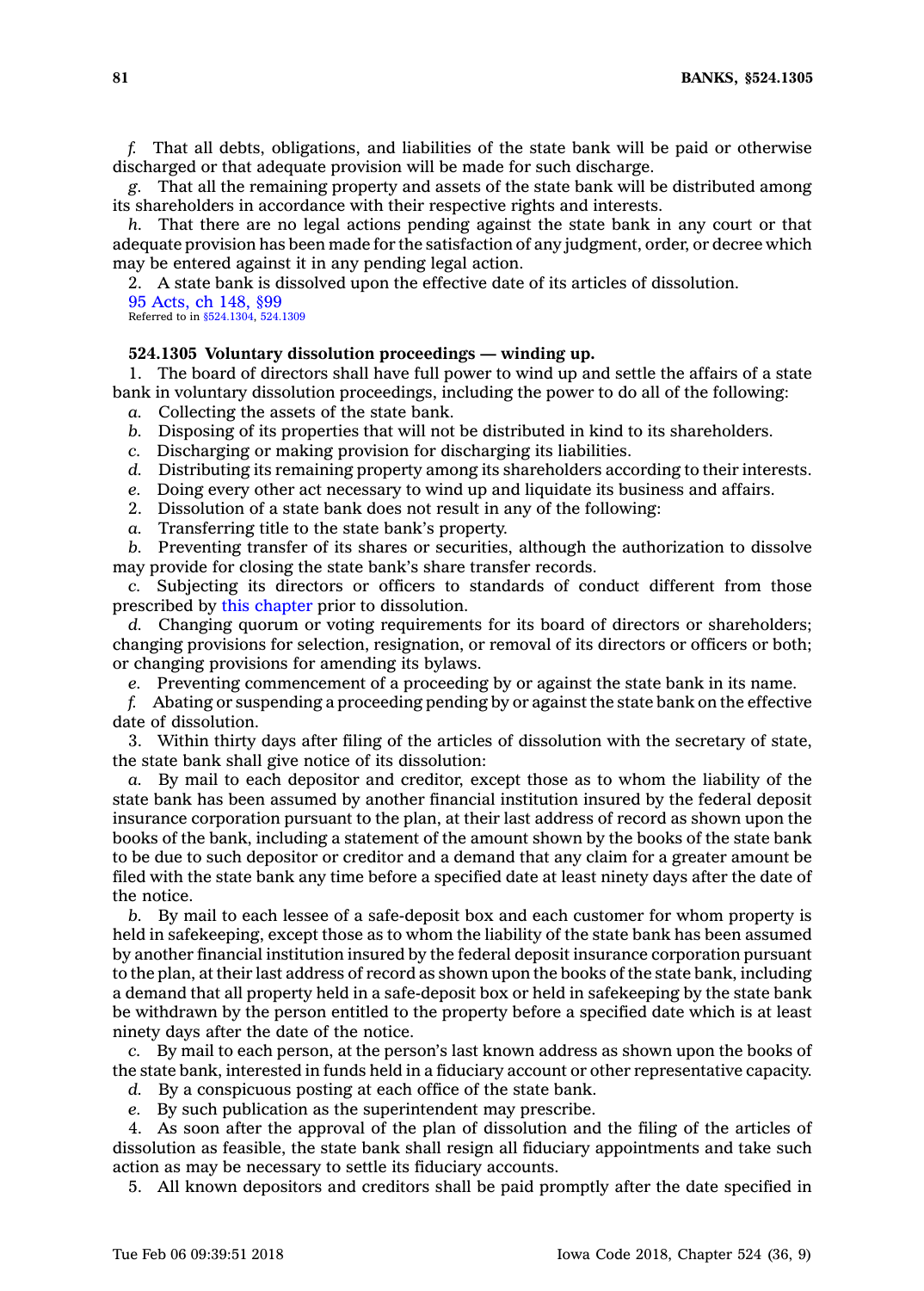*f.* That all debts, obligations, and liabilities of the state bank will be paid or otherwise discharged or that adequate provision will be made for such discharge.

*g.* That all the remaining property and assets of the state bank will be distributed among its shareholders in accordance with their respective rights and interests.

*h.* That there are no legal actions pending against the state bank in any court or that adequate provision has been made for the satisfaction of any judgment, order, or decree which may be entered against it in any pending legal action.

2. A state bank is dissolved upon the effective date of its articles of dissolution.

95 Acts, ch 148, §99
Referred to in §524.1304, 524.1309

**524.1305 Voluntary dissolution proceedings — winding up.**

1. The board of directors shall have full power to wind up and settle the affairs of a state bank in voluntary dissolution proceedings, including the power to do all of the following:

*a.* Collecting the assets of the state bank.

*b.* Disposing of its properties that will not be distributed in kind to its shareholders.

*c.* Discharging or making provision for discharging its liabilities.

*d.* Distributing its remaining property among its shareholders according to their interests.

*e.* Doing every other act necessary to wind up and liquidate its business and affairs.

2. Dissolution of a state bank does not result in any of the following:

*a.* Transferring title to the state bank's property.

*b.* Preventing transfer of its shares or securities, although the authorization to dissolve may provide for closing the state bank's share transfer records.

*c.* Subjecting its directors or officers to standards of conduct different from those prescribed by this chapter prior to dissolution.

*d.* Changing quorum or voting requirements for its board of directors or shareholders; changing provisions for selection, resignation, or removal of its directors or officers or both; or changing provisions for amending its bylaws.

*e.* Preventing commencement of a proceeding by or against the state bank in its name.

*f.* Abating or suspending a proceeding pending by or against the state bank on the effective date of dissolution.

3. Within thirty days after filing of the articles of dissolution with the secretary of state, the state bank shall give notice of its dissolution:

*a.* By mail to each depositor and creditor, except those as to whom the liability of the state bank has been assumed by another financial institution insured by the federal deposit insurance corporation pursuant to the plan, at their last address of record as shown upon the books of the bank, including a statement of the amount shown by the books of the state bank to be due to such depositor or creditor and a demand that any claim for a greater amount be filed with the state bank any time before a specified date at least ninety days after the date of the notice.

*b.* By mail to each lessee of a safe-deposit box and each customer for whom property is held in safekeeping, except those as to whom the liability of the state bank has been assumed by another financial institution insured by the federal deposit insurance corporation pursuant to the plan, at their last address of record as shown upon the books of the state bank, including a demand that all property held in a safe-deposit box or held in safekeeping by the state bank be withdrawn by the person entitled to the property before a specified date which is at least ninety days after the date of the notice.

*c.* By mail to each person, at the person's last known address as shown upon the books of the state bank, interested in funds held in a fiduciary account or other representative capacity.

*d.* By a conspicuous posting at each office of the state bank.

*e.* By such publication as the superintendent may prescribe.

4. As soon after the approval of the plan of dissolution and the filing of the articles of dissolution as feasible, the state bank shall resign all fiduciary appointments and take such action as may be necessary to settle its fiduciary accounts.

5. All known depositors and creditors shall be paid promptly after the date specified in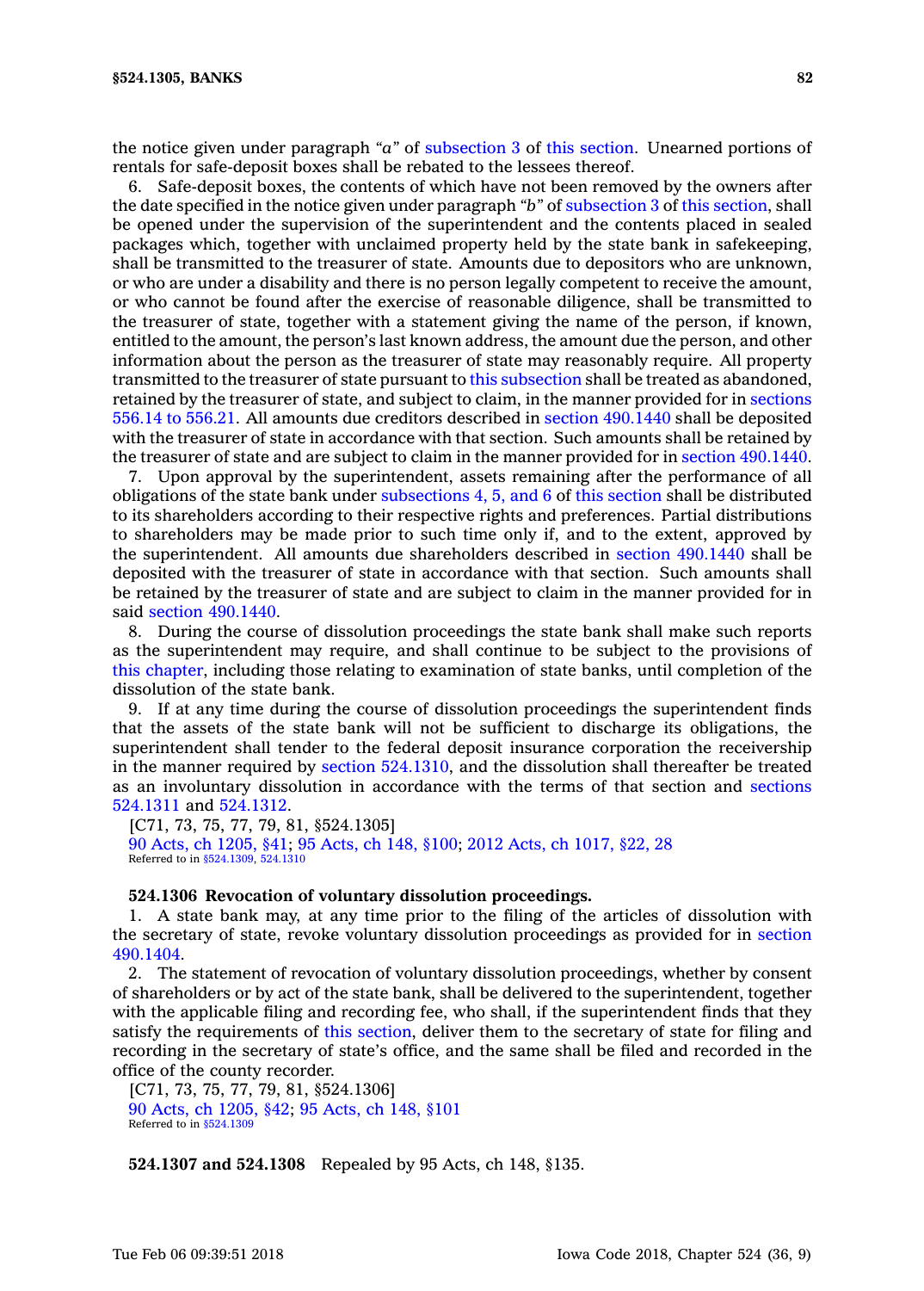the notice given under paragraph *"a"* of subsection 3 of this section. Unearned portions of rentals for safe-deposit boxes shall be rebated to the lessees thereof.

6. Safe-deposit boxes, the contents of which have not been removed by the owners after the date specified in the notice given under paragraph *"b"* of subsection 3 of this section, shall be opened under the supervision of the superintendent and the contents placed in sealed packages which, together with unclaimed property held by the state bank in safekeeping, shall be transmitted to the treasurer of state. Amounts due to depositors who are unknown, or who are under a disability and there is no person legally competent to receive the amount, or who cannot be found after the exercise of reasonable diligence, shall be transmitted to the treasurer of state, together with a statement giving the name of the person, if known, entitled to the amount, the person's last known address, the amount due the person, and other information about the person as the treasurer of state may reasonably require. All property transmitted to the treasurer of state pursuant to this subsection shall be treated as abandoned, retained by the treasurer of state, and subject to claim, in the manner provided for in sections 556.14 to 556.21. All amounts due creditors described in section 490.1440 shall be deposited with the treasurer of state in accordance with that section. Such amounts shall be retained by the treasurer of state and are subject to claim in the manner provided for in section 490.1440.

7. Upon approval by the superintendent, assets remaining after the performance of all obligations of the state bank under subsections 4, 5, and 6 of this section shall be distributed to its shareholders according to their respective rights and preferences. Partial distributions to shareholders may be made prior to such time only if, and to the extent, approved by the superintendent. All amounts due shareholders described in section 490.1440 shall be deposited with the treasurer of state in accordance with that section. Such amounts shall be retained by the treasurer of state and are subject to claim in the manner provided for in said section 490.1440.

8. During the course of dissolution proceedings the state bank shall make such reports as the superintendent may require, and shall continue to be subject to the provisions of this chapter, including those relating to examination of state banks, until completion of the dissolution of the state bank.

9. If at any time during the course of dissolution proceedings the superintendent finds that the assets of the state bank will not be sufficient to discharge its obligations, the superintendent shall tender to the federal deposit insurance corporation the receivership in the manner required by section 524.1310, and the dissolution shall thereafter be treated as an involuntary dissolution in accordance with the terms of that section and sections 524.1311 and 524.1312.

[C71, 73, 75, 77, 79, 81, §524.1305]

90 Acts, ch 1205, §41; 95 Acts, ch 148, §100; 2012 Acts, ch 1017, §22, 28

Referred to in §524.1309, 524.1310

**524.1306 Revocation of voluntary dissolution proceedings.**

1. A state bank may, at any time prior to the filing of the articles of dissolution with the secretary of state, revoke voluntary dissolution proceedings as provided for in section 490.1404.

2. The statement of revocation of voluntary dissolution proceedings, whether by consent of shareholders or by act of the state bank, shall be delivered to the superintendent, together with the applicable filing and recording fee, who shall, if the superintendent finds that they satisfy the requirements of this section, deliver them to the secretary of state for filing and recording in the secretary of state's office, and the same shall be filed and recorded in the office of the county recorder.

[C71, 73, 75, 77, 79, 81, §524.1306]

90 Acts, ch 1205, §42; 95 Acts, ch 148, §101

Referred to in §524.1309

**524.1307 and 524.1308** Repealed by 95 Acts, ch 148, §135.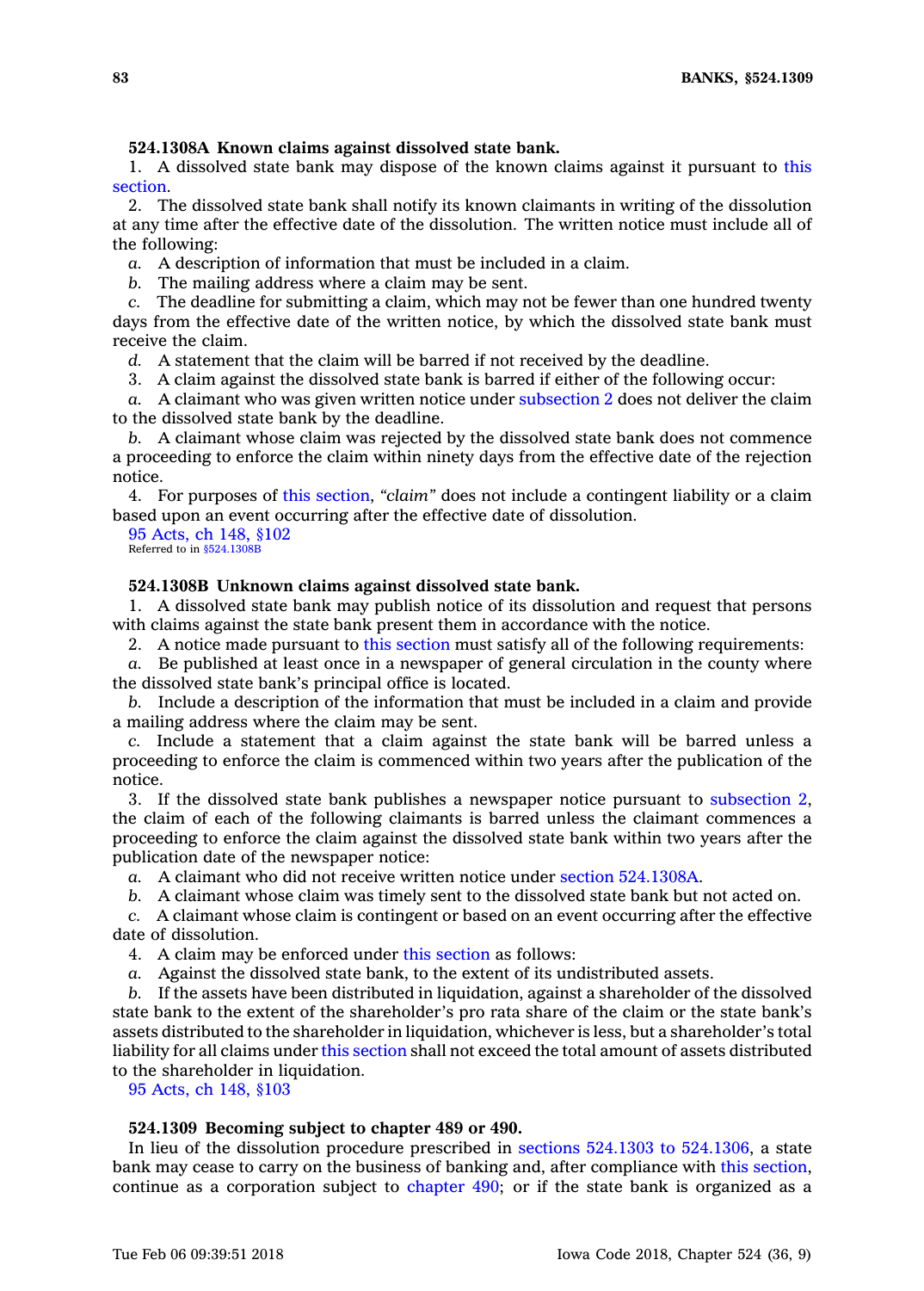**524.1308A Known claims against dissolved state bank.**

1. A dissolved state bank may dispose of the known claims against it pursuant to this section.

2. The dissolved state bank shall notify its known claimants in writing of the dissolution at any time after the effective date of the dissolution. The written notice must include all of the following:

*a.* A description of information that must be included in a claim.

*b.* The mailing address where a claim may be sent.

*c.* The deadline for submitting a claim, which may not be fewer than one hundred twenty days from the effective date of the written notice, by which the dissolved state bank must receive the claim.

*d.* A statement that the claim will be barred if not received by the deadline.

3. A claim against the dissolved state bank is barred if either of the following occur:

*a.* A claimant who was given written notice under subsection 2 does not deliver the claim to the dissolved state bank by the deadline.

*b.* A claimant whose claim was rejected by the dissolved state bank does not commence a proceeding to enforce the claim within ninety days from the effective date of the rejection notice.

4. For purposes of this section, *"claim"* does not include a contingent liability or a claim based upon an event occurring after the effective date of dissolution.

95 Acts, ch 148, §102
Referred to in §524.1308B

**524.1308B Unknown claims against dissolved state bank.**

1. A dissolved state bank may publish notice of its dissolution and request that persons with claims against the state bank present them in accordance with the notice.

2. A notice made pursuant to this section must satisfy all of the following requirements:

*a.* Be published at least once in a newspaper of general circulation in the county where the dissolved state bank's principal office is located.

*b.* Include a description of the information that must be included in a claim and provide a mailing address where the claim may be sent.

*c.* Include a statement that a claim against the state bank will be barred unless a proceeding to enforce the claim is commenced within two years after the publication of the notice.

3. If the dissolved state bank publishes a newspaper notice pursuant to subsection 2, the claim of each of the following claimants is barred unless the claimant commences a proceeding to enforce the claim against the dissolved state bank within two years after the publication date of the newspaper notice:

*a.* A claimant who did not receive written notice under section 524.1308A.

*b.* A claimant whose claim was timely sent to the dissolved state bank but not acted on.

*c.* A claimant whose claim is contingent or based on an event occurring after the effective date of dissolution.

4. A claim may be enforced under this section as follows:

*a.* Against the dissolved state bank, to the extent of its undistributed assets.

*b.* If the assets have been distributed in liquidation, against a shareholder of the dissolved state bank to the extent of the shareholder's pro rata share of the claim or the state bank's assets distributed to the shareholder in liquidation, whichever is less, but a shareholder's total liability for all claims under this section shall not exceed the total amount of assets distributed to the shareholder in liquidation.

95 Acts, ch 148, §103

**524.1309 Becoming subject to chapter 489 or 490.**

In lieu of the dissolution procedure prescribed in sections 524.1303 to 524.1306, a state bank may cease to carry on the business of banking and, after compliance with this section, continue as a corporation subject to chapter 490; or if the state bank is organized as a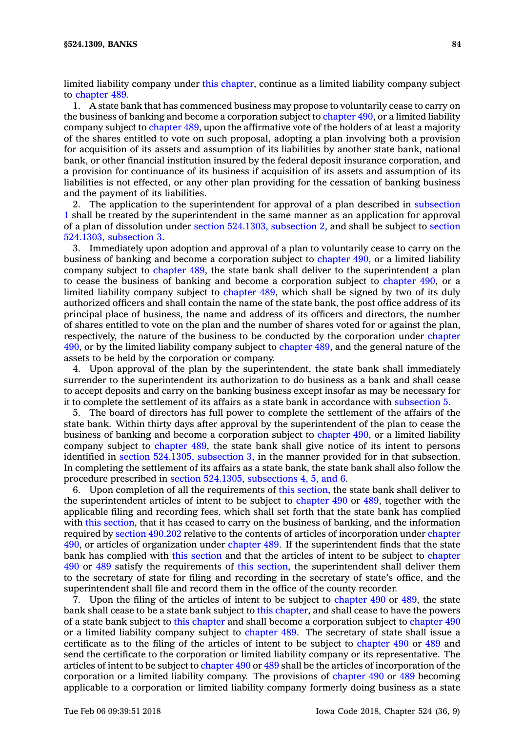limited liability company under this chapter, continue as a limited liability company subject to chapter 489.

1. A state bank that has commenced business may propose to voluntarily cease to carry on the business of banking and become a corporation subject to chapter 490, or a limited liability company subject to chapter 489, upon the affirmative vote of the holders of at least a majority of the shares entitled to vote on such proposal, adopting a plan involving both a provision for acquisition of its assets and assumption of its liabilities by another state bank, national bank, or other financial institution insured by the federal deposit insurance corporation, and a provision for continuance of its business if acquisition of its assets and assumption of its liabilities is not effected, or any other plan providing for the cessation of banking business and the payment of its liabilities.

2. The application to the superintendent for approval of a plan described in subsection 1 shall be treated by the superintendent in the same manner as an application for approval of a plan of dissolution under section 524.1303, subsection 2, and shall be subject to section 524.1303, subsection 3.

3. Immediately upon adoption and approval of a plan to voluntarily cease to carry on the business of banking and become a corporation subject to chapter 490, or a limited liability company subject to chapter 489, the state bank shall deliver to the superintendent a plan to cease the business of banking and become a corporation subject to chapter 490, or a limited liability company subject to chapter 489, which shall be signed by two of its duly authorized officers and shall contain the name of the state bank, the post office address of its principal place of business, the name and address of its officers and directors, the number of shares entitled to vote on the plan and the number of shares voted for or against the plan, respectively, the nature of the business to be conducted by the corporation under chapter 490, or by the limited liability company subject to chapter 489, and the general nature of the assets to be held by the corporation or company.

4. Upon approval of the plan by the superintendent, the state bank shall immediately surrender to the superintendent its authorization to do business as a bank and shall cease to accept deposits and carry on the banking business except insofar as may be necessary for it to complete the settlement of its affairs as a state bank in accordance with subsection 5.

5. The board of directors has full power to complete the settlement of the affairs of the state bank. Within thirty days after approval by the superintendent of the plan to cease the business of banking and become a corporation subject to chapter 490, or a limited liability company subject to chapter 489, the state bank shall give notice of its intent to persons identified in section 524.1305, subsection 3, in the manner provided for in that subsection. In completing the settlement of its affairs as a state bank, the state bank shall also follow the procedure prescribed in section 524.1305, subsections 4, 5, and 6.

6. Upon completion of all the requirements of this section, the state bank shall deliver to the superintendent articles of intent to be subject to chapter 490 or 489, together with the applicable filing and recording fees, which shall set forth that the state bank has complied with this section, that it has ceased to carry on the business of banking, and the information required by section 490.202 relative to the contents of articles of incorporation under chapter 490, or articles of organization under chapter 489. If the superintendent finds that the state bank has complied with this section and that the articles of intent to be subject to chapter 490 or 489 satisfy the requirements of this section, the superintendent shall deliver them to the secretary of state for filing and recording in the secretary of state's office, and the superintendent shall file and record them in the office of the county recorder.

7. Upon the filing of the articles of intent to be subject to chapter 490 or 489, the state bank shall cease to be a state bank subject to this chapter, and shall cease to have the powers of a state bank subject to this chapter and shall become a corporation subject to chapter 490 or a limited liability company subject to chapter 489. The secretary of state shall issue a certificate as to the filing of the articles of intent to be subject to chapter 490 or 489 and send the certificate to the corporation or limited liability company or its representative. The articles of intent to be subject to chapter 490 or 489 shall be the articles of incorporation of the corporation or a limited liability company. The provisions of chapter 490 or 489 becoming applicable to a corporation or limited liability company formerly doing business as a state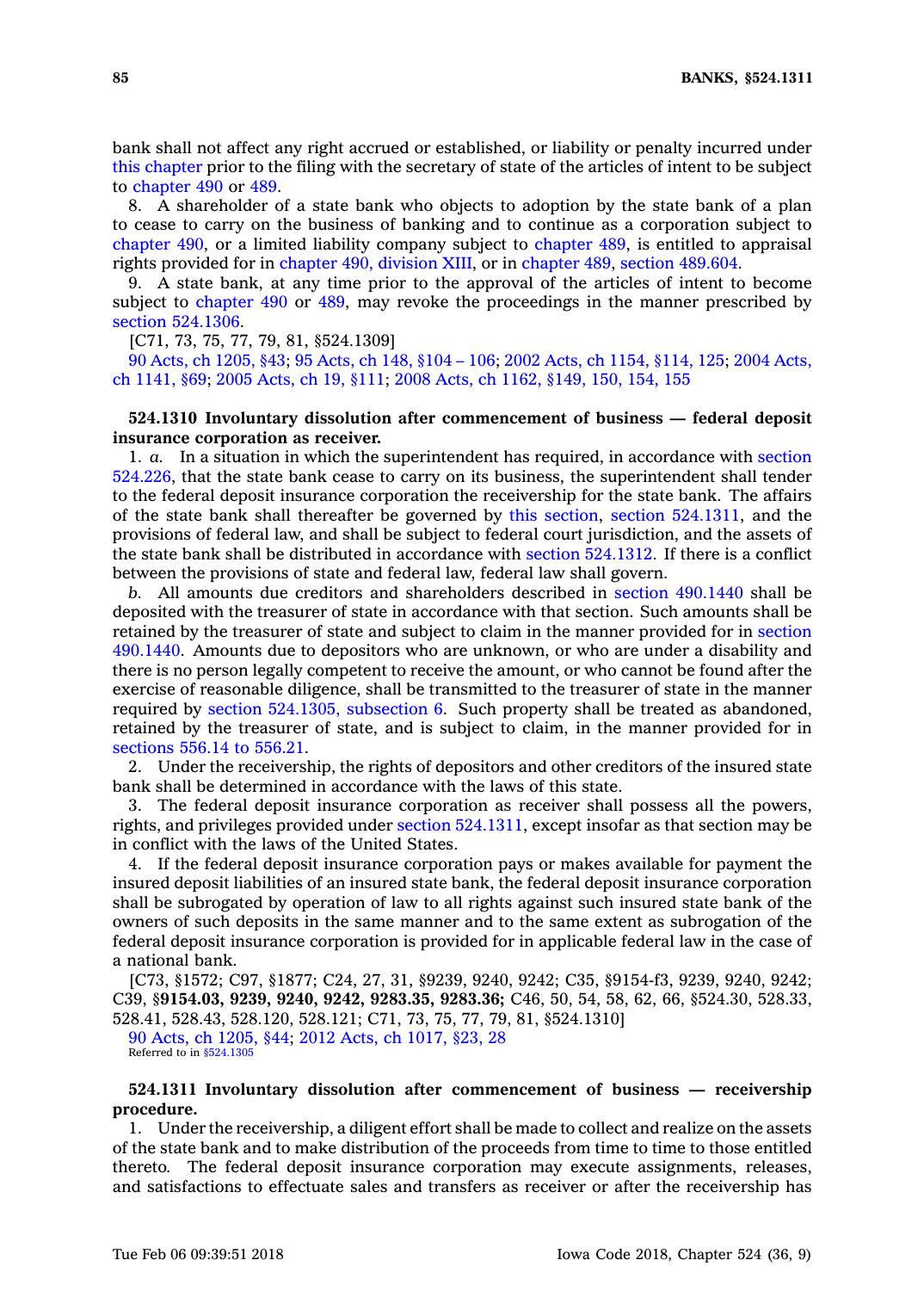bank shall not affect any right accrued or established, or liability or penalty incurred under this chapter prior to the filing with the secretary of state of the articles of intent to be subject to chapter 490 or 489.

8. A shareholder of a state bank who objects to adoption by the state bank of a plan to cease to carry on the business of banking and to continue as a corporation subject to chapter 490, or a limited liability company subject to chapter 489, is entitled to appraisal rights provided for in chapter 490, division XIII, or in chapter 489, section 489.604.

9. A state bank, at any time prior to the approval of the articles of intent to become subject to chapter 490 or 489, may revoke the proceedings in the manner prescribed by section 524.1306.

[C71, 73, 75, 77, 79, 81, §524.1309]

90 Acts, ch 1205, §43; 95 Acts, ch 148, §104 – 106; 2002 Acts, ch 1154, §114, 125; 2004 Acts, ch 1141, §69; 2005 Acts, ch 19, §111; 2008 Acts, ch 1162, §149, 150, 154, 155

**524.1310 Involuntary dissolution after commencement of business — federal deposit insurance corporation as receiver.**

1. *a.* In a situation in which the superintendent has required, in accordance with section 524.226, that the state bank cease to carry on its business, the superintendent shall tender to the federal deposit insurance corporation the receivership for the state bank. The affairs of the state bank shall thereafter be governed by this section, section 524.1311, and the provisions of federal law, and shall be subject to federal court jurisdiction, and the assets of the state bank shall be distributed in accordance with section 524.1312. If there is a conflict between the provisions of state and federal law, federal law shall govern.

*b.* All amounts due creditors and shareholders described in section 490.1440 shall be deposited with the treasurer of state in accordance with that section. Such amounts shall be retained by the treasurer of state and subject to claim in the manner provided for in section 490.1440. Amounts due to depositors who are unknown, or who are under a disability and there is no person legally competent to receive the amount, or who cannot be found after the exercise of reasonable diligence, shall be transmitted to the treasurer of state in the manner required by section 524.1305, subsection 6. Such property shall be treated as abandoned, retained by the treasurer of state, and is subject to claim, in the manner provided for in sections 556.14 to 556.21.

2. Under the receivership, the rights of depositors and other creditors of the insured state bank shall be determined in accordance with the laws of this state.

3. The federal deposit insurance corporation as receiver shall possess all the powers, rights, and privileges provided under section 524.1311, except insofar as that section may be in conflict with the laws of the United States.

4. If the federal deposit insurance corporation pays or makes available for payment the insured deposit liabilities of an insured state bank, the federal deposit insurance corporation shall be subrogated by operation of law to all rights against such insured state bank of the owners of such deposits in the same manner and to the same extent as subrogation of the federal deposit insurance corporation is provided for in applicable federal law in the case of a national bank.

[C73, §1572; C97, §1877; C24, 27, 31, §9239, 9240, 9242; C35, §9154-f3, 9239, 9240, 9242; C39, §**9154.03, 9239, 9240, 9242, 9283.35, 9283.36;** C46, 50, 54, 58, 62, 66, §524.30, 528.33, 528.41, 528.43, 528.120, 528.121; C71, 73, 75, 77, 79, 81, §524.1310]

90 Acts, ch 1205, §44; 2012 Acts, ch 1017, §23, 28

Referred to in §524.1305

**524.1311 Involuntary dissolution after commencement of business — receivership procedure.**

1. Under the receivership, a diligent effort shall be made to collect and realize on the assets of the state bank and to make distribution of the proceeds from time to time to those entitled thereto. The federal deposit insurance corporation may execute assignments, releases, and satisfactions to effectuate sales and transfers as receiver or after the receivership has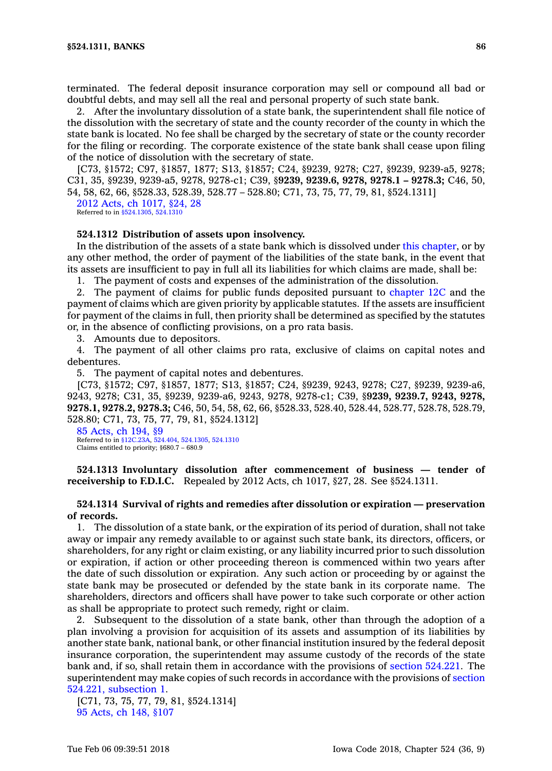terminated. The federal deposit insurance corporation may sell or compound all bad or doubtful debts, and may sell all the real and personal property of such state bank.

2. After the involuntary dissolution of a state bank, the superintendent shall file notice of the dissolution with the secretary of state and the county recorder of the county in which the state bank is located. No fee shall be charged by the secretary of state or the county recorder for the filing or recording. The corporate existence of the state bank shall cease upon filing of the notice of dissolution with the secretary of state.

[C73, §1572; C97, §1857, 1877; S13, §1857; C24, §9239, 9278; C27, §9239, 9239-a5, 9278; C31, 35, §9239, 9239-a5, 9278, 9278-c1; C39, §**9239, 9239.6, 9278, 9278.1 – 9278.3;** C46, 50, 54, 58, 62, 66, §528.33, 528.39, 528.77 – 528.80; C71, 73, 75, 77, 79, 81, §524.1311]

2012 Acts, ch 1017, §24, 28
Referred to in §524.1305, 524.1310

**524.1312 Distribution of assets upon insolvency.**

In the distribution of the assets of a state bank which is dissolved under this chapter, or by any other method, the order of payment of the liabilities of the state bank, in the event that its assets are insufficient to pay in full all its liabilities for which claims are made, shall be:

1. The payment of costs and expenses of the administration of the dissolution.
2. The payment of claims for public funds deposited pursuant to chapter 12C and the payment of claims which are given priority by applicable statutes. If the assets are insufficient for payment of the claims in full, then priority shall be determined as specified by the statutes or, in the absence of conflicting provisions, on a pro rata basis.
3. Amounts due to depositors.
4. The payment of all other claims pro rata, exclusive of claims on capital notes and debentures.
5. The payment of capital notes and debentures.

[C73, §1572; C97, §1857, 1877; S13, §1857; C24, §9239, 9243, 9278; C27, §9239, 9239-a6, 9243, 9278; C31, 35, §9239, 9239-a6, 9243, 9278, 9278-c1; C39, §**9239, 9239.7, 9243, 9278, 9278.1, 9278.2, 9278.3;** C46, 50, 54, 58, 62, 66, §528.33, 528.40, 528.44, 528.77, 528.78, 528.79, 528.80; C71, 73, 75, 77, 79, 81, §524.1312]

85 Acts, ch 194, §9
Referred to in §12C.23A, 524.404, 524.1305, 524.1310
Claims entitled to priority; §680.7 – 680.9

**524.1313 Involuntary dissolution after commencement of business — tender of receivership to F.D.I.C.** Repealed by 2012 Acts, ch 1017, §27, 28. See §524.1311.

**524.1314 Survival of rights and remedies after dissolution or expiration — preservation of records.**

1. The dissolution of a state bank, or the expiration of its period of duration, shall not take away or impair any remedy available to or against such state bank, its directors, officers, or shareholders, for any right or claim existing, or any liability incurred prior to such dissolution or expiration, if action or other proceeding thereon is commenced within two years after the date of such dissolution or expiration. Any such action or proceeding by or against the state bank may be prosecuted or defended by the state bank in its corporate name. The shareholders, directors and officers shall have power to take such corporate or other action as shall be appropriate to protect such remedy, right or claim.

2. Subsequent to the dissolution of a state bank, other than through the adoption of a plan involving a provision for acquisition of its assets and assumption of its liabilities by another state bank, national bank, or other financial institution insured by the federal deposit insurance corporation, the superintendent may assume custody of the records of the state bank and, if so, shall retain them in accordance with the provisions of section 524.221. The superintendent may make copies of such records in accordance with the provisions of section 524.221, subsection 1.

[C71, 73, 75, 77, 79, 81, §524.1314]

95 Acts, ch 148, §107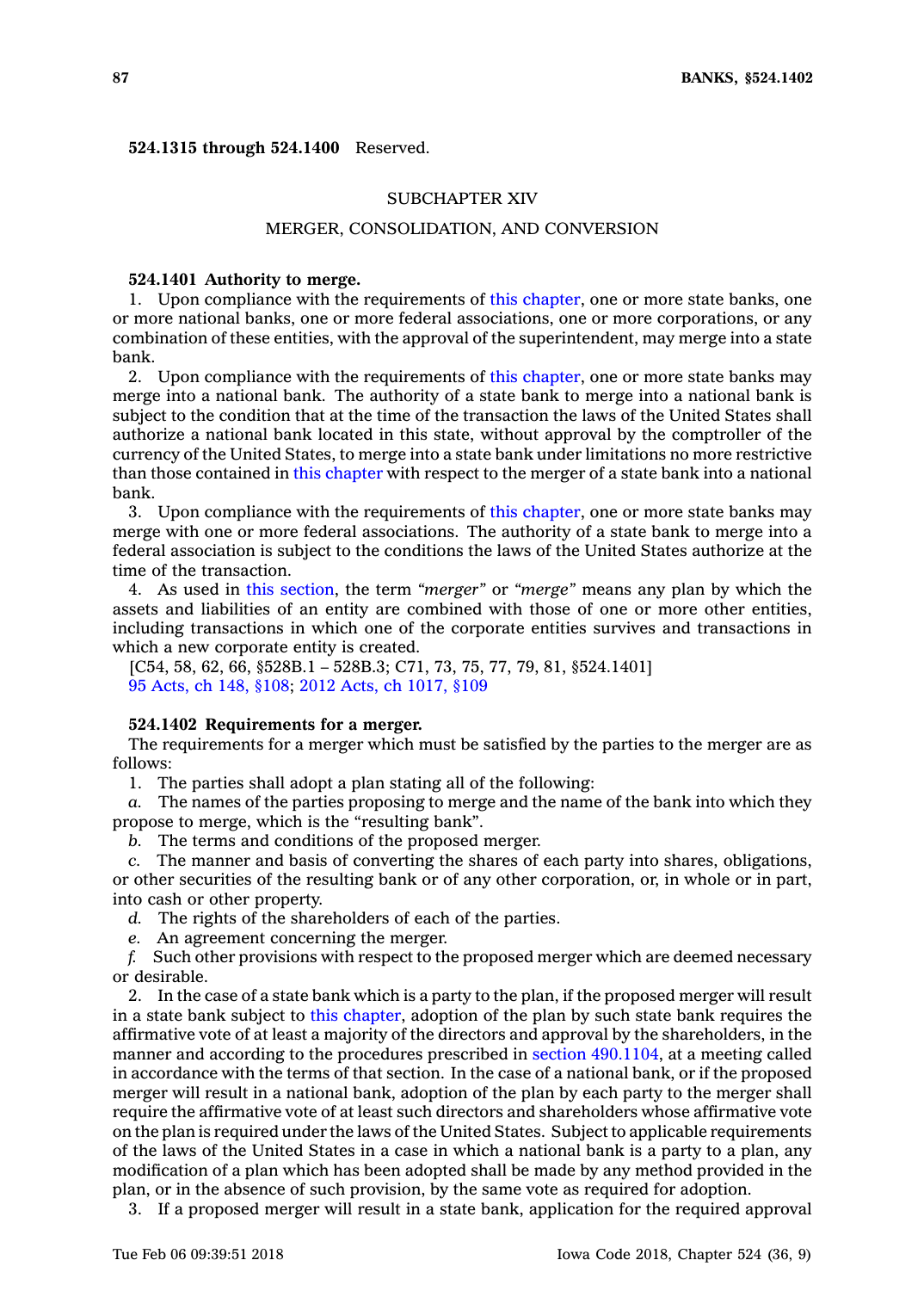**524.1315 through 524.1400** Reserved.

## SUBCHAPTER XIV

## MERGER, CONSOLIDATION, AND CONVERSION

**524.1401 Authority to merge.**

1. Upon compliance with the requirements of this chapter, one or more state banks, one or more national banks, one or more federal associations, one or more corporations, or any combination of these entities, with the approval of the superintendent, may merge into a state bank.

2. Upon compliance with the requirements of this chapter, one or more state banks may merge into a national bank. The authority of a state bank to merge into a national bank is subject to the condition that at the time of the transaction the laws of the United States shall authorize a national bank located in this state, without approval by the comptroller of the currency of the United States, to merge into a state bank under limitations no more restrictive than those contained in this chapter with respect to the merger of a state bank into a national bank.

3. Upon compliance with the requirements of this chapter, one or more state banks may merge with one or more federal associations. The authority of a state bank to merge into a federal association is subject to the conditions the laws of the United States authorize at the time of the transaction.

4. As used in this section, the term *"merger"* or *"merge"* means any plan by which the assets and liabilities of an entity are combined with those of one or more other entities, including transactions in which one of the corporate entities survives and transactions in which a new corporate entity is created.

[C54, 58, 62, 66, §528B.1 – 528B.3; C71, 73, 75, 77, 79, 81, §524.1401]
95 Acts, ch 148, §108; 2012 Acts, ch 1017, §109

**524.1402 Requirements for a merger.**

The requirements for a merger which must be satisfied by the parties to the merger are as follows:

1. The parties shall adopt a plan stating all of the following:

*a.* The names of the parties proposing to merge and the name of the bank into which they propose to merge, which is the "resulting bank".

*b.* The terms and conditions of the proposed merger.

*c.* The manner and basis of converting the shares of each party into shares, obligations, or other securities of the resulting bank or of any other corporation, or, in whole or in part, into cash or other property.

*d.* The rights of the shareholders of each of the parties.

*e.* An agreement concerning the merger.

*f.* Such other provisions with respect to the proposed merger which are deemed necessary or desirable.

2. In the case of a state bank which is a party to the plan, if the proposed merger will result in a state bank subject to this chapter, adoption of the plan by such state bank requires the affirmative vote of at least a majority of the directors and approval by the shareholders, in the manner and according to the procedures prescribed in section 490.1104, at a meeting called in accordance with the terms of that section. In the case of a national bank, or if the proposed merger will result in a national bank, adoption of the plan by each party to the merger shall require the affirmative vote of at least such directors and shareholders whose affirmative vote on the plan is required under the laws of the United States. Subject to applicable requirements of the laws of the United States in a case in which a national bank is a party to a plan, any modification of a plan which has been adopted shall be made by any method provided in the plan, or in the absence of such provision, by the same vote as required for adoption.

3. If a proposed merger will result in a state bank, application for the required approval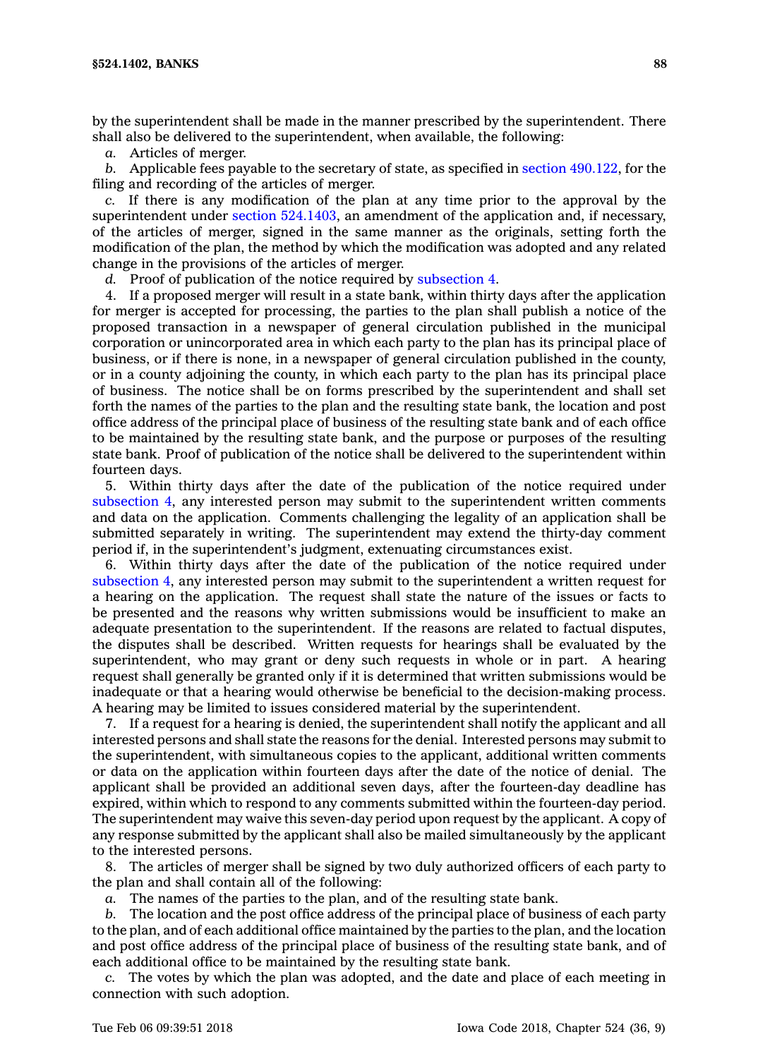by the superintendent shall be made in the manner prescribed by the superintendent. There shall also be delivered to the superintendent, when available, the following:

*a.* Articles of merger.

*b.* Applicable fees payable to the secretary of state, as specified in section 490.122, for the filing and recording of the articles of merger.

*c.* If there is any modification of the plan at any time prior to the approval by the superintendent under section 524.1403, an amendment of the application and, if necessary, of the articles of merger, signed in the same manner as the originals, setting forth the modification of the plan, the method by which the modification was adopted and any related change in the provisions of the articles of merger.

*d.* Proof of publication of the notice required by subsection 4.

4. If a proposed merger will result in a state bank, within thirty days after the application for merger is accepted for processing, the parties to the plan shall publish a notice of the proposed transaction in a newspaper of general circulation published in the municipal corporation or unincorporated area in which each party to the plan has its principal place of business, or if there is none, in a newspaper of general circulation published in the county, or in a county adjoining the county, in which each party to the plan has its principal place of business. The notice shall be on forms prescribed by the superintendent and shall set forth the names of the parties to the plan and the resulting state bank, the location and post office address of the principal place of business of the resulting state bank and of each office to be maintained by the resulting state bank, and the purpose or purposes of the resulting state bank. Proof of publication of the notice shall be delivered to the superintendent within fourteen days.

5. Within thirty days after the date of the publication of the notice required under subsection 4, any interested person may submit to the superintendent written comments and data on the application. Comments challenging the legality of an application shall be submitted separately in writing. The superintendent may extend the thirty-day comment period if, in the superintendent's judgment, extenuating circumstances exist.

6. Within thirty days after the date of the publication of the notice required under subsection 4, any interested person may submit to the superintendent a written request for a hearing on the application. The request shall state the nature of the issues or facts to be presented and the reasons why written submissions would be insufficient to make an adequate presentation to the superintendent. If the reasons are related to factual disputes, the disputes shall be described. Written requests for hearings shall be evaluated by the superintendent, who may grant or deny such requests in whole or in part. A hearing request shall generally be granted only if it is determined that written submissions would be inadequate or that a hearing would otherwise be beneficial to the decision-making process. A hearing may be limited to issues considered material by the superintendent.

7. If a request for a hearing is denied, the superintendent shall notify the applicant and all interested persons and shall state the reasons for the denial. Interested persons may submit to the superintendent, with simultaneous copies to the applicant, additional written comments or data on the application within fourteen days after the date of the notice of denial. The applicant shall be provided an additional seven days, after the fourteen-day deadline has expired, within which to respond to any comments submitted within the fourteen-day period. The superintendent may waive this seven-day period upon request by the applicant. A copy of any response submitted by the applicant shall also be mailed simultaneously by the applicant to the interested persons.

8. The articles of merger shall be signed by two duly authorized officers of each party to the plan and shall contain all of the following:

*a.* The names of the parties to the plan, and of the resulting state bank.

*b.* The location and the post office address of the principal place of business of each party to the plan, and of each additional office maintained by the parties to the plan, and the location and post office address of the principal place of business of the resulting state bank, and of each additional office to be maintained by the resulting state bank.

*c.* The votes by which the plan was adopted, and the date and place of each meeting in connection with such adoption.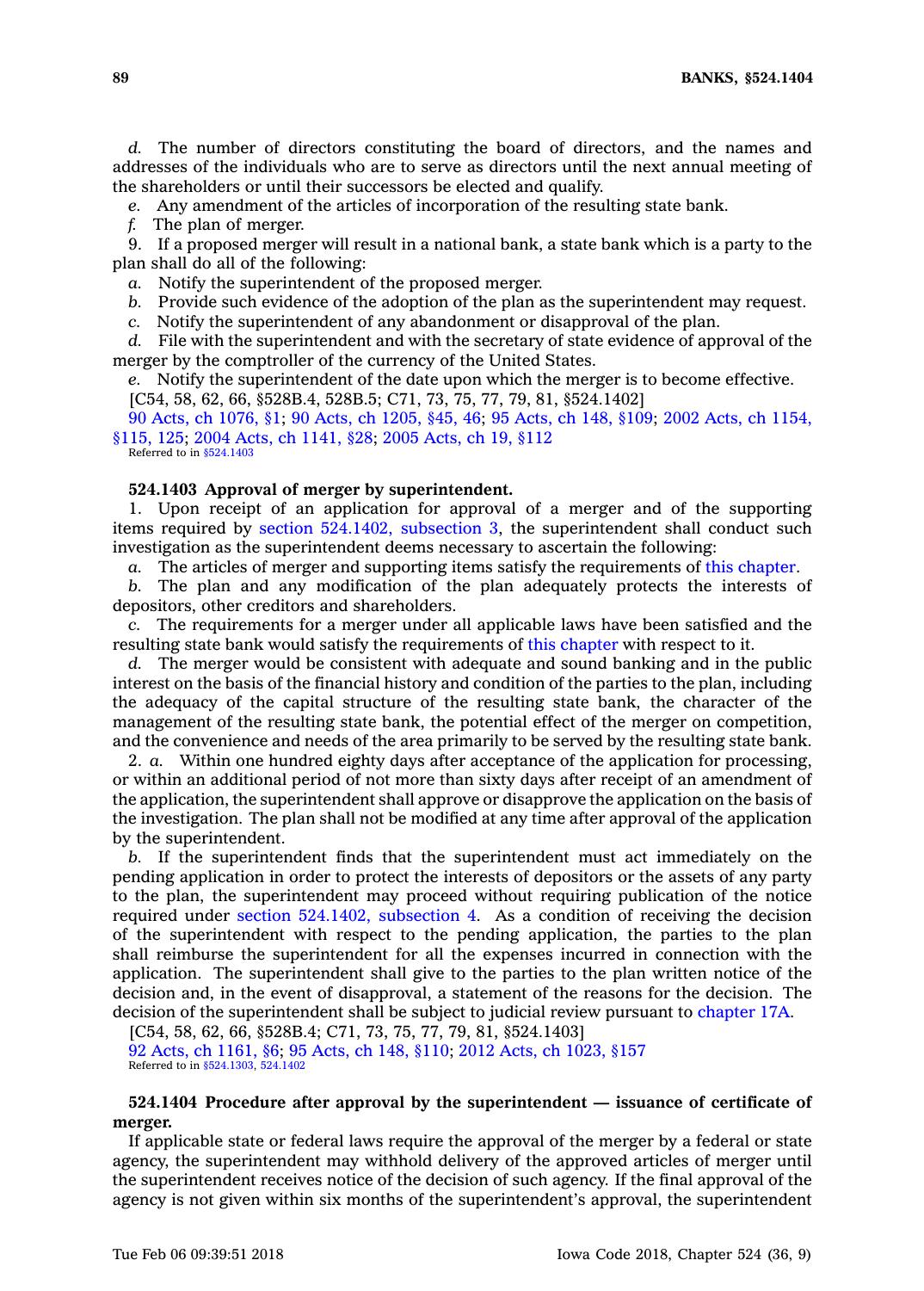*d.* The number of directors constituting the board of directors, and the names and addresses of the individuals who are to serve as directors until the next annual meeting of the shareholders or until their successors be elected and qualify.

*e.* Any amendment of the articles of incorporation of the resulting state bank.

*f.* The plan of merger.

9. If a proposed merger will result in a national bank, a state bank which is a party to the plan shall do all of the following:

*a.* Notify the superintendent of the proposed merger.

*b.* Provide such evidence of the adoption of the plan as the superintendent may request.

*c.* Notify the superintendent of any abandonment or disapproval of the plan.

*d.* File with the superintendent and with the secretary of state evidence of approval of the merger by the comptroller of the currency of the United States.

*e.* Notify the superintendent of the date upon which the merger is to become effective.

[C54, 58, 62, 66, §528B.4, 528B.5; C71, 73, 75, 77, 79, 81, §524.1402]

90 Acts, ch 1076, §1; 90 Acts, ch 1205, §45, 46; 95 Acts, ch 148, §109; 2002 Acts, ch 1154, §115, 125; 2004 Acts, ch 1141, §28; 2005 Acts, ch 19, §112

Referred to in §524.1403

**524.1403 Approval of merger by superintendent.**

1. Upon receipt of an application for approval of a merger and of the supporting items required by section 524.1402, subsection 3, the superintendent shall conduct such investigation as the superintendent deems necessary to ascertain the following:

*a.* The articles of merger and supporting items satisfy the requirements of this chapter.

*b.* The plan and any modification of the plan adequately protects the interests of depositors, other creditors and shareholders.

*c.* The requirements for a merger under all applicable laws have been satisfied and the resulting state bank would satisfy the requirements of this chapter with respect to it.

*d.* The merger would be consistent with adequate and sound banking and in the public interest on the basis of the financial history and condition of the parties to the plan, including the adequacy of the capital structure of the resulting state bank, the character of the management of the resulting state bank, the potential effect of the merger on competition, and the convenience and needs of the area primarily to be served by the resulting state bank.

2. *a.* Within one hundred eighty days after acceptance of the application for processing, or within an additional period of not more than sixty days after receipt of an amendment of the application, the superintendent shall approve or disapprove the application on the basis of the investigation. The plan shall not be modified at any time after approval of the application by the superintendent.

*b.* If the superintendent finds that the superintendent must act immediately on the pending application in order to protect the interests of depositors or the assets of any party to the plan, the superintendent may proceed without requiring publication of the notice required under section 524.1402, subsection 4. As a condition of receiving the decision of the superintendent with respect to the pending application, the parties to the plan shall reimburse the superintendent for all the expenses incurred in connection with the application. The superintendent shall give to the parties to the plan written notice of the decision and, in the event of disapproval, a statement of the reasons for the decision. The decision of the superintendent shall be subject to judicial review pursuant to chapter 17A.

[C54, 58, 62, 66, §528B.4; C71, 73, 75, 77, 79, 81, §524.1403]

92 Acts, ch 1161, §6; 95 Acts, ch 148, §110; 2012 Acts, ch 1023, §157

Referred to in §524.1303, 524.1402

**524.1404 Procedure after approval by the superintendent — issuance of certificate of merger.**

If applicable state or federal laws require the approval of the merger by a federal or state agency, the superintendent may withhold delivery of the approved articles of merger until the superintendent receives notice of the decision of such agency. If the final approval of the agency is not given within six months of the superintendent's approval, the superintendent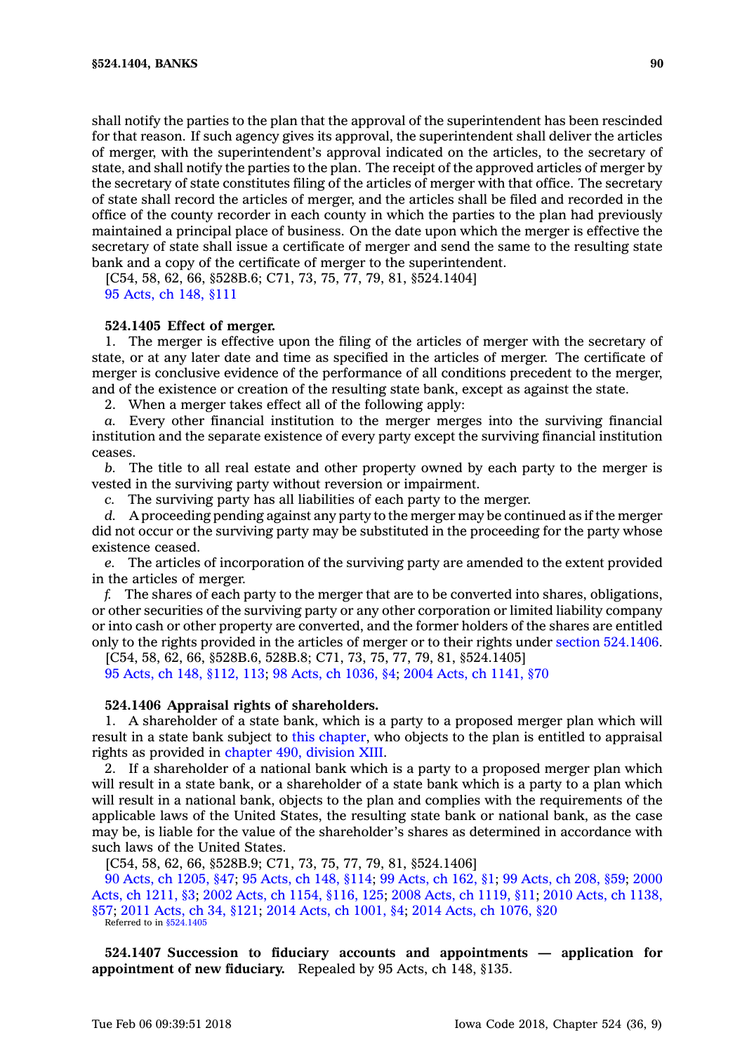shall notify the parties to the plan that the approval of the superintendent has been rescinded for that reason. If such agency gives its approval, the superintendent shall deliver the articles of merger, with the superintendent's approval indicated on the articles, to the secretary of state, and shall notify the parties to the plan. The receipt of the approved articles of merger by the secretary of state constitutes filing of the articles of merger with that office. The secretary of state shall record the articles of merger, and the articles shall be filed and recorded in the office of the county recorder in each county in which the parties to the plan had previously maintained a principal place of business. On the date upon which the merger is effective the secretary of state shall issue a certificate of merger and send the same to the resulting state bank and a copy of the certificate of merger to the superintendent.

[C54, 58, 62, 66, §528B.6; C71, 73, 75, 77, 79, 81, §524.1404]

95 Acts, ch 148, §111

**524.1405 Effect of merger.**

1. The merger is effective upon the filing of the articles of merger with the secretary of state, or at any later date and time as specified in the articles of merger. The certificate of merger is conclusive evidence of the performance of all conditions precedent to the merger, and of the existence or creation of the resulting state bank, except as against the state.

2. When a merger takes effect all of the following apply:

*a.* Every other financial institution to the merger merges into the surviving financial institution and the separate existence of every party except the surviving financial institution ceases.

*b.* The title to all real estate and other property owned by each party to the merger is vested in the surviving party without reversion or impairment.

*c.* The surviving party has all liabilities of each party to the merger.

*d.* A proceeding pending against any party to the merger may be continued as if the merger did not occur or the surviving party may be substituted in the proceeding for the party whose existence ceased.

*e.* The articles of incorporation of the surviving party are amended to the extent provided in the articles of merger.

*f.* The shares of each party to the merger that are to be converted into shares, obligations, or other securities of the surviving party or any other corporation or limited liability company or into cash or other property are converted, and the former holders of the shares are entitled only to the rights provided in the articles of merger or to their rights under section 524.1406.

[C54, 58, 62, 66, §528B.6, 528B.8; C71, 73, 75, 77, 79, 81, §524.1405]

95 Acts, ch 148, §112, 113; 98 Acts, ch 1036, §4; 2004 Acts, ch 1141, §70

**524.1406 Appraisal rights of shareholders.**

1. A shareholder of a state bank, which is a party to a proposed merger plan which will result in a state bank subject to this chapter, who objects to the plan is entitled to appraisal rights as provided in chapter 490, division XIII.

2. If a shareholder of a national bank which is a party to a proposed merger plan which will result in a state bank, or a shareholder of a state bank which is a party to a plan which will result in a national bank, objects to the plan and complies with the requirements of the applicable laws of the United States, the resulting state bank or national bank, as the case may be, is liable for the value of the shareholder's shares as determined in accordance with such laws of the United States.

[C54, 58, 62, 66, §528B.9; C71, 73, 75, 77, 79, 81, §524.1406]

90 Acts, ch 1205, §47; 95 Acts, ch 148, §114; 99 Acts, ch 162, §1; 99 Acts, ch 208, §59; 2000 Acts, ch 1211, §3; 2002 Acts, ch 1154, §116, 125; 2008 Acts, ch 1119, §11; 2010 Acts, ch 1138, §57; 2011 Acts, ch 34, §121; 2014 Acts, ch 1001, §4; 2014 Acts, ch 1076, §20

Referred to in §524.1405

**524.1407 Succession to fiduciary accounts and appointments — application for appointment of new fiduciary.** Repealed by 95 Acts, ch 148, §135.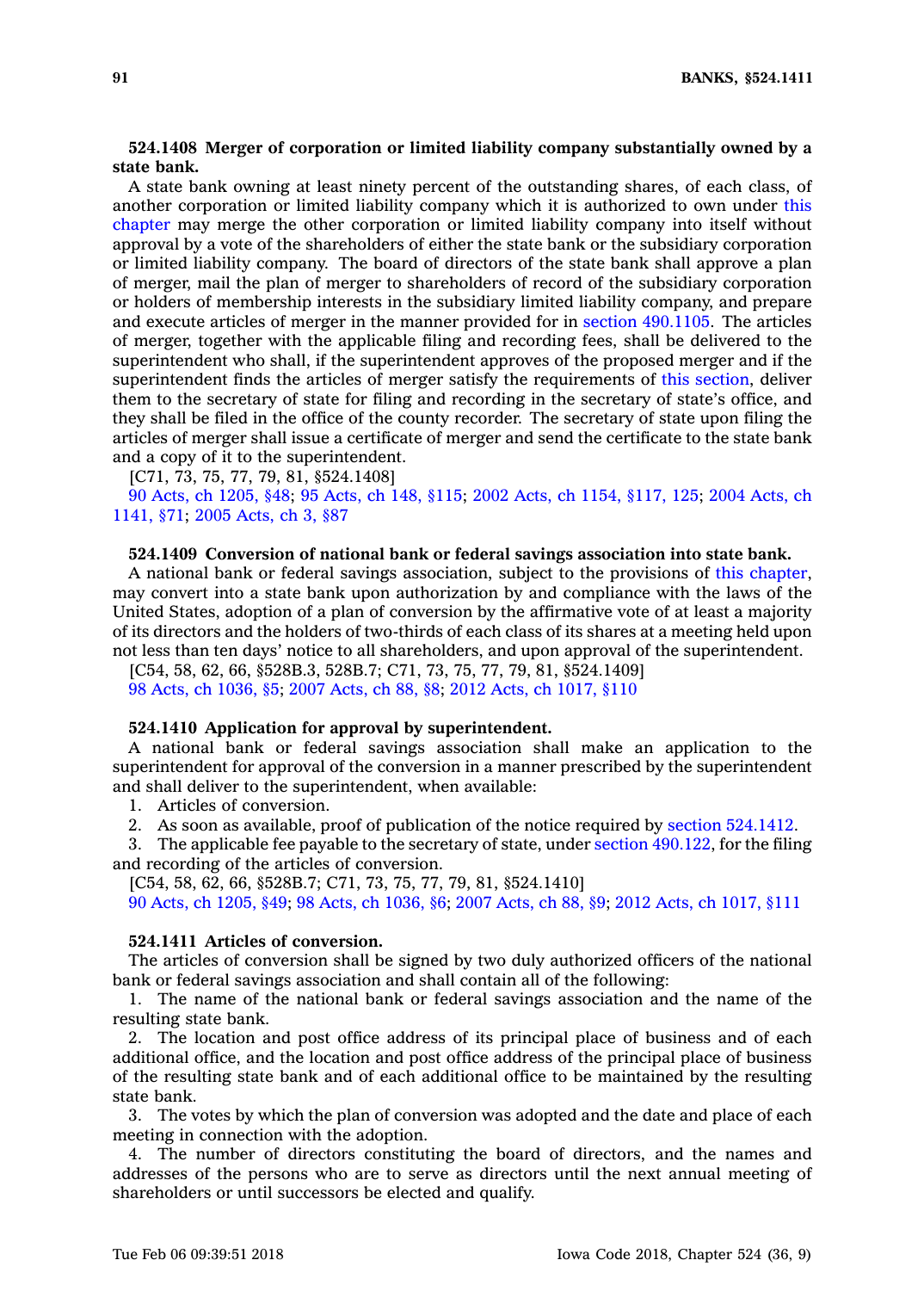**524.1408 Merger of corporation or limited liability company substantially owned by a state bank.**

A state bank owning at least ninety percent of the outstanding shares, of each class, of another corporation or limited liability company which it is authorized to own under this chapter may merge the other corporation or limited liability company into itself without approval by a vote of the shareholders of either the state bank or the subsidiary corporation or limited liability company. The board of directors of the state bank shall approve a plan of merger, mail the plan of merger to shareholders of record of the subsidiary corporation or holders of membership interests in the subsidiary limited liability company, and prepare and execute articles of merger in the manner provided for in section 490.1105. The articles of merger, together with the applicable filing and recording fees, shall be delivered to the superintendent who shall, if the superintendent approves of the proposed merger and if the superintendent finds the articles of merger satisfy the requirements of this section, deliver them to the secretary of state for filing and recording in the secretary of state's office, and they shall be filed in the office of the county recorder. The secretary of state upon filing the articles of merger shall issue a certificate of merger and send the certificate to the state bank and a copy of it to the superintendent.

[C71, 73, 75, 77, 79, 81, §524.1408]

90 Acts, ch 1205, §48; 95 Acts, ch 148, §115; 2002 Acts, ch 1154, §117, 125; 2004 Acts, ch 1141, §71; 2005 Acts, ch 3, §87

**524.1409 Conversion of national bank or federal savings association into state bank.**

A national bank or federal savings association, subject to the provisions of this chapter, may convert into a state bank upon authorization by and compliance with the laws of the United States, adoption of a plan of conversion by the affirmative vote of at least a majority of its directors and the holders of two-thirds of each class of its shares at a meeting held upon not less than ten days' notice to all shareholders, and upon approval of the superintendent.

[C54, 58, 62, 66, §528B.3, 528B.7; C71, 73, 75, 77, 79, 81, §524.1409]

98 Acts, ch 1036, §5; 2007 Acts, ch 88, §8; 2012 Acts, ch 1017, §110

**524.1410 Application for approval by superintendent.**

A national bank or federal savings association shall make an application to the superintendent for approval of the conversion in a manner prescribed by the superintendent and shall deliver to the superintendent, when available:

1. Articles of conversion.
2. As soon as available, proof of publication of the notice required by section 524.1412.
3. The applicable fee payable to the secretary of state, under section 490.122, for the filing and recording of the articles of conversion.

[C54, 58, 62, 66, §528B.7; C71, 73, 75, 77, 79, 81, §524.1410]

90 Acts, ch 1205, §49; 98 Acts, ch 1036, §6; 2007 Acts, ch 88, §9; 2012 Acts, ch 1017, §111

**524.1411 Articles of conversion.**

The articles of conversion shall be signed by two duly authorized officers of the national bank or federal savings association and shall contain all of the following:

1. The name of the national bank or federal savings association and the name of the resulting state bank.
2. The location and post office address of its principal place of business and of each additional office, and the location and post office address of the principal place of business of the resulting state bank and of each additional office to be maintained by the resulting state bank.
3. The votes by which the plan of conversion was adopted and the date and place of each meeting in connection with the adoption.
4. The number of directors constituting the board of directors, and the names and addresses of the persons who are to serve as directors until the next annual meeting of shareholders or until successors be elected and qualify.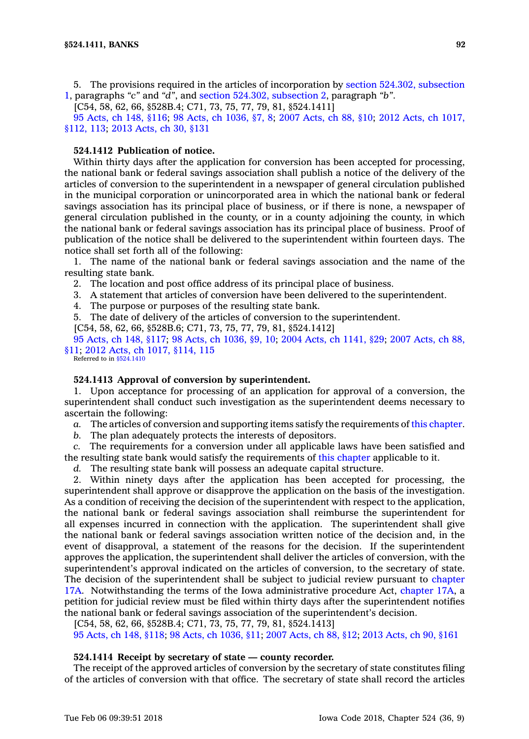5. The provisions required in the articles of incorporation by section 524.302, subsection 1, paragraphs *"c"* and *"d"*, and section 524.302, subsection 2, paragraph *"b"*.

[C54, 58, 62, 66, §528B.4; C71, 73, 75, 77, 79, 81, §524.1411]

95 Acts, ch 148, §116; 98 Acts, ch 1036, §7, 8; 2007 Acts, ch 88, §10; 2012 Acts, ch 1017, §112, 113; 2013 Acts, ch 30, §131

**524.1412 Publication of notice.**

Within thirty days after the application for conversion has been accepted for processing, the national bank or federal savings association shall publish a notice of the delivery of the articles of conversion to the superintendent in a newspaper of general circulation published in the municipal corporation or unincorporated area in which the national bank or federal savings association has its principal place of business, or if there is none, a newspaper of general circulation published in the county, or in a county adjoining the county, in which the national bank or federal savings association has its principal place of business. Proof of publication of the notice shall be delivered to the superintendent within fourteen days. The notice shall set forth all of the following:

1. The name of the national bank or federal savings association and the name of the resulting state bank.
2. The location and post office address of its principal place of business.
3. A statement that articles of conversion have been delivered to the superintendent.
4. The purpose or purposes of the resulting state bank.
5. The date of delivery of the articles of conversion to the superintendent.

[C54, 58, 62, 66, §528B.6; C71, 73, 75, 77, 79, 81, §524.1412]

95 Acts, ch 148, §117; 98 Acts, ch 1036, §9, 10; 2004 Acts, ch 1141, §29; 2007 Acts, ch 88, §11; 2012 Acts, ch 1017, §114, 115

Referred to in §524.1410

**524.1413 Approval of conversion by superintendent.**

1. Upon acceptance for processing of an application for approval of a conversion, the superintendent shall conduct such investigation as the superintendent deems necessary to ascertain the following:

*a.* The articles of conversion and supporting items satisfy the requirements of this chapter.

*b.* The plan adequately protects the interests of depositors.

*c.* The requirements for a conversion under all applicable laws have been satisfied and the resulting state bank would satisfy the requirements of this chapter applicable to it.

*d.* The resulting state bank will possess an adequate capital structure.

2. Within ninety days after the application has been accepted for processing, the superintendent shall approve or disapprove the application on the basis of the investigation. As a condition of receiving the decision of the superintendent with respect to the application, the national bank or federal savings association shall reimburse the superintendent for all expenses incurred in connection with the application. The superintendent shall give the national bank or federal savings association written notice of the decision and, in the event of disapproval, a statement of the reasons for the decision. If the superintendent approves the application, the superintendent shall deliver the articles of conversion, with the superintendent's approval indicated on the articles of conversion, to the secretary of state. The decision of the superintendent shall be subject to judicial review pursuant to chapter 17A. Notwithstanding the terms of the Iowa administrative procedure Act, chapter 17A, a petition for judicial review must be filed within thirty days after the superintendent notifies the national bank or federal savings association of the superintendent's decision.

[C54, 58, 62, 66, §528B.4; C71, 73, 75, 77, 79, 81, §524.1413]

95 Acts, ch 148, §118; 98 Acts, ch 1036, §11; 2007 Acts, ch 88, §12; 2013 Acts, ch 90, §161

**524.1414 Receipt by secretary of state — county recorder.**

The receipt of the approved articles of conversion by the secretary of state constitutes filing of the articles of conversion with that office. The secretary of state shall record the articles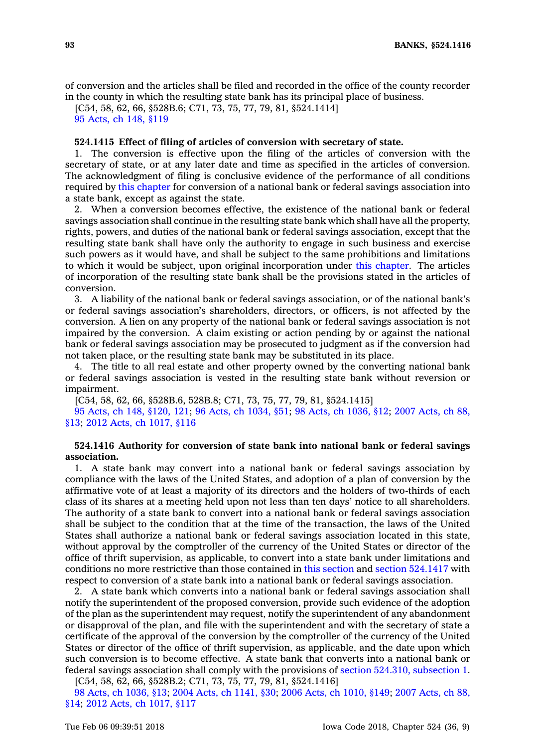of conversion and the articles shall be filed and recorded in the office of the county recorder in the county in which the resulting state bank has its principal place of business.

[C54, 58, 62, 66, §528B.6; C71, 73, 75, 77, 79, 81, §524.1414]

95 Acts, ch 148, §119

**524.1415 Effect of filing of articles of conversion with secretary of state.**

1. The conversion is effective upon the filing of the articles of conversion with the secretary of state, or at any later date and time as specified in the articles of conversion. The acknowledgment of filing is conclusive evidence of the performance of all conditions required by this chapter for conversion of a national bank or federal savings association into a state bank, except as against the state.

2. When a conversion becomes effective, the existence of the national bank or federal savings association shall continue in the resulting state bank which shall have all the property, rights, powers, and duties of the national bank or federal savings association, except that the resulting state bank shall have only the authority to engage in such business and exercise such powers as it would have, and shall be subject to the same prohibitions and limitations to which it would be subject, upon original incorporation under this chapter. The articles of incorporation of the resulting state bank shall be the provisions stated in the articles of conversion.

3. A liability of the national bank or federal savings association, or of the national bank's or federal savings association's shareholders, directors, or officers, is not affected by the conversion. A lien on any property of the national bank or federal savings association is not impaired by the conversion. A claim existing or action pending by or against the national bank or federal savings association may be prosecuted to judgment as if the conversion had not taken place, or the resulting state bank may be substituted in its place.

4. The title to all real estate and other property owned by the converting national bank or federal savings association is vested in the resulting state bank without reversion or impairment.

[C54, 58, 62, 66, §528B.6, 528B.8; C71, 73, 75, 77, 79, 81, §524.1415]

95 Acts, ch 148, §120, 121; 96 Acts, ch 1034, §51; 98 Acts, ch 1036, §12; 2007 Acts, ch 88, §13; 2012 Acts, ch 1017, §116

**524.1416 Authority for conversion of state bank into national bank or federal savings association.**

1. A state bank may convert into a national bank or federal savings association by compliance with the laws of the United States, and adoption of a plan of conversion by the affirmative vote of at least a majority of its directors and the holders of two-thirds of each class of its shares at a meeting held upon not less than ten days' notice to all shareholders. The authority of a state bank to convert into a national bank or federal savings association shall be subject to the condition that at the time of the transaction, the laws of the United States shall authorize a national bank or federal savings association located in this state, without approval by the comptroller of the currency of the United States or director of the office of thrift supervision, as applicable, to convert into a state bank under limitations and conditions no more restrictive than those contained in this section and section 524.1417 with respect to conversion of a state bank into a national bank or federal savings association.

2. A state bank which converts into a national bank or federal savings association shall notify the superintendent of the proposed conversion, provide such evidence of the adoption of the plan as the superintendent may request, notify the superintendent of any abandonment or disapproval of the plan, and file with the superintendent and with the secretary of state a certificate of the approval of the conversion by the comptroller of the currency of the United States or director of the office of thrift supervision, as applicable, and the date upon which such conversion is to become effective. A state bank that converts into a national bank or federal savings association shall comply with the provisions of section 524.310, subsection 1.

[C54, 58, 62, 66, §528B.2; C71, 73, 75, 77, 79, 81, §524.1416]

98 Acts, ch 1036, §13; 2004 Acts, ch 1141, §30; 2006 Acts, ch 1010, §149; 2007 Acts, ch 88, §14; 2012 Acts, ch 1017, §117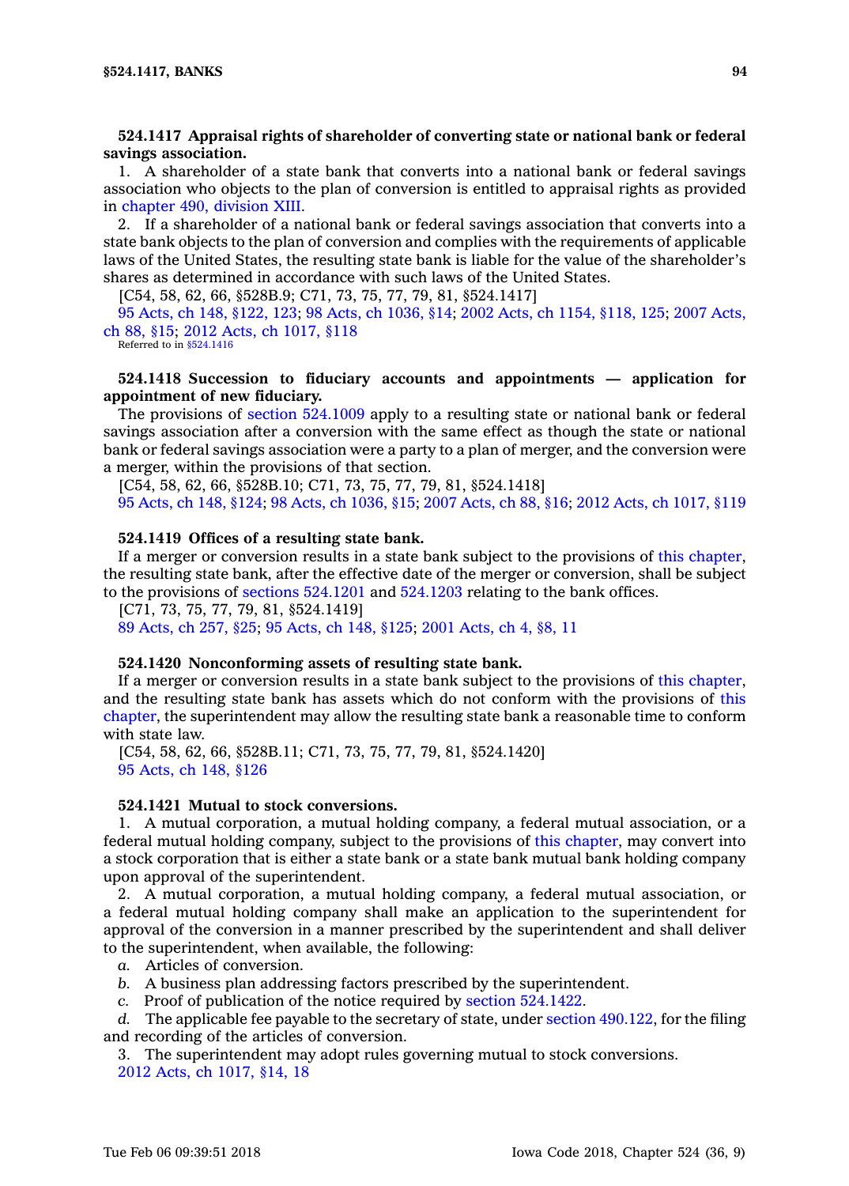**524.1417 Appraisal rights of shareholder of converting state or national bank or federal savings association.**

1. A shareholder of a state bank that converts into a national bank or federal savings association who objects to the plan of conversion is entitled to appraisal rights as provided in chapter 490, division XIII.

2. If a shareholder of a national bank or federal savings association that converts into a state bank objects to the plan of conversion and complies with the requirements of applicable laws of the United States, the resulting state bank is liable for the value of the shareholder's shares as determined in accordance with such laws of the United States.

[C54, 58, 62, 66, §528B.9; C71, 73, 75, 77, 79, 81, §524.1417]

95 Acts, ch 148, §122, 123; 98 Acts, ch 1036, §14; 2002 Acts, ch 1154, §118, 125; 2007 Acts, ch 88, §15; 2012 Acts, ch 1017, §118

Referred to in §524.1416

**524.1418 Succession to fiduciary accounts and appointments — application for appointment of new fiduciary.**

The provisions of section 524.1009 apply to a resulting state or national bank or federal savings association after a conversion with the same effect as though the state or national bank or federal savings association were a party to a plan of merger, and the conversion were a merger, within the provisions of that section.

[C54, 58, 62, 66, §528B.10; C71, 73, 75, 77, 79, 81, §524.1418]

95 Acts, ch 148, §124; 98 Acts, ch 1036, §15; 2007 Acts, ch 88, §16; 2012 Acts, ch 1017, §119

**524.1419 Offices of a resulting state bank.**

If a merger or conversion results in a state bank subject to the provisions of this chapter, the resulting state bank, after the effective date of the merger or conversion, shall be subject to the provisions of sections 524.1201 and 524.1203 relating to the bank offices.

[C71, 73, 75, 77, 79, 81, §524.1419]

89 Acts, ch 257, §25; 95 Acts, ch 148, §125; 2001 Acts, ch 4, §8, 11

**524.1420 Nonconforming assets of resulting state bank.**

If a merger or conversion results in a state bank subject to the provisions of this chapter, and the resulting state bank has assets which do not conform with the provisions of this chapter, the superintendent may allow the resulting state bank a reasonable time to conform with state law.

[C54, 58, 62, 66, §528B.11; C71, 73, 75, 77, 79, 81, §524.1420]

95 Acts, ch 148, §126

**524.1421 Mutual to stock conversions.**

1. A mutual corporation, a mutual holding company, a federal mutual association, or a federal mutual holding company, subject to the provisions of this chapter, may convert into a stock corporation that is either a state bank or a state bank mutual bank holding company upon approval of the superintendent.

2. A mutual corporation, a mutual holding company, a federal mutual association, or a federal mutual holding company shall make an application to the superintendent for approval of the conversion in a manner prescribed by the superintendent and shall deliver to the superintendent, when available, the following:

*a.* Articles of conversion.

*b.* A business plan addressing factors prescribed by the superintendent.

*c.* Proof of publication of the notice required by section 524.1422.

*d.* The applicable fee payable to the secretary of state, under section 490.122, for the filing and recording of the articles of conversion.

3. The superintendent may adopt rules governing mutual to stock conversions.

2012 Acts, ch 1017, §14, 18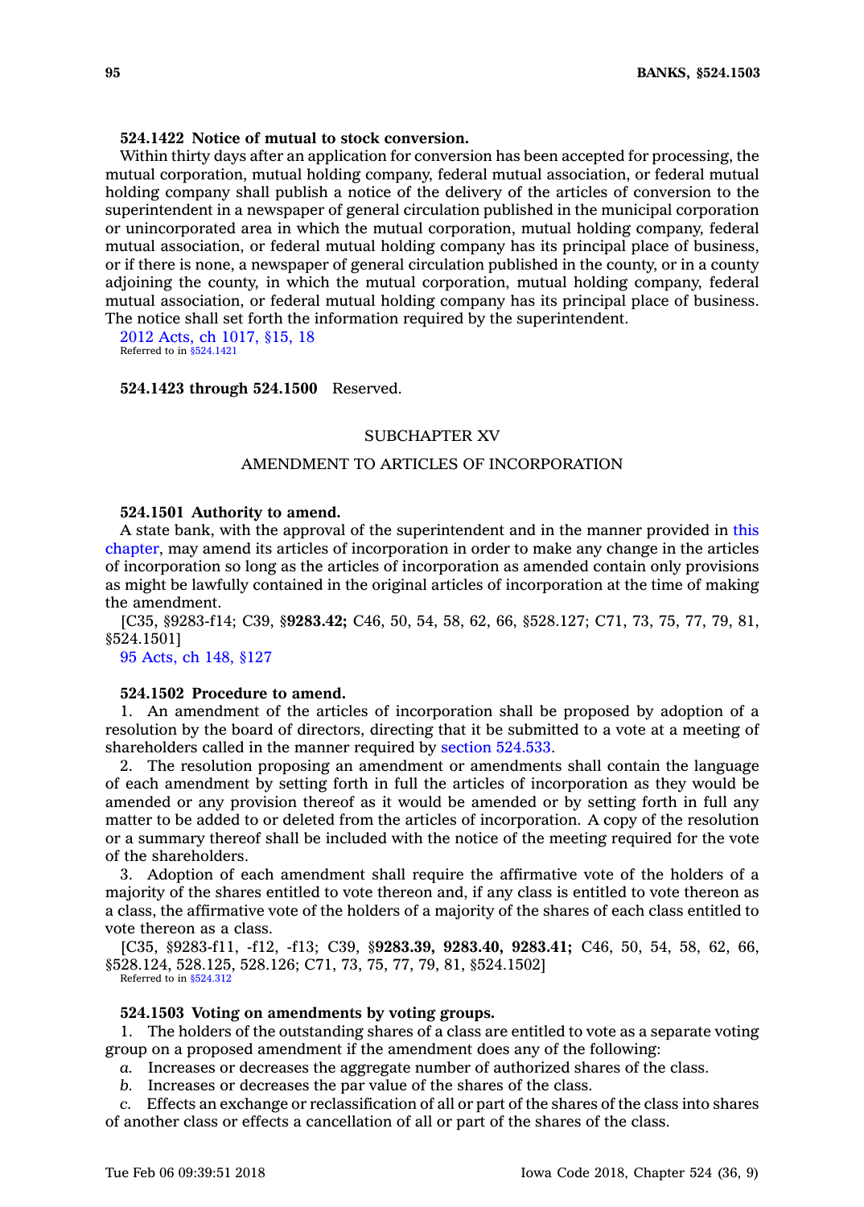**524.1422 Notice of mutual to stock conversion.**

Within thirty days after an application for conversion has been accepted for processing, the mutual corporation, mutual holding company, federal mutual association, or federal mutual holding company shall publish a notice of the delivery of the articles of conversion to the superintendent in a newspaper of general circulation published in the municipal corporation or unincorporated area in which the mutual corporation, mutual holding company, federal mutual association, or federal mutual holding company has its principal place of business, or if there is none, a newspaper of general circulation published in the county, or in a county adjoining the county, in which the mutual corporation, mutual holding company, federal mutual association, or federal mutual holding company has its principal place of business. The notice shall set forth the information required by the superintendent.

2012 Acts, ch 1017, §15, 18
Referred to in §524.1421

**524.1423 through 524.1500** Reserved.

## SUBCHAPTER XV

## AMENDMENT TO ARTICLES OF INCORPORATION

**524.1501 Authority to amend.**

A state bank, with the approval of the superintendent and in the manner provided in this chapter, may amend its articles of incorporation in order to make any change in the articles of incorporation so long as the articles of incorporation as amended contain only provisions as might be lawfully contained in the original articles of incorporation at the time of making the amendment.

[C35, §9283-f14; C39, §**9283.42;** C46, 50, 54, 58, 62, 66, §528.127; C71, 73, 75, 77, 79, 81, §524.1501]

95 Acts, ch 148, §127

**524.1502 Procedure to amend.**

1. An amendment of the articles of incorporation shall be proposed by adoption of a resolution by the board of directors, directing that it be submitted to a vote at a meeting of shareholders called in the manner required by section 524.533.

2. The resolution proposing an amendment or amendments shall contain the language of each amendment by setting forth in full the articles of incorporation as they would be amended or any provision thereof as it would be amended or by setting forth in full any matter to be added to or deleted from the articles of incorporation. A copy of the resolution or a summary thereof shall be included with the notice of the meeting required for the vote of the shareholders.

3. Adoption of each amendment shall require the affirmative vote of the holders of a majority of the shares entitled to vote thereon and, if any class is entitled to vote thereon as a class, the affirmative vote of the holders of a majority of the shares of each class entitled to vote thereon as a class.

[C35, §9283-f11, -f12, -f13; C39, §**9283.39, 9283.40, 9283.41;** C46, 50, 54, 58, 62, 66, §528.124, 528.125, 528.126; C71, 73, 75, 77, 79, 81, §524.1502]
Referred to in §524.312

**524.1503 Voting on amendments by voting groups.**

1. The holders of the outstanding shares of a class are entitled to vote as a separate voting group on a proposed amendment if the amendment does any of the following:

*a.* Increases or decreases the aggregate number of authorized shares of the class.

*b.* Increases or decreases the par value of the shares of the class.

*c.* Effects an exchange or reclassification of all or part of the shares of the class into shares of another class or effects a cancellation of all or part of the shares of the class.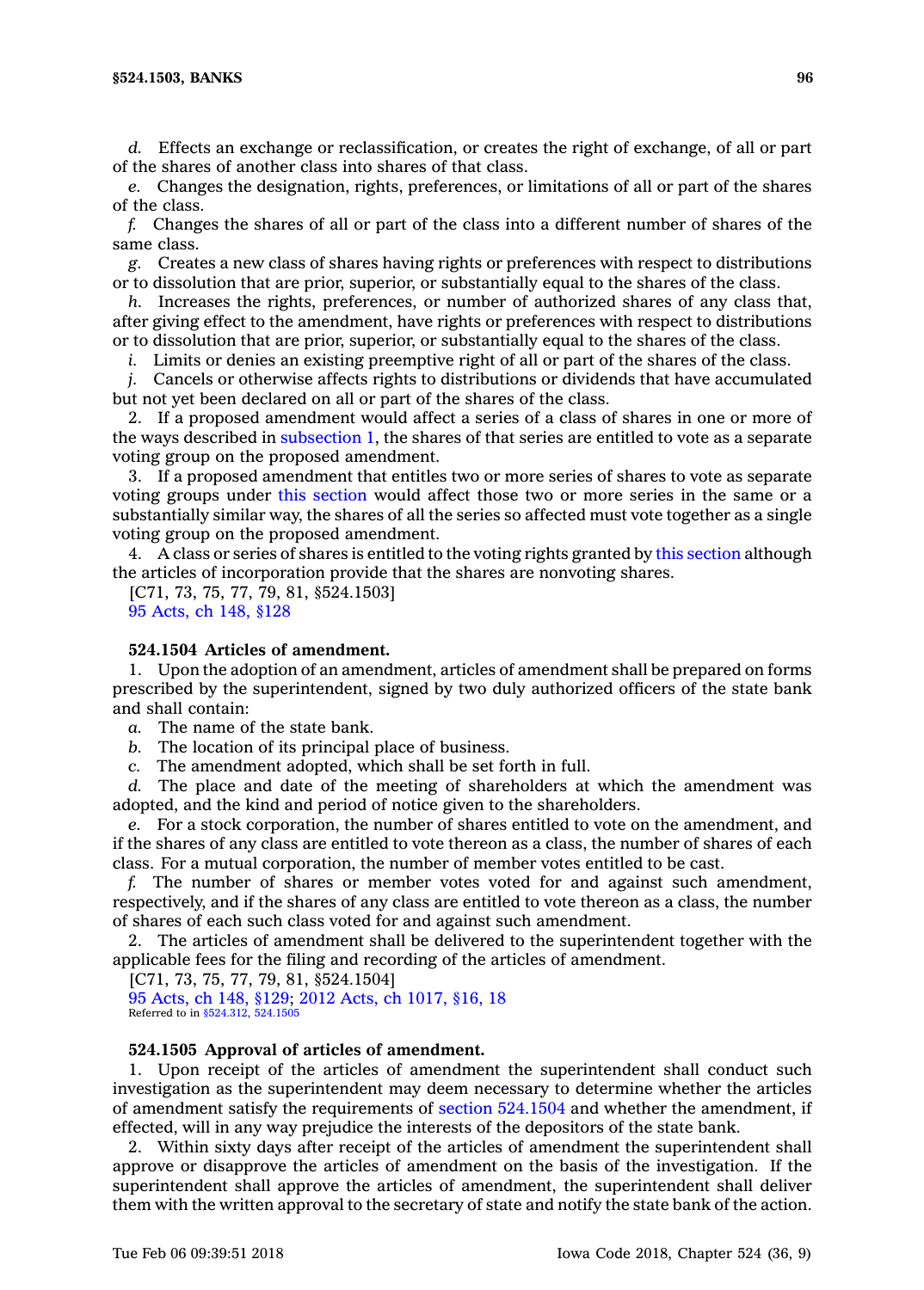*d.* Effects an exchange or reclassification, or creates the right of exchange, of all or part of the shares of another class into shares of that class.

*e.* Changes the designation, rights, preferences, or limitations of all or part of the shares of the class.

*f.* Changes the shares of all or part of the class into a different number of shares of the same class.

*g.* Creates a new class of shares having rights or preferences with respect to distributions or to dissolution that are prior, superior, or substantially equal to the shares of the class.

*h.* Increases the rights, preferences, or number of authorized shares of any class that, after giving effect to the amendment, have rights or preferences with respect to distributions or to dissolution that are prior, superior, or substantially equal to the shares of the class.

*i.* Limits or denies an existing preemptive right of all or part of the shares of the class.

*j.* Cancels or otherwise affects rights to distributions or dividends that have accumulated but not yet been declared on all or part of the shares of the class.

2. If a proposed amendment would affect a series of a class of shares in one or more of the ways described in subsection 1, the shares of that series are entitled to vote as a separate voting group on the proposed amendment.

3. If a proposed amendment that entitles two or more series of shares to vote as separate voting groups under this section would affect those two or more series in the same or a substantially similar way, the shares of all the series so affected must vote together as a single voting group on the proposed amendment.

4. A class or series of shares is entitled to the voting rights granted by this section although the articles of incorporation provide that the shares are nonvoting shares.

[C71, 73, 75, 77, 79, 81, §524.1503]
95 Acts, ch 148, §128

**524.1504 Articles of amendment.**

1. Upon the adoption of an amendment, articles of amendment shall be prepared on forms prescribed by the superintendent, signed by two duly authorized officers of the state bank and shall contain:

*a.* The name of the state bank.

*b.* The location of its principal place of business.

*c.* The amendment adopted, which shall be set forth in full.

*d.* The place and date of the meeting of shareholders at which the amendment was adopted, and the kind and period of notice given to the shareholders.

*e.* For a stock corporation, the number of shares entitled to vote on the amendment, and if the shares of any class are entitled to vote thereon as a class, the number of shares of each class. For a mutual corporation, the number of member votes entitled to be cast.

*f.* The number of shares or member votes voted for and against such amendment, respectively, and if the shares of any class are entitled to vote thereon as a class, the number of shares of each such class voted for and against such amendment.

2. The articles of amendment shall be delivered to the superintendent together with the applicable fees for the filing and recording of the articles of amendment.

[C71, 73, 75, 77, 79, 81, §524.1504]
95 Acts, ch 148, §129; 2012 Acts, ch 1017, §16, 18
Referred to in §524.312, 524.1505

**524.1505 Approval of articles of amendment.**

1. Upon receipt of the articles of amendment the superintendent shall conduct such investigation as the superintendent may deem necessary to determine whether the articles of amendment satisfy the requirements of section 524.1504 and whether the amendment, if effected, will in any way prejudice the interests of the depositors of the state bank.

2. Within sixty days after receipt of the articles of amendment the superintendent shall approve or disapprove the articles of amendment on the basis of the investigation. If the superintendent shall approve the articles of amendment, the superintendent shall deliver them with the written approval to the secretary of state and notify the state bank of the action.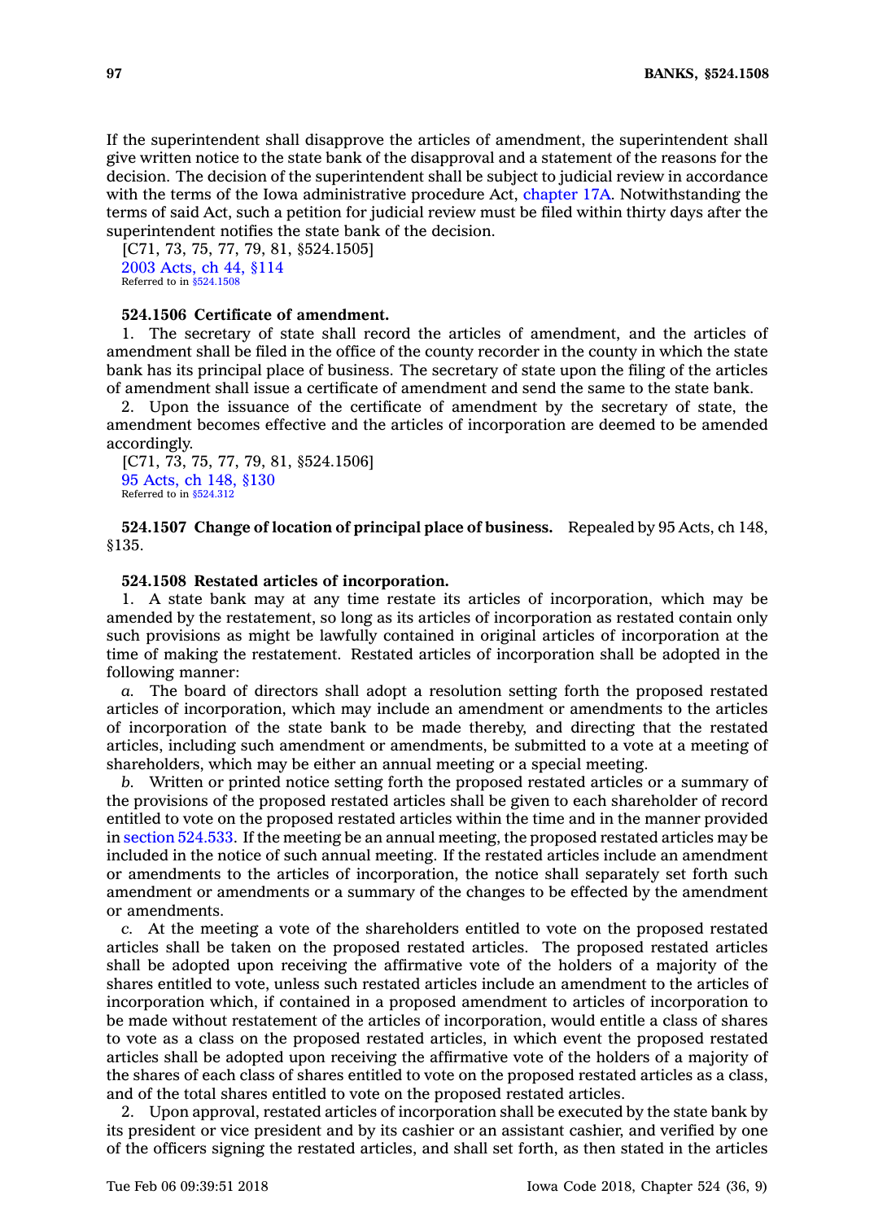If the superintendent shall disapprove the articles of amendment, the superintendent shall give written notice to the state bank of the disapproval and a statement of the reasons for the decision. The decision of the superintendent shall be subject to judicial review in accordance with the terms of the Iowa administrative procedure Act, chapter 17A. Notwithstanding the terms of said Act, such a petition for judicial review must be filed within thirty days after the superintendent notifies the state bank of the decision.

[C71, 73, 75, 77, 79, 81, §524.1505]
2003 Acts, ch 44, §114
Referred to in §524.1508

**524.1506 Certificate of amendment.**

1. The secretary of state shall record the articles of amendment, and the articles of amendment shall be filed in the office of the county recorder in the county in which the state bank has its principal place of business. The secretary of state upon the filing of the articles of amendment shall issue a certificate of amendment and send the same to the state bank.

2. Upon the issuance of the certificate of amendment by the secretary of state, the amendment becomes effective and the articles of incorporation are deemed to be amended accordingly.

[C71, 73, 75, 77, 79, 81, §524.1506]
95 Acts, ch 148, §130
Referred to in §524.312

**524.1507 Change of location of principal place of business.** Repealed by 95 Acts, ch 148, §135.

**524.1508 Restated articles of incorporation.**

1. A state bank may at any time restate its articles of incorporation, which may be amended by the restatement, so long as its articles of incorporation as restated contain only such provisions as might be lawfully contained in original articles of incorporation at the time of making the restatement. Restated articles of incorporation shall be adopted in the following manner:

*a.* The board of directors shall adopt a resolution setting forth the proposed restated articles of incorporation, which may include an amendment or amendments to the articles of incorporation of the state bank to be made thereby, and directing that the restated articles, including such amendment or amendments, be submitted to a vote at a meeting of shareholders, which may be either an annual meeting or a special meeting.

*b.* Written or printed notice setting forth the proposed restated articles or a summary of the provisions of the proposed restated articles shall be given to each shareholder of record entitled to vote on the proposed restated articles within the time and in the manner provided in section 524.533. If the meeting be an annual meeting, the proposed restated articles may be included in the notice of such annual meeting. If the restated articles include an amendment or amendments to the articles of incorporation, the notice shall separately set forth such amendment or amendments or a summary of the changes to be effected by the amendment or amendments.

*c.* At the meeting a vote of the shareholders entitled to vote on the proposed restated articles shall be taken on the proposed restated articles. The proposed restated articles shall be adopted upon receiving the affirmative vote of the holders of a majority of the shares entitled to vote, unless such restated articles include an amendment to the articles of incorporation which, if contained in a proposed amendment to articles of incorporation to be made without restatement of the articles of incorporation, would entitle a class of shares to vote as a class on the proposed restated articles, in which event the proposed restated articles shall be adopted upon receiving the affirmative vote of the holders of a majority of the shares of each class of shares entitled to vote on the proposed restated articles as a class, and of the total shares entitled to vote on the proposed restated articles.

2. Upon approval, restated articles of incorporation shall be executed by the state bank by its president or vice president and by its cashier or an assistant cashier, and verified by one of the officers signing the restated articles, and shall set forth, as then stated in the articles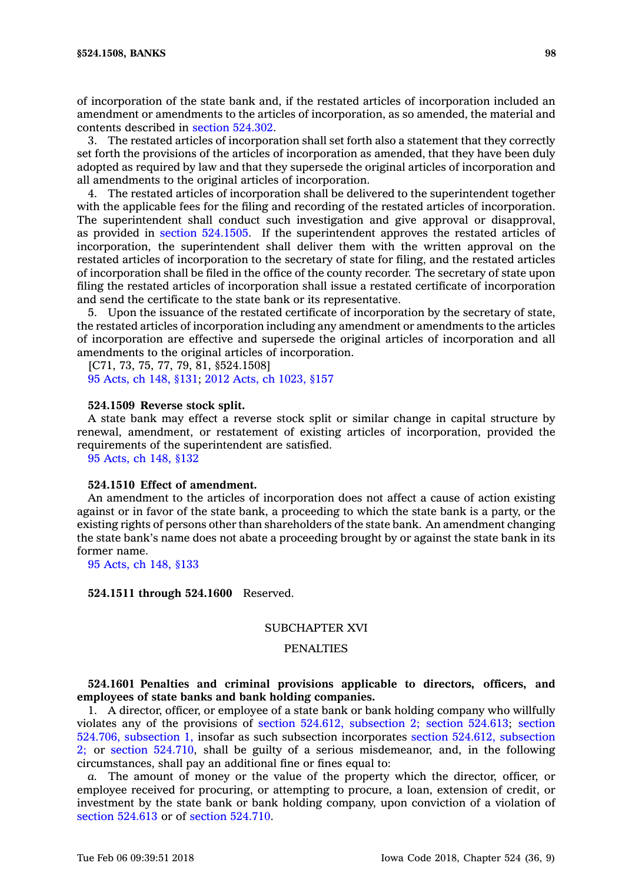of incorporation of the state bank and, if the restated articles of incorporation included an amendment or amendments to the articles of incorporation, as so amended, the material and contents described in section 524.302.

3. The restated articles of incorporation shall set forth also a statement that they correctly set forth the provisions of the articles of incorporation as amended, that they have been duly adopted as required by law and that they supersede the original articles of incorporation and all amendments to the original articles of incorporation.

4. The restated articles of incorporation shall be delivered to the superintendent together with the applicable fees for the filing and recording of the restated articles of incorporation. The superintendent shall conduct such investigation and give approval or disapproval, as provided in section 524.1505. If the superintendent approves the restated articles of incorporation, the superintendent shall deliver them with the written approval on the restated articles of incorporation to the secretary of state for filing, and the restated articles of incorporation shall be filed in the office of the county recorder. The secretary of state upon filing the restated articles of incorporation shall issue a restated certificate of incorporation and send the certificate to the state bank or its representative.

5. Upon the issuance of the restated certificate of incorporation by the secretary of state, the restated articles of incorporation including any amendment or amendments to the articles of incorporation are effective and supersede the original articles of incorporation and all amendments to the original articles of incorporation.

[C71, 73, 75, 77, 79, 81, §524.1508]

95 Acts, ch 148, §131; 2012 Acts, ch 1023, §157

**524.1509 Reverse stock split.**

A state bank may effect a reverse stock split or similar change in capital structure by renewal, amendment, or restatement of existing articles of incorporation, provided the requirements of the superintendent are satisfied.

95 Acts, ch 148, §132

**524.1510 Effect of amendment.**

An amendment to the articles of incorporation does not affect a cause of action existing against or in favor of the state bank, a proceeding to which the state bank is a party, or the existing rights of persons other than shareholders of the state bank. An amendment changing the state bank's name does not abate a proceeding brought by or against the state bank in its former name.

95 Acts, ch 148, §133

**524.1511 through 524.1600** Reserved.

## SUBCHAPTER XVI

## PENALTIES

**524.1601 Penalties and criminal provisions applicable to directors, officers, and employees of state banks and bank holding companies.**

1. A director, officer, or employee of a state bank or bank holding company who willfully violates any of the provisions of section 524.612, subsection 2; section 524.613; section 524.706, subsection 1, insofar as such subsection incorporates section 524.612, subsection 2; or section 524.710, shall be guilty of a serious misdemeanor, and, in the following circumstances, shall pay an additional fine or fines equal to:

*a.* The amount of money or the value of the property which the director, officer, or employee received for procuring, or attempting to procure, a loan, extension of credit, or investment by the state bank or bank holding company, upon conviction of a violation of section 524.613 or of section 524.710.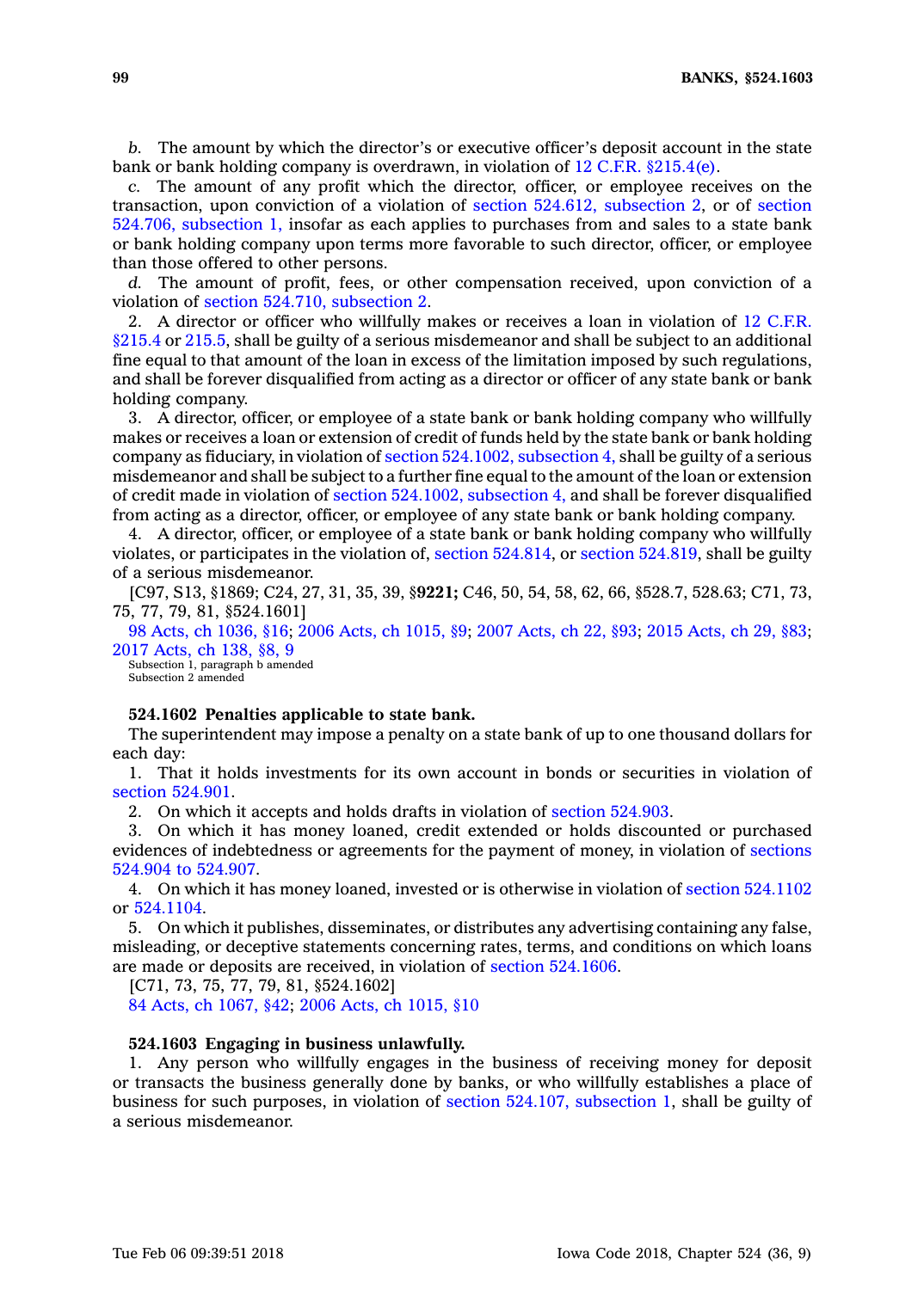*b.* The amount by which the director's or executive officer's deposit account in the state bank or bank holding company is overdrawn, in violation of 12 C.F.R. §215.4(e).

*c.* The amount of any profit which the director, officer, or employee receives on the transaction, upon conviction of a violation of section 524.612, subsection 2, or of section 524.706, subsection 1, insofar as each applies to purchases from and sales to a state bank or bank holding company upon terms more favorable to such director, officer, or employee than those offered to other persons.

*d.* The amount of profit, fees, or other compensation received, upon conviction of a violation of section 524.710, subsection 2.

2. A director or officer who willfully makes or receives a loan in violation of 12 C.F.R. §215.4 or 215.5, shall be guilty of a serious misdemeanor and shall be subject to an additional fine equal to that amount of the loan in excess of the limitation imposed by such regulations, and shall be forever disqualified from acting as a director or officer of any state bank or bank holding company.

3. A director, officer, or employee of a state bank or bank holding company who willfully makes or receives a loan or extension of credit of funds held by the state bank or bank holding company as fiduciary, in violation of section 524.1002, subsection 4, shall be guilty of a serious misdemeanor and shall be subject to a further fine equal to the amount of the loan or extension of credit made in violation of section 524.1002, subsection 4, and shall be forever disqualified from acting as a director, officer, or employee of any state bank or bank holding company.

4. A director, officer, or employee of a state bank or bank holding company who willfully violates, or participates in the violation of, section 524.814, or section 524.819, shall be guilty of a serious misdemeanor.

[C97, S13, §1869; C24, 27, 31, 35, 39, §**9221;** C46, 50, 54, 58, 62, 66, §528.7, 528.63; C71, 73, 75, 77, 79, 81, §524.1601]

98 Acts, ch 1036, §16; 2006 Acts, ch 1015, §9; 2007 Acts, ch 22, §93; 2015 Acts, ch 29, §83; 2017 Acts, ch 138, §8, 9

Subsection 1, paragraph b amended
Subsection 2 amended

**524.1602 Penalties applicable to state bank.**

The superintendent may impose a penalty on a state bank of up to one thousand dollars for each day:

1. That it holds investments for its own account in bonds or securities in violation of section 524.901.

2. On which it accepts and holds drafts in violation of section 524.903.

3. On which it has money loaned, credit extended or holds discounted or purchased evidences of indebtedness or agreements for the payment of money, in violation of sections 524.904 to 524.907.

4. On which it has money loaned, invested or is otherwise in violation of section 524.1102 or 524.1104.

5. On which it publishes, disseminates, or distributes any advertising containing any false, misleading, or deceptive statements concerning rates, terms, and conditions on which loans are made or deposits are received, in violation of section 524.1606.

[C71, 73, 75, 77, 79, 81, §524.1602]

84 Acts, ch 1067, §42; 2006 Acts, ch 1015, §10

**524.1603 Engaging in business unlawfully.**

1. Any person who willfully engages in the business of receiving money for deposit or transacts the business generally done by banks, or who willfully establishes a place of business for such purposes, in violation of section 524.107, subsection 1, shall be guilty of a serious misdemeanor.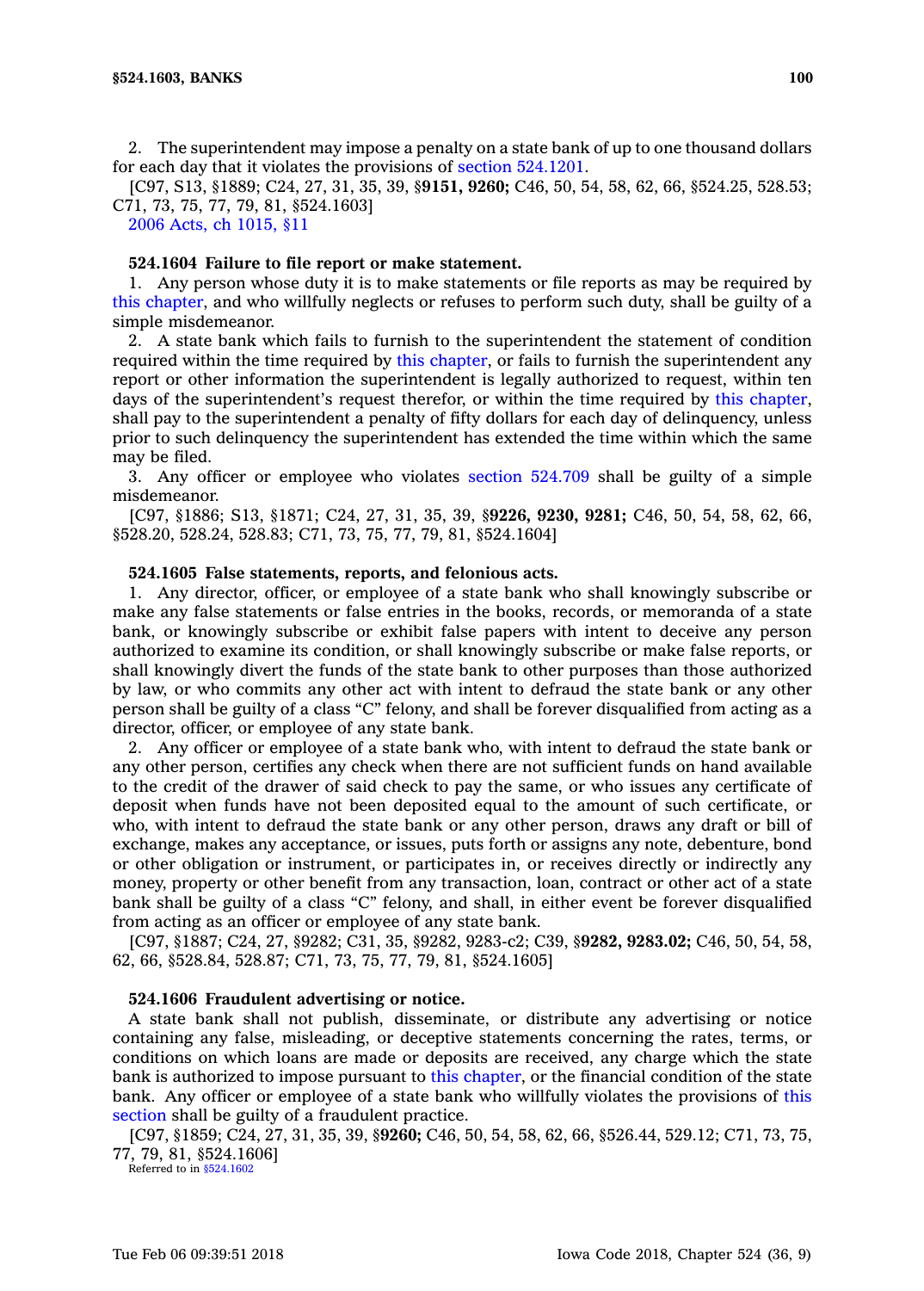2. The superintendent may impose a penalty on a state bank of up to one thousand dollars for each day that it violates the provisions of section 524.1201.

[C97, S13, §1889; C24, 27, 31, 35, 39, §**9151, 9260;** C46, 50, 54, 58, 62, 66, §524.25, 528.53; C71, 73, 75, 77, 79, 81, §524.1603]

2006 Acts, ch 1015, §11

**524.1604 Failure to file report or make statement.**

1. Any person whose duty it is to make statements or file reports as may be required by this chapter, and who willfully neglects or refuses to perform such duty, shall be guilty of a simple misdemeanor.

2. A state bank which fails to furnish to the superintendent the statement of condition required within the time required by this chapter, or fails to furnish the superintendent any report or other information the superintendent is legally authorized to request, within ten days of the superintendent's request therefor, or within the time required by this chapter, shall pay to the superintendent a penalty of fifty dollars for each day of delinquency, unless prior to such delinquency the superintendent has extended the time within which the same may be filed.

3. Any officer or employee who violates section 524.709 shall be guilty of a simple misdemeanor.

[C97, §1886; S13, §1871; C24, 27, 31, 35, 39, §**9226, 9230, 9281;** C46, 50, 54, 58, 62, 66, §528.20, 528.24, 528.83; C71, 73, 75, 77, 79, 81, §524.1604]

**524.1605 False statements, reports, and felonious acts.**

1. Any director, officer, or employee of a state bank who shall knowingly subscribe or make any false statements or false entries in the books, records, or memoranda of a state bank, or knowingly subscribe or exhibit false papers with intent to deceive any person authorized to examine its condition, or shall knowingly subscribe or make false reports, or shall knowingly divert the funds of the state bank to other purposes than those authorized by law, or who commits any other act with intent to defraud the state bank or any other person shall be guilty of a class "C" felony, and shall be forever disqualified from acting as a director, officer, or employee of any state bank.

2. Any officer or employee of a state bank who, with intent to defraud the state bank or any other person, certifies any check when there are not sufficient funds on hand available to the credit of the drawer of said check to pay the same, or who issues any certificate of deposit when funds have not been deposited equal to the amount of such certificate, or who, with intent to defraud the state bank or any other person, draws any draft or bill of exchange, makes any acceptance, or issues, puts forth or assigns any note, debenture, bond or other obligation or instrument, or participates in, or receives directly or indirectly any money, property or other benefit from any transaction, loan, contract or other act of a state bank shall be guilty of a class "C" felony, and shall, in either event be forever disqualified from acting as an officer or employee of any state bank.

[C97, §1887; C24, 27, §9282; C31, 35, §9282, 9283-c2; C39, §**9282, 9283.02;** C46, 50, 54, 58, 62, 66, §528.84, 528.87; C71, 73, 75, 77, 79, 81, §524.1605]

**524.1606 Fraudulent advertising or notice.**

A state bank shall not publish, disseminate, or distribute any advertising or notice containing any false, misleading, or deceptive statements concerning the rates, terms, or conditions on which loans are made or deposits are received, any charge which the state bank is authorized to impose pursuant to this chapter, or the financial condition of the state bank. Any officer or employee of a state bank who willfully violates the provisions of this section shall be guilty of a fraudulent practice.

[C97, §1859; C24, 27, 31, 35, 39, §**9260;** C46, 50, 54, 58, 62, 66, §526.44, 529.12; C71, 73, 75, 77, 79, 81, §524.1606]

Referred to in §524.1602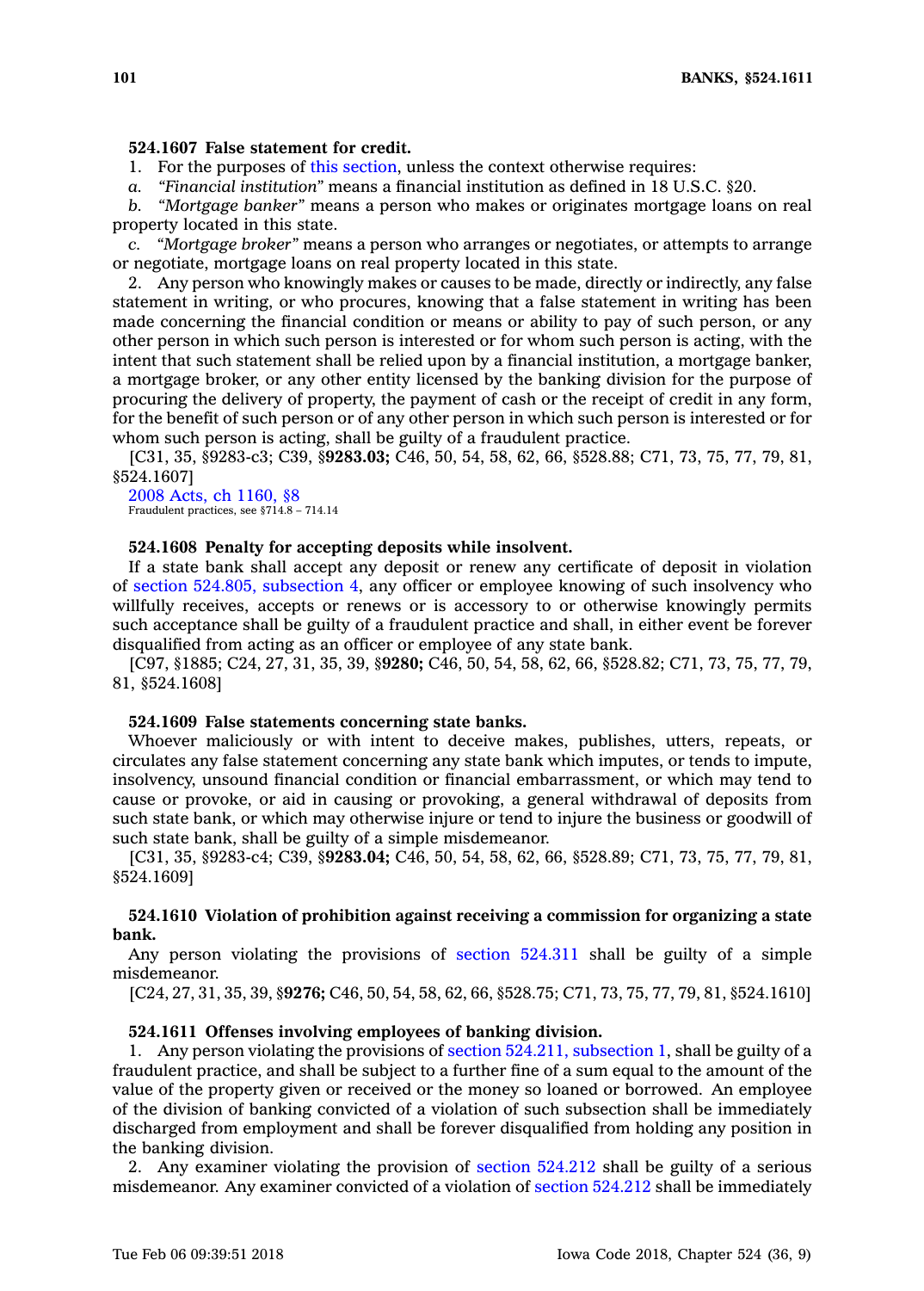**524.1607 False statement for credit.**

1. For the purposes of this section, unless the context otherwise requires:

*a. "Financial institution"* means a financial institution as defined in 18 U.S.C. §20.

*b. "Mortgage banker"* means a person who makes or originates mortgage loans on real property located in this state.

*c. "Mortgage broker"* means a person who arranges or negotiates, or attempts to arrange or negotiate, mortgage loans on real property located in this state.

2. Any person who knowingly makes or causes to be made, directly or indirectly, any false statement in writing, or who procures, knowing that a false statement in writing has been made concerning the financial condition or means or ability to pay of such person, or any other person in which such person is interested or for whom such person is acting, with the intent that such statement shall be relied upon by a financial institution, a mortgage banker, a mortgage broker, or any other entity licensed by the banking division for the purpose of procuring the delivery of property, the payment of cash or the receipt of credit in any form, for the benefit of such person or of any other person in which such person is interested or for whom such person is acting, shall be guilty of a fraudulent practice.

[C31, 35, §9283-c3; C39, §**9283.03;** C46, 50, 54, 58, 62, 66, §528.88; C71, 73, 75, 77, 79, 81, §524.1607]

2008 Acts, ch 1160, §8
Fraudulent practices, see §714.8 – 714.14

**524.1608 Penalty for accepting deposits while insolvent.**

If a state bank shall accept any deposit or renew any certificate of deposit in violation of section 524.805, subsection 4, any officer or employee knowing of such insolvency who willfully receives, accepts or renews or is accessory to or otherwise knowingly permits such acceptance shall be guilty of a fraudulent practice and shall, in either event be forever disqualified from acting as an officer or employee of any state bank.

[C97, §1885; C24, 27, 31, 35, 39, §**9280;** C46, 50, 54, 58, 62, 66, §528.82; C71, 73, 75, 77, 79, 81, §524.1608]

**524.1609 False statements concerning state banks.**

Whoever maliciously or with intent to deceive makes, publishes, utters, repeats, or circulates any false statement concerning any state bank which imputes, or tends to impute, insolvency, unsound financial condition or financial embarrassment, or which may tend to cause or provoke, or aid in causing or provoking, a general withdrawal of deposits from such state bank, or which may otherwise injure or tend to injure the business or goodwill of such state bank, shall be guilty of a simple misdemeanor.

[C31, 35, §9283-c4; C39, §**9283.04;** C46, 50, 54, 58, 62, 66, §528.89; C71, 73, 75, 77, 79, 81, §524.1609]

**524.1610 Violation of prohibition against receiving a commission for organizing a state bank.**

Any person violating the provisions of section 524.311 shall be guilty of a simple misdemeanor.

[C24, 27, 31, 35, 39, §**9276;** C46, 50, 54, 58, 62, 66, §528.75; C71, 73, 75, 77, 79, 81, §524.1610]

**524.1611 Offenses involving employees of banking division.**

1. Any person violating the provisions of section 524.211, subsection 1, shall be guilty of a fraudulent practice, and shall be subject to a further fine of a sum equal to the amount of the value of the property given or received or the money so loaned or borrowed. An employee of the division of banking convicted of a violation of such subsection shall be immediately discharged from employment and shall be forever disqualified from holding any position in the banking division.

2. Any examiner violating the provision of section 524.212 shall be guilty of a serious misdemeanor. Any examiner convicted of a violation of section 524.212 shall be immediately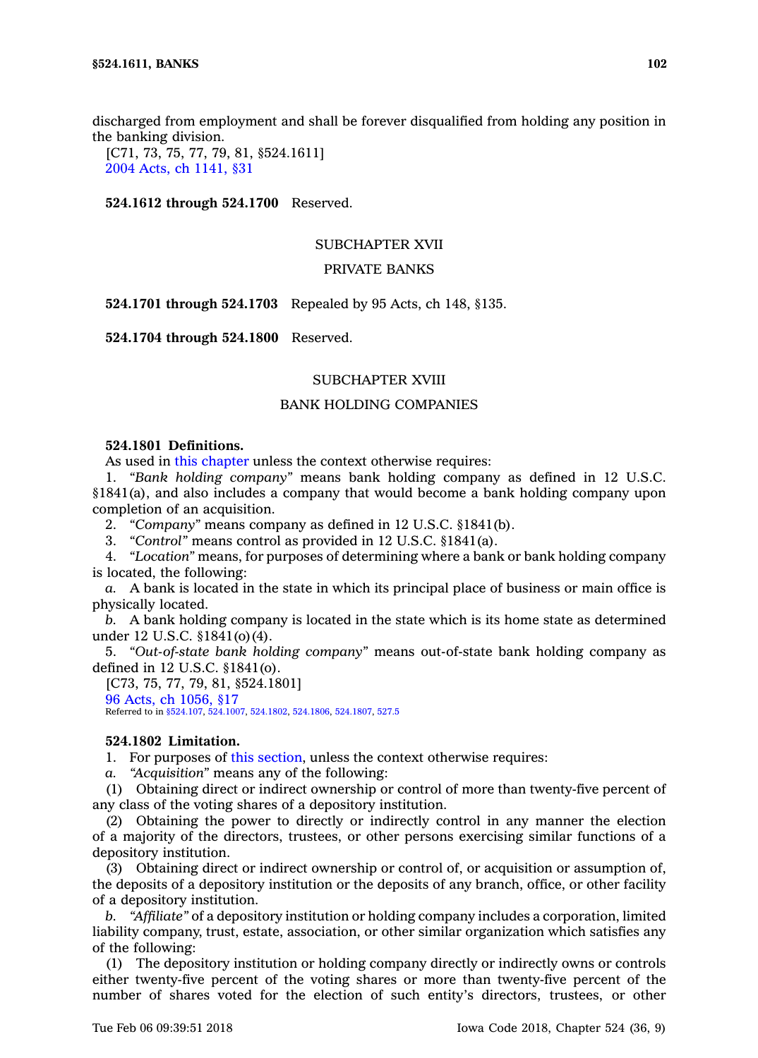discharged from employment and shall be forever disqualified from holding any position in the banking division.

[C71, 73, 75, 77, 79, 81, §524.1611]

2004 Acts, ch 1141, §31

**524.1612 through 524.1700** Reserved.

SUBCHAPTER XVII

PRIVATE BANKS

**524.1701 through 524.1703** Repealed by 95 Acts, ch 148, §135.

**524.1704 through 524.1800** Reserved.

SUBCHAPTER XVIII

BANK HOLDING COMPANIES

**524.1801 Definitions.**

As used in this chapter unless the context otherwise requires:

1. *"Bank holding company"* means bank holding company as defined in 12 U.S.C. §1841(a), and also includes a company that would become a bank holding company upon completion of an acquisition.

2. *"Company"* means company as defined in 12 U.S.C. §1841(b).

3. *"Control"* means control as provided in 12 U.S.C. §1841(a).

4. *"Location"* means, for purposes of determining where a bank or bank holding company is located, the following:

*a.* A bank is located in the state in which its principal place of business or main office is physically located.

*b.* A bank holding company is located in the state which is its home state as determined under 12 U.S.C. §1841(o)(4).

5. *"Out-of-state bank holding company"* means out-of-state bank holding company as defined in 12 U.S.C. §1841(o).

[C73, 75, 77, 79, 81, §524.1801]

96 Acts, ch 1056, §17

Referred to in §524.107, 524.1007, 524.1802, 524.1806, 524.1807, 527.5

**524.1802 Limitation.**

1. For purposes of this section, unless the context otherwise requires:

*a.* *"Acquisition"* means any of the following:

(1) Obtaining direct or indirect ownership or control of more than twenty-five percent of any class of the voting shares of a depository institution.

(2) Obtaining the power to directly or indirectly control in any manner the election of a majority of the directors, trustees, or other persons exercising similar functions of a depository institution.

(3) Obtaining direct or indirect ownership or control of, or acquisition or assumption of, the deposits of a depository institution or the deposits of any branch, office, or other facility of a depository institution.

*b.* *"Affiliate"* of a depository institution or holding company includes a corporation, limited liability company, trust, estate, association, or other similar organization which satisfies any of the following:

(1) The depository institution or holding company directly or indirectly owns or controls either twenty-five percent of the voting shares or more than twenty-five percent of the number of shares voted for the election of such entity's directors, trustees, or other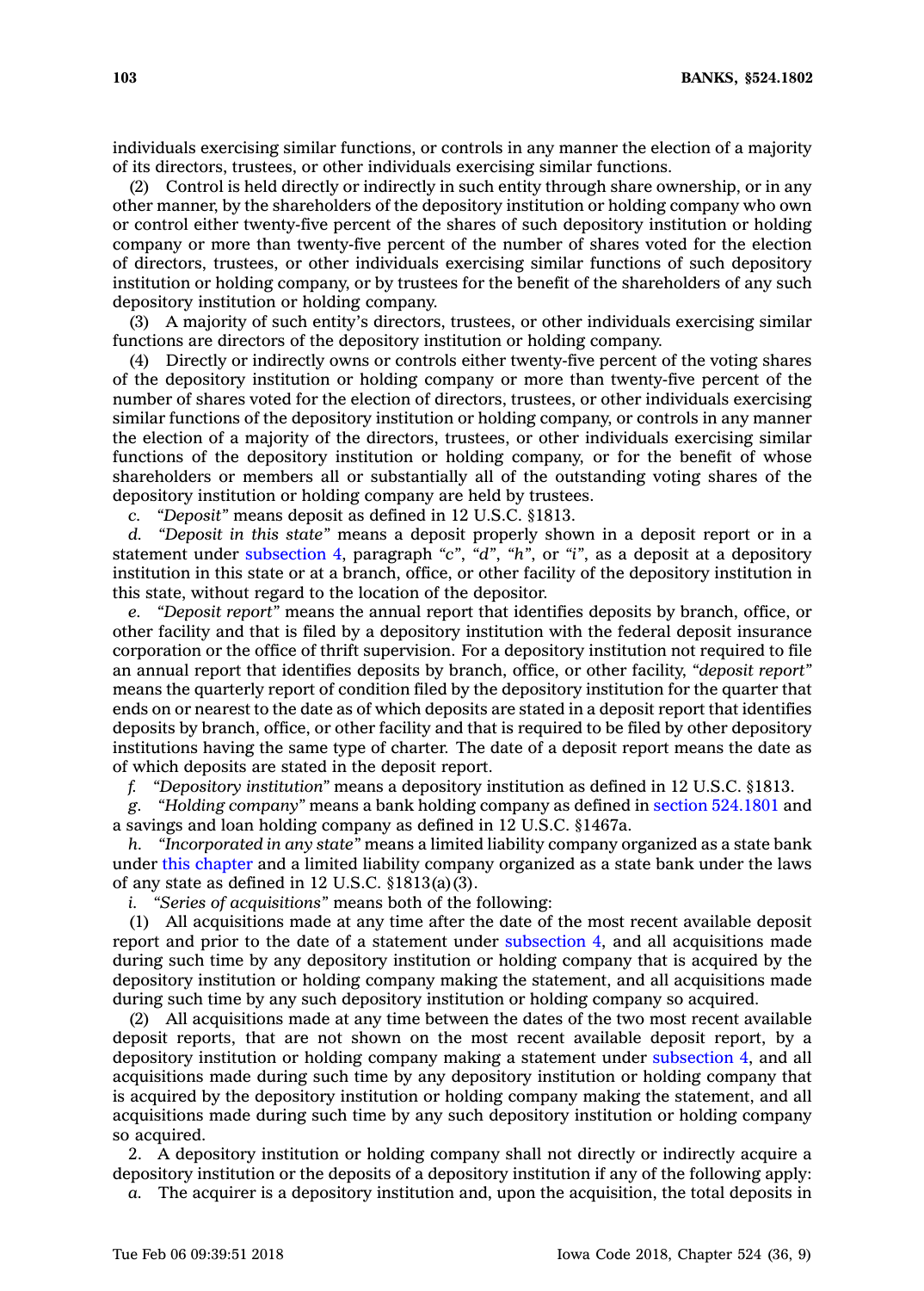individuals exercising similar functions, or controls in any manner the election of a majority of its directors, trustees, or other individuals exercising similar functions.

(2) Control is held directly or indirectly in such entity through share ownership, or in any other manner, by the shareholders of the depository institution or holding company who own or control either twenty-five percent of the shares of such depository institution or holding company or more than twenty-five percent of the number of shares voted for the election of directors, trustees, or other individuals exercising similar functions of such depository institution or holding company, or by trustees for the benefit of the shareholders of any such depository institution or holding company.

(3) A majority of such entity's directors, trustees, or other individuals exercising similar functions are directors of the depository institution or holding company.

(4) Directly or indirectly owns or controls either twenty-five percent of the voting shares of the depository institution or holding company or more than twenty-five percent of the number of shares voted for the election of directors, trustees, or other individuals exercising similar functions of the depository institution or holding company, or controls in any manner the election of a majority of the directors, trustees, or other individuals exercising similar functions of the depository institution or holding company, or for the benefit of whose shareholders or members all or substantially all of the outstanding voting shares of the depository institution or holding company are held by trustees.

*c.* *"Deposit"* means deposit as defined in 12 U.S.C. §1813.

*d.* *"Deposit in this state"* means a deposit properly shown in a deposit report or in a statement under subsection 4, paragraph *"c"*, *"d"*, *"h"*, or *"i"*, as a deposit at a depository institution in this state or at a branch, office, or other facility of the depository institution in this state, without regard to the location of the depositor.

*e.* *"Deposit report"* means the annual report that identifies deposits by branch, office, or other facility and that is filed by a depository institution with the federal deposit insurance corporation or the office of thrift supervision. For a depository institution not required to file an annual report that identifies deposits by branch, office, or other facility, *"deposit report"* means the quarterly report of condition filed by the depository institution for the quarter that ends on or nearest to the date as of which deposits are stated in a deposit report that identifies deposits by branch, office, or other facility and that is required to be filed by other depository institutions having the same type of charter. The date of a deposit report means the date as of which deposits are stated in the deposit report.

*f.* *"Depository institution"* means a depository institution as defined in 12 U.S.C. §1813.

*g.* *"Holding company"* means a bank holding company as defined in section 524.1801 and a savings and loan holding company as defined in 12 U.S.C. §1467a.

*h.* *"Incorporated in any state"* means a limited liability company organized as a state bank under this chapter and a limited liability company organized as a state bank under the laws of any state as defined in 12 U.S.C. §1813(a)(3).

*i.* *"Series of acquisitions"* means both of the following:

(1) All acquisitions made at any time after the date of the most recent available deposit report and prior to the date of a statement under subsection 4, and all acquisitions made during such time by any depository institution or holding company that is acquired by the depository institution or holding company making the statement, and all acquisitions made during such time by any such depository institution or holding company so acquired.

(2) All acquisitions made at any time between the dates of the two most recent available deposit reports, that are not shown on the most recent available deposit report, by a depository institution or holding company making a statement under subsection 4, and all acquisitions made during such time by any depository institution or holding company that is acquired by the depository institution or holding company making the statement, and all acquisitions made during such time by any such depository institution or holding company so acquired.

2. A depository institution or holding company shall not directly or indirectly acquire a depository institution or the deposits of a depository institution if any of the following apply:

*a.* The acquirer is a depository institution and, upon the acquisition, the total deposits in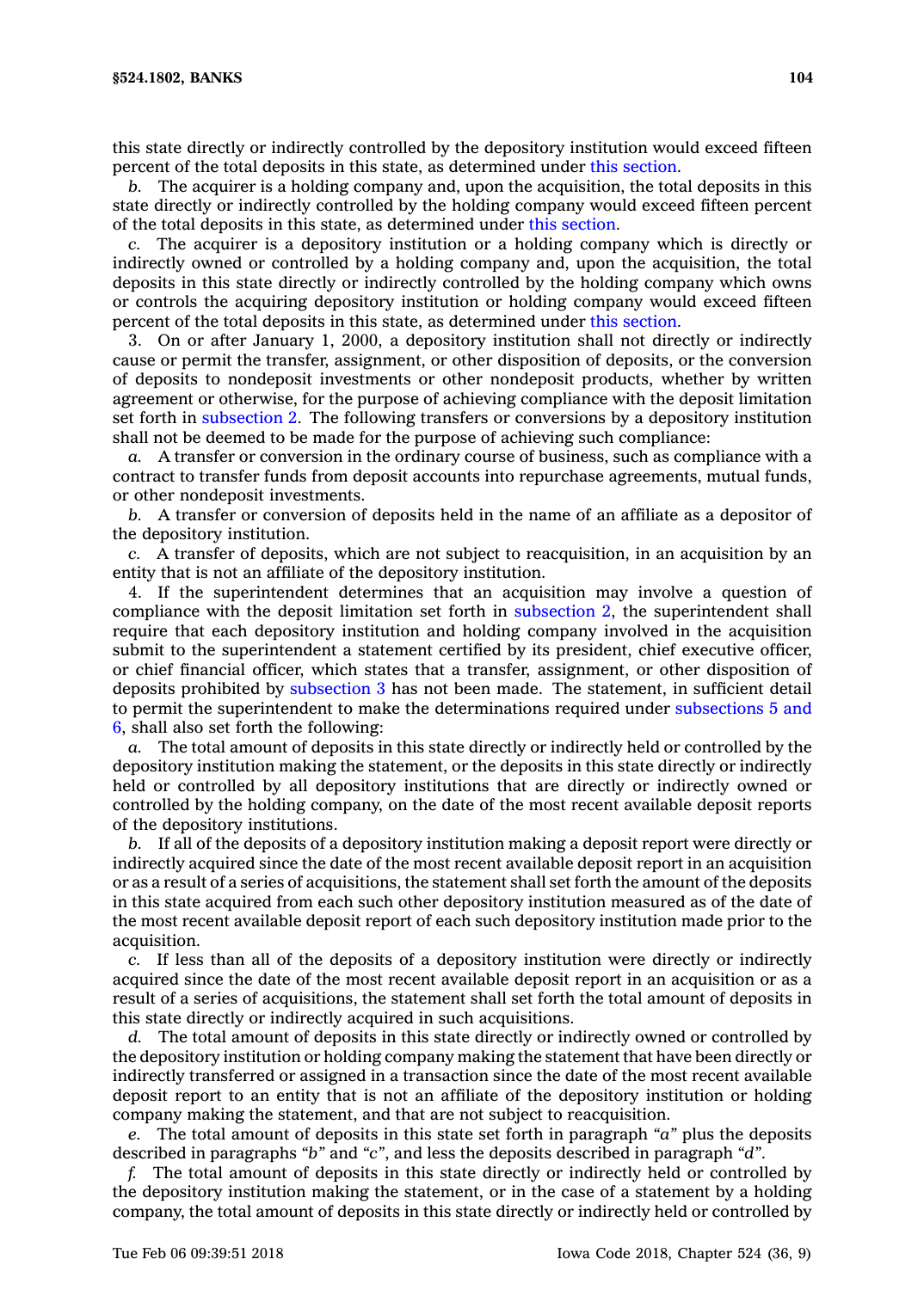this state directly or indirectly controlled by the depository institution would exceed fifteen percent of the total deposits in this state, as determined under this section.

*b.* The acquirer is a holding company and, upon the acquisition, the total deposits in this state directly or indirectly controlled by the holding company would exceed fifteen percent of the total deposits in this state, as determined under this section.

*c.* The acquirer is a depository institution or a holding company which is directly or indirectly owned or controlled by a holding company and, upon the acquisition, the total deposits in this state directly or indirectly controlled by the holding company which owns or controls the acquiring depository institution or holding company would exceed fifteen percent of the total deposits in this state, as determined under this section.

3. On or after January 1, 2000, a depository institution shall not directly or indirectly cause or permit the transfer, assignment, or other disposition of deposits, or the conversion of deposits to nondeposit investments or other nondeposit products, whether by written agreement or otherwise, for the purpose of achieving compliance with the deposit limitation set forth in subsection 2. The following transfers or conversions by a depository institution shall not be deemed to be made for the purpose of achieving such compliance:

*a.* A transfer or conversion in the ordinary course of business, such as compliance with a contract to transfer funds from deposit accounts into repurchase agreements, mutual funds, or other nondeposit investments.

*b.* A transfer or conversion of deposits held in the name of an affiliate as a depositor of the depository institution.

*c.* A transfer of deposits, which are not subject to reacquisition, in an acquisition by an entity that is not an affiliate of the depository institution.

4. If the superintendent determines that an acquisition may involve a question of compliance with the deposit limitation set forth in subsection 2, the superintendent shall require that each depository institution and holding company involved in the acquisition submit to the superintendent a statement certified by its president, chief executive officer, or chief financial officer, which states that a transfer, assignment, or other disposition of deposits prohibited by subsection 3 has not been made. The statement, in sufficient detail to permit the superintendent to make the determinations required under subsections 5 and 6, shall also set forth the following:

*a.* The total amount of deposits in this state directly or indirectly held or controlled by the depository institution making the statement, or the deposits in this state directly or indirectly held or controlled by all depository institutions that are directly or indirectly owned or controlled by the holding company, on the date of the most recent available deposit reports of the depository institutions.

*b.* If all of the deposits of a depository institution making a deposit report were directly or indirectly acquired since the date of the most recent available deposit report in an acquisition or as a result of a series of acquisitions, the statement shall set forth the amount of the deposits in this state acquired from each such other depository institution measured as of the date of the most recent available deposit report of each such depository institution made prior to the acquisition.

*c.* If less than all of the deposits of a depository institution were directly or indirectly acquired since the date of the most recent available deposit report in an acquisition or as a result of a series of acquisitions, the statement shall set forth the total amount of deposits in this state directly or indirectly acquired in such acquisitions.

*d.* The total amount of deposits in this state directly or indirectly owned or controlled by the depository institution or holding company making the statement that have been directly or indirectly transferred or assigned in a transaction since the date of the most recent available deposit report to an entity that is not an affiliate of the depository institution or holding company making the statement, and that are not subject to reacquisition.

*e.* The total amount of deposits in this state set forth in paragraph *"a"* plus the deposits described in paragraphs *"b"* and *"c"*, and less the deposits described in paragraph *"d"*.

*f.* The total amount of deposits in this state directly or indirectly held or controlled by the depository institution making the statement, or in the case of a statement by a holding company, the total amount of deposits in this state directly or indirectly held or controlled by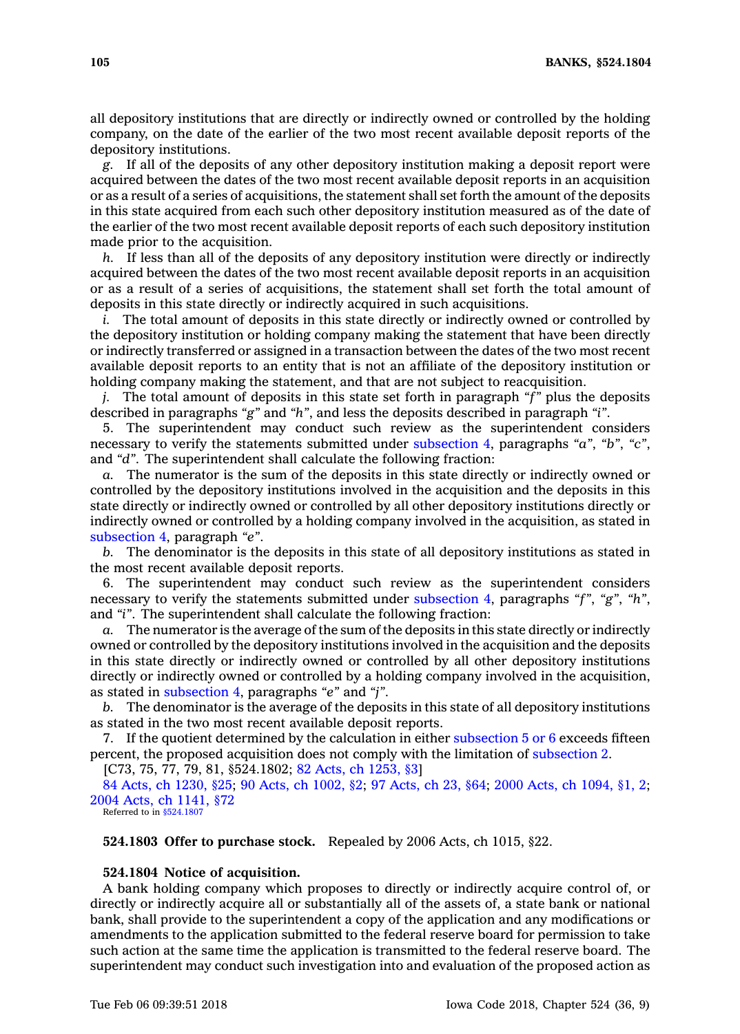all depository institutions that are directly or indirectly owned or controlled by the holding company, on the date of the earlier of the two most recent available deposit reports of the depository institutions.

*g.* If all of the deposits of any other depository institution making a deposit report were acquired between the dates of the two most recent available deposit reports in an acquisition or as a result of a series of acquisitions, the statement shall set forth the amount of the deposits in this state acquired from each such other depository institution measured as of the date of the earlier of the two most recent available deposit reports of each such depository institution made prior to the acquisition.

*h.* If less than all of the deposits of any depository institution were directly or indirectly acquired between the dates of the two most recent available deposit reports in an acquisition or as a result of a series of acquisitions, the statement shall set forth the total amount of deposits in this state directly or indirectly acquired in such acquisitions.

*i.* The total amount of deposits in this state directly or indirectly owned or controlled by the depository institution or holding company making the statement that have been directly or indirectly transferred or assigned in a transaction between the dates of the two most recent available deposit reports to an entity that is not an affiliate of the depository institution or holding company making the statement, and that are not subject to reacquisition.

*j.* The total amount of deposits in this state set forth in paragraph *"f"* plus the deposits described in paragraphs *"g"* and *"h"*, and less the deposits described in paragraph *"i"*.

5. The superintendent may conduct such review as the superintendent considers necessary to verify the statements submitted under subsection 4, paragraphs *"a"*, *"b"*, *"c"*, and *"d"*. The superintendent shall calculate the following fraction:

*a.* The numerator is the sum of the deposits in this state directly or indirectly owned or controlled by the depository institutions involved in the acquisition and the deposits in this state directly or indirectly owned or controlled by all other depository institutions directly or indirectly owned or controlled by a holding company involved in the acquisition, as stated in subsection 4, paragraph *"e"*.

*b.* The denominator is the deposits in this state of all depository institutions as stated in the most recent available deposit reports.

6. The superintendent may conduct such review as the superintendent considers necessary to verify the statements submitted under subsection 4, paragraphs *"f"*, *"g"*, *"h"*, and *"i"*. The superintendent shall calculate the following fraction:

*a.* The numerator is the average of the sum of the deposits in this state directly or indirectly owned or controlled by the depository institutions involved in the acquisition and the deposits in this state directly or indirectly owned or controlled by all other depository institutions directly or indirectly owned or controlled by a holding company involved in the acquisition, as stated in subsection 4, paragraphs *"e"* and *"j"*.

*b.* The denominator is the average of the deposits in this state of all depository institutions as stated in the two most recent available deposit reports.

7. If the quotient determined by the calculation in either subsection 5 or 6 exceeds fifteen percent, the proposed acquisition does not comply with the limitation of subsection 2.

[C73, 75, 77, 79, 81, §524.1802; 82 Acts, ch 1253, §3]

84 Acts, ch 1230, §25; 90 Acts, ch 1002, §2; 97 Acts, ch 23, §64; 2000 Acts, ch 1094, §1, 2; 2004 Acts, ch 1141, §72

Referred to in §524.1807

**524.1803 Offer to purchase stock.** Repealed by 2006 Acts, ch 1015, §22.

**524.1804 Notice of acquisition.**

A bank holding company which proposes to directly or indirectly acquire control of, or directly or indirectly acquire all or substantially all of the assets of, a state bank or national bank, shall provide to the superintendent a copy of the application and any modifications or amendments to the application submitted to the federal reserve board for permission to take such action at the same time the application is transmitted to the federal reserve board. The superintendent may conduct such investigation into and evaluation of the proposed action as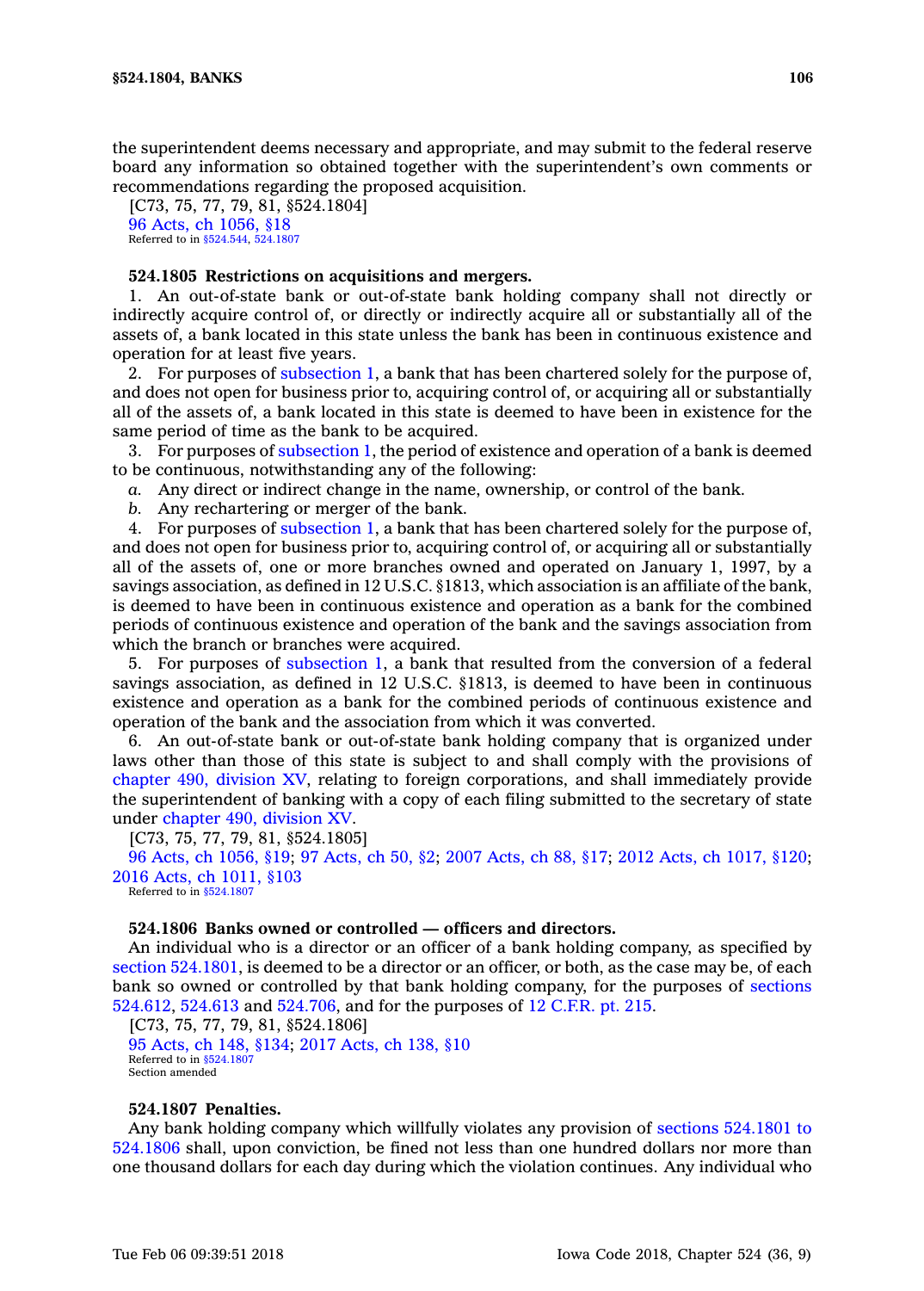the superintendent deems necessary and appropriate, and may submit to the federal reserve board any information so obtained together with the superintendent's own comments or recommendations regarding the proposed acquisition.

[C73, 75, 77, 79, 81, §524.1804]

96 Acts, ch 1056, §18

Referred to in §524.544, 524.1807

**524.1805 Restrictions on acquisitions and mergers.**

1. An out-of-state bank or out-of-state bank holding company shall not directly or indirectly acquire control of, or directly or indirectly acquire all or substantially all of the assets of, a bank located in this state unless the bank has been in continuous existence and operation for at least five years.

2. For purposes of subsection 1, a bank that has been chartered solely for the purpose of, and does not open for business prior to, acquiring control of, or acquiring all or substantially all of the assets of, a bank located in this state is deemed to have been in existence for the same period of time as the bank to be acquired.

3. For purposes of subsection 1, the period of existence and operation of a bank is deemed to be continuous, notwithstanding any of the following:

*a.* Any direct or indirect change in the name, ownership, or control of the bank.

*b.* Any rechartering or merger of the bank.

4. For purposes of subsection 1, a bank that has been chartered solely for the purpose of, and does not open for business prior to, acquiring control of, or acquiring all or substantially all of the assets of, one or more branches owned and operated on January 1, 1997, by a savings association, as defined in 12 U.S.C. §1813, which association is an affiliate of the bank, is deemed to have been in continuous existence and operation as a bank for the combined periods of continuous existence and operation of the bank and the savings association from which the branch or branches were acquired.

5. For purposes of subsection 1, a bank that resulted from the conversion of a federal savings association, as defined in 12 U.S.C. §1813, is deemed to have been in continuous existence and operation as a bank for the combined periods of continuous existence and operation of the bank and the association from which it was converted.

6. An out-of-state bank or out-of-state bank holding company that is organized under laws other than those of this state is subject to and shall comply with the provisions of chapter 490, division XV, relating to foreign corporations, and shall immediately provide the superintendent of banking with a copy of each filing submitted to the secretary of state under chapter 490, division XV.

[C73, 75, 77, 79, 81, §524.1805]

96 Acts, ch 1056, §19; 97 Acts, ch 50, §2; 2007 Acts, ch 88, §17; 2012 Acts, ch 1017, §120; 2016 Acts, ch 1011, §103

Referred to in §524.1807

**524.1806 Banks owned or controlled — officers and directors.**

An individual who is a director or an officer of a bank holding company, as specified by section 524.1801, is deemed to be a director or an officer, or both, as the case may be, of each bank so owned or controlled by that bank holding company, for the purposes of sections 524.612, 524.613 and 524.706, and for the purposes of 12 C.F.R. pt. 215.

[C73, 75, 77, 79, 81, §524.1806]

95 Acts, ch 148, §134; 2017 Acts, ch 138, §10

Referred to in §524.1807

Section amended

**524.1807 Penalties.**

Any bank holding company which willfully violates any provision of sections 524.1801 to 524.1806 shall, upon conviction, be fined not less than one hundred dollars nor more than one thousand dollars for each day during which the violation continues. Any individual who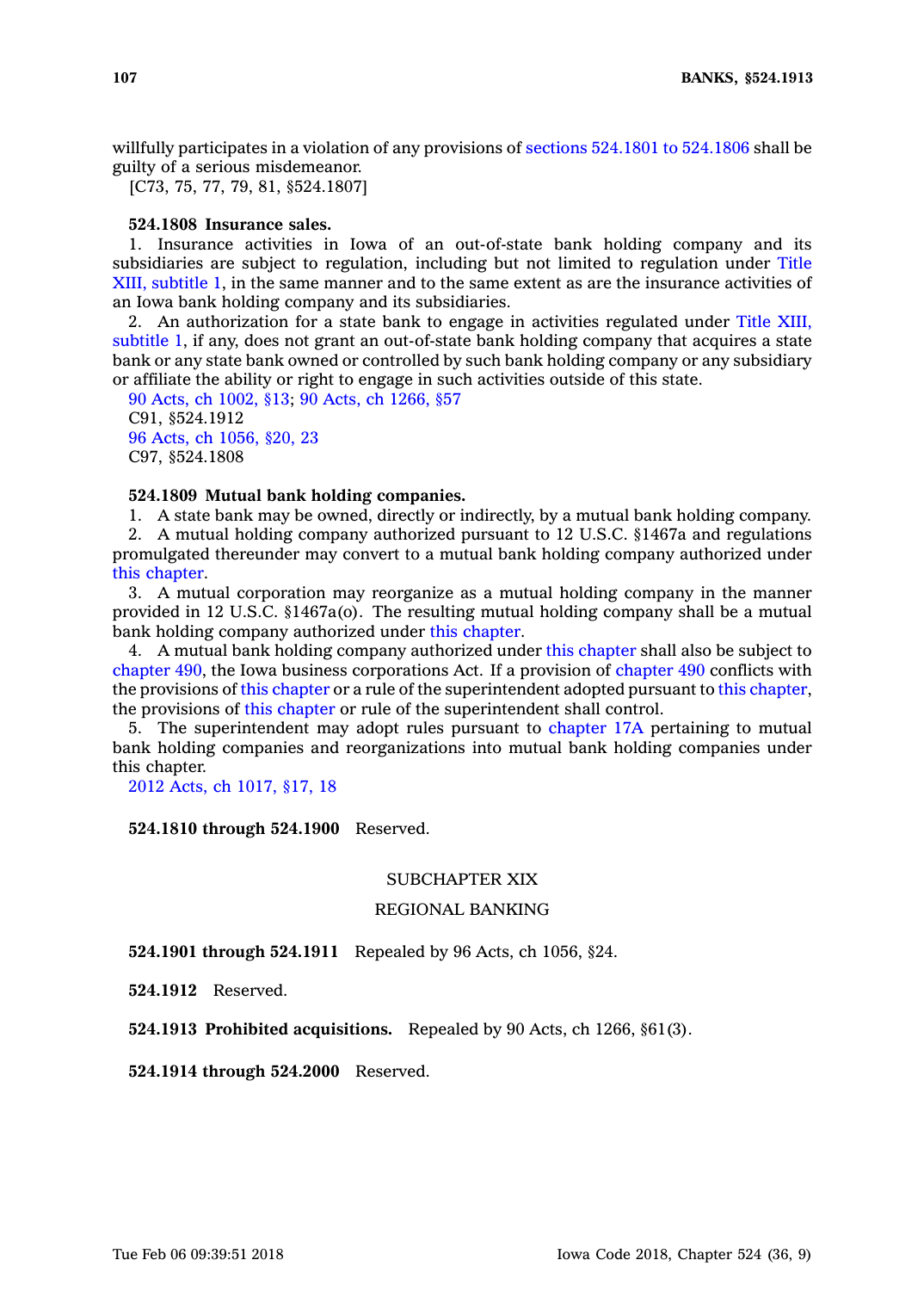willfully participates in a violation of any provisions of sections 524.1801 to 524.1806 shall be guilty of a serious misdemeanor.

[C73, 75, 77, 79, 81, §524.1807]

**524.1808 Insurance sales.**

1. Insurance activities in Iowa of an out-of-state bank holding company and its subsidiaries are subject to regulation, including but not limited to regulation under Title XIII, subtitle 1, in the same manner and to the same extent as are the insurance activities of an Iowa bank holding company and its subsidiaries.

2. An authorization for a state bank to engage in activities regulated under Title XIII, subtitle 1, if any, does not grant an out-of-state bank holding company that acquires a state bank or any state bank owned or controlled by such bank holding company or any subsidiary or affiliate the ability or right to engage in such activities outside of this state.

90 Acts, ch 1002, §13; 90 Acts, ch 1266, §57
C91, §524.1912
96 Acts, ch 1056, §20, 23
C97, §524.1808

**524.1809 Mutual bank holding companies.**

1. A state bank may be owned, directly or indirectly, by a mutual bank holding company.

2. A mutual holding company authorized pursuant to 12 U.S.C. §1467a and regulations promulgated thereunder may convert to a mutual bank holding company authorized under this chapter.

3. A mutual corporation may reorganize as a mutual holding company in the manner provided in 12 U.S.C. §1467a(o). The resulting mutual holding company shall be a mutual bank holding company authorized under this chapter.

4. A mutual bank holding company authorized under this chapter shall also be subject to chapter 490, the Iowa business corporations Act. If a provision of chapter 490 conflicts with the provisions of this chapter or a rule of the superintendent adopted pursuant to this chapter, the provisions of this chapter or rule of the superintendent shall control.

5. The superintendent may adopt rules pursuant to chapter 17A pertaining to mutual bank holding companies and reorganizations into mutual bank holding companies under this chapter.

2012 Acts, ch 1017, §17, 18

**524.1810 through 524.1900** Reserved.

## SUBCHAPTER XIX

## REGIONAL BANKING

**524.1901 through 524.1911** Repealed by 96 Acts, ch 1056, §24.

**524.1912** Reserved.

**524.1913 Prohibited acquisitions.** Repealed by 90 Acts, ch 1266, §61(3).

**524.1914 through 524.2000** Reserved.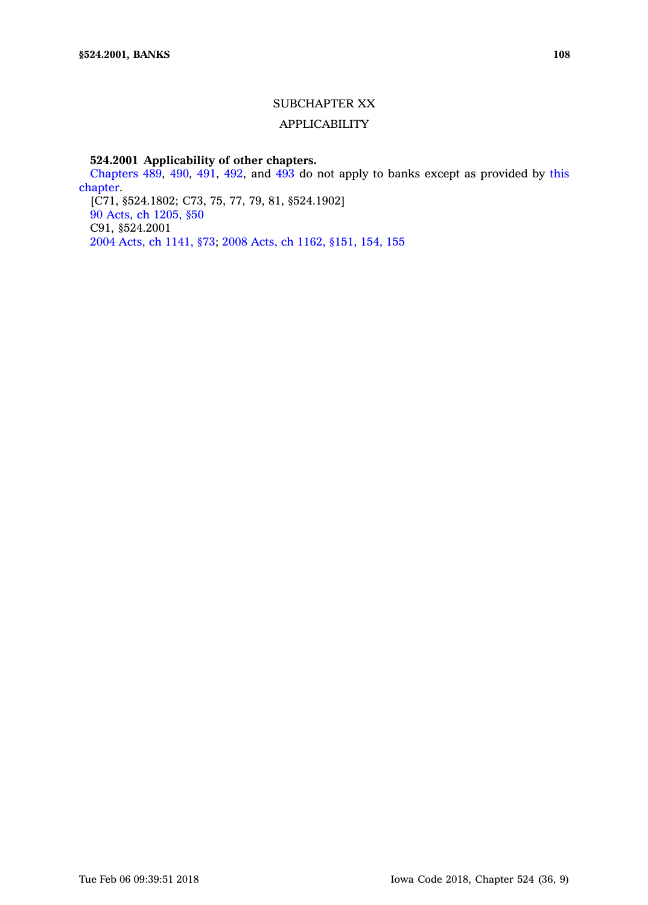## SUBCHAPTER XX

## APPLICABILITY

**524.2001 Applicability of other chapters.**

Chapters 489, 490, 491, 492, and 493 do not apply to banks except as provided by this chapter.

[C71, §524.1802; C73, 75, 77, 79, 81, §524.1902]

90 Acts, ch 1205, §50

C91, §524.2001

2004 Acts, ch 1141, §73; 2008 Acts, ch 1162, §151, 154, 155